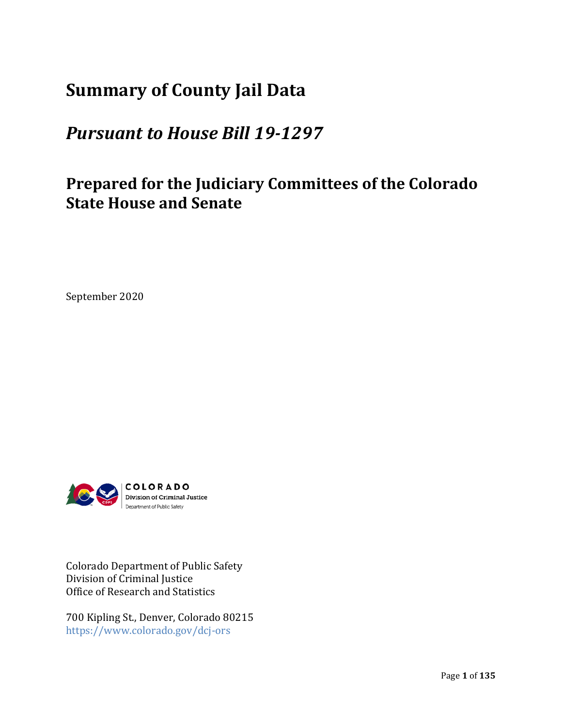# Summary of County Jail Data

## *Pursuant to House Bill 19-1297*

## Prepared for the Judiciary Committees of the Colorado State House and Senate

September 2020

COLORADO
Division of Criminal Justice
Department of Public Safety

Colorado Department of Public Safety
Division of Criminal Justice
Office of Research and Statistics

700 Kipling St., Denver, Colorado 80215
https://www.colorado.gov/dcj-ors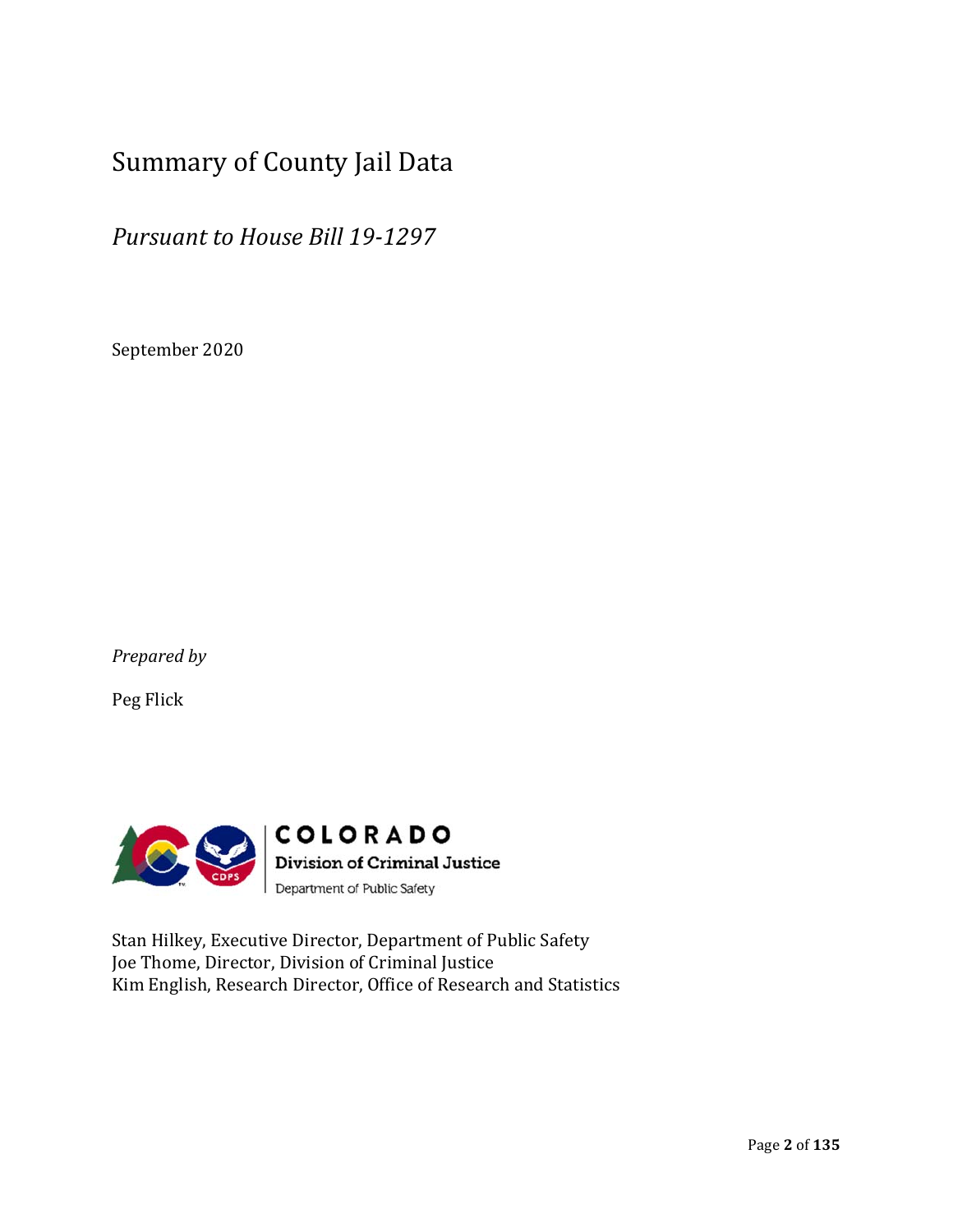# Summary of County Jail Data

## *Pursuant to House Bill 19-1297*

September 2020

*Prepared by*

Peg Flick

COLORADO
Division of Criminal Justice
Department of Public Safety

Stan Hilkey, Executive Director, Department of Public Safety
Joe Thome, Director, Division of Criminal Justice
Kim English, Research Director, Office of Research and Statistics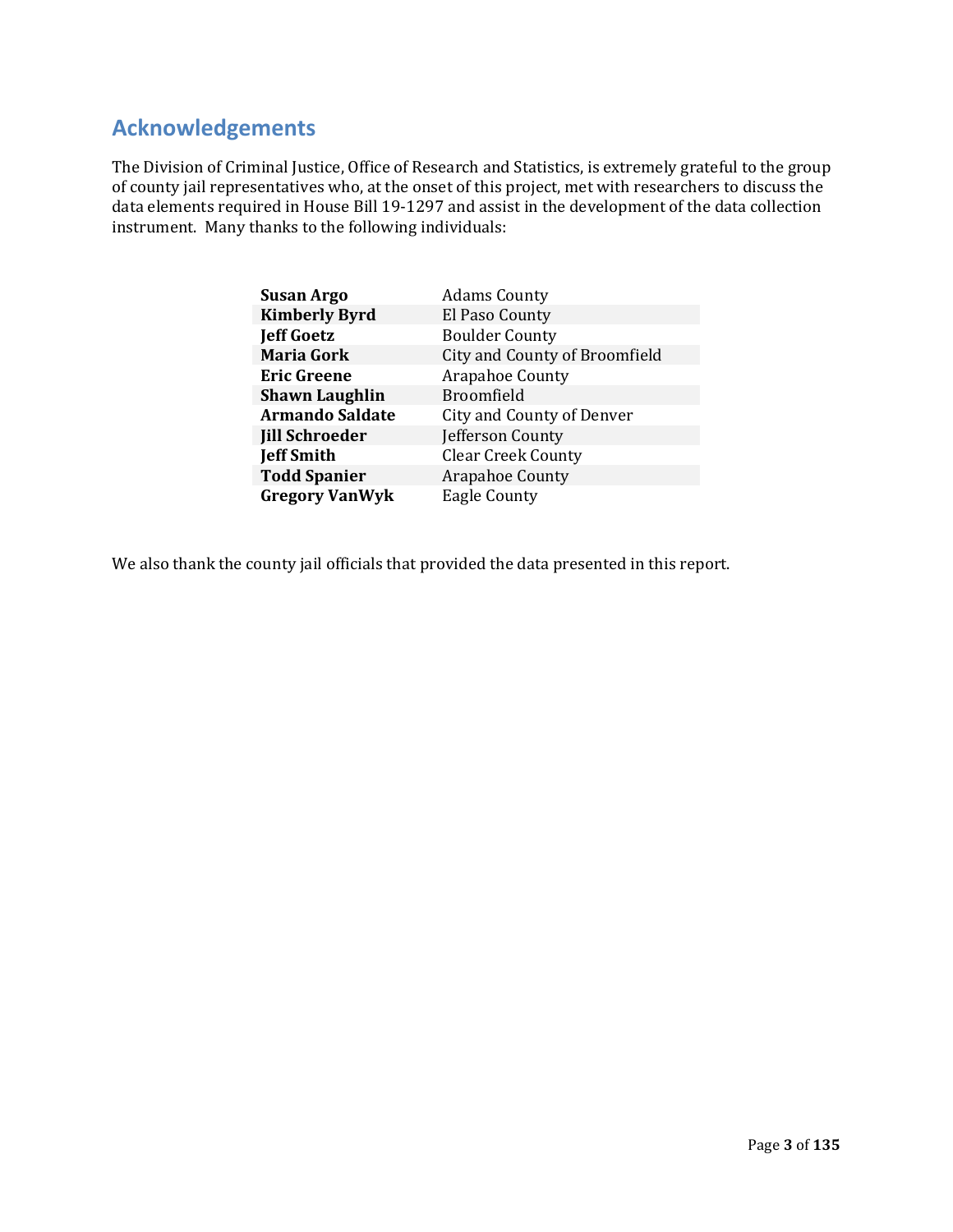## Acknowledgements

The Division of Criminal Justice, Office of Research and Statistics, is extremely grateful to the group of county jail representatives who, at the onset of this project, met with researchers to discuss the data elements required in House Bill 19-1297 and assist in the development of the data collection instrument. Many thanks to the following individuals:

| | |
|---|---|
| **Susan Argo** | Adams County |
| **Kimberly Byrd** | El Paso County |
| **Jeff Goetz** | Boulder County |
| **Maria Gork** | City and County of Broomfield |
| **Eric Greene** | Arapahoe County |
| **Shawn Laughlin** | Broomfield |
| **Armando Saldate** | City and County of Denver |
| **Jill Schroeder** | Jefferson County |
| **Jeff Smith** | Clear Creek County |
| **Todd Spanier** | Arapahoe County |
| **Gregory VanWyk** | Eagle County |

We also thank the county jail officials that provided the data presented in this report.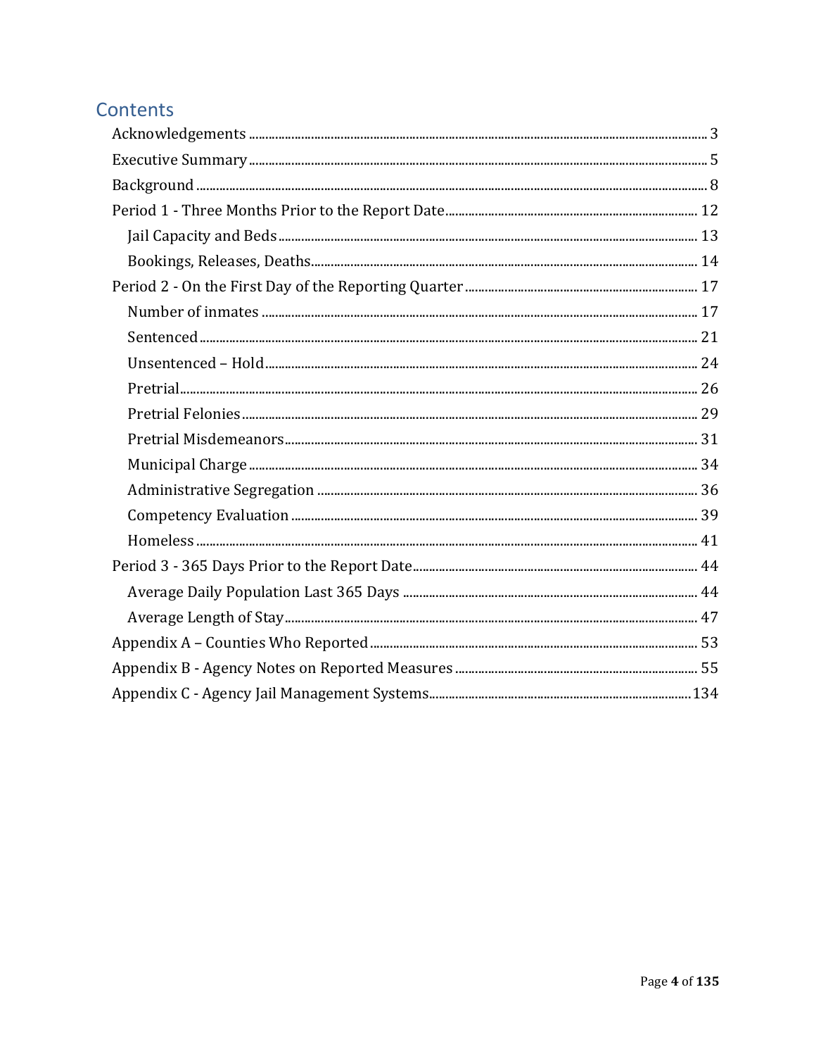# Contents

- Acknowledgements ... 3
- Executive Summary ... 5
- Background ... 8
- Period 1 - Three Months Prior to the Report Date ... 12
  - Jail Capacity and Beds ... 13
  - Bookings, Releases, Deaths ... 14
- Period 2 - On the First Day of the Reporting Quarter ... 17
  - Number of inmates ... 17
  - Sentenced ... 21
  - Unsentenced – Hold ... 24
  - Pretrial ... 26
  - Pretrial Felonies ... 29
  - Pretrial Misdemeanors ... 31
  - Municipal Charge ... 34
  - Administrative Segregation ... 36
  - Competency Evaluation ... 39
  - Homeless ... 41
- Period 3 - 365 Days Prior to the Report Date ... 44
  - Average Daily Population Last 365 Days ... 44
  - Average Length of Stay ... 47
- Appendix A – Counties Who Reported ... 53
- Appendix B - Agency Notes on Reported Measures ... 55
- Appendix C - Agency Jail Management Systems ... 134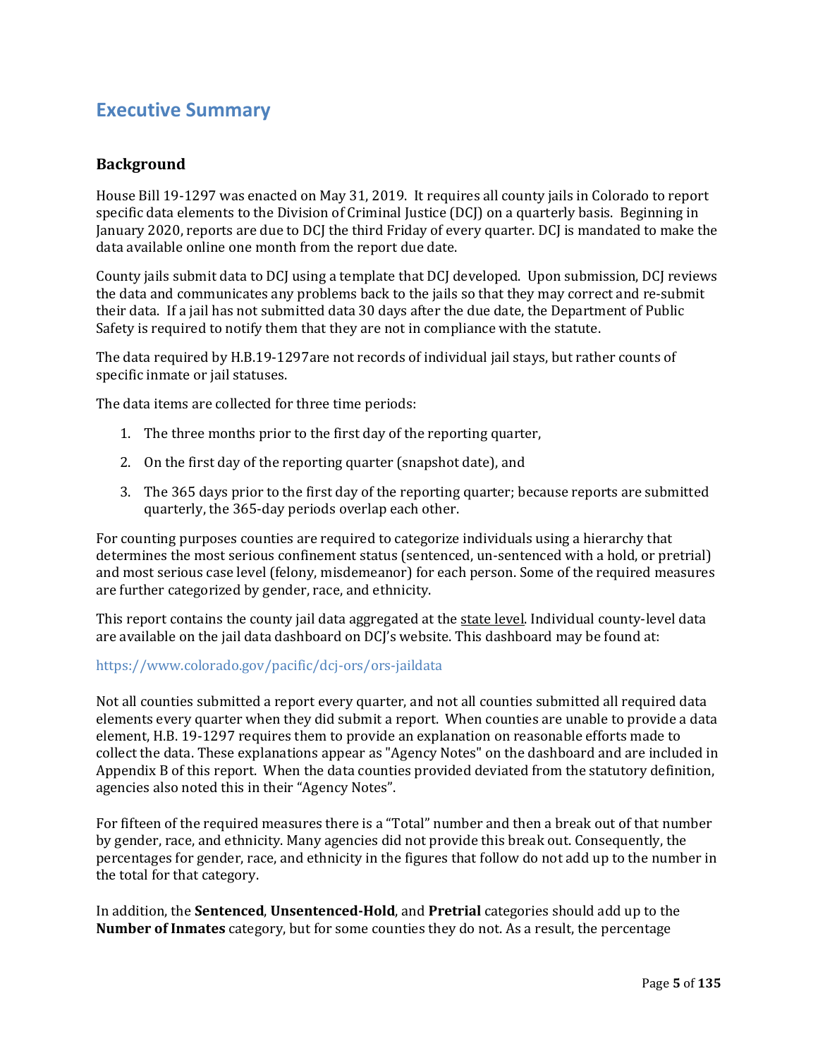# Executive Summary

## Background

House Bill 19-1297 was enacted on May 31, 2019. It requires all county jails in Colorado to report specific data elements to the Division of Criminal Justice (DCJ) on a quarterly basis. Beginning in January 2020, reports are due to DCJ the third Friday of every quarter. DCJ is mandated to make the data available online one month from the report due date.

County jails submit data to DCJ using a template that DCJ developed. Upon submission, DCJ reviews the data and communicates any problems back to the jails so that they may correct and re-submit their data. If a jail has not submitted data 30 days after the due date, the Department of Public Safety is required to notify them that they are not in compliance with the statute.

The data required by H.B.19-1297are not records of individual jail stays, but rather counts of specific inmate or jail statuses.

The data items are collected for three time periods:

1. The three months prior to the first day of the reporting quarter,
2. On the first day of the reporting quarter (snapshot date), and
3. The 365 days prior to the first day of the reporting quarter; because reports are submitted quarterly, the 365-day periods overlap each other.

For counting purposes counties are required to categorize individuals using a hierarchy that determines the most serious confinement status (sentenced, un-sentenced with a hold, or pretrial) and most serious case level (felony, misdemeanor) for each person. Some of the required measures are further categorized by gender, race, and ethnicity.

This report contains the county jail data aggregated at the <u>state level</u>. Individual county-level data are available on the jail data dashboard on DCJ's website. This dashboard may be found at:

https://www.colorado.gov/pacific/dcj-ors/ors-jaildata

Not all counties submitted a report every quarter, and not all counties submitted all required data elements every quarter when they did submit a report. When counties are unable to provide a data element, H.B. 19-1297 requires them to provide an explanation on reasonable efforts made to collect the data. These explanations appear as "Agency Notes" on the dashboard and are included in Appendix B of this report. When the data counties provided deviated from the statutory definition, agencies also noted this in their "Agency Notes".

For fifteen of the required measures there is a "Total" number and then a break out of that number by gender, race, and ethnicity. Many agencies did not provide this break out. Consequently, the percentages for gender, race, and ethnicity in the figures that follow do not add up to the number in the total for that category.

In addition, the **Sentenced**, **Unsentenced-Hold**, and **Pretrial** categories should add up to the **Number of Inmates** category, but for some counties they do not. As a result, the percentage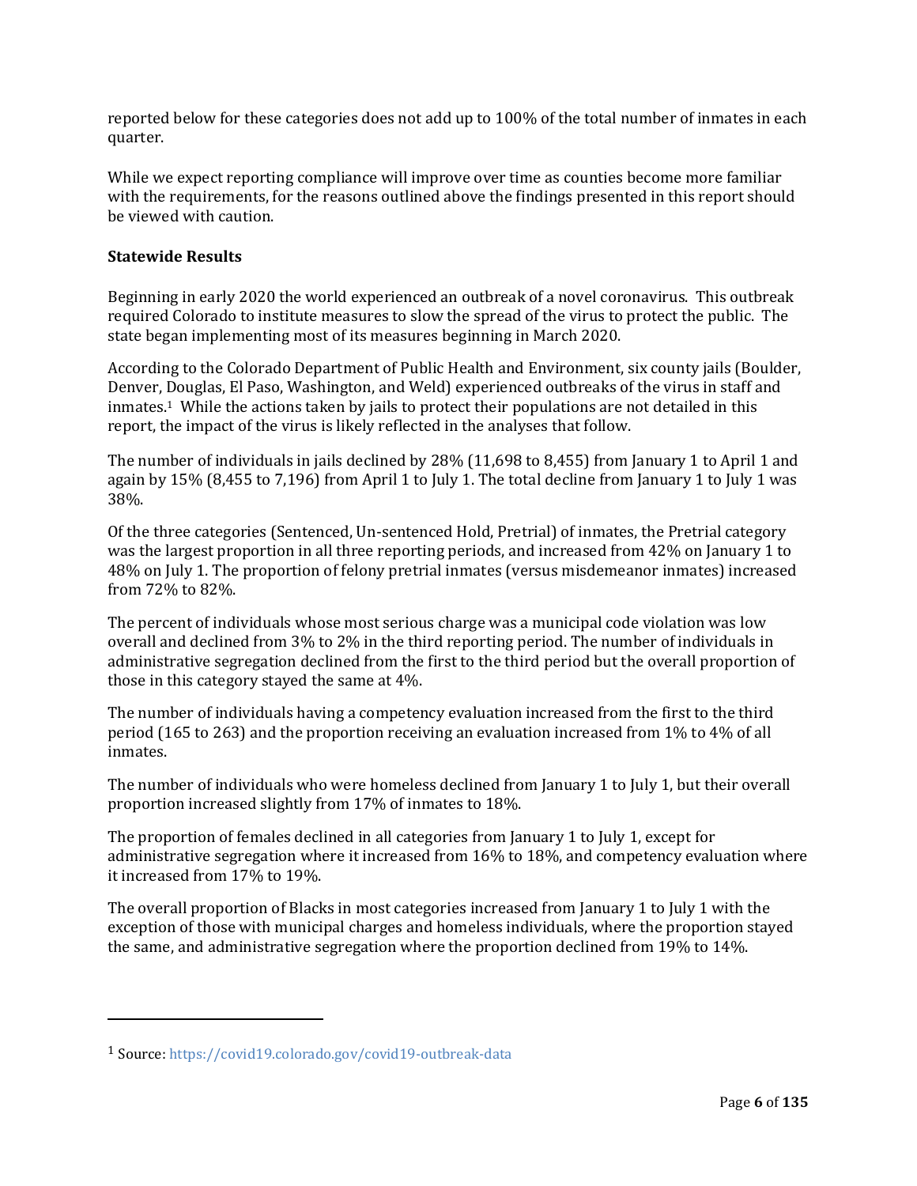reported below for these categories does not add up to 100% of the total number of inmates in each quarter.

While we expect reporting compliance will improve over time as counties become more familiar with the requirements, for the reasons outlined above the findings presented in this report should be viewed with caution.

**Statewide Results**

Beginning in early 2020 the world experienced an outbreak of a novel coronavirus. This outbreak required Colorado to institute measures to slow the spread of the virus to protect the public. The state began implementing most of its measures beginning in March 2020.

According to the Colorado Department of Public Health and Environment, six county jails (Boulder, Denver, Douglas, El Paso, Washington, and Weld) experienced outbreaks of the virus in staff and inmates.[1] While the actions taken by jails to protect their populations are not detailed in this report, the impact of the virus is likely reflected in the analyses that follow.

The number of individuals in jails declined by 28% (11,698 to 8,455) from January 1 to April 1 and again by 15% (8,455 to 7,196) from April 1 to July 1. The total decline from January 1 to July 1 was 38%.

Of the three categories (Sentenced, Un-sentenced Hold, Pretrial) of inmates, the Pretrial category was the largest proportion in all three reporting periods, and increased from 42% on January 1 to 48% on July 1. The proportion of felony pretrial inmates (versus misdemeanor inmates) increased from 72% to 82%.

The percent of individuals whose most serious charge was a municipal code violation was low overall and declined from 3% to 2% in the third reporting period. The number of individuals in administrative segregation declined from the first to the third period but the overall proportion of those in this category stayed the same at 4%.

The number of individuals having a competency evaluation increased from the first to the third period (165 to 263) and the proportion receiving an evaluation increased from 1% to 4% of all inmates.

The number of individuals who were homeless declined from January 1 to July 1, but their overall proportion increased slightly from 17% of inmates to 18%.

The proportion of females declined in all categories from January 1 to July 1, except for administrative segregation where it increased from 16% to 18%, and competency evaluation where it increased from 17% to 19%.

The overall proportion of Blacks in most categories increased from January 1 to July 1 with the exception of those with municipal charges and homeless individuals, where the proportion stayed the same, and administrative segregation where the proportion declined from 19% to 14%.

---

[1] Source: https://covid19.colorado.gov/covid19-outbreak-data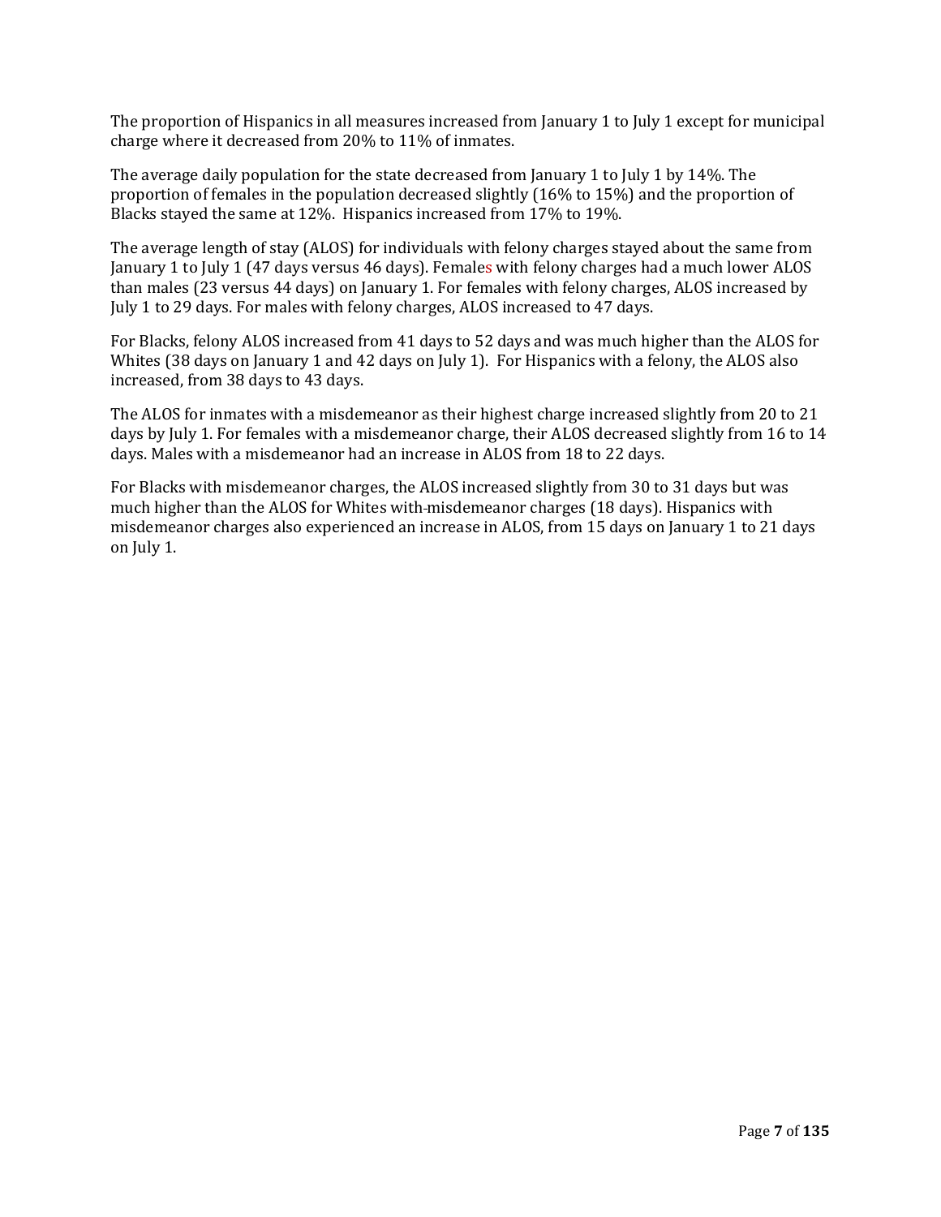The proportion of Hispanics in all measures increased from January 1 to July 1 except for municipal charge where it decreased from 20% to 11% of inmates.

The average daily population for the state decreased from January 1 to July 1 by 14%. The proportion of females in the population decreased slightly (16% to 15%) and the proportion of Blacks stayed the same at 12%. Hispanics increased from 17% to 19%.

The average length of stay (ALOS) for individuals with felony charges stayed about the same from January 1 to July 1 (47 days versus 46 days). Females with felony charges had a much lower ALOS than males (23 versus 44 days) on January 1. For females with felony charges, ALOS increased by July 1 to 29 days. For males with felony charges, ALOS increased to 47 days.

For Blacks, felony ALOS increased from 41 days to 52 days and was much higher than the ALOS for Whites (38 days on January 1 and 42 days on July 1). For Hispanics with a felony, the ALOS also increased, from 38 days to 43 days.

The ALOS for inmates with a misdemeanor as their highest charge increased slightly from 20 to 21 days by July 1. For females with a misdemeanor charge, their ALOS decreased slightly from 16 to 14 days. Males with a misdemeanor had an increase in ALOS from 18 to 22 days.

For Blacks with misdemeanor charges, the ALOS increased slightly from 30 to 31 days but was much higher than the ALOS for Whites with misdemeanor charges (18 days). Hispanics with misdemeanor charges also experienced an increase in ALOS, from 15 days on January 1 to 21 days on July 1.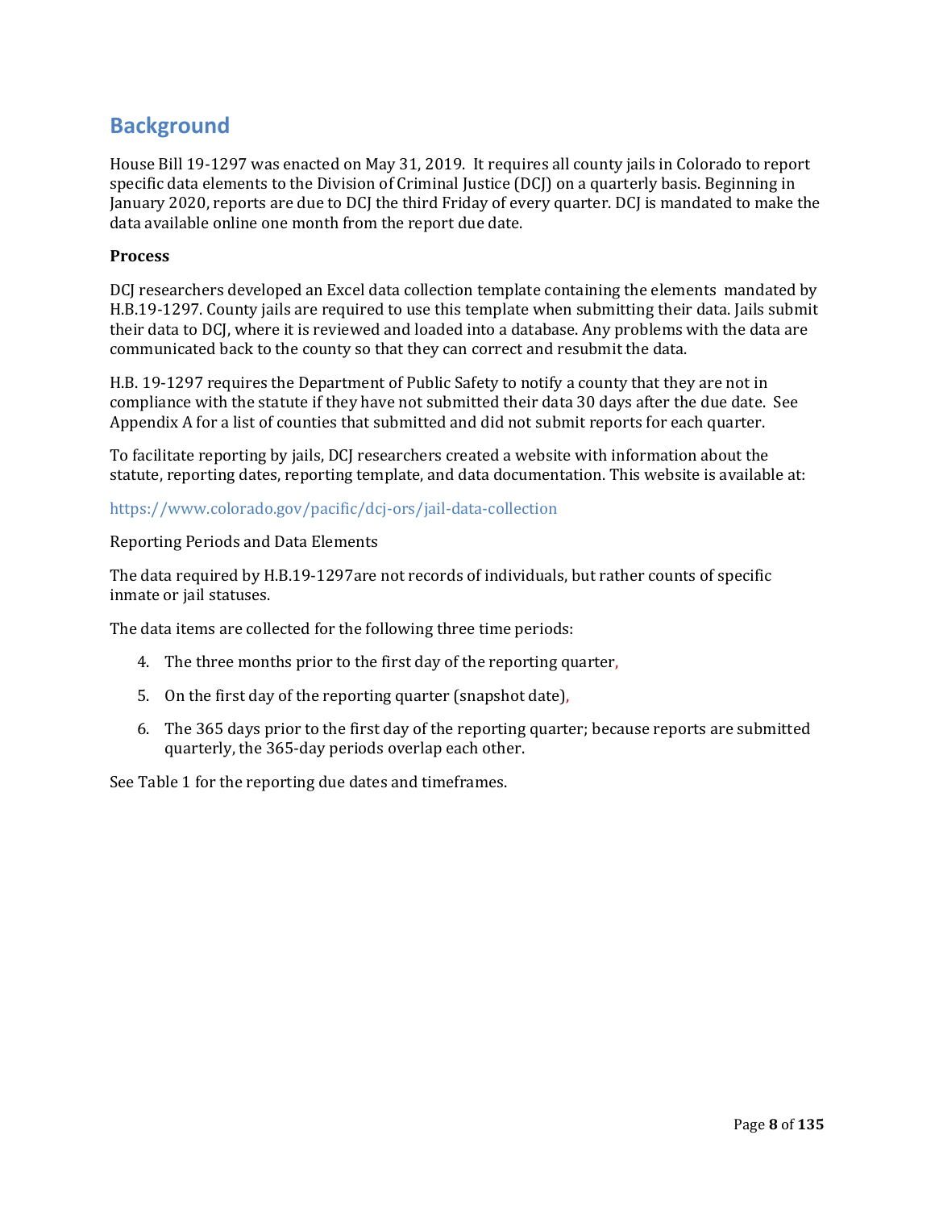## Background

House Bill 19-1297 was enacted on May 31, 2019. It requires all county jails in Colorado to report specific data elements to the Division of Criminal Justice (DCJ) on a quarterly basis. Beginning in January 2020, reports are due to DCJ the third Friday of every quarter. DCJ is mandated to make the data available online one month from the report due date.

**Process**

DCJ researchers developed an Excel data collection template containing the elements mandated by H.B.19-1297. County jails are required to use this template when submitting their data. Jails submit their data to DCJ, where it is reviewed and loaded into a database. Any problems with the data are communicated back to the county so that they can correct and resubmit the data.

H.B. 19-1297 requires the Department of Public Safety to notify a county that they are not in compliance with the statute if they have not submitted their data 30 days after the due date. See Appendix A for a list of counties that submitted and did not submit reports for each quarter.

To facilitate reporting by jails, DCJ researchers created a website with information about the statute, reporting dates, reporting template, and data documentation. This website is available at:

https://www.colorado.gov/pacific/dcj-ors/jail-data-collection

Reporting Periods and Data Elements

The data required by H.B.19-1297are not records of individuals, but rather counts of specific inmate or jail statuses.

The data items are collected for the following three time periods:

4. The three months prior to the first day of the reporting quarter,
5. On the first day of the reporting quarter (snapshot date),
6. The 365 days prior to the first day of the reporting quarter; because reports are submitted quarterly, the 365-day periods overlap each other.

See Table 1 for the reporting due dates and timeframes.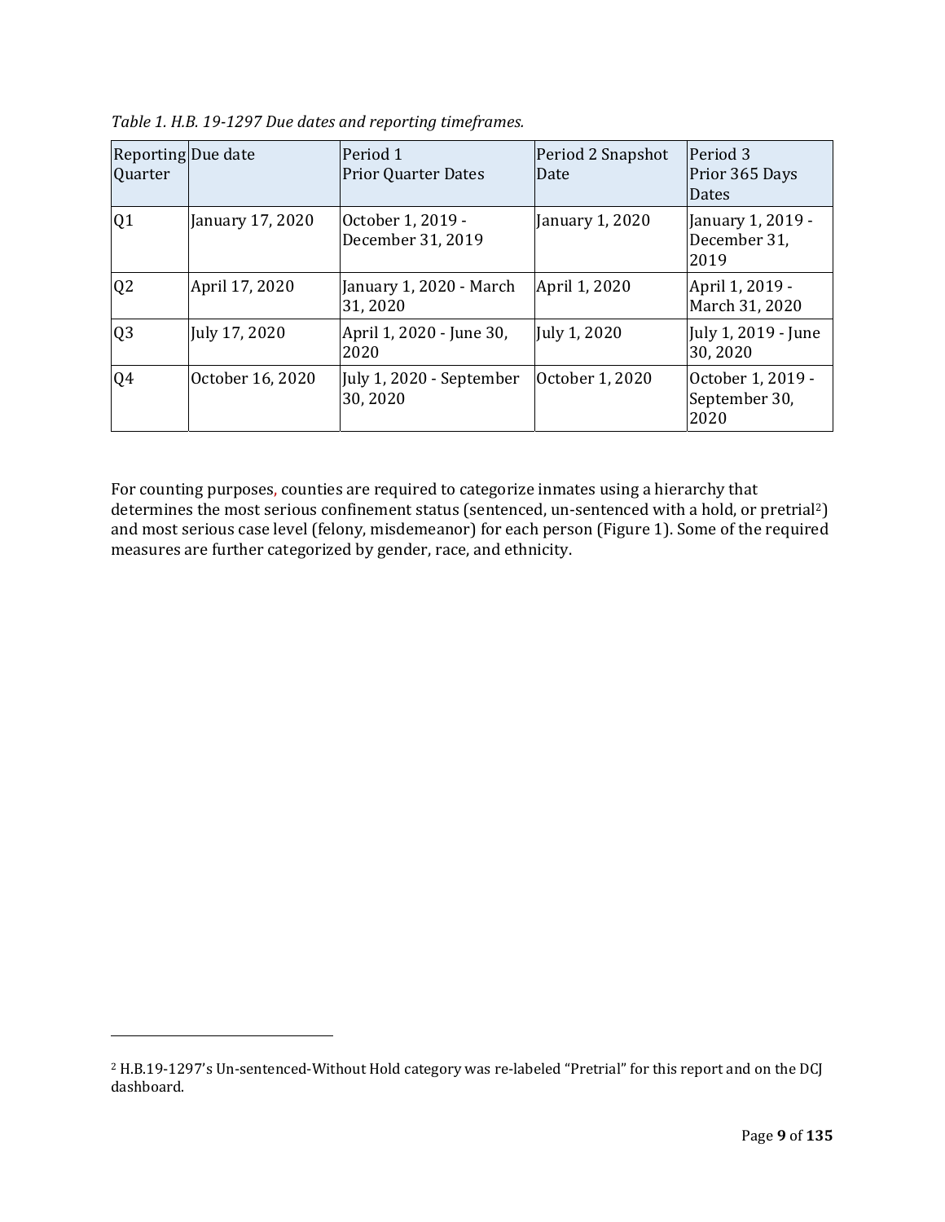*Table 1. H.B. 19-1297 Due dates and reporting timeframes.*

| Reporting Quarter | Due date | Period 1 Prior Quarter Dates | Period 2 Snapshot Date | Period 3 Prior 365 Days Dates |
|---|---|---|---|---|
| Q1 | January 17, 2020 | October 1, 2019 - December 31, 2019 | January 1, 2020 | January 1, 2019 - December 31, 2019 |
| Q2 | April 17, 2020 | January 1, 2020 - March 31, 2020 | April 1, 2020 | April 1, 2019 - March 31, 2020 |
| Q3 | July 17, 2020 | April 1, 2020 - June 30, 2020 | July 1, 2020 | July 1, 2019 - June 30, 2020 |
| Q4 | October 16, 2020 | July 1, 2020 - September 30, 2020 | October 1, 2020 | October 1, 2019 - September 30, 2020 |

For counting purposes, counties are required to categorize inmates using a hierarchy that determines the most serious confinement status (sentenced, un-sentenced with a hold, or pretrial[2]) and most serious case level (felony, misdemeanor) for each person (Figure 1). Some of the required measures are further categorized by gender, race, and ethnicity.

---

[2] H.B.19-1297's Un-sentenced-Without Hold category was re-labeled "Pretrial" for this report and on the DCJ dashboard.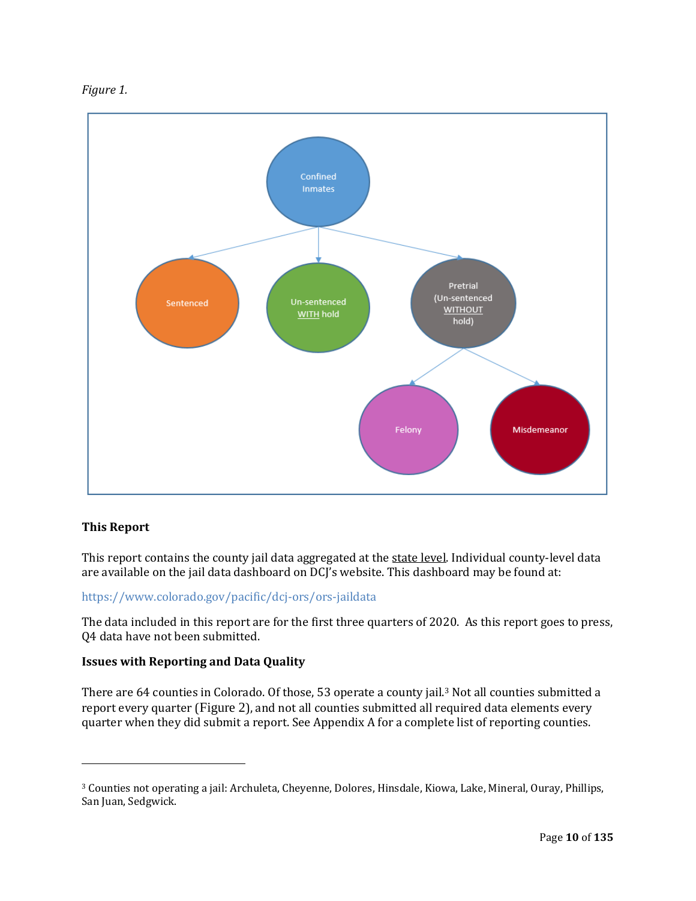*Figure 1.*

Confined Inmates

Sentenced

Un-sentenced WITH hold

Pretrial (Un-sentenced WITHOUT hold)

Felony

Misdemeanor

### This Report

This report contains the county jail data aggregated at the state level. Individual county-level data are available on the jail data dashboard on DCJ's website. This dashboard may be found at:

https://www.colorado.gov/pacific/dcj-ors/ors-jaildata

The data included in this report are for the first three quarters of 2020. As this report goes to press, Q4 data have not been submitted.

### Issues with Reporting and Data Quality

There are 64 counties in Colorado. Of those, 53 operate a county jail.[3] Not all counties submitted a report every quarter (Figure 2), and not all counties submitted all required data elements every quarter when they did submit a report. See Appendix A for a complete list of reporting counties.

---

[3] Counties not operating a jail: Archuleta, Cheyenne, Dolores, Hinsdale, Kiowa, Lake, Mineral, Ouray, Phillips, San Juan, Sedgwick.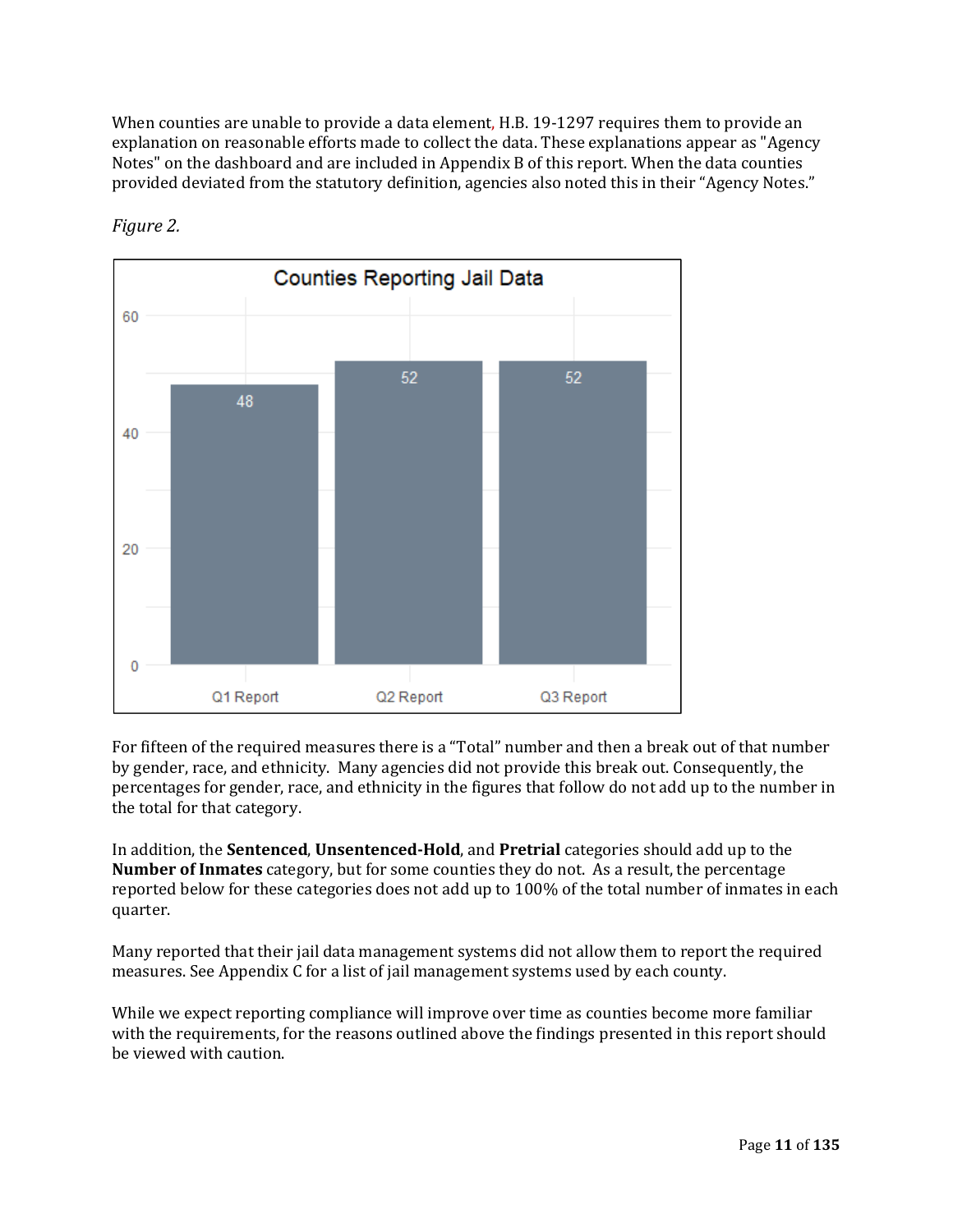When counties are unable to provide a data element, H.B. 19-1297 requires them to provide an explanation on reasonable efforts made to collect the data. These explanations appear as "Agency Notes" on the dashboard and are included in Appendix B of this report. When the data counties provided deviated from the statutory definition, agencies also noted this in their "Agency Notes."

*Figure 2.*

Counties Reporting Jail Data

| | Q1 Report | Q2 Report | Q3 Report |
|---|---|---|---|
| Counties | 48 | 52 | 52 |

For fifteen of the required measures there is a "Total" number and then a break out of that number by gender, race, and ethnicity. Many agencies did not provide this break out. Consequently, the percentages for gender, race, and ethnicity in the figures that follow do not add up to the number in the total for that category.

In addition, the **Sentenced**, **Unsentenced-Hold**, and **Pretrial** categories should add up to the **Number of Inmates** category, but for some counties they do not. As a result, the percentage reported below for these categories does not add up to 100% of the total number of inmates in each quarter.

Many reported that their jail data management systems did not allow them to report the required measures. See Appendix C for a list of jail management systems used by each county.

While we expect reporting compliance will improve over time as counties become more familiar with the requirements, for the reasons outlined above the findings presented in this report should be viewed with caution.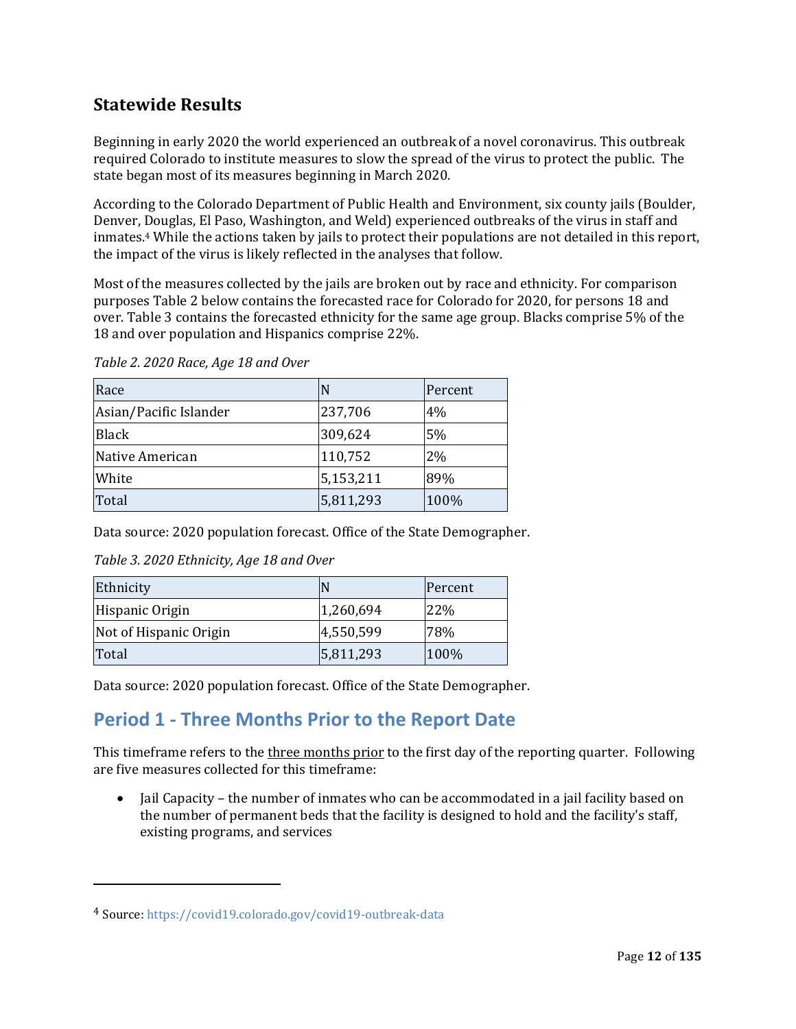## Statewide Results

Beginning in early 2020 the world experienced an outbreak of a novel coronavirus. This outbreak required Colorado to institute measures to slow the spread of the virus to protect the public. The state began most of its measures beginning in March 2020.

According to the Colorado Department of Public Health and Environment, six county jails (Boulder, Denver, Douglas, El Paso, Washington, and Weld) experienced outbreaks of the virus in staff and inmates.[4] While the actions taken by jails to protect their populations are not detailed in this report, the impact of the virus is likely reflected in the analyses that follow.

Most of the measures collected by the jails are broken out by race and ethnicity. For comparison purposes Table 2 below contains the forecasted race for Colorado for 2020, for persons 18 and over. Table 3 contains the forecasted ethnicity for the same age group. Blacks comprise 5% of the 18 and over population and Hispanics comprise 22%.

*Table 2. 2020 Race, Age 18 and Over*

| Race | N | Percent |
|---|---|---|
| Asian/Pacific Islander | 237,706 | 4% |
| Black | 309,624 | 5% |
| Native American | 110,752 | 2% |
| White | 5,153,211 | 89% |
| Total | 5,811,293 | 100% |

Data source: 2020 population forecast. Office of the State Demographer.

*Table 3. 2020 Ethnicity, Age 18 and Over*

| Ethnicity | N | Percent |
|---|---|---|
| Hispanic Origin | 1,260,694 | 22% |
| Not of Hispanic Origin | 4,550,599 | 78% |
| Total | 5,811,293 | 100% |

Data source: 2020 population forecast. Office of the State Demographer.

## Period 1 - Three Months Prior to the Report Date

This timeframe refers to the three months prior to the first day of the reporting quarter. Following are five measures collected for this timeframe:

- Jail Capacity – the number of inmates who can be accommodated in a jail facility based on the number of permanent beds that the facility is designed to hold and the facility's staff, existing programs, and services

[4] Source: https://covid19.colorado.gov/covid19-outbreak-data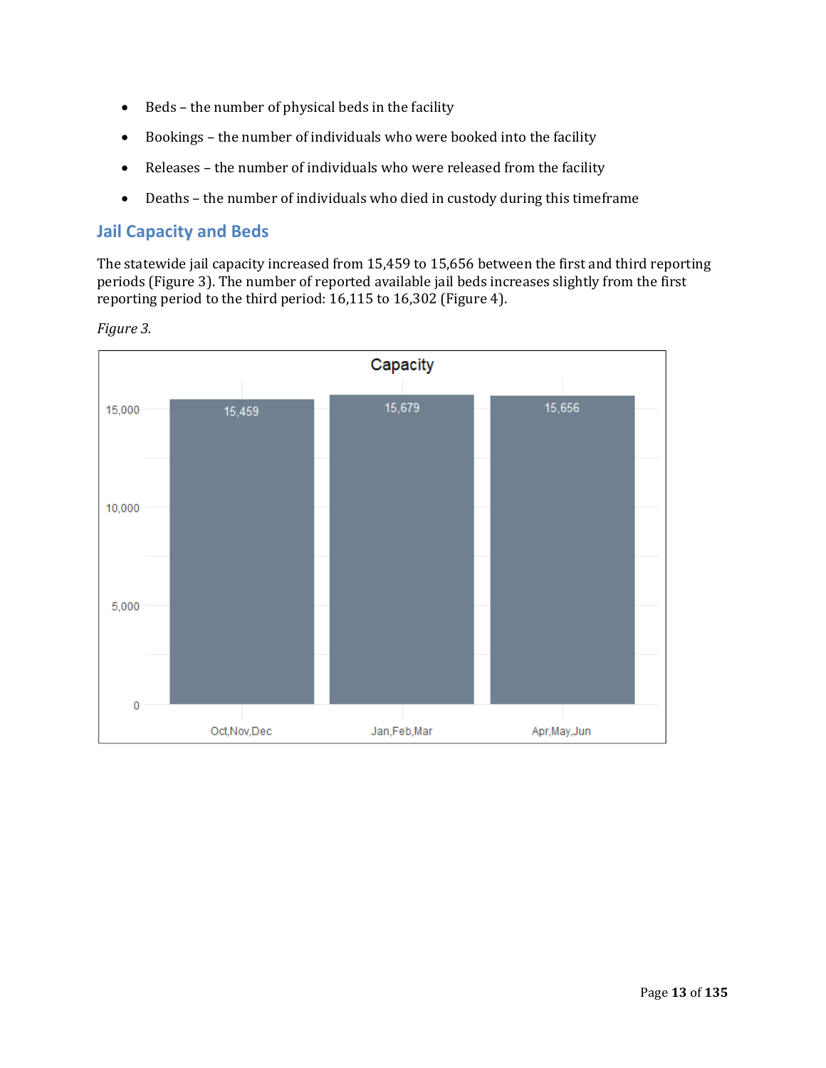- Beds – the number of physical beds in the facility
- Bookings – the number of individuals who were booked into the facility
- Releases – the number of individuals who were released from the facility
- Deaths – the number of individuals who died in custody during this timeframe

## Jail Capacity and Beds

The statewide jail capacity increased from 15,459 to 15,656 between the first and third reporting periods (Figure 3). The number of reported available jail beds increases slightly from the first reporting period to the third period: 16,115 to 16,302 (Figure 4).

*Figure 3.*

Capacity

| Period | Capacity |
| --- | --- |
| Oct,Nov,Dec | 15,459 |
| Jan,Feb,Mar | 15,679 |
| Apr,May,Jun | 15,656 |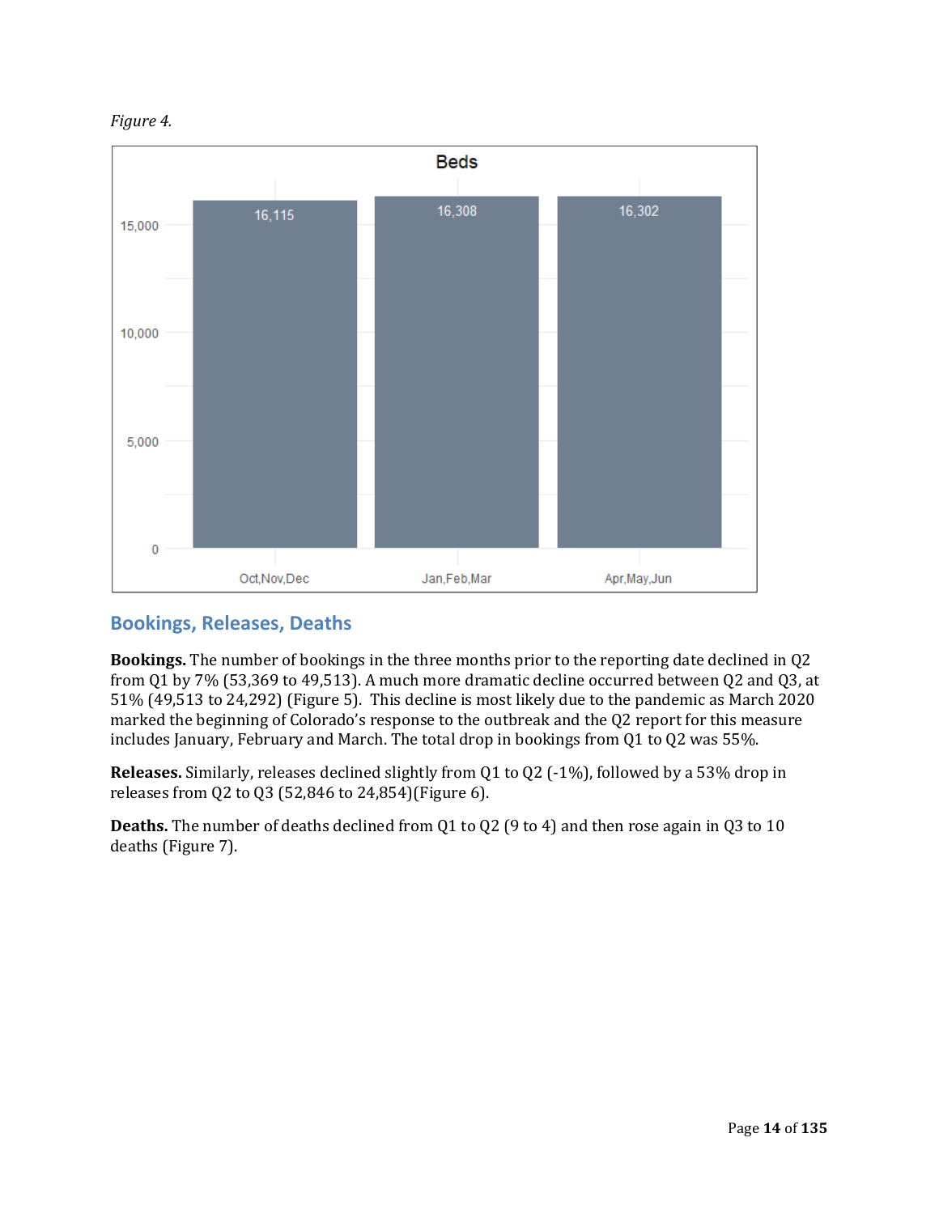*Figure 4.*

**Beds**

| Period | Beds |
|---|---|
| Oct,Nov,Dec | 16,115 |
| Jan,Feb,Mar | 16,308 |
| Apr,May,Jun | 16,302 |

## Bookings, Releases, Deaths

**Bookings.** The number of bookings in the three months prior to the reporting date declined in Q2 from Q1 by 7% (53,369 to 49,513). A much more dramatic decline occurred between Q2 and Q3, at 51% (49,513 to 24,292) (Figure 5). This decline is most likely due to the pandemic as March 2020 marked the beginning of Colorado's response to the outbreak and the Q2 report for this measure includes January, February and March. The total drop in bookings from Q1 to Q2 was 55%.

**Releases.** Similarly, releases declined slightly from Q1 to Q2 (-1%), followed by a 53% drop in releases from Q2 to Q3 (52,846 to 24,854)(Figure 6).

**Deaths.** The number of deaths declined from Q1 to Q2 (9 to 4) and then rose again in Q3 to 10 deaths (Figure 7).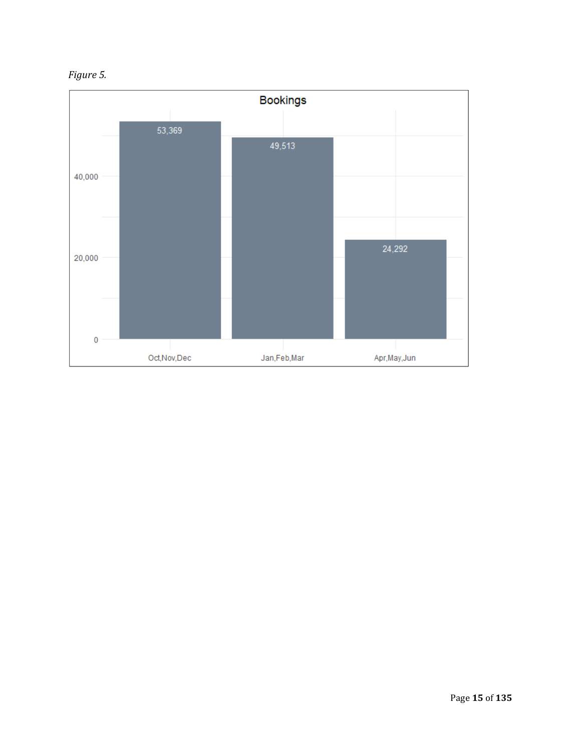*Figure 5.*

**Bookings**

| Quarter | Bookings |
| --- | --- |
| Oct,Nov,Dec | 53,369 |
| Jan,Feb,Mar | 49,513 |
| Apr,May,Jun | 24,292 |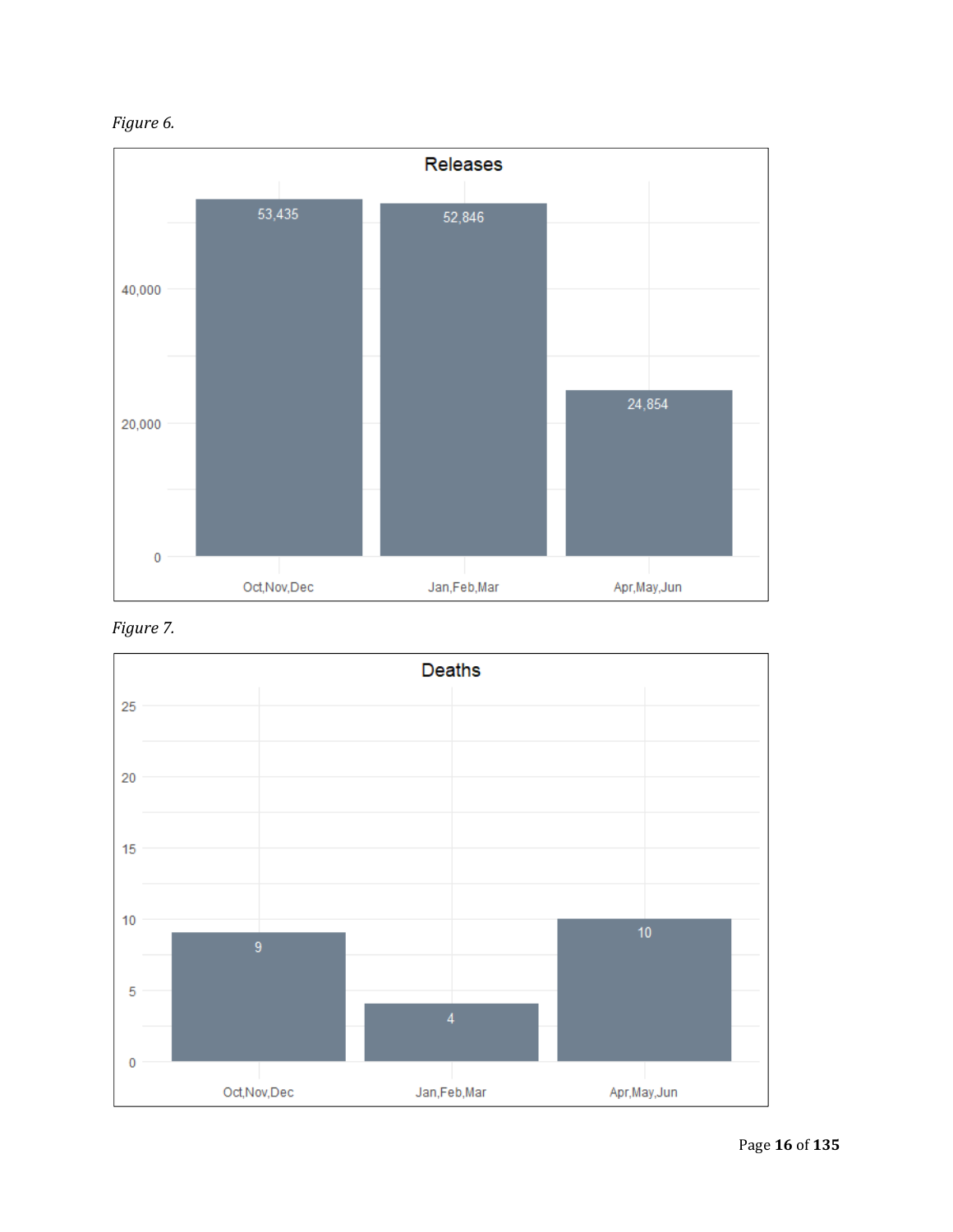*Figure 6.*

**Releases**

| Period | Releases |
| --- | --- |
| Oct,Nov,Dec | 53,435 |
| Jan,Feb,Mar | 52,846 |
| Apr,May,Jun | 24,854 |

*Figure 7.*

**Deaths**

| Period | Deaths |
| --- | --- |
| Oct,Nov,Dec | 9 |
| Jan,Feb,Mar | 4 |
| Apr,May,Jun | 10 |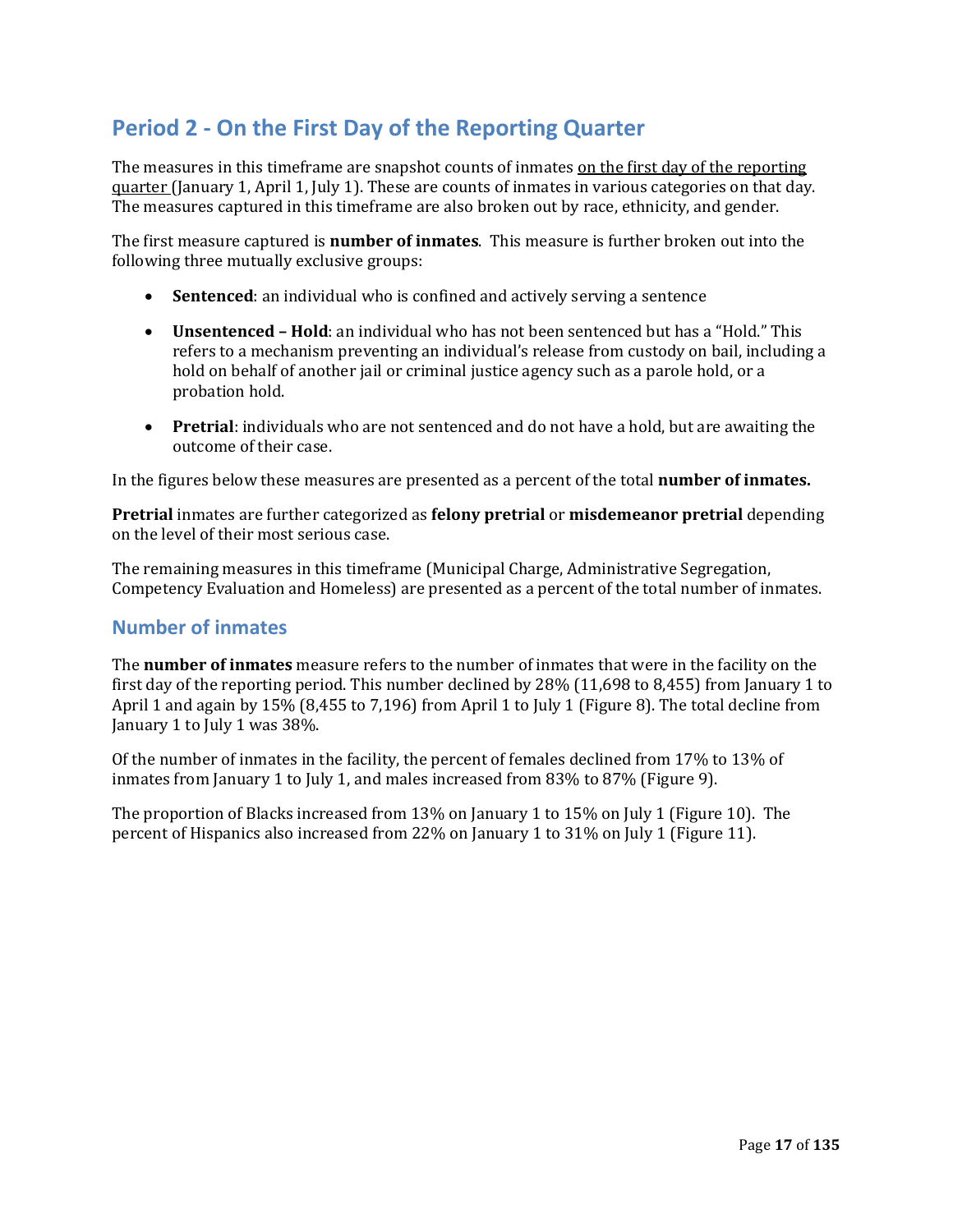## Period 2 - On the First Day of the Reporting Quarter

The measures in this timeframe are snapshot counts of inmates on the first day of the reporting quarter (January 1, April 1, July 1). These are counts of inmates in various categories on that day. The measures captured in this timeframe are also broken out by race, ethnicity, and gender.

The first measure captured is **number of inmates**. This measure is further broken out into the following three mutually exclusive groups:

- **Sentenced**: an individual who is confined and actively serving a sentence
- **Unsentenced – Hold**: an individual who has not been sentenced but has a "Hold." This refers to a mechanism preventing an individual's release from custody on bail, including a hold on behalf of another jail or criminal justice agency such as a parole hold, or a probation hold.
- **Pretrial**: individuals who are not sentenced and do not have a hold, but are awaiting the outcome of their case.

In the figures below these measures are presented as a percent of the total **number of inmates.**

**Pretrial** inmates are further categorized as **felony pretrial** or **misdemeanor pretrial** depending on the level of their most serious case.

The remaining measures in this timeframe (Municipal Charge, Administrative Segregation, Competency Evaluation and Homeless) are presented as a percent of the total number of inmates.

### Number of inmates

The **number of inmates** measure refers to the number of inmates that were in the facility on the first day of the reporting period. This number declined by 28% (11,698 to 8,455) from January 1 to April 1 and again by 15% (8,455 to 7,196) from April 1 to July 1 (Figure 8). The total decline from January 1 to July 1 was 38%.

Of the number of inmates in the facility, the percent of females declined from 17% to 13% of inmates from January 1 to July 1, and males increased from 83% to 87% (Figure 9).

The proportion of Blacks increased from 13% on January 1 to 15% on July 1 (Figure 10). The percent of Hispanics also increased from 22% on January 1 to 31% on July 1 (Figure 11).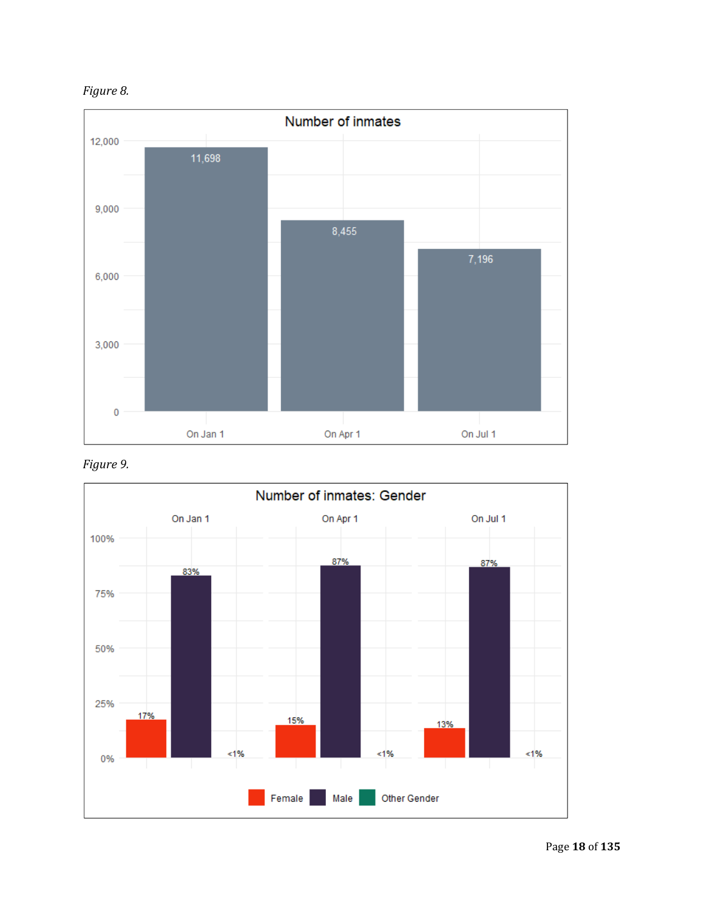*Figure 8.*

**Number of inmates**

| | On Jan 1 | On Apr 1 | On Jul 1 |
|---|---|---|---|
| Number of inmates | 11,698 | 8,455 | 7,196 |

*Figure 9.*

**Number of inmates: Gender**

| Gender | On Jan 1 | On Apr 1 | On Jul 1 |
|---|---|---|---|
| Female | 17% | 15% | 13% |
| Male | 83% | 87% | 87% |
| Other Gender | <1% | <1% | <1% |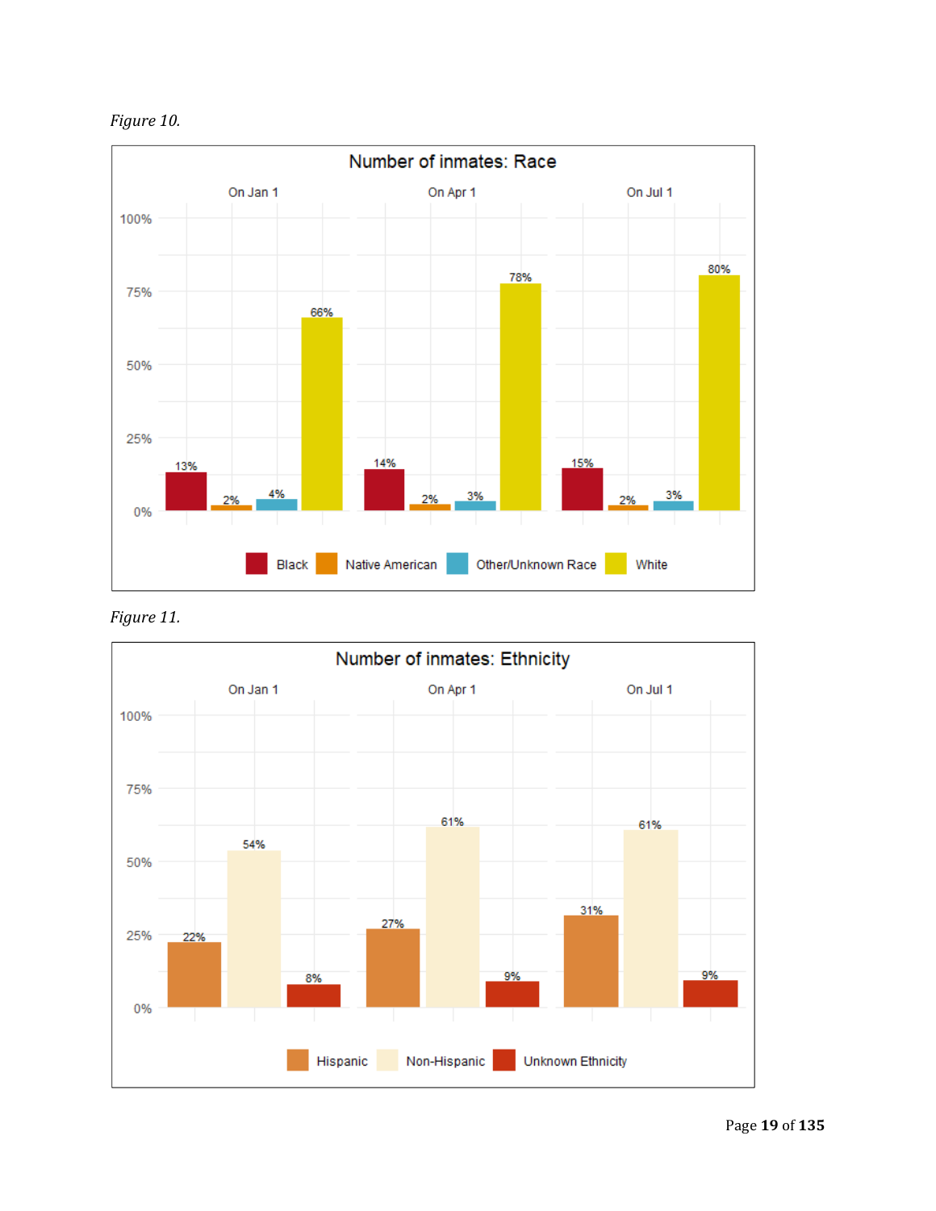*Figure 10.*

**Number of inmates: Race**

| Race | On Jan 1 | On Apr 1 | On Jul 1 |
| --- | --- | --- | --- |
| Black | 13% | 14% | 15% |
| Native American | 2% | 2% | 2% |
| Other/Unknown Race | 4% | 3% | 3% |
| White | 66% | 78% | 80% |

*Figure 11.*

**Number of inmates: Ethnicity**

| Ethnicity | On Jan 1 | On Apr 1 | On Jul 1 |
| --- | --- | --- | --- |
| Hispanic | 22% | 27% | 31% |
| Non-Hispanic | 54% | 61% | 61% |
| Unknown Ethnicity | 8% | 9% | 9% |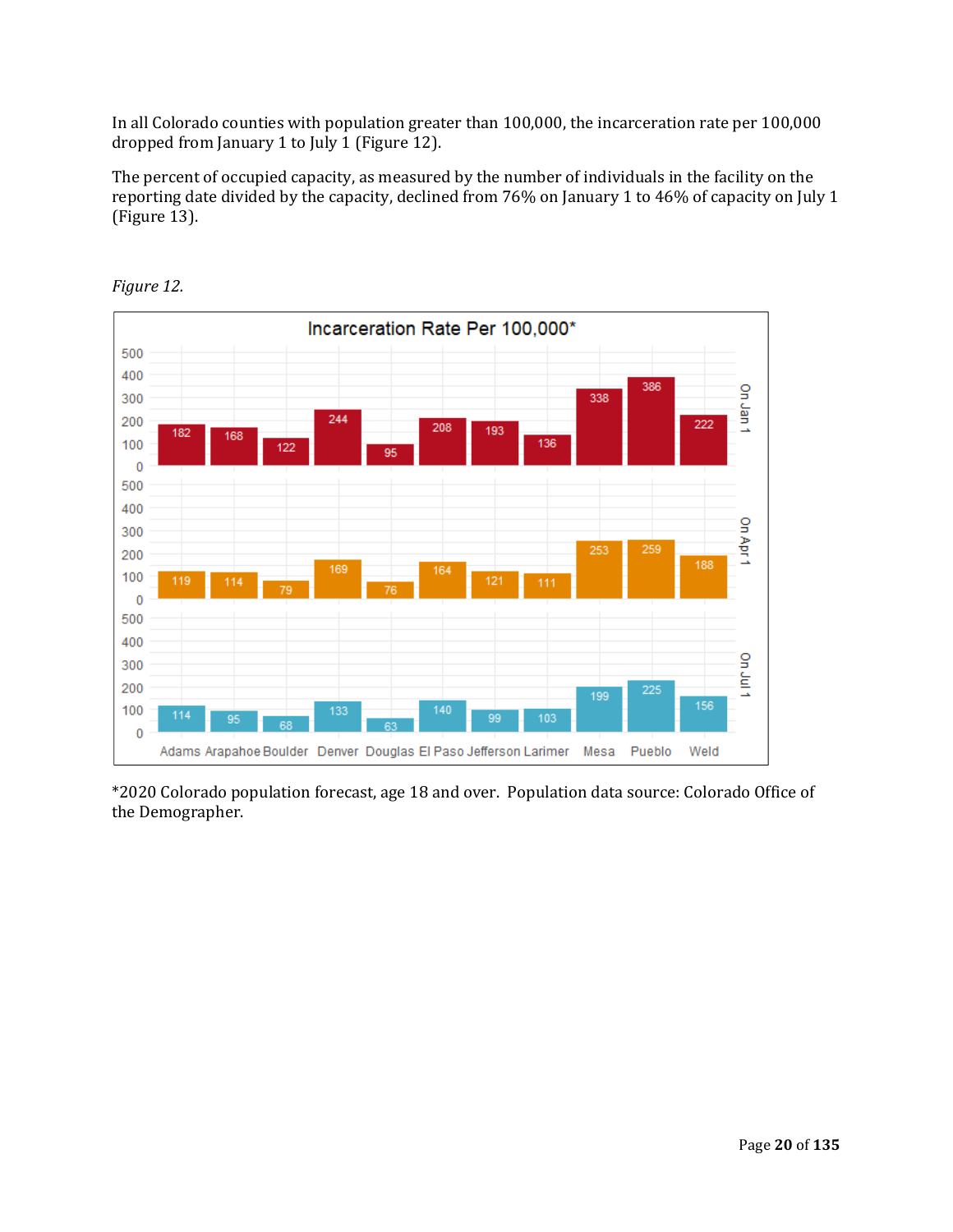In all Colorado counties with population greater than 100,000, the incarceration rate per 100,000 dropped from January 1 to July 1 (Figure 12).

The percent of occupied capacity, as measured by the number of individuals in the facility on the reporting date divided by the capacity, declined from 76% on January 1 to 46% of capacity on July 1 (Figure 13).

*Figure 12.*

**Incarceration Rate Per 100,000***

| County | On Jan 1 | On Apr 1 | On Jul 1 |
|---|---|---|---|
| Adams | 182 | 119 | 114 |
| Arapahoe | 168 | 114 | 95 |
| Boulder | 122 | 79 | 68 |
| Denver | 244 | 169 | 133 |
| Douglas | 95 | 76 | 63 |
| El Paso | 208 | 164 | 140 |
| Jefferson | 193 | 121 | 99 |
| Larimer | 136 | 111 | 103 |
| Mesa | 338 | 253 | 199 |
| Pueblo | 386 | 259 | 225 |
| Weld | 222 | 188 | 156 |

*2020 Colorado population forecast, age 18 and over. Population data source: Colorado Office of the Demographer.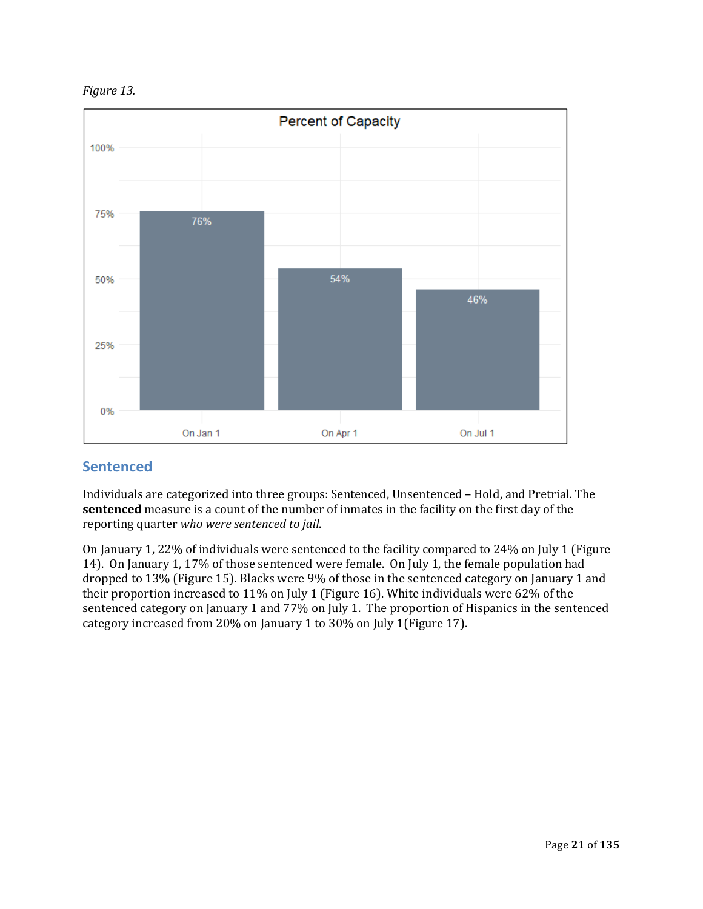*Figure 13.*

| | On Jan 1 | On Apr 1 | On Jul 1 |
|---|---|---|---|
| Percent of Capacity | 76% | 54% | 46% |

## Sentenced

Individuals are categorized into three groups: Sentenced, Unsentenced – Hold, and Pretrial. The **sentenced** measure is a count of the number of inmates in the facility on the first day of the reporting quarter *who were sentenced to jail*.

On January 1, 22% of individuals were sentenced to the facility compared to 24% on July 1 (Figure 14). On January 1, 17% of those sentenced were female. On July 1, the female population had dropped to 13% (Figure 15). Blacks were 9% of those in the sentenced category on January 1 and their proportion increased to 11% on July 1 (Figure 16). White individuals were 62% of the sentenced category on January 1 and 77% on July 1. The proportion of Hispanics in the sentenced category increased from 20% on January 1 to 30% on July 1(Figure 17).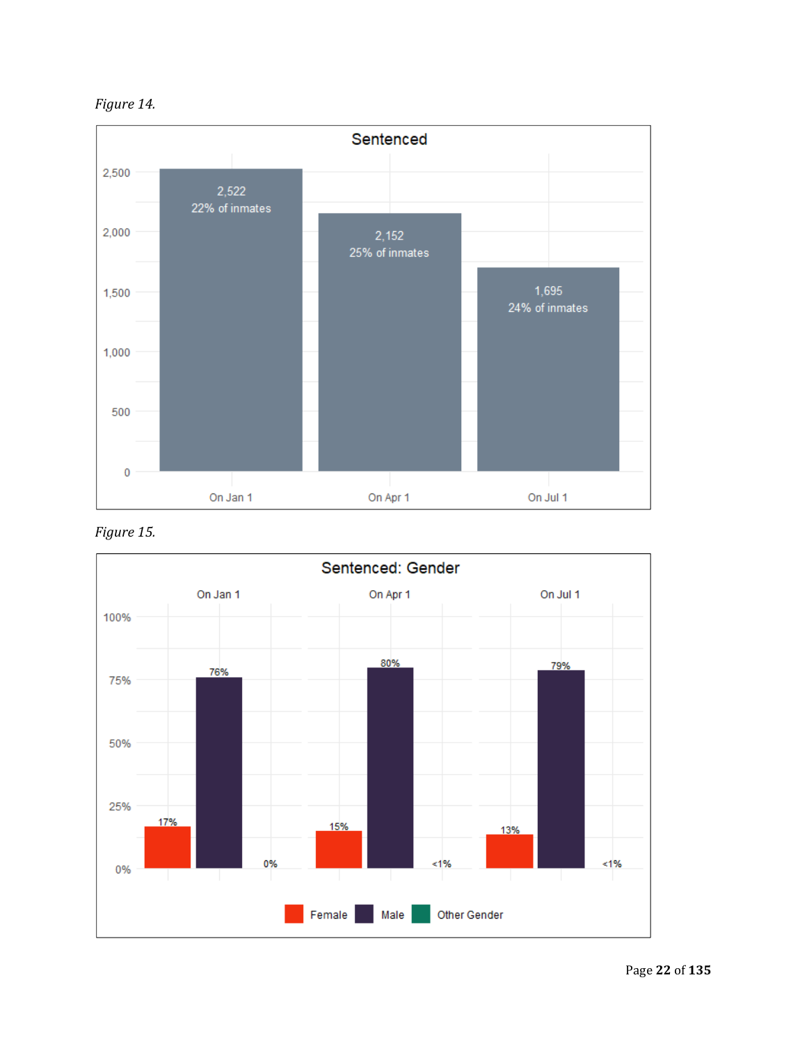*Figure 14.*

**Sentenced**

| | On Jan 1 | On Apr 1 | On Jul 1 |
|---|---|---|---|
| Sentenced | 2,522 | 2,152 | 1,695 |
| % of inmates | 22% of inmates | 25% of inmates | 24% of inmates |

*Figure 15.*

**Sentenced: Gender**

| | On Jan 1 | On Apr 1 | On Jul 1 |
|---|---|---|---|
| Female | 17% | 15% | 13% |
| Male | 76% | 80% | 79% |
| Other Gender | 0% | <1% | <1% |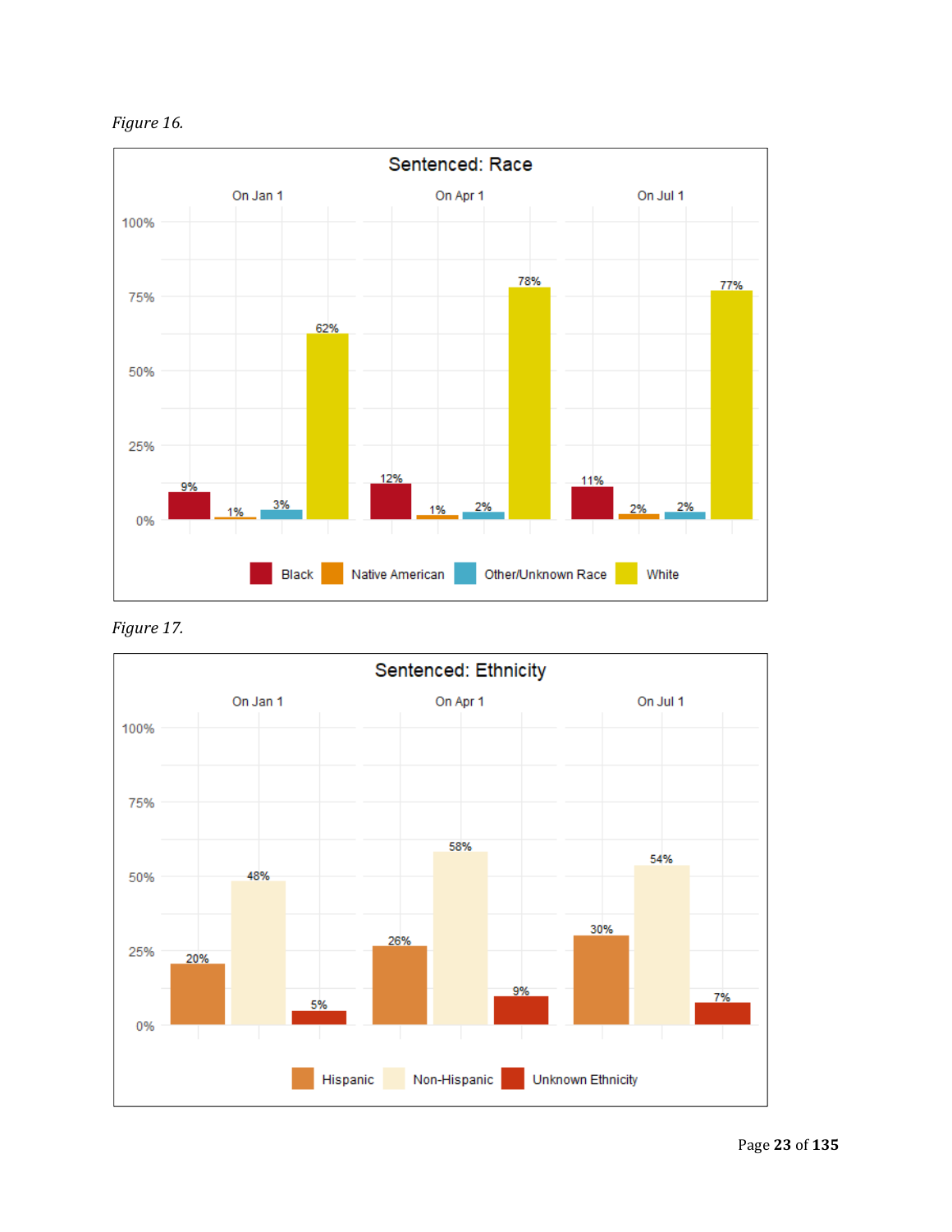*Figure 16.*

**Sentenced: Race**

| Race | On Jan 1 | On Apr 1 | On Jul 1 |
|---|---|---|---|
| Black | 9% | 12% | 11% |
| Native American | 1% | 1% | 2% |
| Other/Unknown Race | 3% | 2% | 2% |
| White | 62% | 78% | 77% |

*Figure 17.*

**Sentenced: Ethnicity**

| Ethnicity | On Jan 1 | On Apr 1 | On Jul 1 |
|---|---|---|---|
| Hispanic | 20% | 26% | 30% |
| Non-Hispanic | 48% | 58% | 54% |
| Unknown Ethnicity | 5% | 9% | 7% |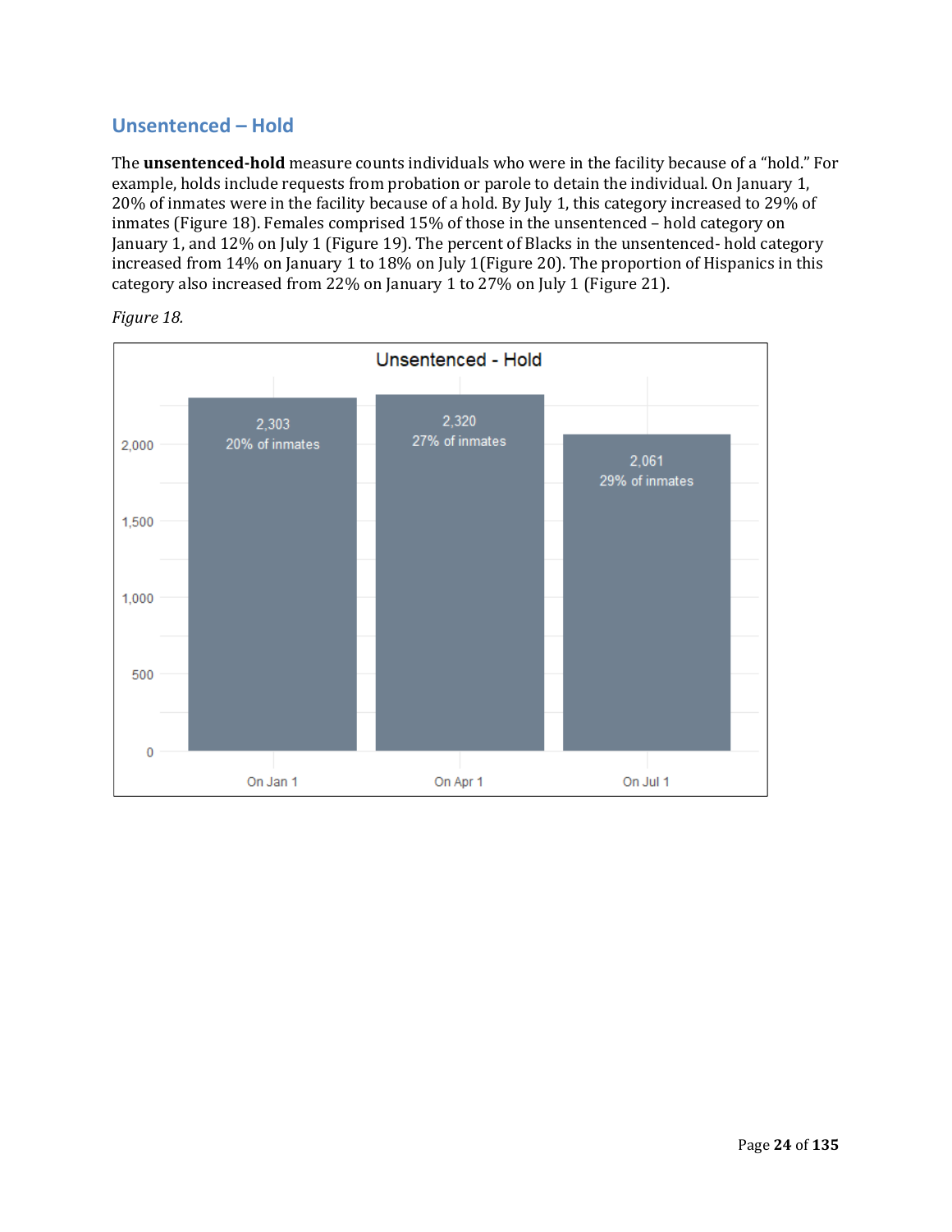## Unsentenced – Hold

The **unsentenced-hold** measure counts individuals who were in the facility because of a "hold." For example, holds include requests from probation or parole to detain the individual. On January 1, 20% of inmates were in the facility because of a hold. By July 1, this category increased to 29% of inmates (Figure 18). Females comprised 15% of those in the unsentenced – hold category on January 1, and 12% on July 1 (Figure 19). The percent of Blacks in the unsentenced- hold category increased from 14% on January 1 to 18% on July 1(Figure 20). The proportion of Hispanics in this category also increased from 22% on January 1 to 27% on July 1 (Figure 21).

*Figure 18.*

**Unsentenced - Hold**

| | On Jan 1 | On Apr 1 | On Jul 1 |
|---|---|---|---|
| Count | 2,303 | 2,320 | 2,061 |
| Percent of inmates | 20% of inmates | 27% of inmates | 29% of inmates |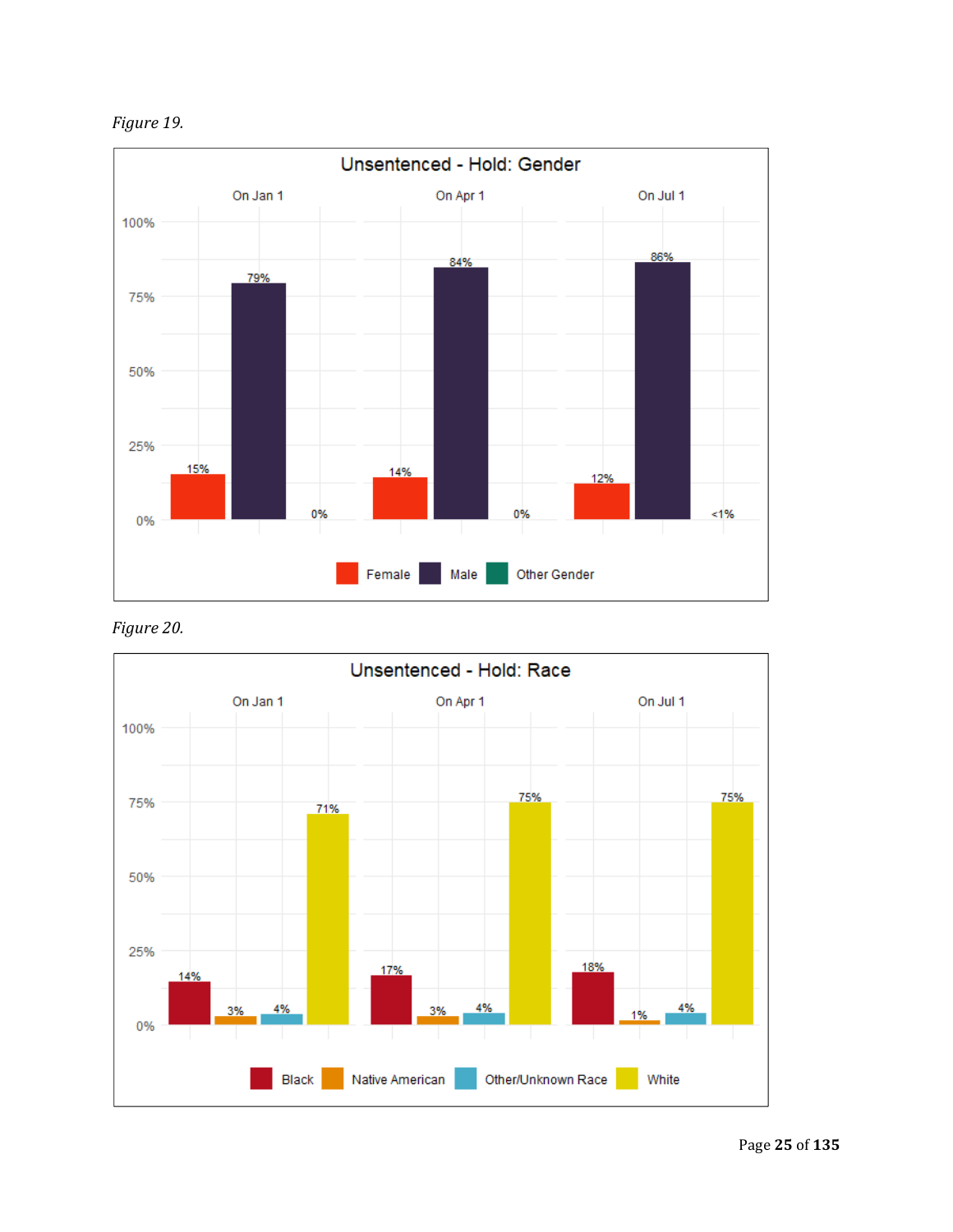*Figure 19.*

**Unsentenced - Hold: Gender**

| Gender | On Jan 1 | On Apr 1 | On Jul 1 |
|---|---|---|---|
| Female | 15% | 14% | 12% |
| Male | 79% | 84% | 86% |
| Other Gender | 0% | 0% | <1% |

*Figure 20.*

**Unsentenced - Hold: Race**

| Race | On Jan 1 | On Apr 1 | On Jul 1 |
|---|---|---|---|
| Black | 14% | 17% | 18% |
| Native American | 3% | 3% | 1% |
| Other/Unknown Race | 4% | 4% | 4% |
| White | 71% | 75% | 75% |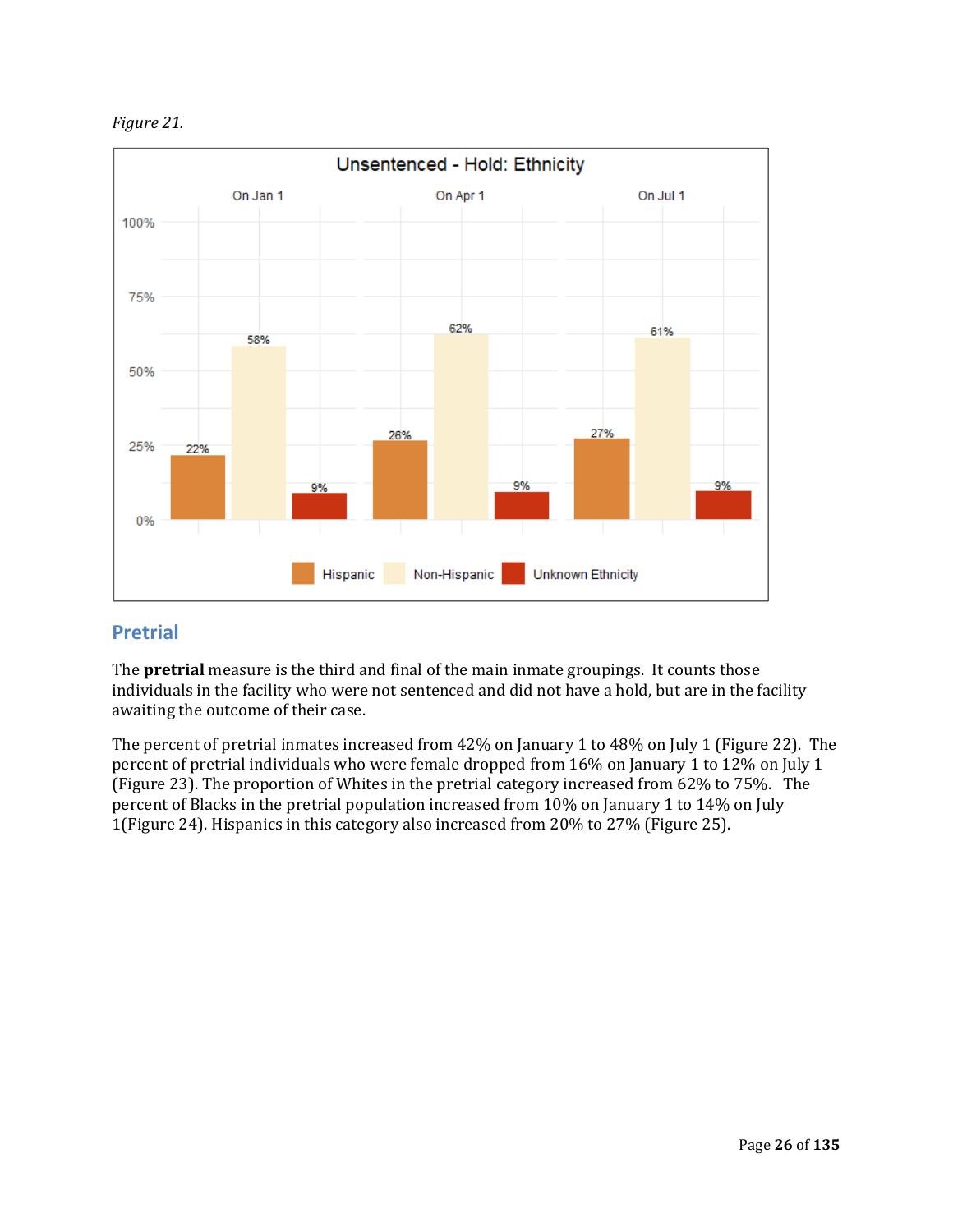*Figure 21.*

**Unsentenced - Hold: Ethnicity**

| | Hispanic | Non-Hispanic | Unknown Ethnicity |
|---|---|---|---|
| On Jan 1 | 22% | 58% | 9% |
| On Apr 1 | 26% | 62% | 9% |
| On Jul 1 | 27% | 61% | 9% |

## Pretrial

The **pretrial** measure is the third and final of the main inmate groupings. It counts those individuals in the facility who were not sentenced and did not have a hold, but are in the facility awaiting the outcome of their case.

The percent of pretrial inmates increased from 42% on January 1 to 48% on July 1 (Figure 22). The percent of pretrial individuals who were female dropped from 16% on January 1 to 12% on July 1 (Figure 23). The proportion of Whites in the pretrial category increased from 62% to 75%. The percent of Blacks in the pretrial population increased from 10% on January 1 to 14% on July 1(Figure 24). Hispanics in this category also increased from 20% to 27% (Figure 25).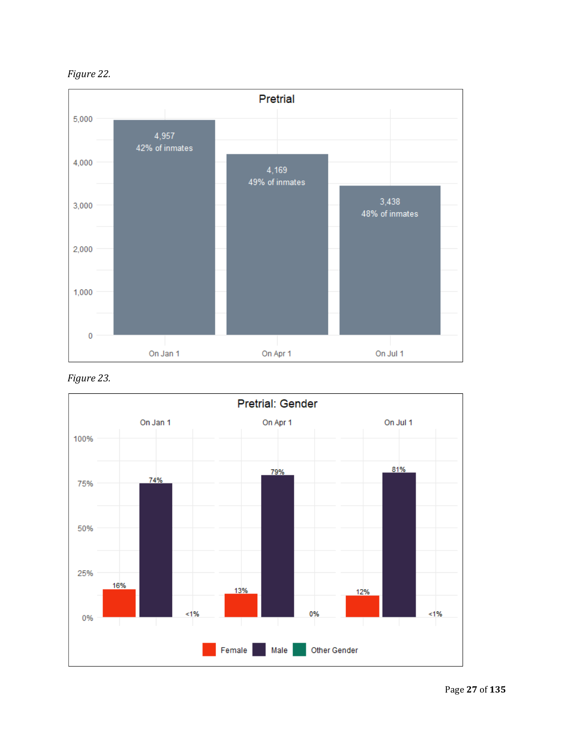*Figure 22.*

**Pretrial**

| | On Jan 1 | On Apr 1 | On Jul 1 |
|---|---|---|---|
| Count | 4,957 | 4,169 | 3,438 |
| Share | 42% of inmates | 49% of inmates | 48% of inmates |

*Figure 23.*

**Pretrial: Gender**

| | On Jan 1 | On Apr 1 | On Jul 1 |
|---|---|---|---|
| Female | 16% | 13% | 12% |
| Male | 74% | 79% | 81% |
| Other Gender | <1% | 0% | <1% |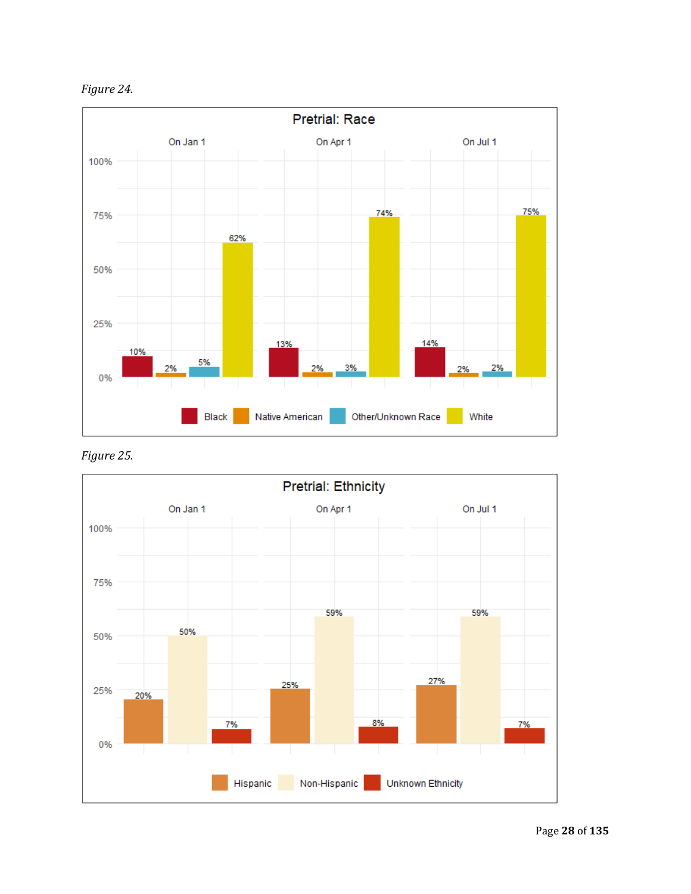*Figure 24.*

**Pretrial: Race**

| | On Jan 1 | On Apr 1 | On Jul 1 |
|---|---|---|---|
| Black | 10% | 13% | 14% |
| Native American | 2% | 2% | 2% |
| Other/Unknown Race | 5% | 3% | 2% |
| White | 62% | 74% | 75% |

*Figure 25.*

**Pretrial: Ethnicity**

| | On Jan 1 | On Apr 1 | On Jul 1 |
|---|---|---|---|
| Hispanic | 20% | 25% | 27% |
| Non-Hispanic | 50% | 59% | 59% |
| Unknown Ethnicity | 7% | 8% | 7% |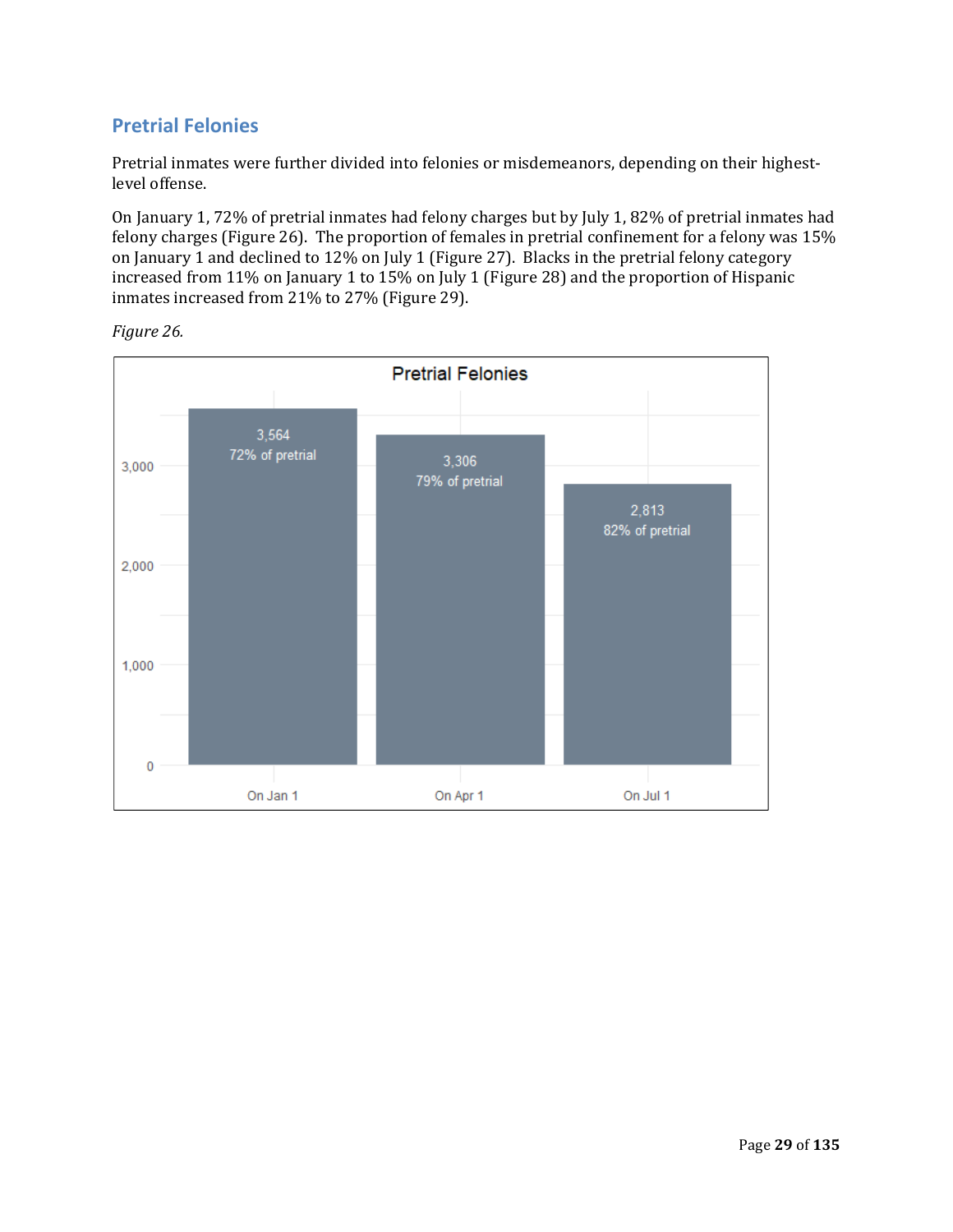## Pretrial Felonies

Pretrial inmates were further divided into felonies or misdemeanors, depending on their highest-level offense.

On January 1, 72% of pretrial inmates had felony charges but by July 1, 82% of pretrial inmates had felony charges (Figure 26). The proportion of females in pretrial confinement for a felony was 15% on January 1 and declined to 12% on July 1 (Figure 27). Blacks in the pretrial felony category increased from 11% on January 1 to 15% on July 1 (Figure 28) and the proportion of Hispanic inmates increased from 21% to 27% (Figure 29).

*Figure 26.*

Pretrial Felonies

| | On Jan 1 | On Apr 1 | On Jul 1 |
|---|---|---|---|
| Count | 3,564 | 3,306 | 2,813 |
| Share | 72% of pretrial | 79% of pretrial | 82% of pretrial |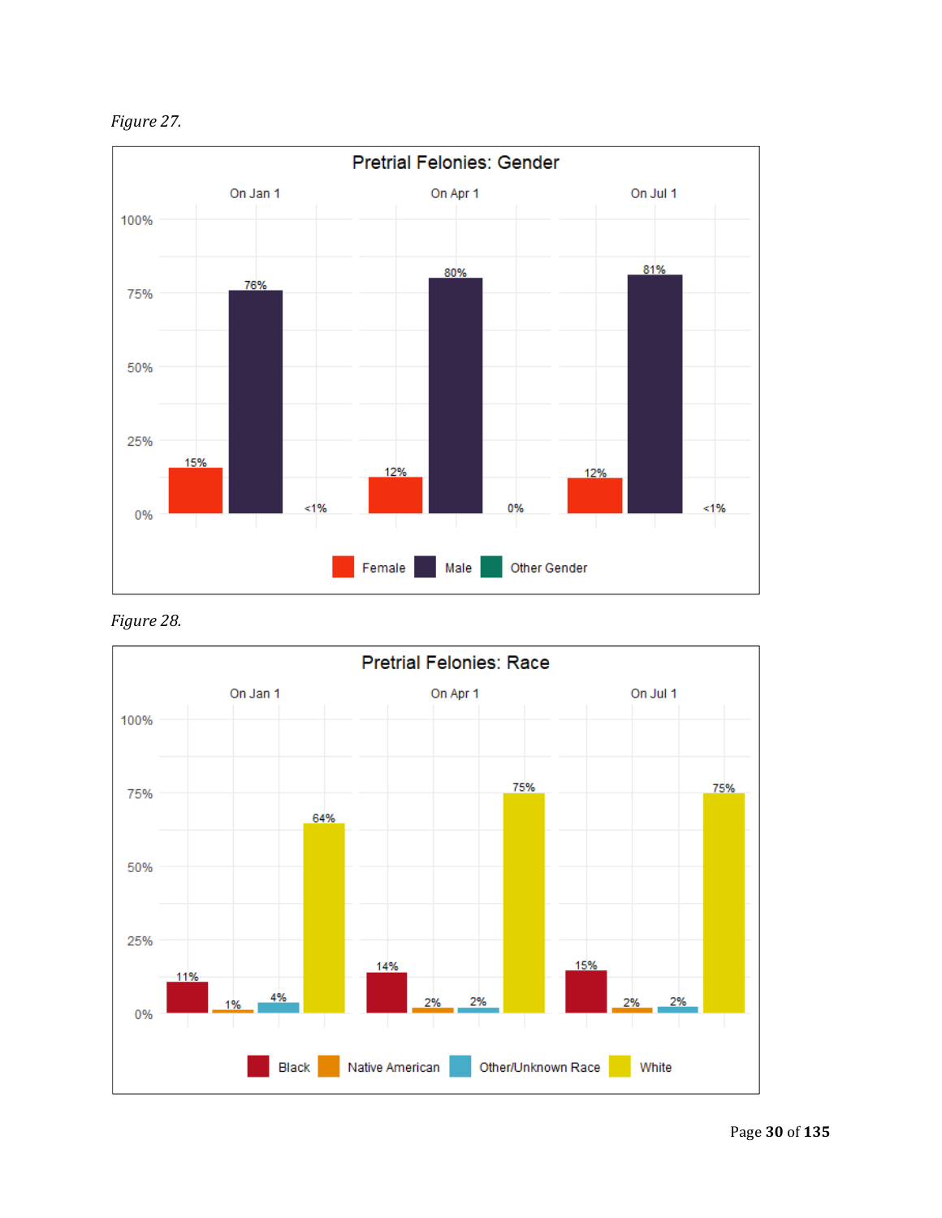*Figure 27.*

**Pretrial Felonies: Gender**

| | Female | Male | Other Gender |
|---|---|---|---|
| On Jan 1 | 15% | 76% | <1% |
| On Apr 1 | 12% | 80% | 0% |
| On Jul 1 | 12% | 81% | <1% |

*Figure 28.*

**Pretrial Felonies: Race**

| | Black | Native American | Other/Unknown Race | White |
|---|---|---|---|---|
| On Jan 1 | 11% | 1% | 4% | 64% |
| On Apr 1 | 14% | 2% | 2% | 75% |
| On Jul 1 | 15% | 2% | 2% | 75% |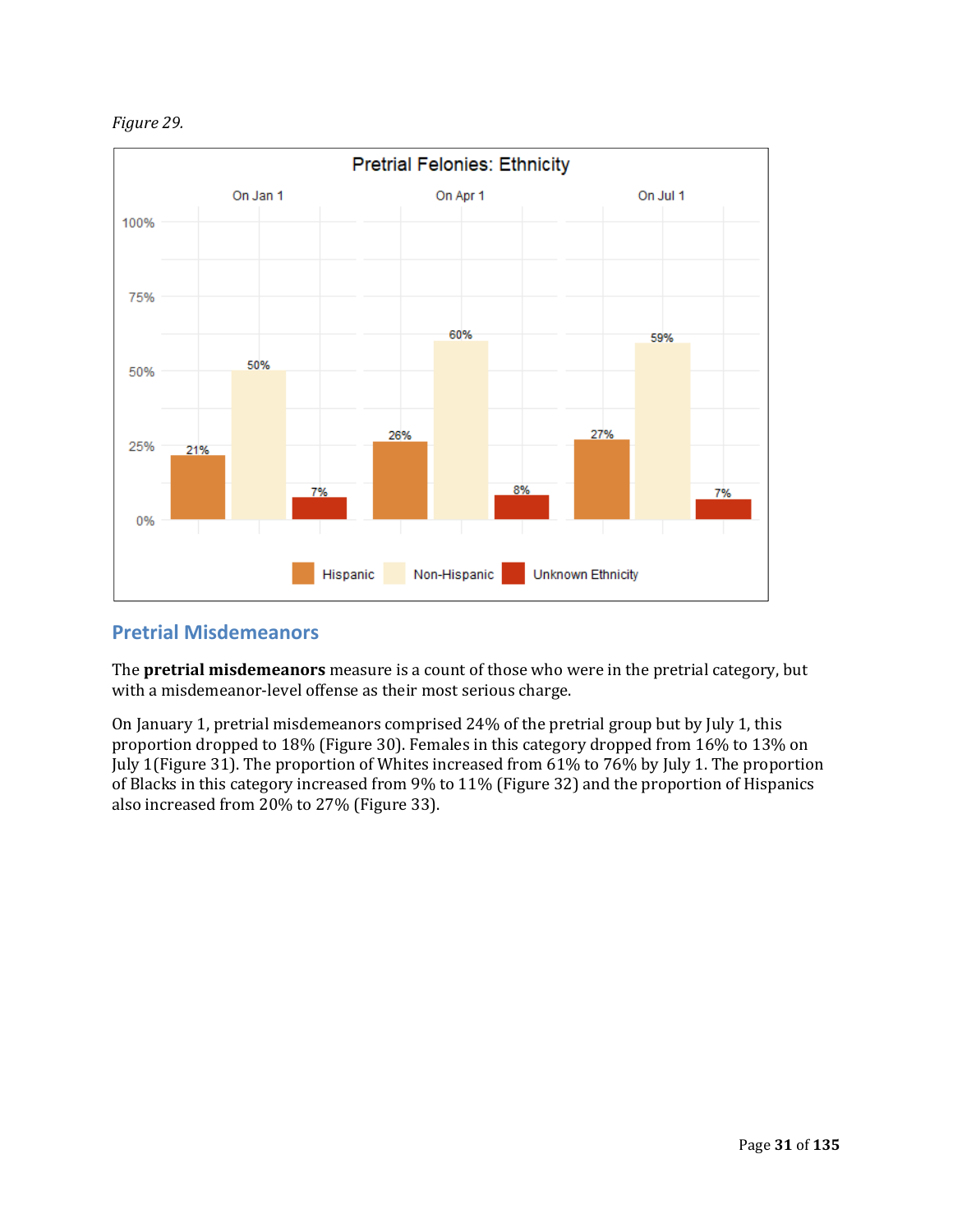*Figure 29.*

Pretrial Felonies: Ethnicity

| | On Jan 1 | On Apr 1 | On Jul 1 |
|---|---|---|---|
| Hispanic | 21% | 26% | 27% |
| Non-Hispanic | 50% | 60% | 59% |
| Unknown Ethnicity | 7% | 8% | 7% |

## Pretrial Misdemeanors

The **pretrial misdemeanors** measure is a count of those who were in the pretrial category, but with a misdemeanor-level offense as their most serious charge.

On January 1, pretrial misdemeanors comprised 24% of the pretrial group but by July 1, this proportion dropped to 18% (Figure 30). Females in this category dropped from 16% to 13% on July 1(Figure 31). The proportion of Whites increased from 61% to 76% by July 1. The proportion of Blacks in this category increased from 9% to 11% (Figure 32) and the proportion of Hispanics also increased from 20% to 27% (Figure 33).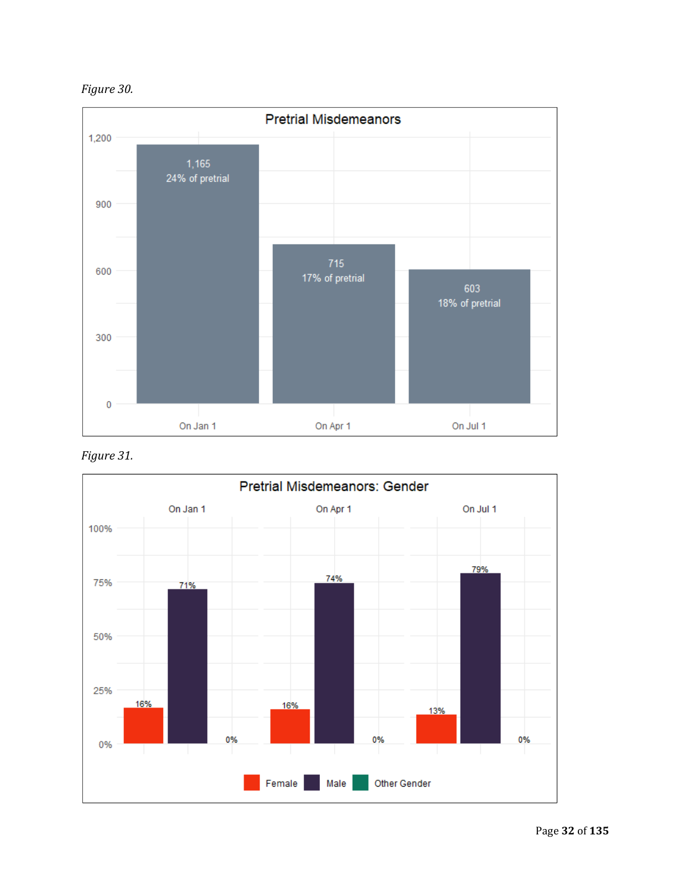*Figure 30.*

**Pretrial Misdemeanors**

| | On Jan 1 | On Apr 1 | On Jul 1 |
|---|---|---|---|
| Count | 1,165 | 715 | 603 |
| % of pretrial | 24% | 17% | 18% |

*Figure 31.*

**Pretrial Misdemeanors: Gender**

| | On Jan 1 | On Apr 1 | On Jul 1 |
|---|---|---|---|
| Female | 16% | 16% | 13% |
| Male | 71% | 74% | 79% |
| Other Gender | 0% | 0% | 0% |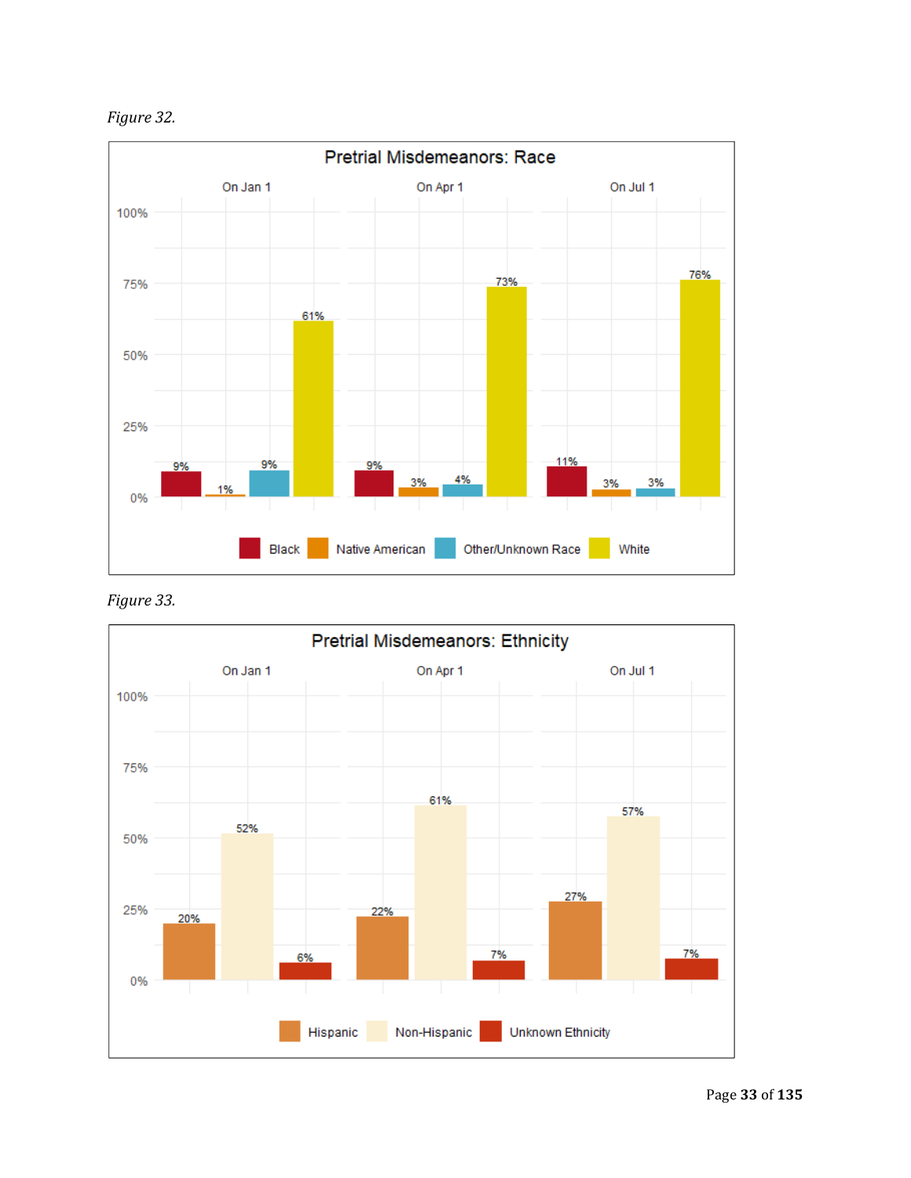*Figure 32.*

**Pretrial Misdemeanors: Race**

| | Black | Native American | Other/Unknown Race | White |
|---|---|---|---|---|
| On Jan 1 | 9% | 1% | 9% | 61% |
| On Apr 1 | 9% | 3% | 4% | 73% |
| On Jul 1 | 11% | 3% | 3% | 76% |

*Figure 33.*

**Pretrial Misdemeanors: Ethnicity**

| | Hispanic | Non-Hispanic | Unknown Ethnicity |
|---|---|---|---|
| On Jan 1 | 20% | 52% | 6% |
| On Apr 1 | 22% | 61% | 7% |
| On Jul 1 | 27% | 57% | 7% |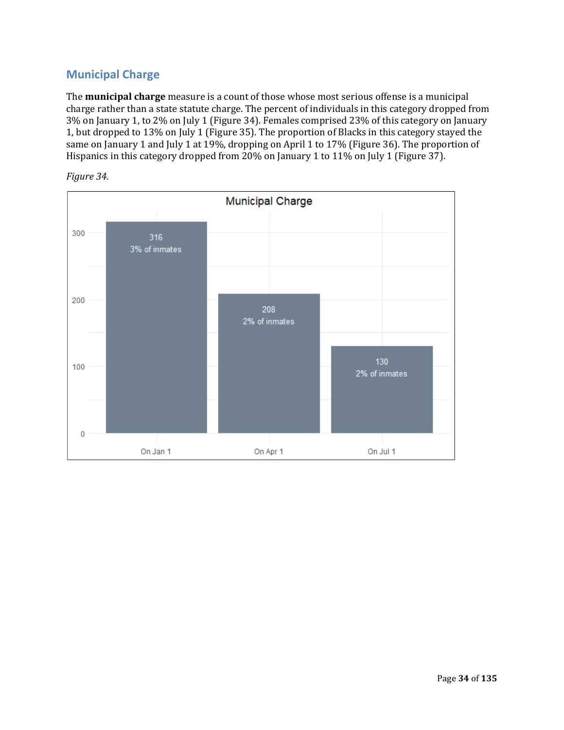## Municipal Charge

The **municipal charge** measure is a count of those whose most serious offense is a municipal charge rather than a state statute charge. The percent of individuals in this category dropped from 3% on January 1, to 2% on July 1 (Figure 34). Females comprised 23% of this category on January 1, but dropped to 13% on July 1 (Figure 35). The proportion of Blacks in this category stayed the same on January 1 and July 1 at 19%, dropping on April 1 to 17% (Figure 36). The proportion of Hispanics in this category dropped from 20% on January 1 to 11% on July 1 (Figure 37).

*Figure 34.*

Municipal Charge

| | On Jan 1 | On Apr 1 | On Jul 1 |
|---|---|---|---|
| Count | 316 | 208 | 130 |
| Percent | 3% of inmates | 2% of inmates | 2% of inmates |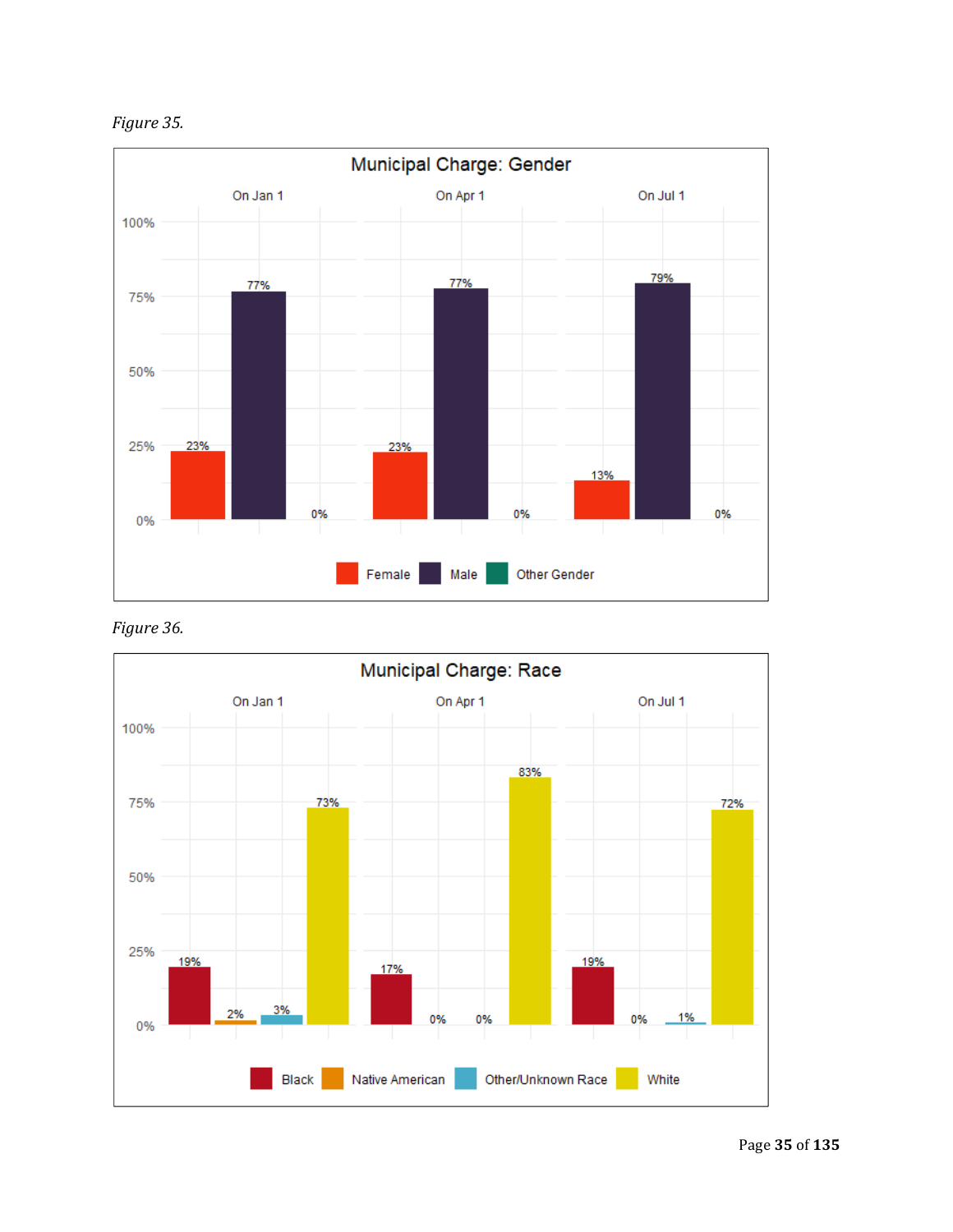*Figure 35.*

**Municipal Charge: Gender**

| | Female | Male | Other Gender |
|---|---|---|---|
| On Jan 1 | 23% | 77% | 0% |
| On Apr 1 | 23% | 77% | 0% |
| On Jul 1 | 13% | 79% | 0% |

*Figure 36.*

**Municipal Charge: Race**

| | Black | Native American | Other/Unknown Race | White |
|---|---|---|---|---|
| On Jan 1 | 19% | 2% | 3% | 73% |
| On Apr 1 | 17% | 0% | 0% | 83% |
| On Jul 1 | 19% | 0% | 1% | 72% |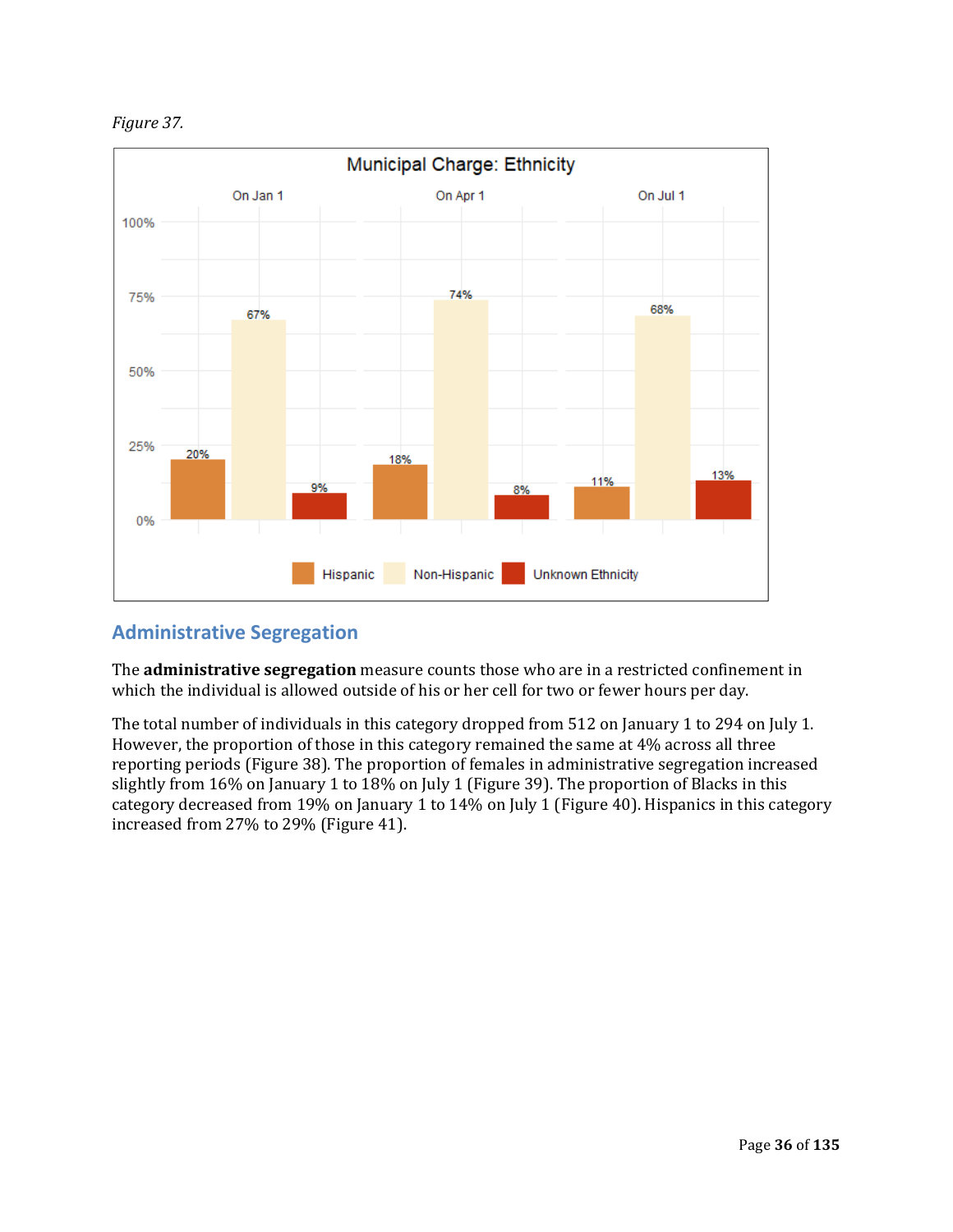*Figure 37.*

## Administrative Segregation

The **administrative segregation** measure counts those who are in a restricted confinement in which the individual is allowed outside of his or her cell for two or fewer hours per day.

The total number of individuals in this category dropped from 512 on January 1 to 294 on July 1. However, the proportion of those in this category remained the same at 4% across all three reporting periods (Figure 38). The proportion of females in administrative segregation increased slightly from 16% on January 1 to 18% on July 1 (Figure 39). The proportion of Blacks in this category decreased from 19% on January 1 to 14% on July 1 (Figure 40). Hispanics in this category increased from 27% to 29% (Figure 41).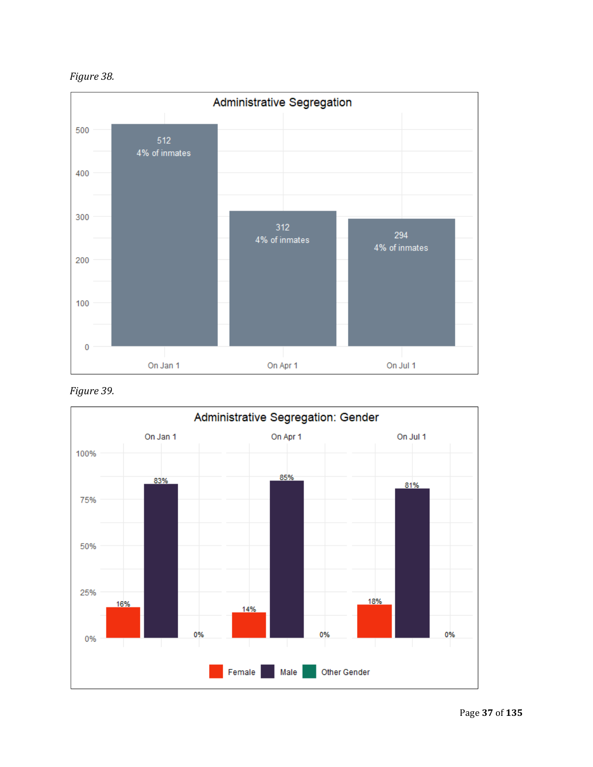*Figure 38.*

**Administrative Segregation**

| | Count | % of inmates |
|---|---|---|
| On Jan 1 | 512 | 4% of inmates |
| On Apr 1 | 312 | 4% of inmates |
| On Jul 1 | 294 | 4% of inmates |

*Figure 39.*

**Administrative Segregation: Gender**

| | Female | Male | Other Gender |
|---|---|---|---|
| On Jan 1 | 16% | 83% | 0% |
| On Apr 1 | 14% | 85% | 0% |
| On Jul 1 | 18% | 81% | 0% |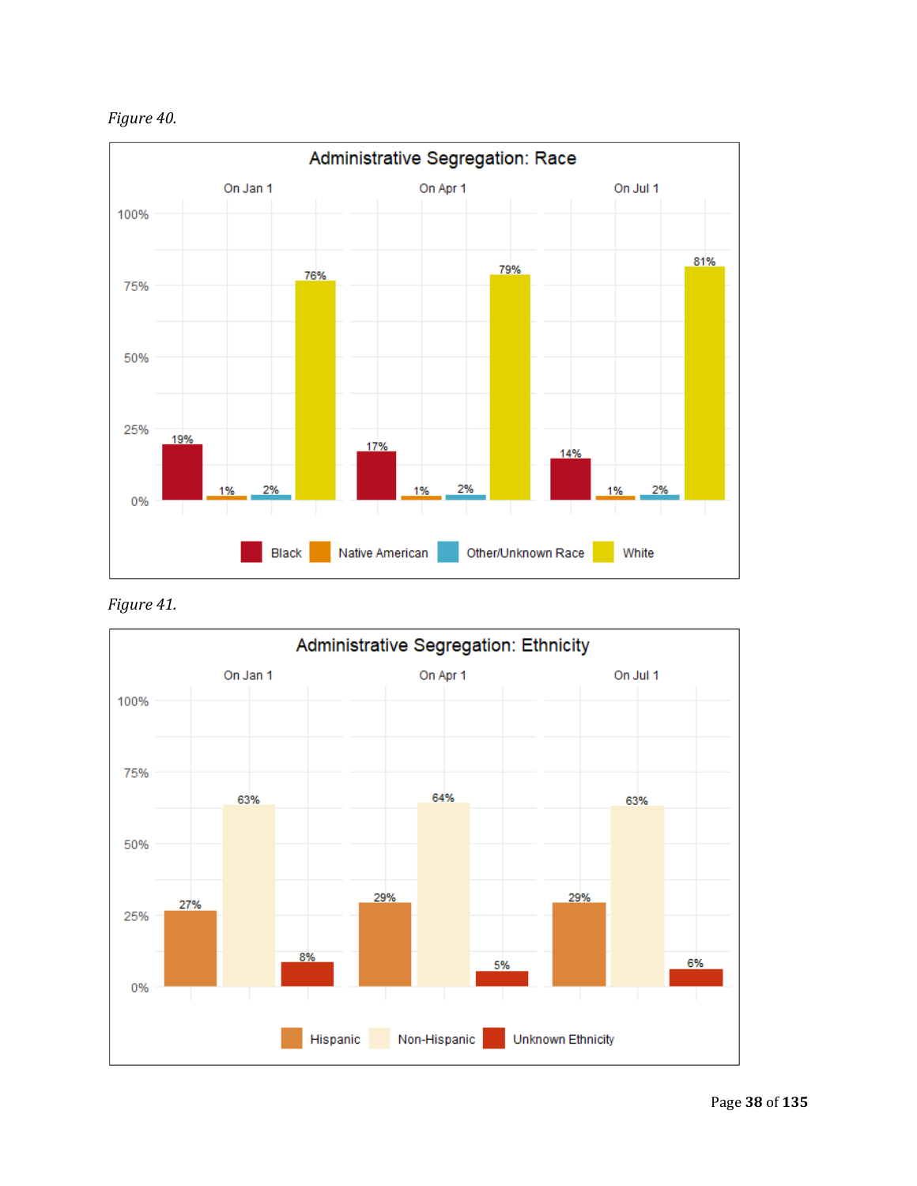*Figure 40.*

**Administrative Segregation: Race**

| Race | On Jan 1 | On Apr 1 | On Jul 1 |
| --- | --- | --- | --- |
| Black | 19% | 17% | 14% |
| Native American | 1% | 1% | 1% |
| Other/Unknown Race | 2% | 2% | 2% |
| White | 76% | 79% | 81% |

*Figure 41.*

**Administrative Segregation: Ethnicity**

| Ethnicity | On Jan 1 | On Apr 1 | On Jul 1 |
| --- | --- | --- | --- |
| Hispanic | 27% | 29% | 29% |
| Non-Hispanic | 63% | 64% | 63% |
| Unknown Ethnicity | 8% | 5% | 6% |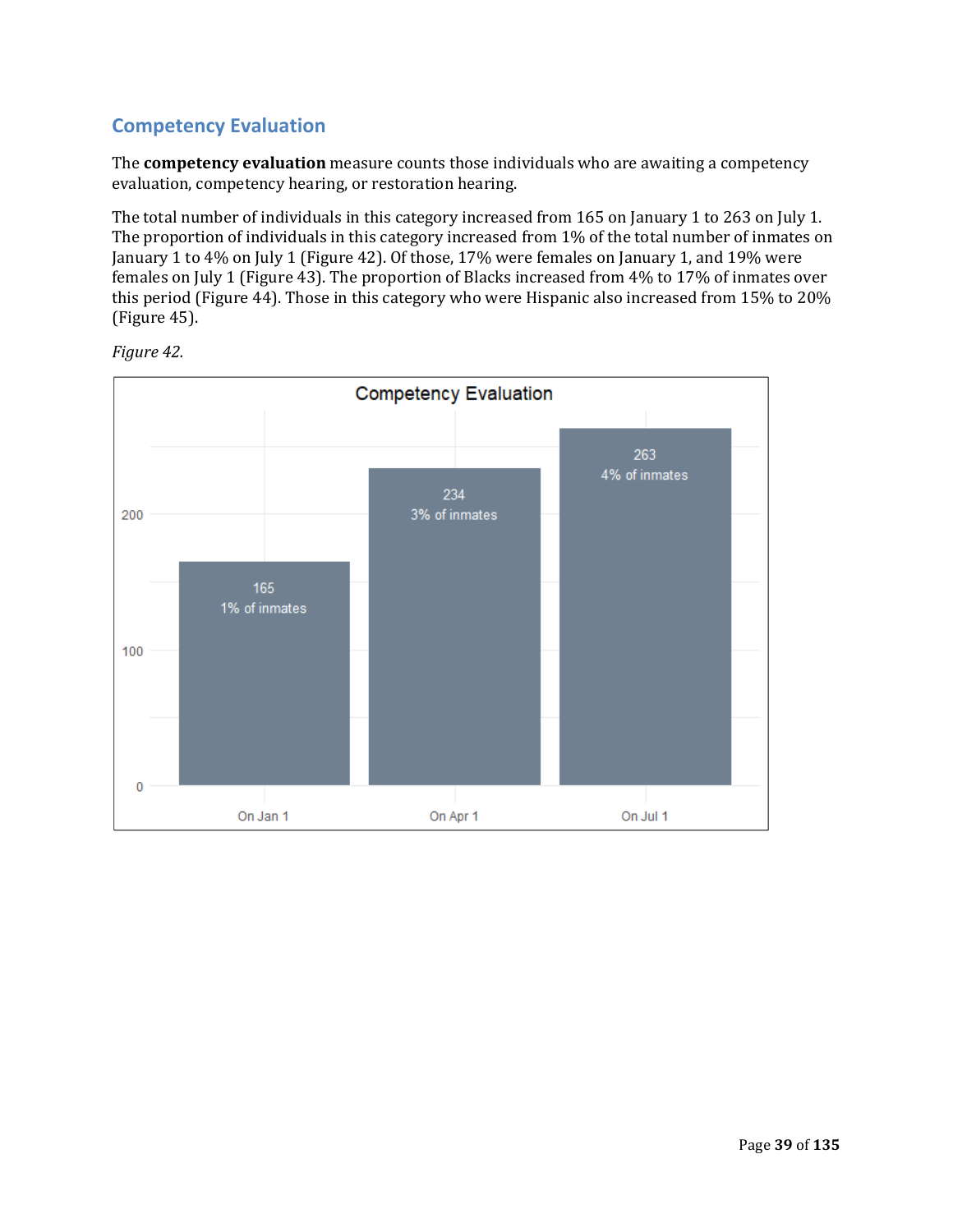## Competency Evaluation

The **competency evaluation** measure counts those individuals who are awaiting a competency evaluation, competency hearing, or restoration hearing.

The total number of individuals in this category increased from 165 on January 1 to 263 on July 1. The proportion of individuals in this category increased from 1% of the total number of inmates on January 1 to 4% on July 1 (Figure 42). Of those, 17% were females on January 1, and 19% were females on July 1 (Figure 43). The proportion of Blacks increased from 4% to 17% of inmates over this period (Figure 44). Those in this category who were Hispanic also increased from 15% to 20% (Figure 45).

*Figure 42.*

**Competency Evaluation**

| | Count | % of inmates |
|---|---|---|
| On Jan 1 | 165 | 1% of inmates |
| On Apr 1 | 234 | 3% of inmates |
| On Jul 1 | 263 | 4% of inmates |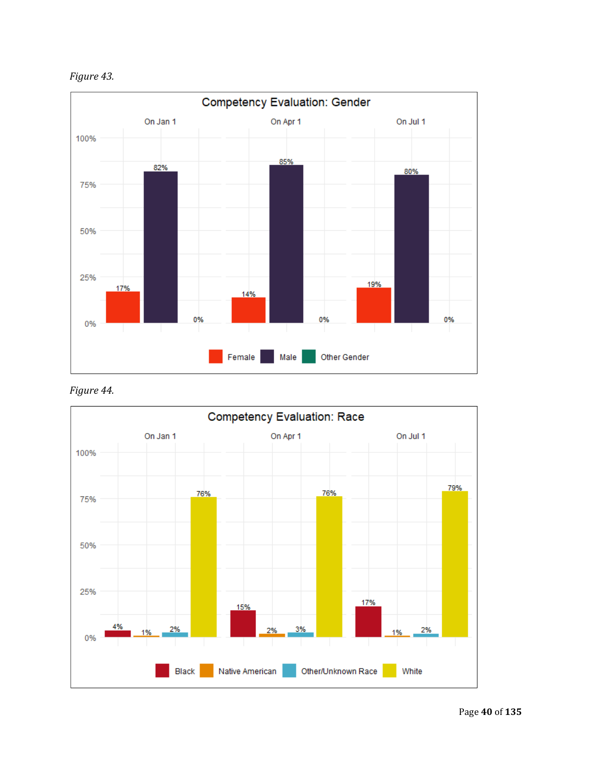*Figure 43.*

**Competency Evaluation: Gender**

| | Female | Male | Other Gender |
|---|---|---|---|
| On Jan 1 | 17% | 82% | 0% |
| On Apr 1 | 14% | 85% | 0% |
| On Jul 1 | 19% | 80% | 0% |

*Figure 44.*

**Competency Evaluation: Race**

| | Black | Native American | Other/Unknown Race | White |
|---|---|---|---|---|
| On Jan 1 | 4% | 1% | 2% | 76% |
| On Apr 1 | 15% | 2% | 3% | 76% |
| On Jul 1 | 17% | 1% | 2% | 79% |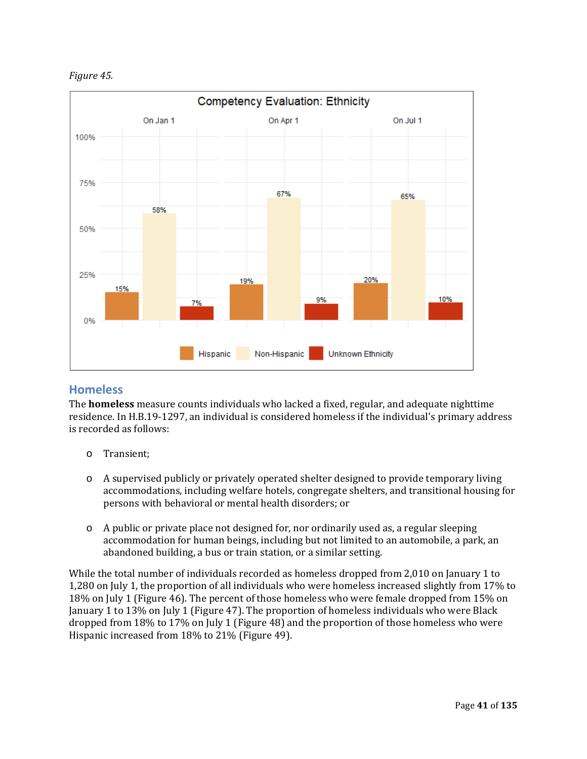*Figure 45.*

Competency Evaluation: Ethnicity

| | Hispanic | Non-Hispanic | Unknown Ethnicity |
|---|---|---|---|
| On Jan 1 | 15% | 58% | 7% |
| On Apr 1 | 19% | 67% | 9% |
| On Jul 1 | 20% | 65% | 10% |

## Homeless

The **homeless** measure counts individuals who lacked a fixed, regular, and adequate nighttime residence. In H.B.19-1297, an individual is considered homeless if the individual's primary address is recorded as follows:

- Transient;
- A supervised publicly or privately operated shelter designed to provide temporary living accommodations, including welfare hotels, congregate shelters, and transitional housing for persons with behavioral or mental health disorders; or
- A public or private place not designed for, nor ordinarily used as, a regular sleeping accommodation for human beings, including but not limited to an automobile, a park, an abandoned building, a bus or train station, or a similar setting.

While the total number of individuals recorded as homeless dropped from 2,010 on January 1 to 1,280 on July 1, the proportion of all individuals who were homeless increased slightly from 17% to 18% on July 1 (Figure 46). The percent of those homeless who were female dropped from 15% on January 1 to 13% on July 1 (Figure 47). The proportion of homeless individuals who were Black dropped from 18% to 17% on July 1 (Figure 48) and the proportion of those homeless who were Hispanic increased from 18% to 21% (Figure 49).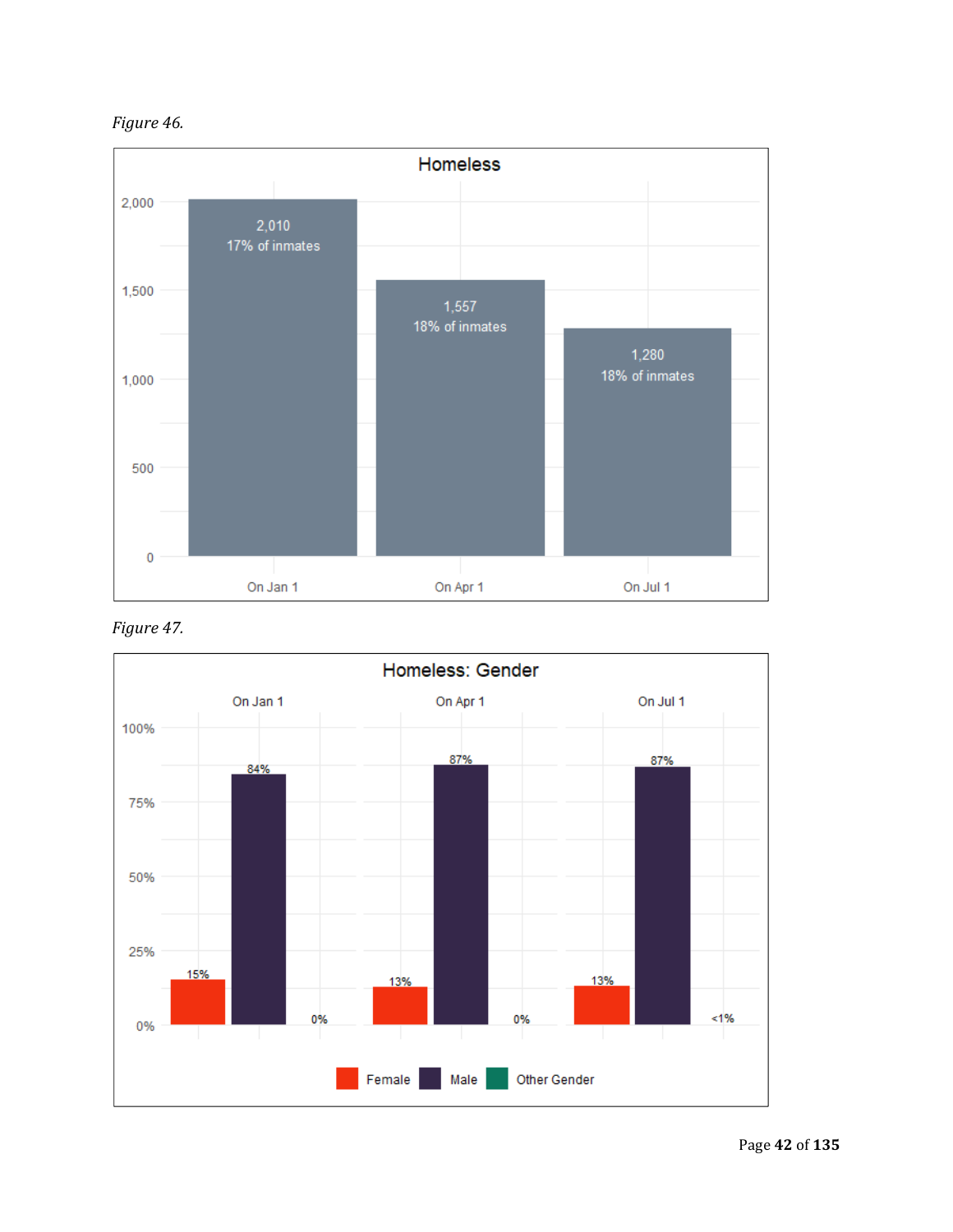*Figure 46.*

**Homeless**

| | On Jan 1 | On Apr 1 | On Jul 1 |
|---|---|---|---|
| Count | 2,010 | 1,557 | 1,280 |
| Share | 17% of inmates | 18% of inmates | 18% of inmates |

*Figure 47.*

**Homeless: Gender**

| | On Jan 1 | On Apr 1 | On Jul 1 |
|---|---|---|---|
| Female | 15% | 13% | 13% |
| Male | 84% | 87% | 87% |
| Other Gender | 0% | 0% | <1% |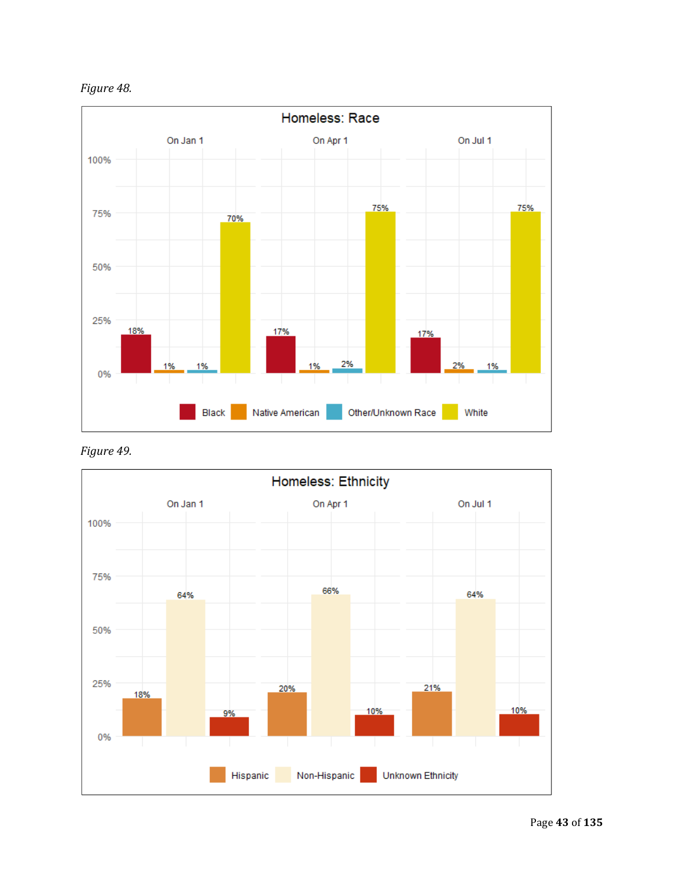*Figure 48.*

**Homeless: Race**

| Race | On Jan 1 | On Apr 1 | On Jul 1 |
|---|---|---|---|
| Black | 18% | 17% | 17% |
| Native American | 1% | 1% | 2% |
| Other/Unknown Race | 1% | 2% | 1% |
| White | 70% | 75% | 75% |

*Figure 49.*

**Homeless: Ethnicity**

| Ethnicity | On Jan 1 | On Apr 1 | On Jul 1 |
|---|---|---|---|
| Hispanic | 18% | 20% | 21% |
| Non-Hispanic | 64% | 66% | 64% |
| Unknown Ethnicity | 9% | 10% | 10% |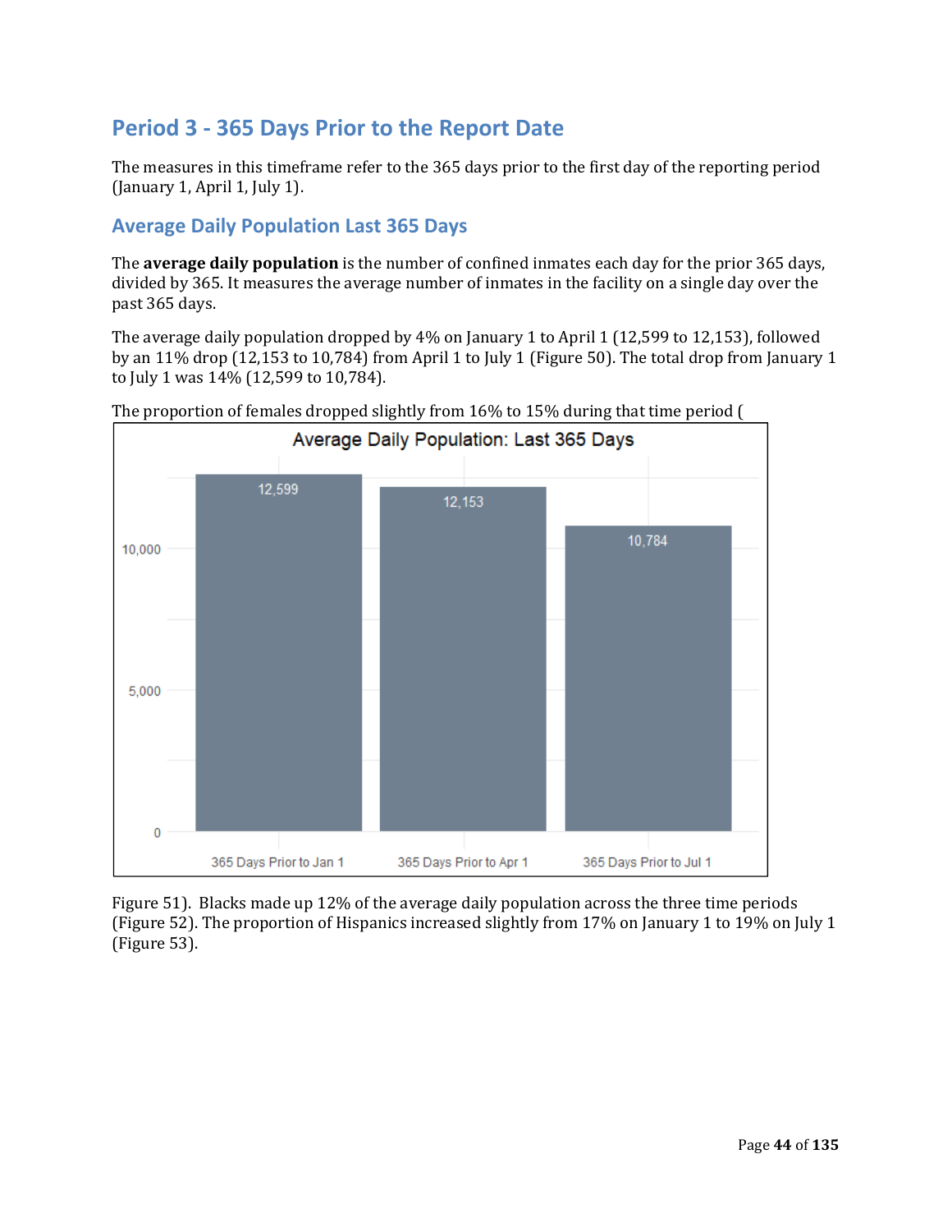## Period 3 - 365 Days Prior to the Report Date

The measures in this timeframe refer to the 365 days prior to the first day of the reporting period (January 1, April 1, July 1).

### Average Daily Population Last 365 Days

The **average daily population** is the number of confined inmates each day for the prior 365 days, divided by 365. It measures the average number of inmates in the facility on a single day over the past 365 days.

The average daily population dropped by 4% on January 1 to April 1 (12,599 to 12,153), followed by an 11% drop (12,153 to 10,784) from April 1 to July 1 (Figure 50). The total drop from January 1 to July 1 was 14% (12,599 to 10,784).

The proportion of females dropped slightly from 16% to 15% during that time period (

**Average Daily Population: Last 365 Days**

| | 365 Days Prior to Jan 1 | 365 Days Prior to Apr 1 | 365 Days Prior to Jul 1 |
|---|---|---|---|
| Average Daily Population | 12,599 | 12,153 | 10,784 |

Figure 51). Blacks made up 12% of the average daily population across the three time periods (Figure 52). The proportion of Hispanics increased slightly from 17% on January 1 to 19% on July 1 (Figure 53).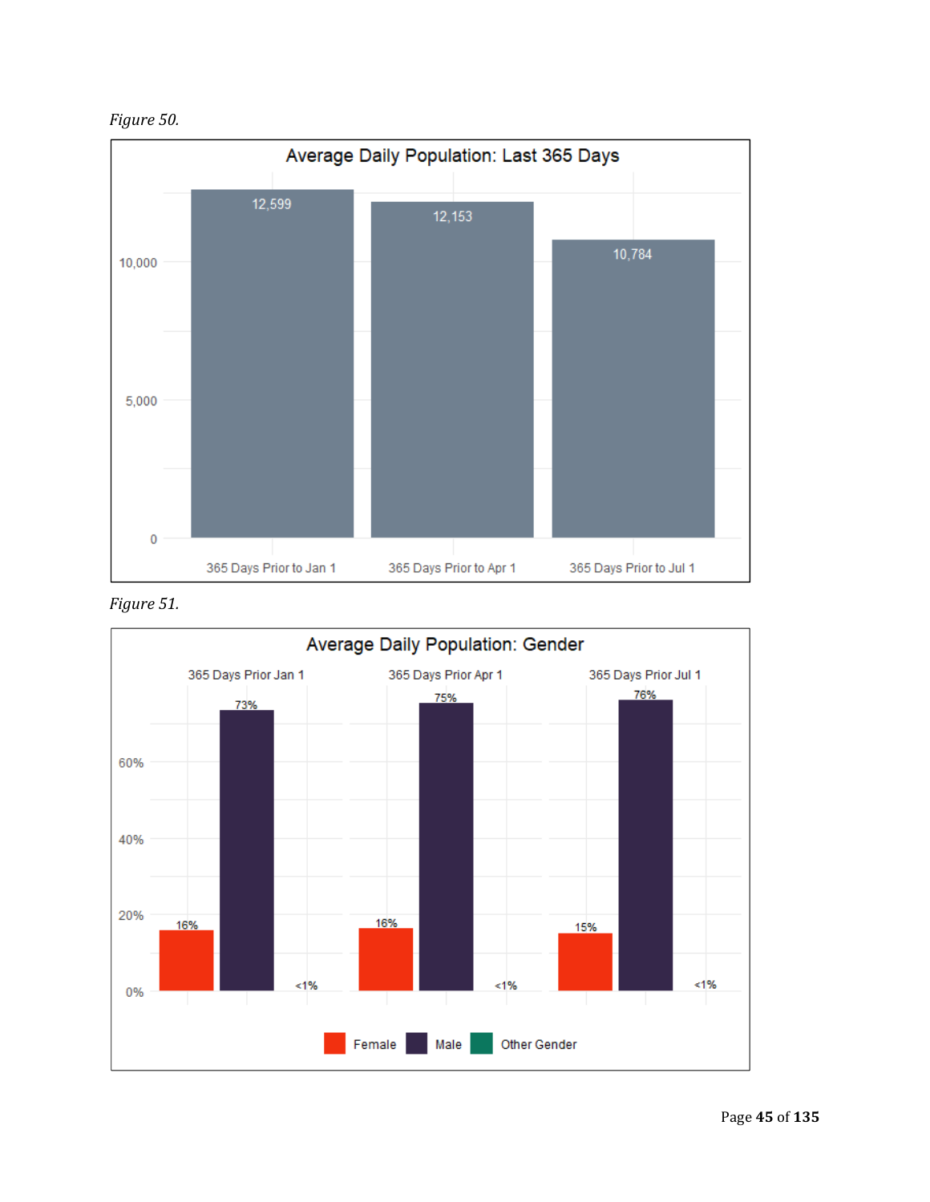*Figure 50.*

**Average Daily Population: Last 365 Days**

| | 365 Days Prior to Jan 1 | 365 Days Prior to Apr 1 | 365 Days Prior to Jul 1 |
|---|---|---|---|
| Average Daily Population | 12,599 | 12,153 | 10,784 |

*Figure 51.*

**Average Daily Population: Gender**

| | 365 Days Prior Jan 1 | 365 Days Prior Apr 1 | 365 Days Prior Jul 1 |
|---|---|---|---|
| Female | 16% | 16% | 15% |
| Male | 73% | 75% | 76% |
| Other Gender | <1% | <1% | <1% |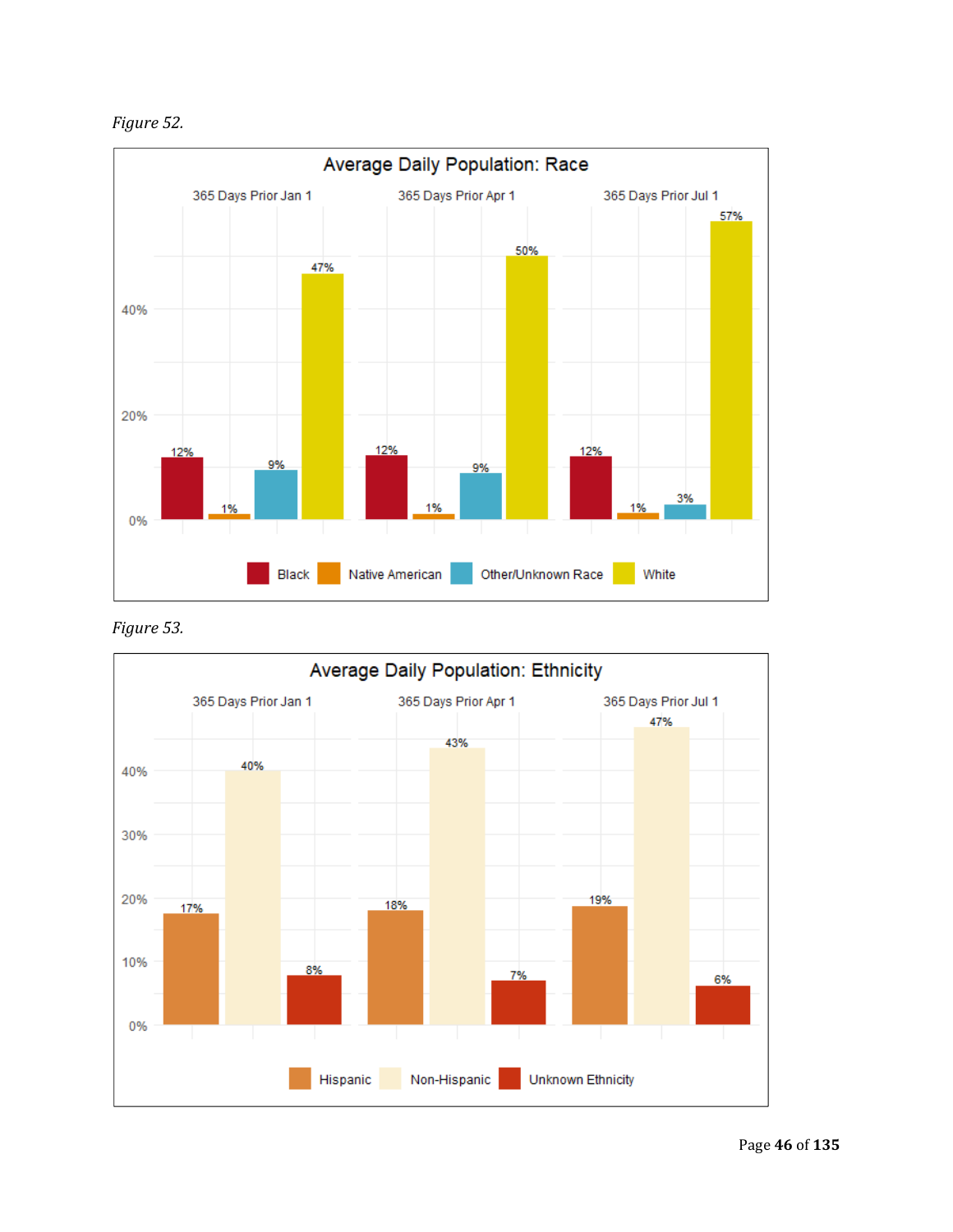*Figure 52.*

**Average Daily Population: Race**

| Race | 365 Days Prior Jan 1 | 365 Days Prior Apr 1 | 365 Days Prior Jul 1 |
|---|---|---|---|
| Black | 12% | 12% | 12% |
| Native American | 1% | 1% | 1% |
| Other/Unknown Race | 9% | 9% | 3% |
| White | 47% | 50% | 57% |

*Figure 53.*

**Average Daily Population: Ethnicity**

| Ethnicity | 365 Days Prior Jan 1 | 365 Days Prior Apr 1 | 365 Days Prior Jul 1 |
|---|---|---|---|
| Hispanic | 17% | 18% | 19% |
| Non-Hispanic | 40% | 43% | 47% |
| Unknown Ethnicity | 8% | 7% | 6% |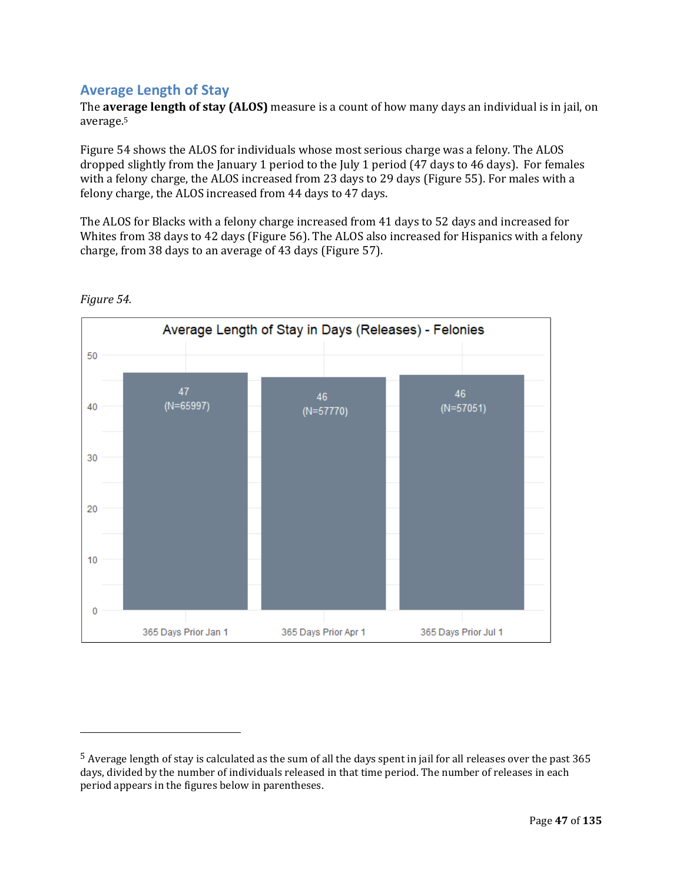## Average Length of Stay

The **average length of stay (ALOS)** measure is a count of how many days an individual is in jail, on average.[5]

Figure 54 shows the ALOS for individuals whose most serious charge was a felony. The ALOS dropped slightly from the January 1 period to the July 1 period (47 days to 46 days). For females with a felony charge, the ALOS increased from 23 days to 29 days (Figure 55). For males with a felony charge, the ALOS increased from 44 days to 47 days.

The ALOS for Blacks with a felony charge increased from 41 days to 52 days and increased for Whites from 38 days to 42 days (Figure 56). The ALOS also increased for Hispanics with a felony charge, from 38 days to an average of 43 days (Figure 57).

*Figure 54.*

Average Length of Stay in Days (Releases) - Felonies

| Period | ALOS (days) | N |
|---|---|---|
| 365 Days Prior Jan 1 | 47 | 65997 |
| 365 Days Prior Apr 1 | 46 | 57770 |
| 365 Days Prior Jul 1 | 46 | 57051 |

[5] Average length of stay is calculated as the sum of all the days spent in jail for all releases over the past 365 days, divided by the number of individuals released in that time period. The number of releases in each period appears in the figures below in parentheses.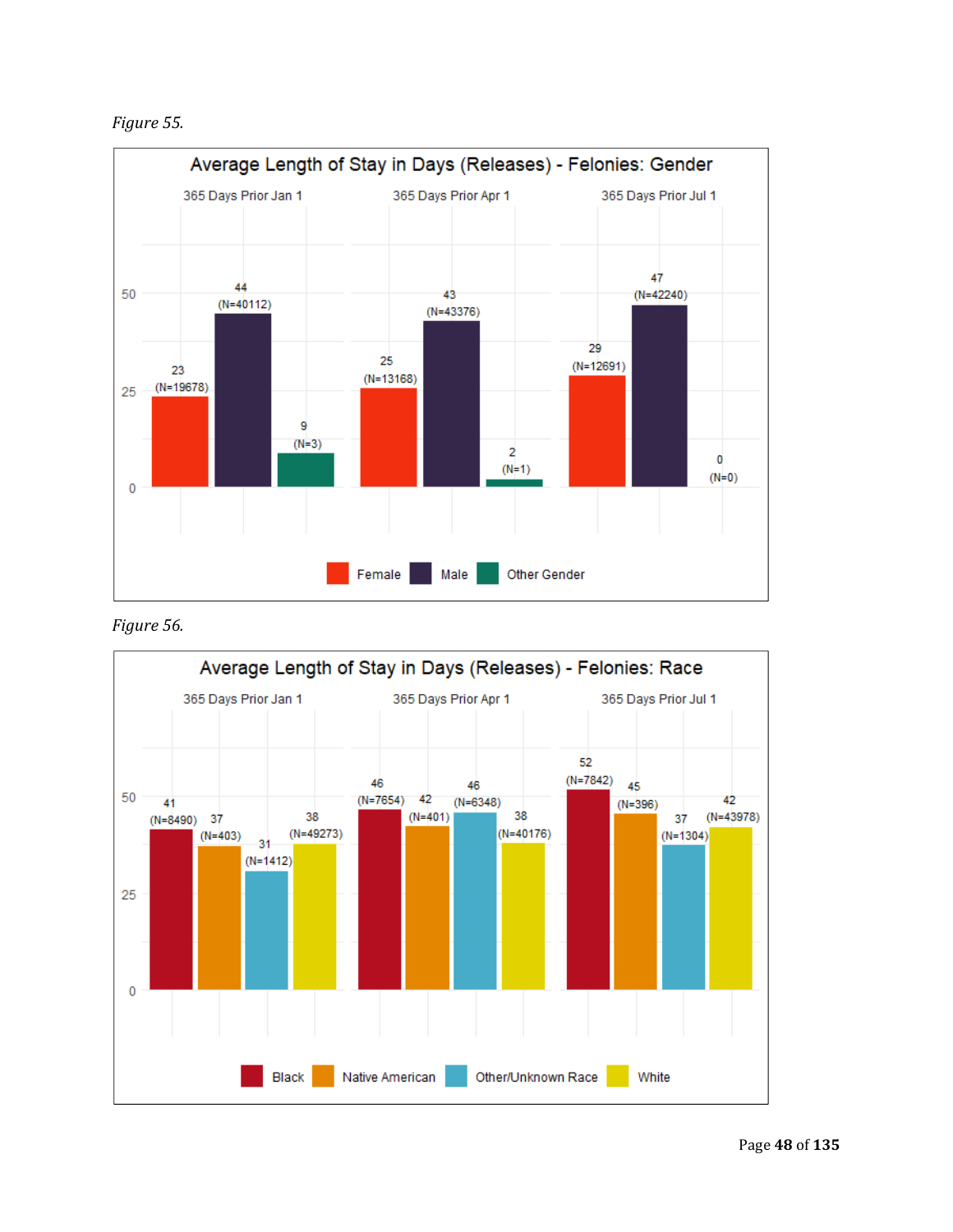*Figure 55.*

**Average Length of Stay in Days (Releases) - Felonies: Gender**

| | Female | Male | Other Gender |
|---|---|---|---|
| 365 Days Prior Jan 1 | 23 (N=19678) | 44 (N=40112) | 9 (N=3) |
| 365 Days Prior Apr 1 | 25 (N=13168) | 43 (N=43376) | 2 (N=1) |
| 365 Days Prior Jul 1 | 29 (N=12691) | 47 (N=42240) | 0 (N=0) |

*Figure 56.*

**Average Length of Stay in Days (Releases) - Felonies: Race**

| | Black | Native American | Other/Unknown Race | White |
|---|---|---|---|---|
| 365 Days Prior Jan 1 | 41 (N=8490) | 37 (N=403) | 31 (N=1412) | 38 (N=49273) |
| 365 Days Prior Apr 1 | 46 (N=7654) | 42 (N=401) | 46 (N=6348) | 38 (N=40176) |
| 365 Days Prior Jul 1 | 52 (N=7842) | 45 (N=396) | 37 (N=1304) | 42 (N=43978) |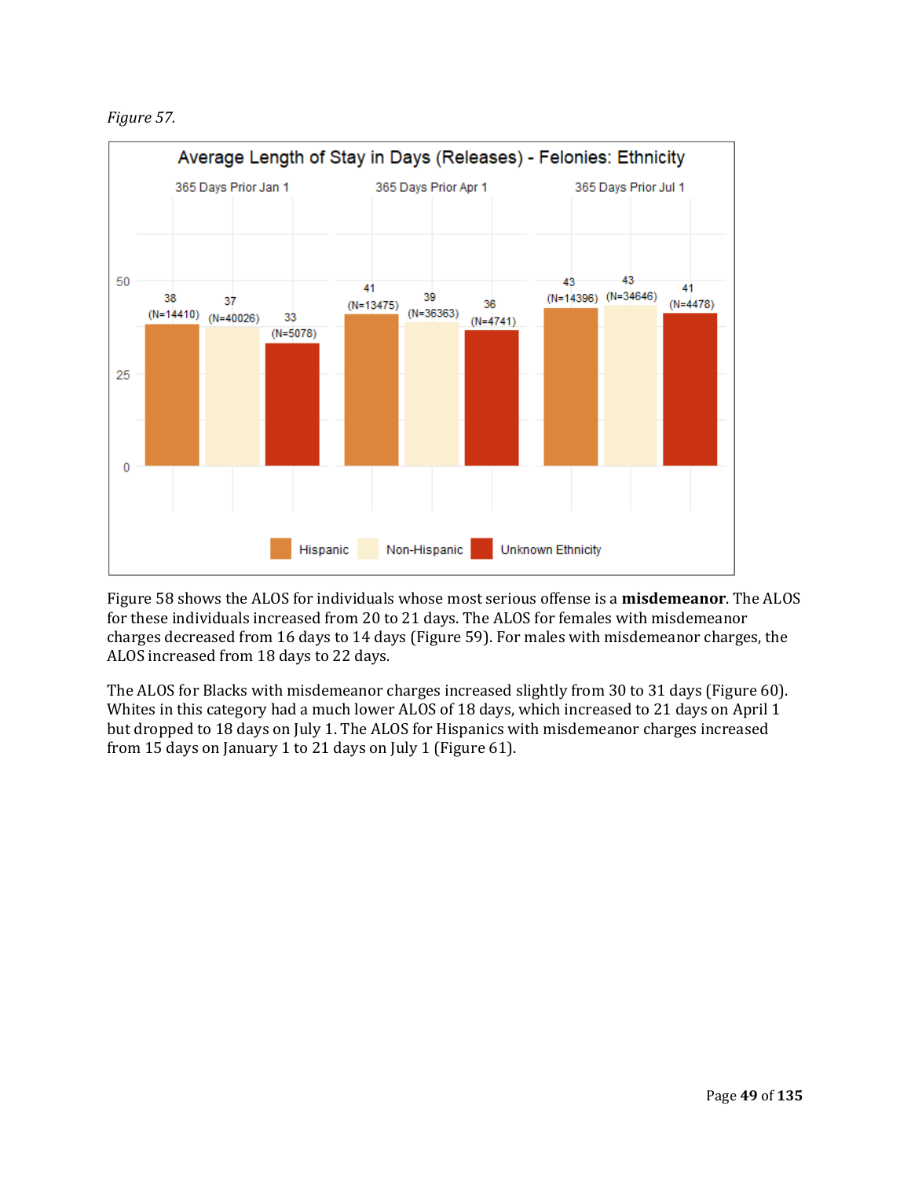*Figure 57.*

Figure 58 shows the ALOS for individuals whose most serious offense is a **misdemeanor**. The ALOS for these individuals increased from 20 to 21 days. The ALOS for females with misdemeanor charges decreased from 16 days to 14 days (Figure 59). For males with misdemeanor charges, the ALOS increased from 18 days to 22 days.

The ALOS for Blacks with misdemeanor charges increased slightly from 30 to 31 days (Figure 60). Whites in this category had a much lower ALOS of 18 days, which increased to 21 days on April 1 but dropped to 18 days on July 1. The ALOS for Hispanics with misdemeanor charges increased from 15 days on January 1 to 21 days on July 1 (Figure 61).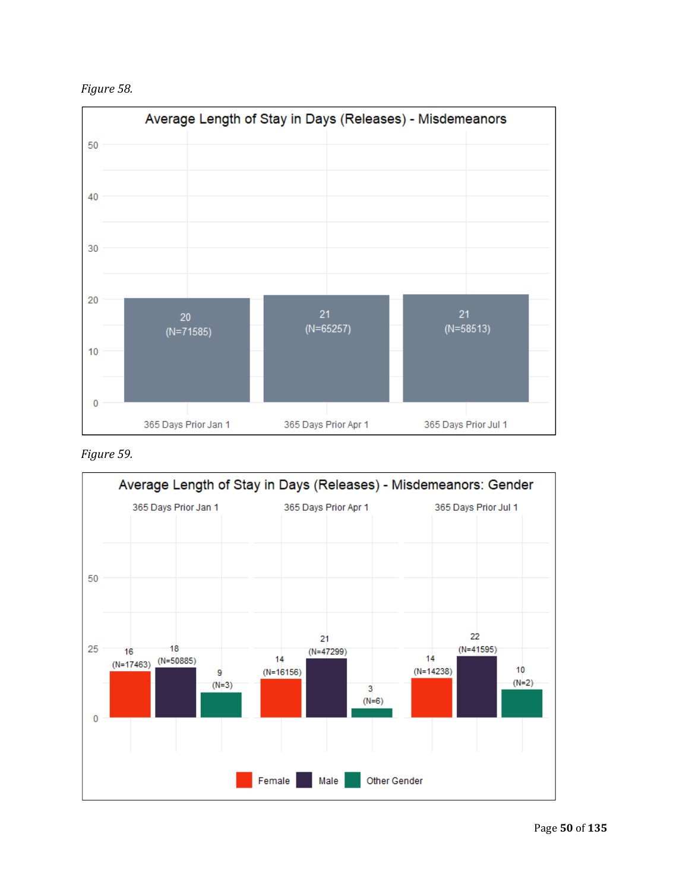*Figure 58.*

**Average Length of Stay in Days (Releases) - Misdemeanors**

| Period | Average Length of Stay (Days) | N |
|---|---|---|
| 365 Days Prior Jan 1 | 20 | 71585 |
| 365 Days Prior Apr 1 | 21 | 65257 |
| 365 Days Prior Jul 1 | 21 | 58513 |

*Figure 59.*

**Average Length of Stay in Days (Releases) - Misdemeanors: Gender**

| Period | Female | Male | Other Gender |
|---|---|---|---|
| 365 Days Prior Jan 1 | 16 (N=17463) | 18 (N=50885) | 9 (N=3) |
| 365 Days Prior Apr 1 | 14 (N=16156) | 21 (N=47299) | 3 (N=6) |
| 365 Days Prior Jul 1 | 14 (N=14238) | 22 (N=41595) | 10 (N=2) |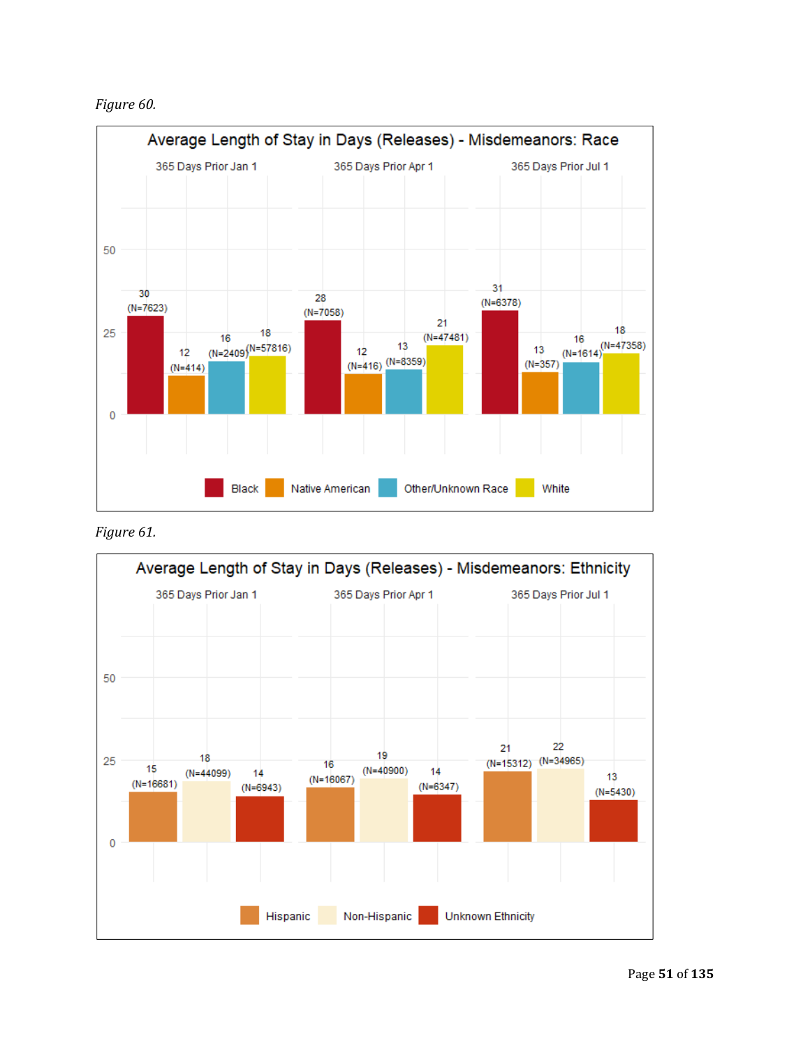*Figure 60.*

**Average Length of Stay in Days (Releases) - Misdemeanors: Race**

| | 365 Days Prior Jan 1 | 365 Days Prior Apr 1 | 365 Days Prior Jul 1 |
|---|---|---|---|
| Black | 30 (N=7623) | 28 (N=7058) | 31 (N=6378) |
| Native American | 12 (N=414) | 12 (N=416) | 13 (N=357) |
| Other/Unknown Race | 16 (N=2409) | 13 (N=8359) | 16 (N=1614) |
| White | 18 (N=57816) | 21 (N=47481) | 18 (N=47358) |

*Figure 61.*

**Average Length of Stay in Days (Releases) - Misdemeanors: Ethnicity**

| | 365 Days Prior Jan 1 | 365 Days Prior Apr 1 | 365 Days Prior Jul 1 |
|---|---|---|---|
| Hispanic | 15 (N=16681) | 16 (N=16067) | 21 (N=15312) |
| Non-Hispanic | 18 (N=44099) | 19 (N=40900) | 22 (N=34965) |
| Unknown Ethnicity | 14 (N=6943) | 14 (N=6347) | 13 (N=5430) |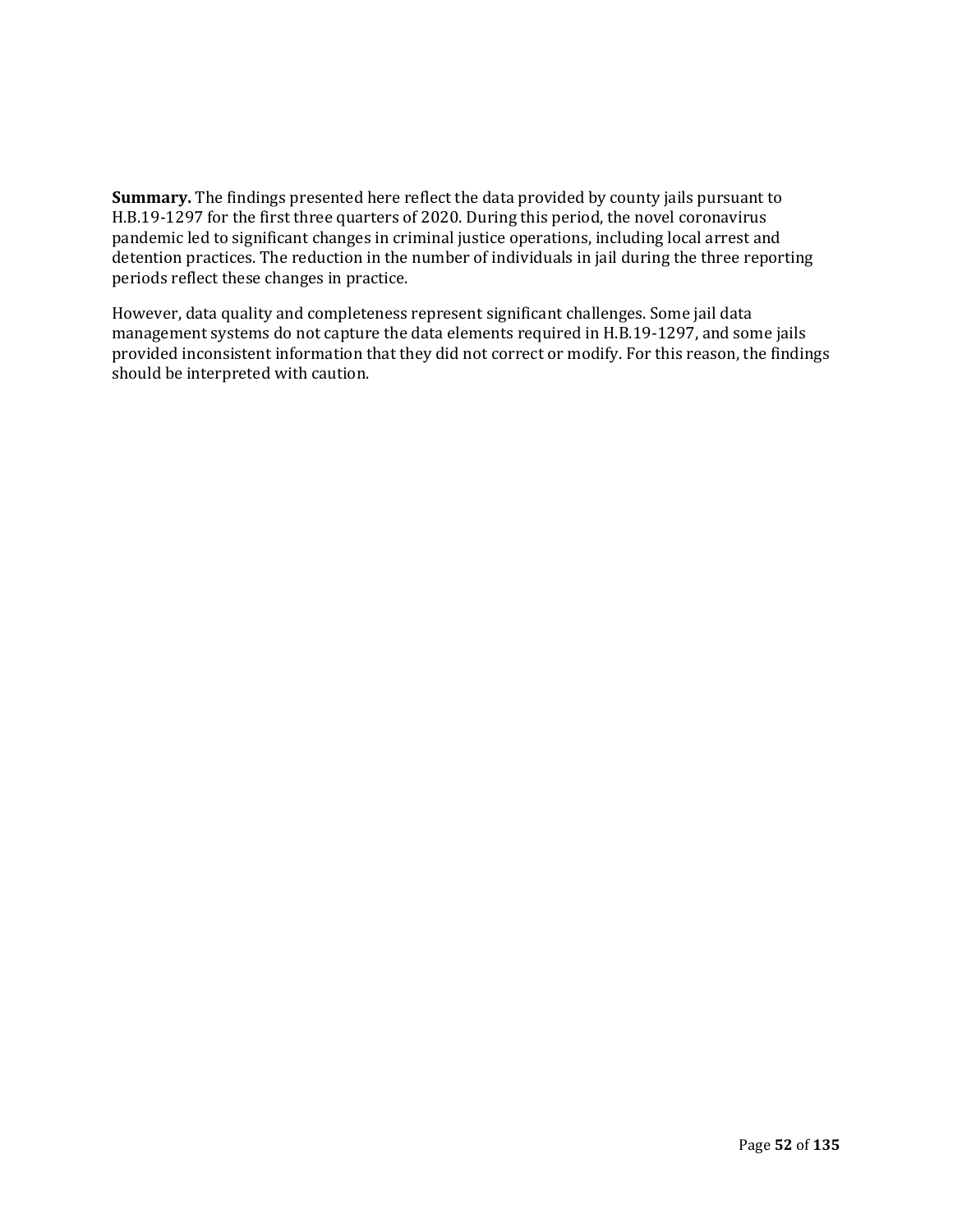**Summary.** The findings presented here reflect the data provided by county jails pursuant to H.B.19-1297 for the first three quarters of 2020. During this period, the novel coronavirus pandemic led to significant changes in criminal justice operations, including local arrest and detention practices. The reduction in the number of individuals in jail during the three reporting periods reflect these changes in practice.

However, data quality and completeness represent significant challenges. Some jail data management systems do not capture the data elements required in H.B.19-1297, and some jails provided inconsistent information that they did not correct or modify. For this reason, the findings should be interpreted with caution.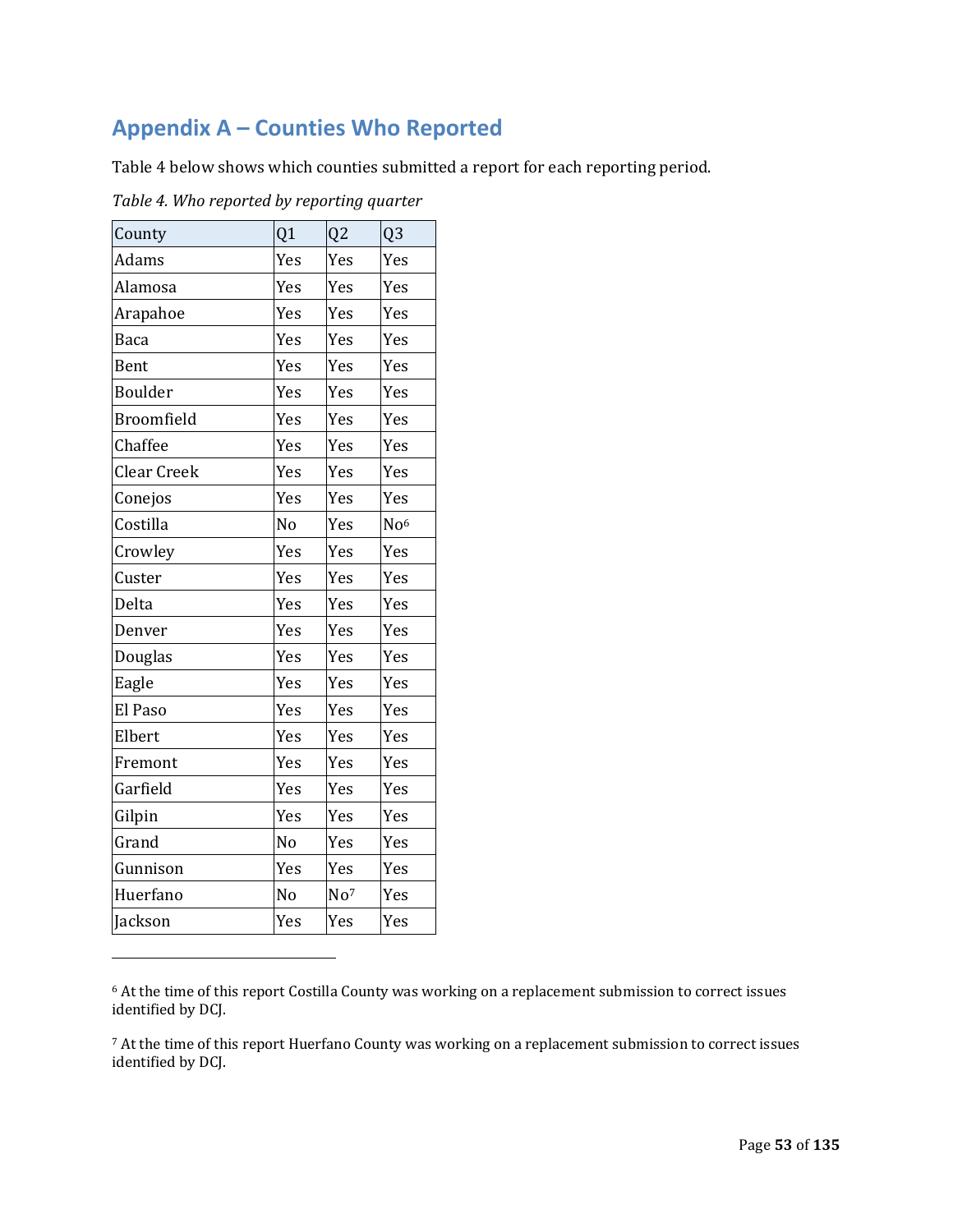## Appendix A – Counties Who Reported

Table 4 below shows which counties submitted a report for each reporting period.

*Table 4. Who reported by reporting quarter*

| County | Q1 | Q2 | Q3 |
|---|---|---|---|
| Adams | Yes | Yes | Yes |
| Alamosa | Yes | Yes | Yes |
| Arapahoe | Yes | Yes | Yes |
| Baca | Yes | Yes | Yes |
| Bent | Yes | Yes | Yes |
| Boulder | Yes | Yes | Yes |
| Broomfield | Yes | Yes | Yes |
| Chaffee | Yes | Yes | Yes |
| Clear Creek | Yes | Yes | Yes |
| Conejos | Yes | Yes | Yes |
| Costilla | No | Yes | No[6] |
| Crowley | Yes | Yes | Yes |
| Custer | Yes | Yes | Yes |
| Delta | Yes | Yes | Yes |
| Denver | Yes | Yes | Yes |
| Douglas | Yes | Yes | Yes |
| Eagle | Yes | Yes | Yes |
| El Paso | Yes | Yes | Yes |
| Elbert | Yes | Yes | Yes |
| Fremont | Yes | Yes | Yes |
| Garfield | Yes | Yes | Yes |
| Gilpin | Yes | Yes | Yes |
| Grand | No | Yes | Yes |
| Gunnison | Yes | Yes | Yes |
| Huerfano | No | No[7] | Yes |
| Jackson | Yes | Yes | Yes |

[6] At the time of this report Costilla County was working on a replacement submission to correct issues identified by DCJ.

[7] At the time of this report Huerfano County was working on a replacement submission to correct issues identified by DCJ.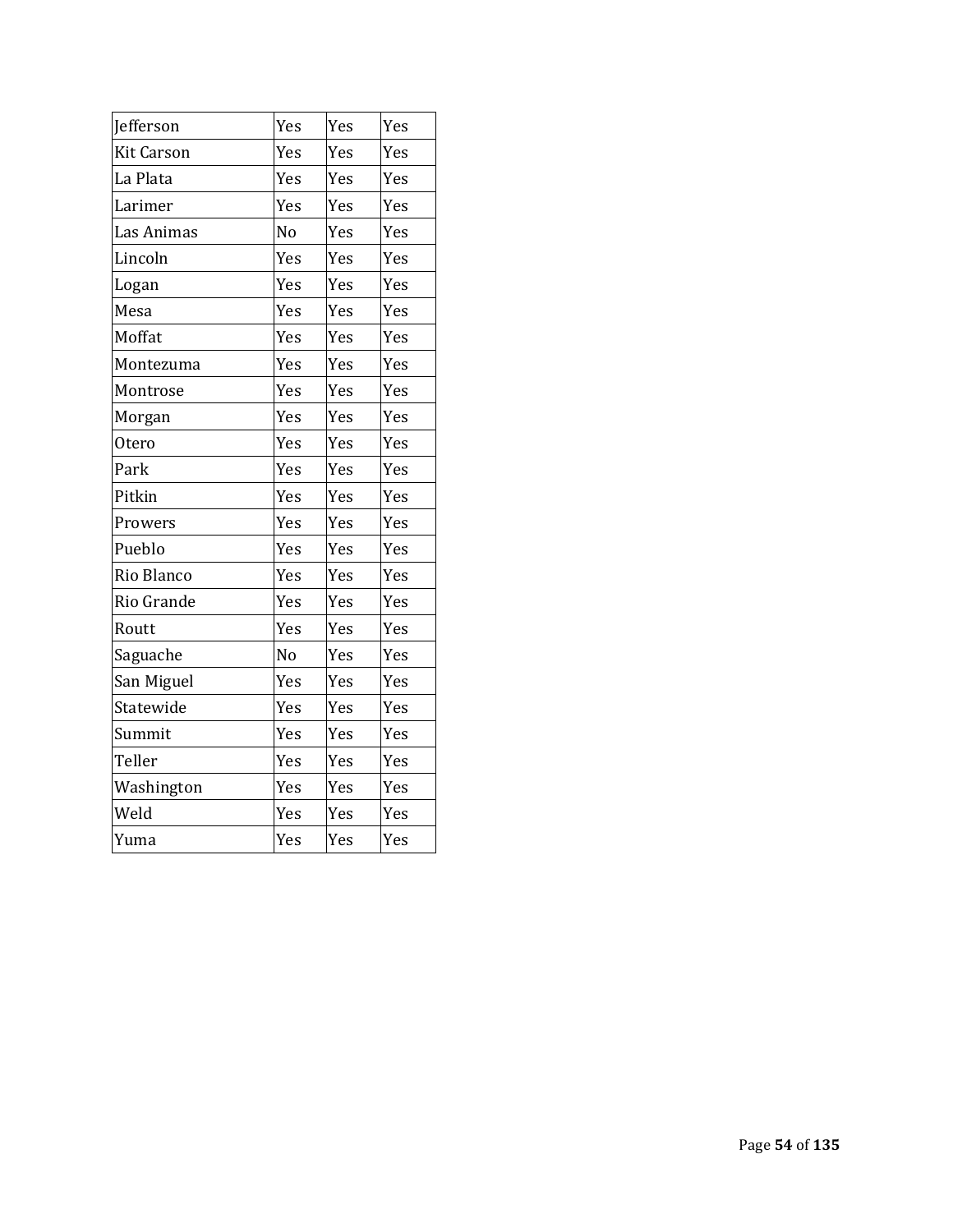| | | | |
|---|---|---|---|
| Jefferson | Yes | Yes | Yes |
| Kit Carson | Yes | Yes | Yes |
| La Plata | Yes | Yes | Yes |
| Larimer | Yes | Yes | Yes |
| Las Animas | No | Yes | Yes |
| Lincoln | Yes | Yes | Yes |
| Logan | Yes | Yes | Yes |
| Mesa | Yes | Yes | Yes |
| Moffat | Yes | Yes | Yes |
| Montezuma | Yes | Yes | Yes |
| Montrose | Yes | Yes | Yes |
| Morgan | Yes | Yes | Yes |
| Otero | Yes | Yes | Yes |
| Park | Yes | Yes | Yes |
| Pitkin | Yes | Yes | Yes |
| Prowers | Yes | Yes | Yes |
| Pueblo | Yes | Yes | Yes |
| Rio Blanco | Yes | Yes | Yes |
| Rio Grande | Yes | Yes | Yes |
| Routt | Yes | Yes | Yes |
| Saguache | No | Yes | Yes |
| San Miguel | Yes | Yes | Yes |
| Statewide | Yes | Yes | Yes |
| Summit | Yes | Yes | Yes |
| Teller | Yes | Yes | Yes |
| Washington | Yes | Yes | Yes |
| Weld | Yes | Yes | Yes |
| Yuma | Yes | Yes | Yes |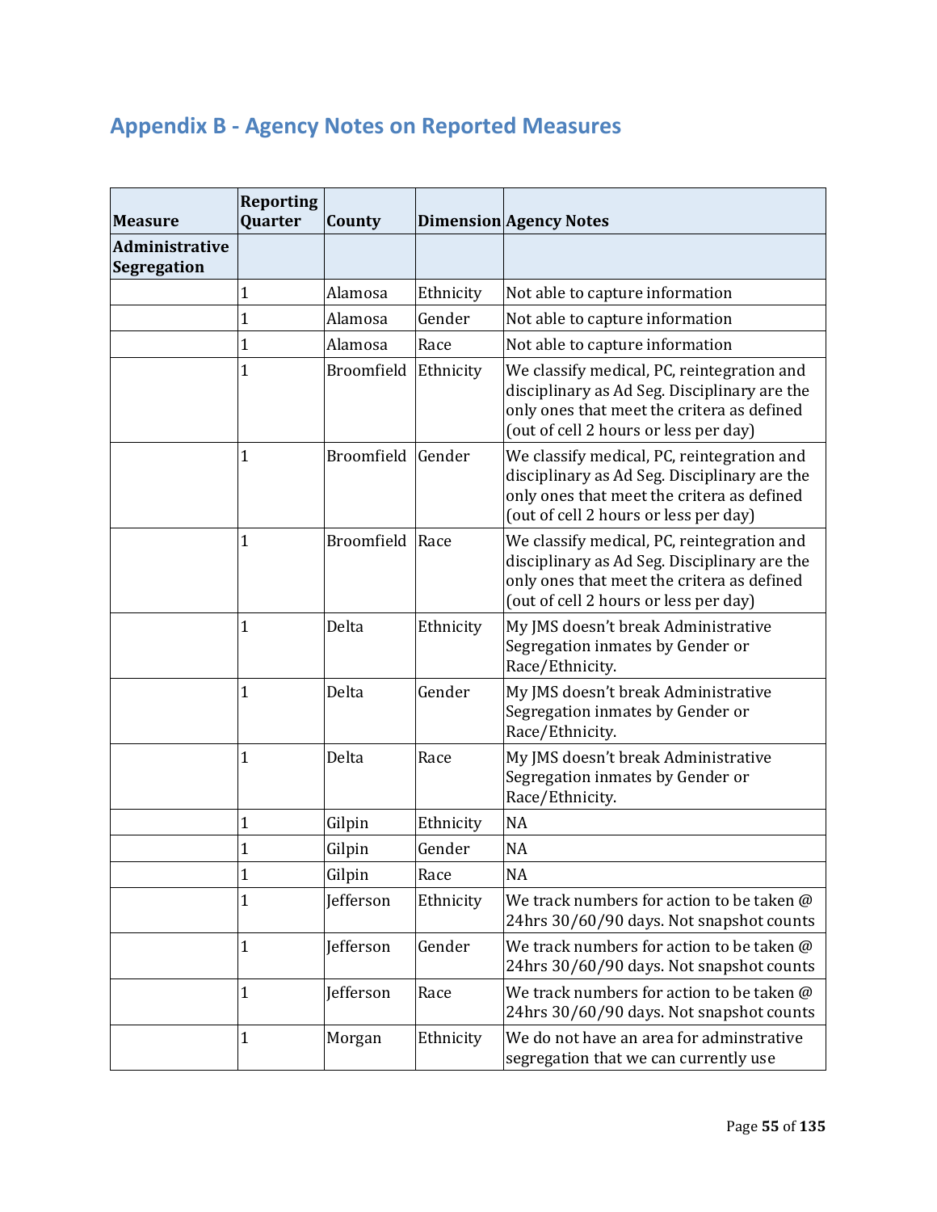## Appendix B - Agency Notes on Reported Measures

| Measure | Reporting Quarter | County | Dimension | Agency Notes |
|---|---|---|---|---|
| **Administrative Segregation** | | | | |
| | 1 | Alamosa | Ethnicity | Not able to capture information |
| | 1 | Alamosa | Gender | Not able to capture information |
| | 1 | Alamosa | Race | Not able to capture information |
| | 1 | Broomfield | Ethnicity | We classify medical, PC, reintegration and disciplinary as Ad Seg. Disciplinary are the only ones that meet the critera as defined (out of cell 2 hours or less per day) |
| | 1 | Broomfield | Gender | We classify medical, PC, reintegration and disciplinary as Ad Seg. Disciplinary are the only ones that meet the critera as defined (out of cell 2 hours or less per day) |
| | 1 | Broomfield | Race | We classify medical, PC, reintegration and disciplinary as Ad Seg. Disciplinary are the only ones that meet the critera as defined (out of cell 2 hours or less per day) |
| | 1 | Delta | Ethnicity | My JMS doesn't break Administrative Segregation inmates by Gender or Race/Ethnicity. |
| | 1 | Delta | Gender | My JMS doesn't break Administrative Segregation inmates by Gender or Race/Ethnicity. |
| | 1 | Delta | Race | My JMS doesn't break Administrative Segregation inmates by Gender or Race/Ethnicity. |
| | 1 | Gilpin | Ethnicity | NA |
| | 1 | Gilpin | Gender | NA |
| | 1 | Gilpin | Race | NA |
| | 1 | Jefferson | Ethnicity | We track numbers for action to be taken @ 24hrs 30/60/90 days. Not snapshot counts |
| | 1 | Jefferson | Gender | We track numbers for action to be taken @ 24hrs 30/60/90 days. Not snapshot counts |
| | 1 | Jefferson | Race | We track numbers for action to be taken @ 24hrs 30/60/90 days. Not snapshot counts |
| | 1 | Morgan | Ethnicity | We do not have an area for adminstrative segregation that we can currently use |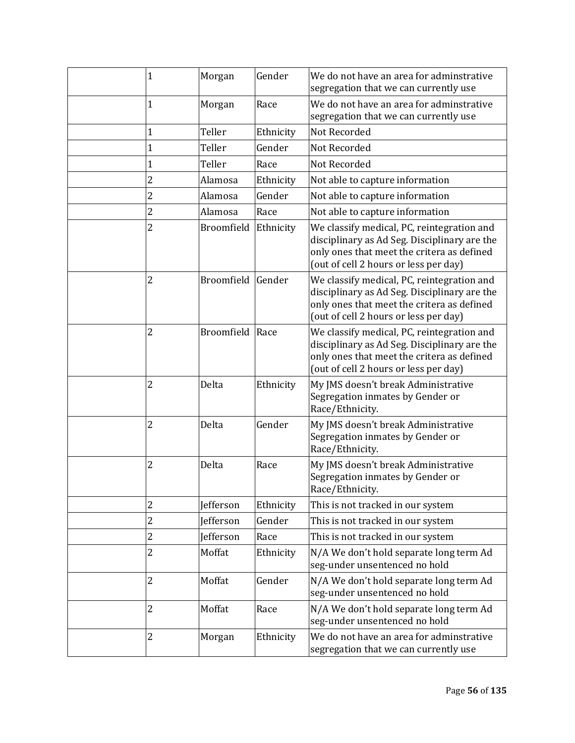| | | | | |
|---|---|---|---|---|
| | 1 | Morgan | Gender | We do not have an area for adminstrative segregation that we can currently use |
| | 1 | Morgan | Race | We do not have an area for adminstrative segregation that we can currently use |
| | 1 | Teller | Ethnicity | Not Recorded |
| | 1 | Teller | Gender | Not Recorded |
| | 1 | Teller | Race | Not Recorded |
| | 2 | Alamosa | Ethnicity | Not able to capture information |
| | 2 | Alamosa | Gender | Not able to capture information |
| | 2 | Alamosa | Race | Not able to capture information |
| | 2 | Broomfield | Ethnicity | We classify medical, PC, reintegration and disciplinary as Ad Seg. Disciplinary are the only ones that meet the critera as defined (out of cell 2 hours or less per day) |
| | 2 | Broomfield | Gender | We classify medical, PC, reintegration and disciplinary as Ad Seg. Disciplinary are the only ones that meet the critera as defined (out of cell 2 hours or less per day) |
| | 2 | Broomfield | Race | We classify medical, PC, reintegration and disciplinary as Ad Seg. Disciplinary are the only ones that meet the critera as defined (out of cell 2 hours or less per day) |
| | 2 | Delta | Ethnicity | My JMS doesn't break Administrative Segregation inmates by Gender or Race/Ethnicity. |
| | 2 | Delta | Gender | My JMS doesn't break Administrative Segregation inmates by Gender or Race/Ethnicity. |
| | 2 | Delta | Race | My JMS doesn't break Administrative Segregation inmates by Gender or Race/Ethnicity. |
| | 2 | Jefferson | Ethnicity | This is not tracked in our system |
| | 2 | Jefferson | Gender | This is not tracked in our system |
| | 2 | Jefferson | Race | This is not tracked in our system |
| | 2 | Moffat | Ethnicity | N/A We don't hold separate long term Ad seg-under unsentenced no hold |
| | 2 | Moffat | Gender | N/A We don't hold separate long term Ad seg-under unsentenced no hold |
| | 2 | Moffat | Race | N/A We don't hold separate long term Ad seg-under unsentenced no hold |
| | 2 | Morgan | Ethnicity | We do not have an area for adminstrative segregation that we can currently use |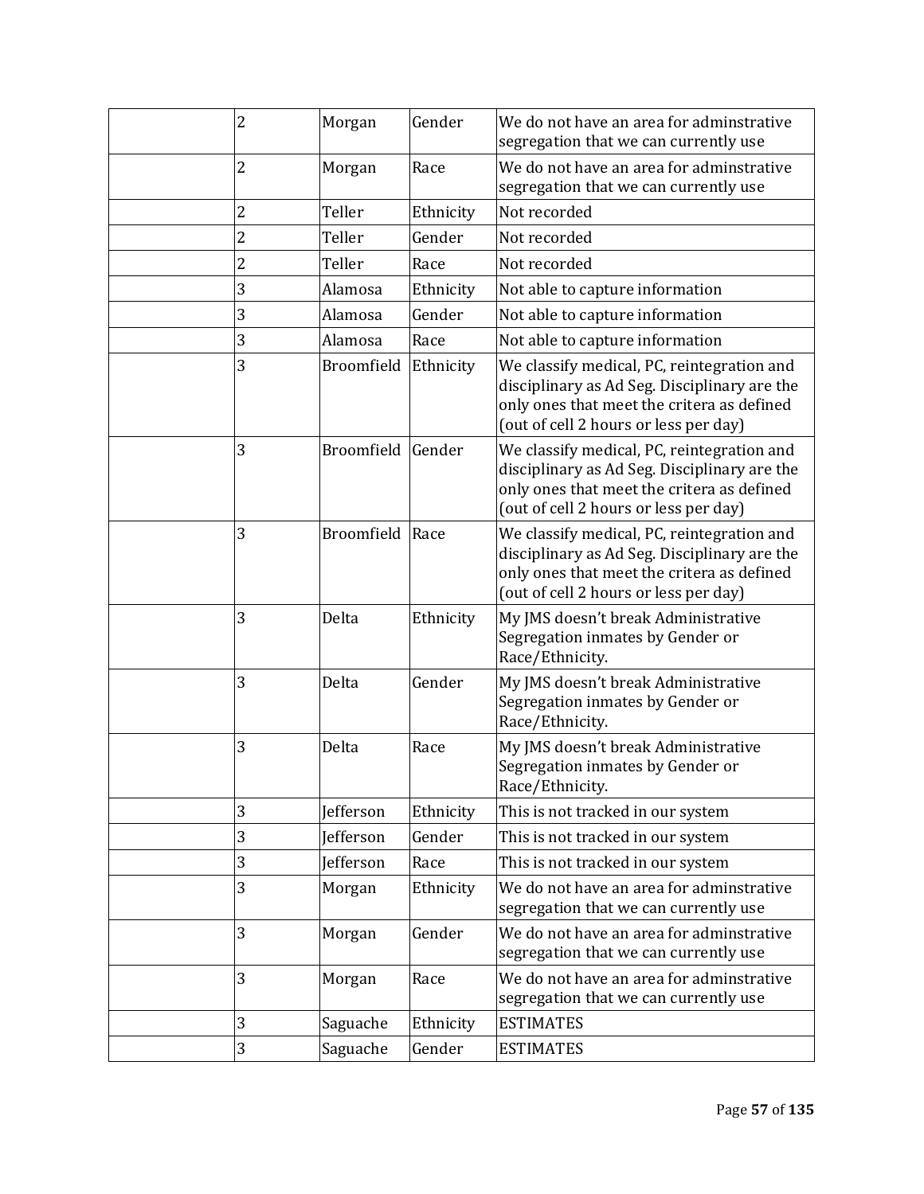| | | | | |
|---|---|---|---|---|
| | 2 | Morgan | Gender | We do not have an area for adminstrative segregation that we can currently use |
| | 2 | Morgan | Race | We do not have an area for adminstrative segregation that we can currently use |
| | 2 | Teller | Ethnicity | Not recorded |
| | 2 | Teller | Gender | Not recorded |
| | 2 | Teller | Race | Not recorded |
| | 3 | Alamosa | Ethnicity | Not able to capture information |
| | 3 | Alamosa | Gender | Not able to capture information |
| | 3 | Alamosa | Race | Not able to capture information |
| | 3 | Broomfield | Ethnicity | We classify medical, PC, reintegration and disciplinary as Ad Seg. Disciplinary are the only ones that meet the critera as defined (out of cell 2 hours or less per day) |
| | 3 | Broomfield | Gender | We classify medical, PC, reintegration and disciplinary as Ad Seg. Disciplinary are the only ones that meet the critera as defined (out of cell 2 hours or less per day) |
| | 3 | Broomfield | Race | We classify medical, PC, reintegration and disciplinary as Ad Seg. Disciplinary are the only ones that meet the critera as defined (out of cell 2 hours or less per day) |
| | 3 | Delta | Ethnicity | My JMS doesn't break Administrative Segregation inmates by Gender or Race/Ethnicity. |
| | 3 | Delta | Gender | My JMS doesn't break Administrative Segregation inmates by Gender or Race/Ethnicity. |
| | 3 | Delta | Race | My JMS doesn't break Administrative Segregation inmates by Gender or Race/Ethnicity. |
| | 3 | Jefferson | Ethnicity | This is not tracked in our system |
| | 3 | Jefferson | Gender | This is not tracked in our system |
| | 3 | Jefferson | Race | This is not tracked in our system |
| | 3 | Morgan | Ethnicity | We do not have an area for adminstrative segregation that we can currently use |
| | 3 | Morgan | Gender | We do not have an area for adminstrative segregation that we can currently use |
| | 3 | Morgan | Race | We do not have an area for adminstrative segregation that we can currently use |
| | 3 | Saguache | Ethnicity | ESTIMATES |
| | 3 | Saguache | Gender | ESTIMATES |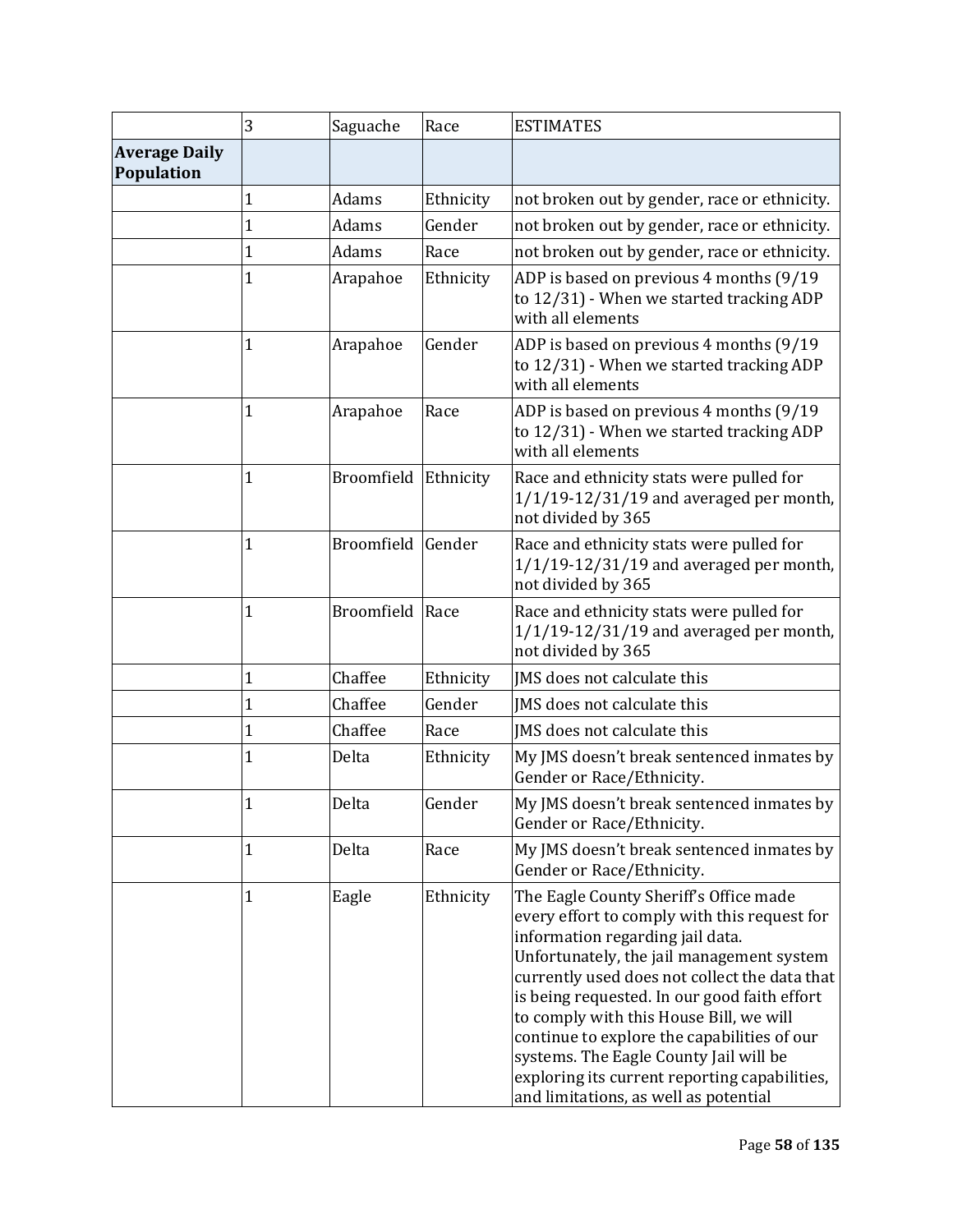| | | | | |
|---|---|---|---|---|
| | 3 | Saguache | Race | ESTIMATES |
| **Average Daily Population** | | | | |
| | 1 | Adams | Ethnicity | not broken out by gender, race or ethnicity. |
| | 1 | Adams | Gender | not broken out by gender, race or ethnicity. |
| | 1 | Adams | Race | not broken out by gender, race or ethnicity. |
| | 1 | Arapahoe | Ethnicity | ADP is based on previous 4 months (9/19 to 12/31) - When we started tracking ADP with all elements |
| | 1 | Arapahoe | Gender | ADP is based on previous 4 months (9/19 to 12/31) - When we started tracking ADP with all elements |
| | 1 | Arapahoe | Race | ADP is based on previous 4 months (9/19 to 12/31) - When we started tracking ADP with all elements |
| | 1 | Broomfield | Ethnicity | Race and ethnicity stats were pulled for 1/1/19-12/31/19 and averaged per month, not divided by 365 |
| | 1 | Broomfield | Gender | Race and ethnicity stats were pulled for 1/1/19-12/31/19 and averaged per month, not divided by 365 |
| | 1 | Broomfield | Race | Race and ethnicity stats were pulled for 1/1/19-12/31/19 and averaged per month, not divided by 365 |
| | 1 | Chaffee | Ethnicity | JMS does not calculate this |
| | 1 | Chaffee | Gender | JMS does not calculate this |
| | 1 | Chaffee | Race | JMS does not calculate this |
| | 1 | Delta | Ethnicity | My JMS doesn't break sentenced inmates by Gender or Race/Ethnicity. |
| | 1 | Delta | Gender | My JMS doesn't break sentenced inmates by Gender or Race/Ethnicity. |
| | 1 | Delta | Race | My JMS doesn't break sentenced inmates by Gender or Race/Ethnicity. |
| | 1 | Eagle | Ethnicity | The Eagle County Sheriff's Office made every effort to comply with this request for information regarding jail data. Unfortunately, the jail management system currently used does not collect the data that is being requested. In our good faith effort to comply with this House Bill, we will continue to explore the capabilities of our systems. The Eagle County Jail will be exploring its current reporting capabilities, and limitations, as well as potential |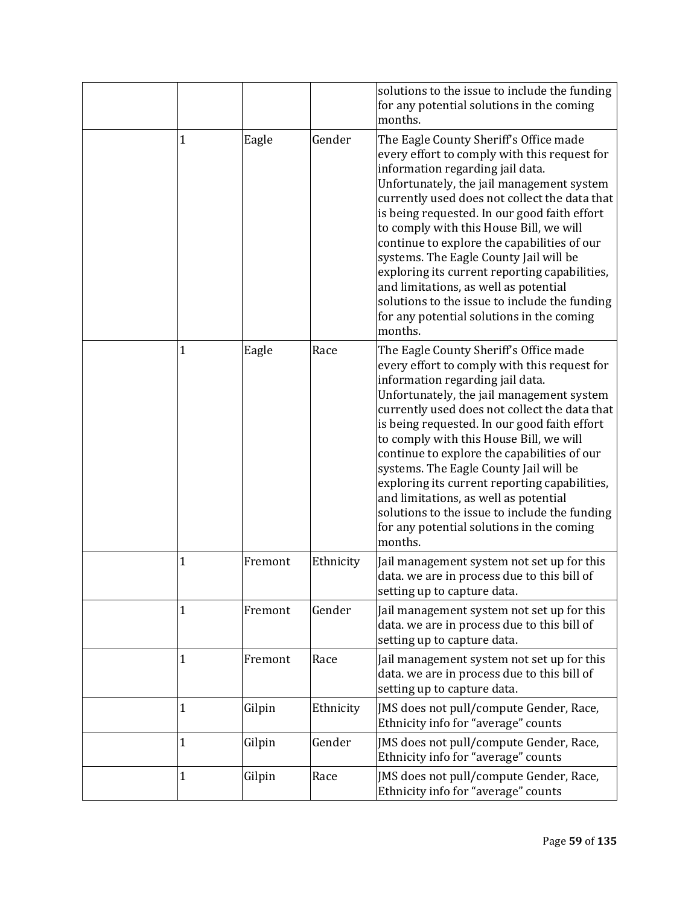| | | | | |
|---|---|---|---|---|
| | | | | solutions to the issue to include the funding for any potential solutions in the coming months. |
| | 1 | Eagle | Gender | The Eagle County Sheriff's Office made every effort to comply with this request for information regarding jail data. Unfortunately, the jail management system currently used does not collect the data that is being requested. In our good faith effort to comply with this House Bill, we will continue to explore the capabilities of our systems. The Eagle County Jail will be exploring its current reporting capabilities, and limitations, as well as potential solutions to the issue to include the funding for any potential solutions in the coming months. |
| | 1 | Eagle | Race | The Eagle County Sheriff's Office made every effort to comply with this request for information regarding jail data. Unfortunately, the jail management system currently used does not collect the data that is being requested. In our good faith effort to comply with this House Bill, we will continue to explore the capabilities of our systems. The Eagle County Jail will be exploring its current reporting capabilities, and limitations, as well as potential solutions to the issue to include the funding for any potential solutions in the coming months. |
| | 1 | Fremont | Ethnicity | Jail management system not set up for this data. we are in process due to this bill of setting up to capture data. |
| | 1 | Fremont | Gender | Jail management system not set up for this data. we are in process due to this bill of setting up to capture data. |
| | 1 | Fremont | Race | Jail management system not set up for this data. we are in process due to this bill of setting up to capture data. |
| | 1 | Gilpin | Ethnicity | JMS does not pull/compute Gender, Race, Ethnicity info for "average" counts |
| | 1 | Gilpin | Gender | JMS does not pull/compute Gender, Race, Ethnicity info for "average" counts |
| | 1 | Gilpin | Race | JMS does not pull/compute Gender, Race, Ethnicity info for "average" counts |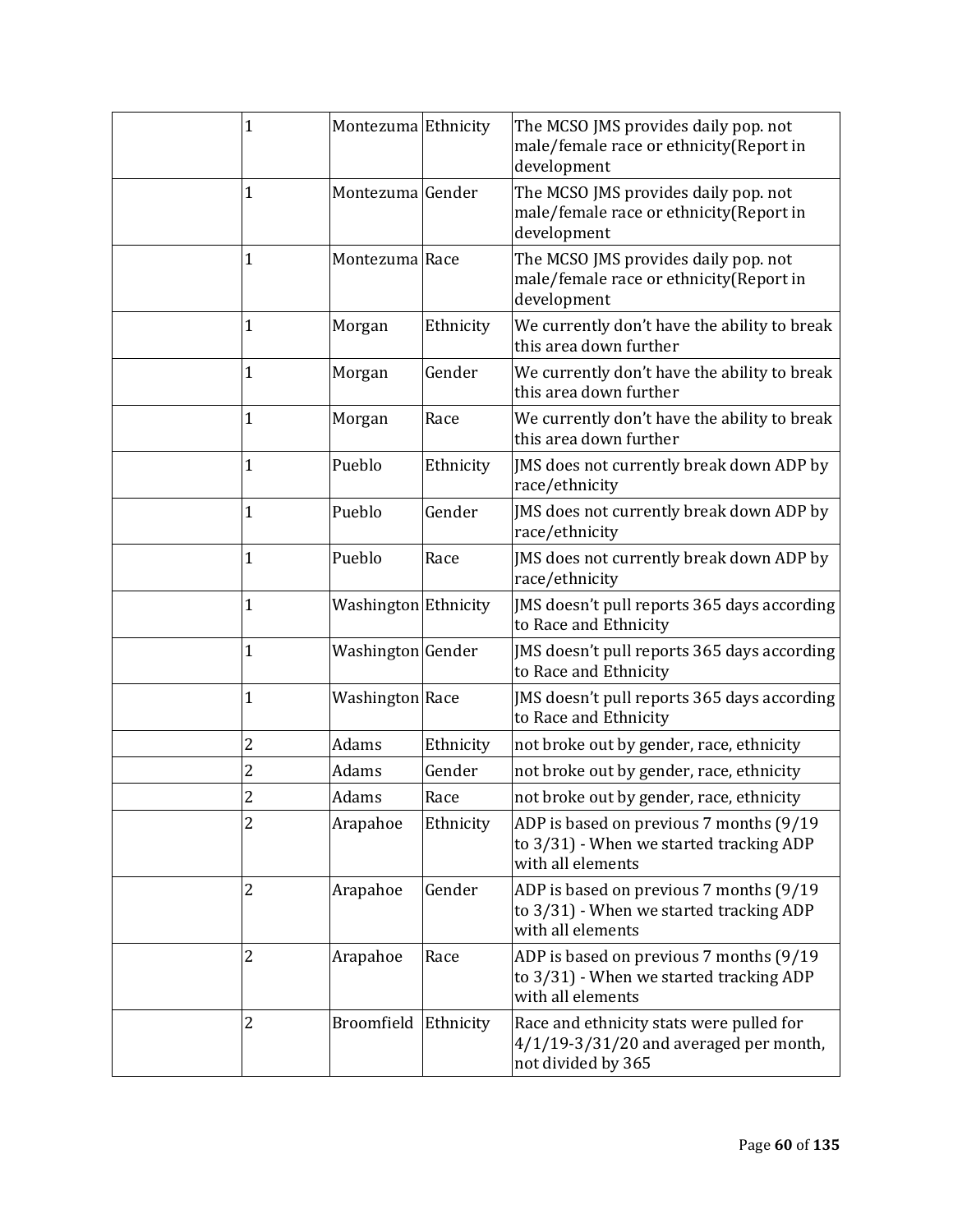| | | | | |
|---|---|---|---|---|
| | 1 | Montezuma | Ethnicity | The MCSO JMS provides daily pop. not male/female race or ethnicity(Report in development |
| | 1 | Montezuma | Gender | The MCSO JMS provides daily pop. not male/female race or ethnicity(Report in development |
| | 1 | Montezuma | Race | The MCSO JMS provides daily pop. not male/female race or ethnicity(Report in development |
| | 1 | Morgan | Ethnicity | We currently don't have the ability to break this area down further |
| | 1 | Morgan | Gender | We currently don't have the ability to break this area down further |
| | 1 | Morgan | Race | We currently don't have the ability to break this area down further |
| | 1 | Pueblo | Ethnicity | JMS does not currently break down ADP by race/ethnicity |
| | 1 | Pueblo | Gender | JMS does not currently break down ADP by race/ethnicity |
| | 1 | Pueblo | Race | JMS does not currently break down ADP by race/ethnicity |
| | 1 | Washington | Ethnicity | JMS doesn't pull reports 365 days according to Race and Ethnicity |
| | 1 | Washington | Gender | JMS doesn't pull reports 365 days according to Race and Ethnicity |
| | 1 | Washington | Race | JMS doesn't pull reports 365 days according to Race and Ethnicity |
| | 2 | Adams | Ethnicity | not broke out by gender, race, ethnicity |
| | 2 | Adams | Gender | not broke out by gender, race, ethnicity |
| | 2 | Adams | Race | not broke out by gender, race, ethnicity |
| | 2 | Arapahoe | Ethnicity | ADP is based on previous 7 months (9/19 to 3/31) - When we started tracking ADP with all elements |
| | 2 | Arapahoe | Gender | ADP is based on previous 7 months (9/19 to 3/31) - When we started tracking ADP with all elements |
| | 2 | Arapahoe | Race | ADP is based on previous 7 months (9/19 to 3/31) - When we started tracking ADP with all elements |
| | 2 | Broomfield | Ethnicity | Race and ethnicity stats were pulled for 4/1/19-3/31/20 and averaged per month, not divided by 365 |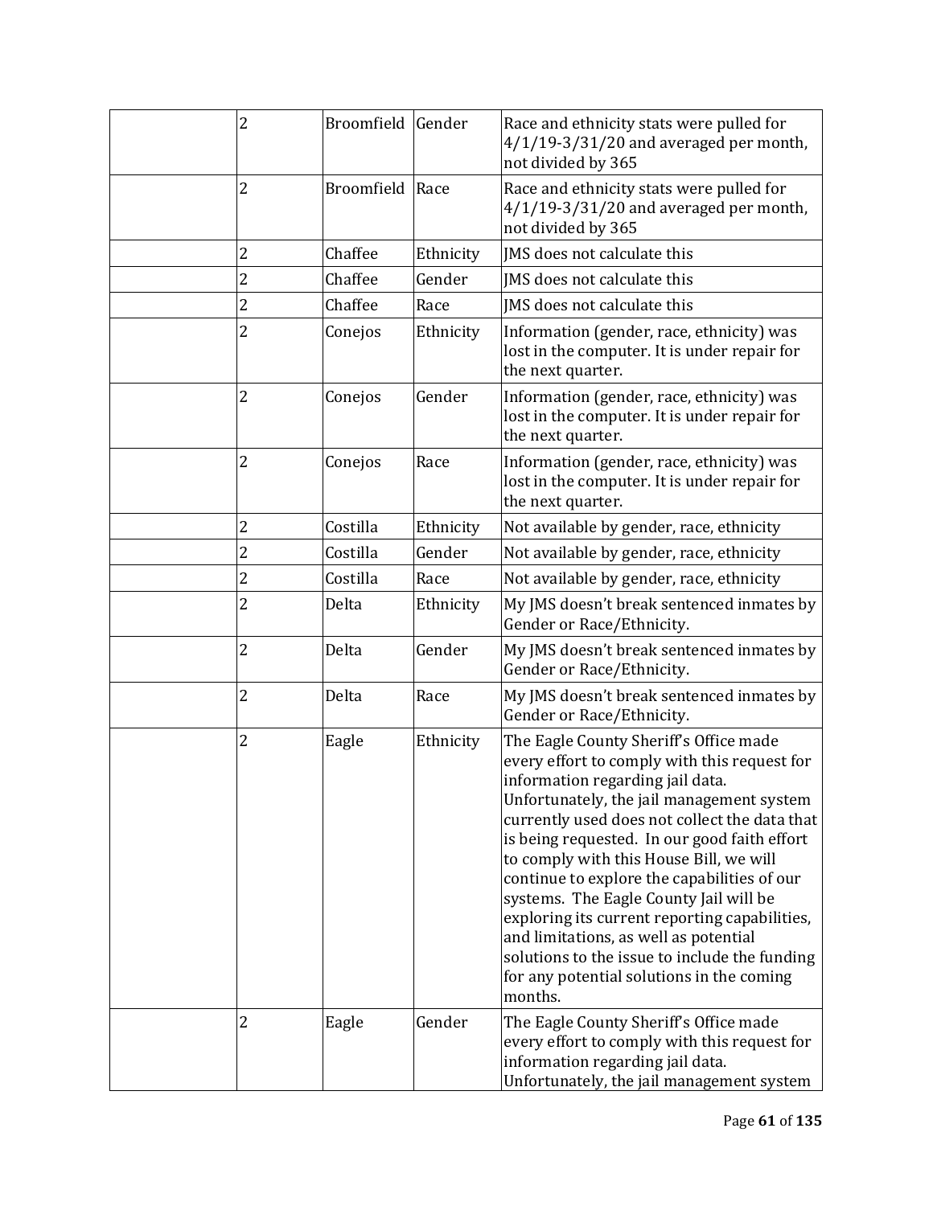| | | | | |
|---|---|---|---|---|
| | 2 | Broomfield | Gender | Race and ethnicity stats were pulled for 4/1/19-3/31/20 and averaged per month, not divided by 365 |
| | 2 | Broomfield | Race | Race and ethnicity stats were pulled for 4/1/19-3/31/20 and averaged per month, not divided by 365 |
| | 2 | Chaffee | Ethnicity | JMS does not calculate this |
| | 2 | Chaffee | Gender | JMS does not calculate this |
| | 2 | Chaffee | Race | JMS does not calculate this |
| | 2 | Conejos | Ethnicity | Information (gender, race, ethnicity) was lost in the computer. It is under repair for the next quarter. |
| | 2 | Conejos | Gender | Information (gender, race, ethnicity) was lost in the computer. It is under repair for the next quarter. |
| | 2 | Conejos | Race | Information (gender, race, ethnicity) was lost in the computer. It is under repair for the next quarter. |
| | 2 | Costilla | Ethnicity | Not available by gender, race, ethnicity |
| | 2 | Costilla | Gender | Not available by gender, race, ethnicity |
| | 2 | Costilla | Race | Not available by gender, race, ethnicity |
| | 2 | Delta | Ethnicity | My JMS doesn't break sentenced inmates by Gender or Race/Ethnicity. |
| | 2 | Delta | Gender | My JMS doesn't break sentenced inmates by Gender or Race/Ethnicity. |
| | 2 | Delta | Race | My JMS doesn't break sentenced inmates by Gender or Race/Ethnicity. |
| | 2 | Eagle | Ethnicity | The Eagle County Sheriff's Office made every effort to comply with this request for information regarding jail data. Unfortunately, the jail management system currently used does not collect the data that is being requested. In our good faith effort to comply with this House Bill, we will continue to explore the capabilities of our systems. The Eagle County Jail will be exploring its current reporting capabilities, and limitations, as well as potential solutions to the issue to include the funding for any potential solutions in the coming months. |
| | 2 | Eagle | Gender | The Eagle County Sheriff's Office made every effort to comply with this request for information regarding jail data. Unfortunately, the jail management system |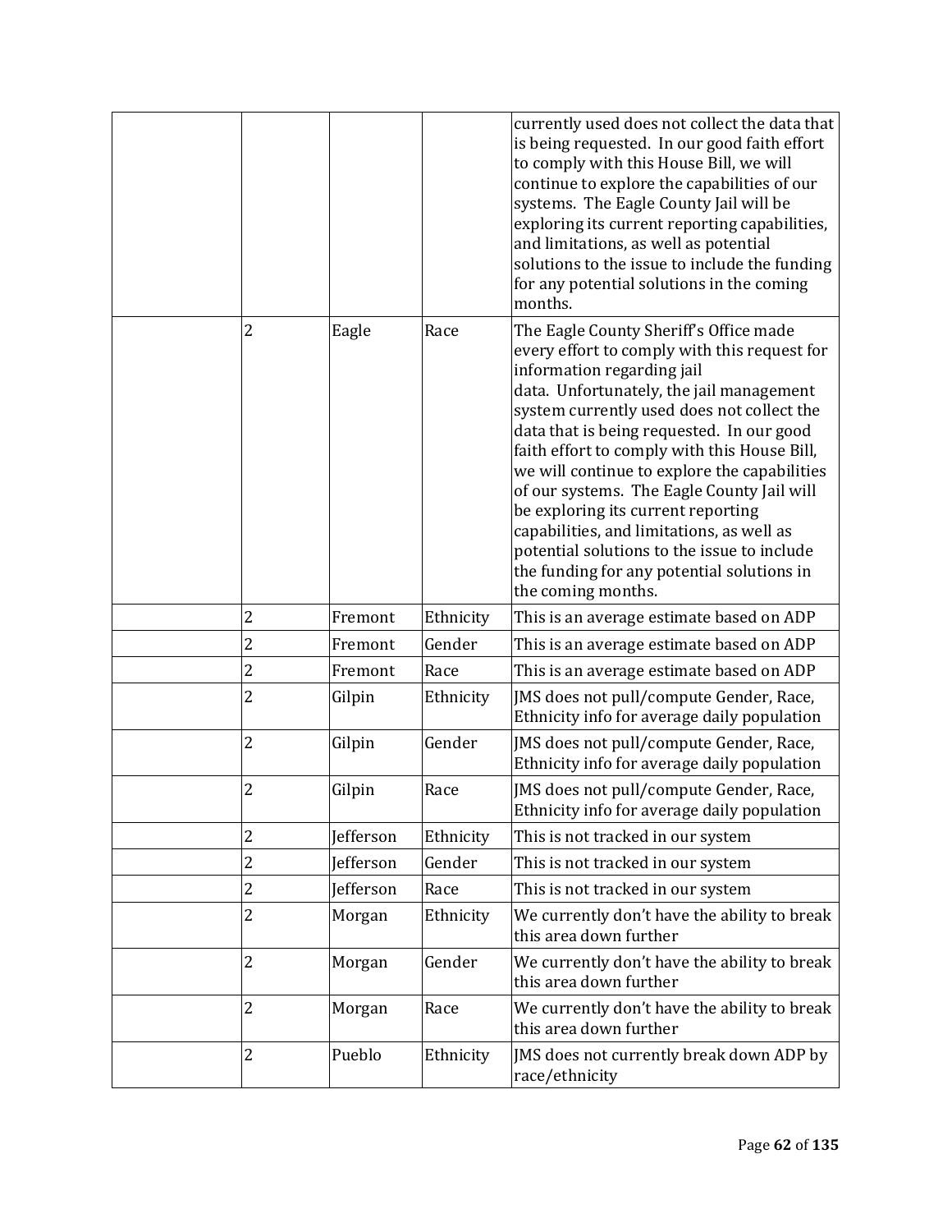| | | | | |
|---|---|---|---|---|
| | | | | currently used does not collect the data that is being requested. In our good faith effort to comply with this House Bill, we will continue to explore the capabilities of our systems. The Eagle County Jail will be exploring its current reporting capabilities, and limitations, as well as potential solutions to the issue to include the funding for any potential solutions in the coming months. |
| | 2 | Eagle | Race | The Eagle County Sheriff's Office made every effort to comply with this request for information regarding jail data. Unfortunately, the jail management system currently used does not collect the data that is being requested. In our good faith effort to comply with this House Bill, we will continue to explore the capabilities of our systems. The Eagle County Jail will be exploring its current reporting capabilities, and limitations, as well as potential solutions to the issue to include the funding for any potential solutions in the coming months. |
| | 2 | Fremont | Ethnicity | This is an average estimate based on ADP |
| | 2 | Fremont | Gender | This is an average estimate based on ADP |
| | 2 | Fremont | Race | This is an average estimate based on ADP |
| | 2 | Gilpin | Ethnicity | JMS does not pull/compute Gender, Race, Ethnicity info for average daily population |
| | 2 | Gilpin | Gender | JMS does not pull/compute Gender, Race, Ethnicity info for average daily population |
| | 2 | Gilpin | Race | JMS does not pull/compute Gender, Race, Ethnicity info for average daily population |
| | 2 | Jefferson | Ethnicity | This is not tracked in our system |
| | 2 | Jefferson | Gender | This is not tracked in our system |
| | 2 | Jefferson | Race | This is not tracked in our system |
| | 2 | Morgan | Ethnicity | We currently don't have the ability to break this area down further |
| | 2 | Morgan | Gender | We currently don't have the ability to break this area down further |
| | 2 | Morgan | Race | We currently don't have the ability to break this area down further |
| | 2 | Pueblo | Ethnicity | JMS does not currently break down ADP by race/ethnicity |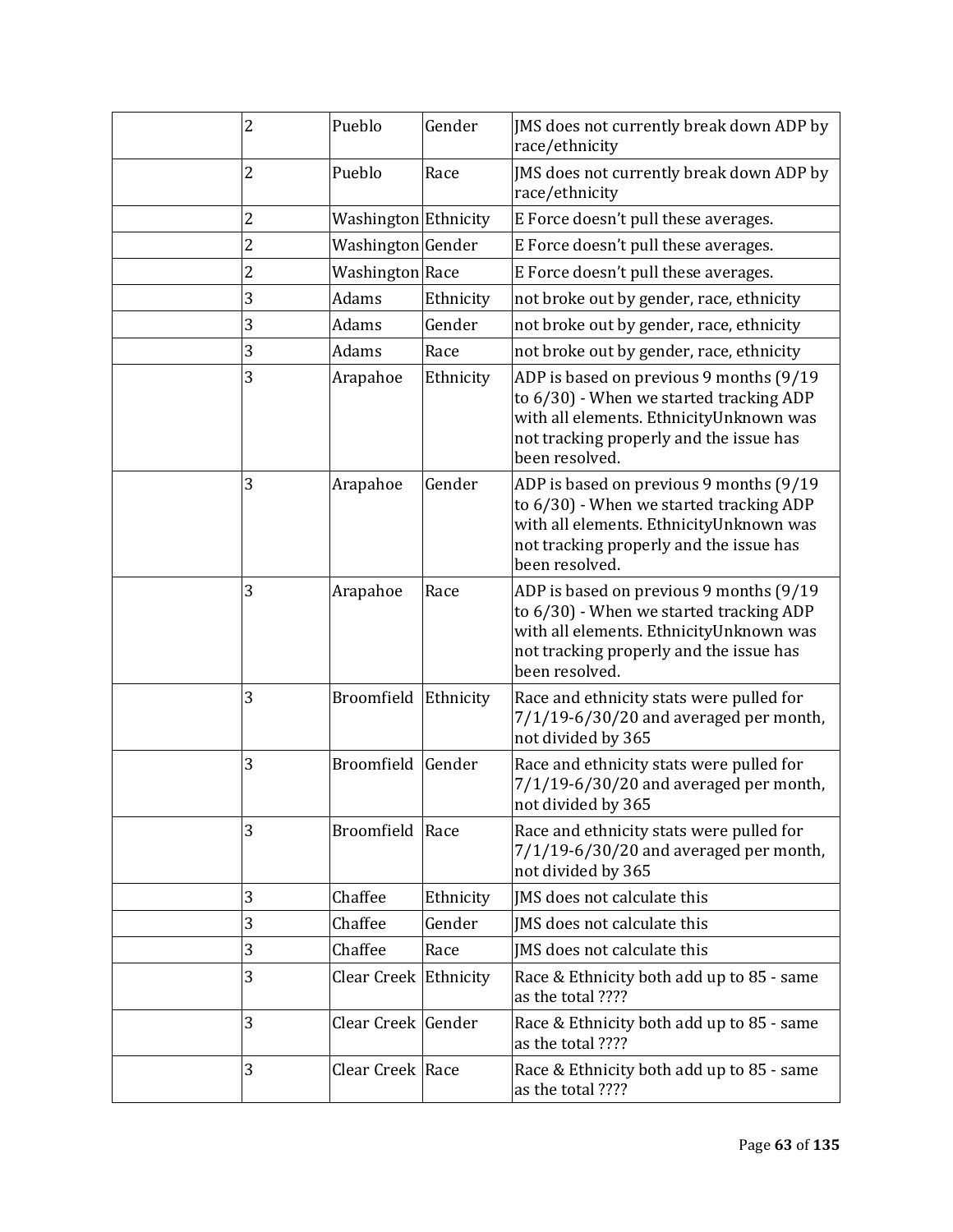| | | | | |
|---|---|---|---|---|
| | 2 | Pueblo | Gender | JMS does not currently break down ADP by race/ethnicity |
| | 2 | Pueblo | Race | JMS does not currently break down ADP by race/ethnicity |
| | 2 | Washington | Ethnicity | E Force doesn't pull these averages. |
| | 2 | Washington | Gender | E Force doesn't pull these averages. |
| | 2 | Washington | Race | E Force doesn't pull these averages. |
| | 3 | Adams | Ethnicity | not broke out by gender, race, ethnicity |
| | 3 | Adams | Gender | not broke out by gender, race, ethnicity |
| | 3 | Adams | Race | not broke out by gender, race, ethnicity |
| | 3 | Arapahoe | Ethnicity | ADP is based on previous 9 months (9/19 to 6/30) - When we started tracking ADP with all elements. EthnicityUnknown was not tracking properly and the issue has been resolved. |
| | 3 | Arapahoe | Gender | ADP is based on previous 9 months (9/19 to 6/30) - When we started tracking ADP with all elements. EthnicityUnknown was not tracking properly and the issue has been resolved. |
| | 3 | Arapahoe | Race | ADP is based on previous 9 months (9/19 to 6/30) - When we started tracking ADP with all elements. EthnicityUnknown was not tracking properly and the issue has been resolved. |
| | 3 | Broomfield | Ethnicity | Race and ethnicity stats were pulled for 7/1/19-6/30/20 and averaged per month, not divided by 365 |
| | 3 | Broomfield | Gender | Race and ethnicity stats were pulled for 7/1/19-6/30/20 and averaged per month, not divided by 365 |
| | 3 | Broomfield | Race | Race and ethnicity stats were pulled for 7/1/19-6/30/20 and averaged per month, not divided by 365 |
| | 3 | Chaffee | Ethnicity | JMS does not calculate this |
| | 3 | Chaffee | Gender | JMS does not calculate this |
| | 3 | Chaffee | Race | JMS does not calculate this |
| | 3 | Clear Creek | Ethnicity | Race & Ethnicity both add up to 85 - same as the total ???? |
| | 3 | Clear Creek | Gender | Race & Ethnicity both add up to 85 - same as the total ???? |
| | 3 | Clear Creek | Race | Race & Ethnicity both add up to 85 - same as the total ???? |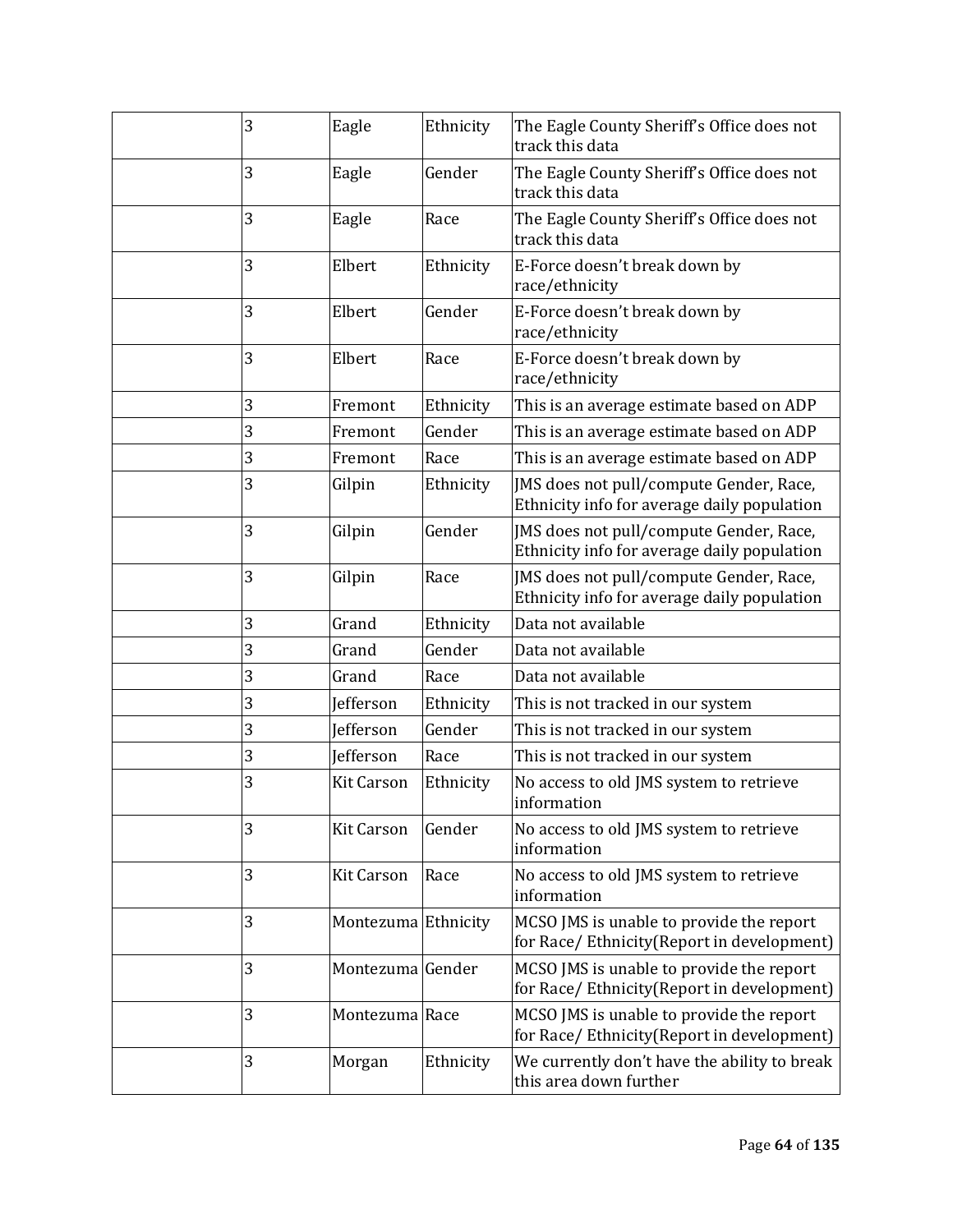|  |  |  |  |  |
|---|---|---|---|---|
|  | 3 | Eagle | Ethnicity | The Eagle County Sheriff's Office does not track this data |
|  | 3 | Eagle | Gender | The Eagle County Sheriff's Office does not track this data |
|  | 3 | Eagle | Race | The Eagle County Sheriff's Office does not track this data |
|  | 3 | Elbert | Ethnicity | E-Force doesn't break down by race/ethnicity |
|  | 3 | Elbert | Gender | E-Force doesn't break down by race/ethnicity |
|  | 3 | Elbert | Race | E-Force doesn't break down by race/ethnicity |
|  | 3 | Fremont | Ethnicity | This is an average estimate based on ADP |
|  | 3 | Fremont | Gender | This is an average estimate based on ADP |
|  | 3 | Fremont | Race | This is an average estimate based on ADP |
|  | 3 | Gilpin | Ethnicity | JMS does not pull/compute Gender, Race, Ethnicity info for average daily population |
|  | 3 | Gilpin | Gender | JMS does not pull/compute Gender, Race, Ethnicity info for average daily population |
|  | 3 | Gilpin | Race | JMS does not pull/compute Gender, Race, Ethnicity info for average daily population |
|  | 3 | Grand | Ethnicity | Data not available |
|  | 3 | Grand | Gender | Data not available |
|  | 3 | Grand | Race | Data not available |
|  | 3 | Jefferson | Ethnicity | This is not tracked in our system |
|  | 3 | Jefferson | Gender | This is not tracked in our system |
|  | 3 | Jefferson | Race | This is not tracked in our system |
|  | 3 | Kit Carson | Ethnicity | No access to old JMS system to retrieve information |
|  | 3 | Kit Carson | Gender | No access to old JMS system to retrieve information |
|  | 3 | Kit Carson | Race | No access to old JMS system to retrieve information |
|  | 3 | Montezuma | Ethnicity | MCSO JMS is unable to provide the report for Race/ Ethnicity(Report in development) |
|  | 3 | Montezuma | Gender | MCSO JMS is unable to provide the report for Race/ Ethnicity(Report in development) |
|  | 3 | Montezuma | Race | MCSO JMS is unable to provide the report for Race/ Ethnicity(Report in development) |
|  | 3 | Morgan | Ethnicity | We currently don't have the ability to break this area down further |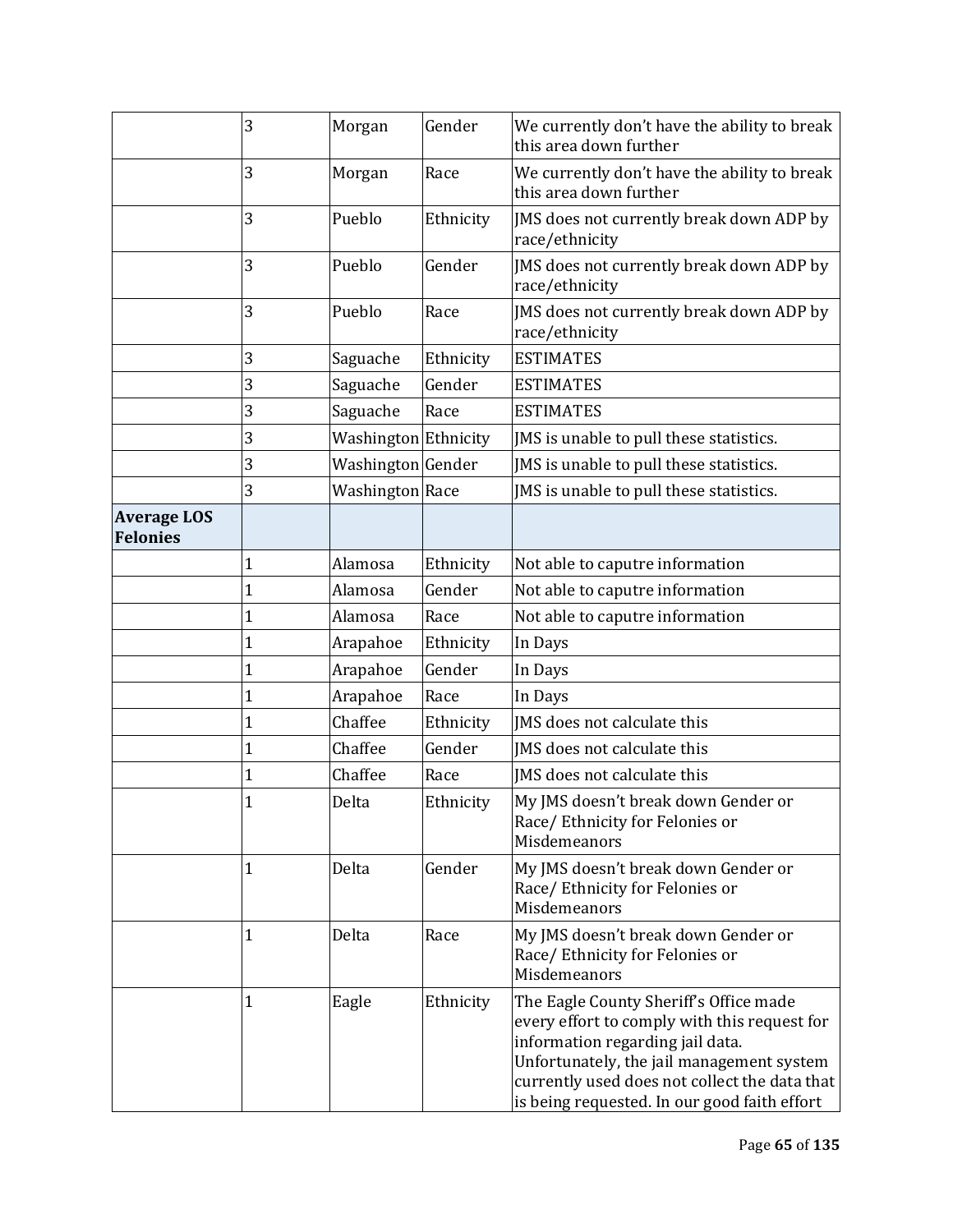| | | | | |
|---|---|---|---|---|
| | 3 | Morgan | Gender | We currently don't have the ability to break this area down further |
| | 3 | Morgan | Race | We currently don't have the ability to break this area down further |
| | 3 | Pueblo | Ethnicity | JMS does not currently break down ADP by race/ethnicity |
| | 3 | Pueblo | Gender | JMS does not currently break down ADP by race/ethnicity |
| | 3 | Pueblo | Race | JMS does not currently break down ADP by race/ethnicity |
| | 3 | Saguache | Ethnicity | ESTIMATES |
| | 3 | Saguache | Gender | ESTIMATES |
| | 3 | Saguache | Race | ESTIMATES |
| | 3 | Washington | Ethnicity | JMS is unable to pull these statistics. |
| | 3 | Washington | Gender | JMS is unable to pull these statistics. |
| | 3 | Washington | Race | JMS is unable to pull these statistics. |
| **Average LOS Felonies** | | | | |
| | 1 | Alamosa | Ethnicity | Not able to caputre information |
| | 1 | Alamosa | Gender | Not able to caputre information |
| | 1 | Alamosa | Race | Not able to caputre information |
| | 1 | Arapahoe | Ethnicity | In Days |
| | 1 | Arapahoe | Gender | In Days |
| | 1 | Arapahoe | Race | In Days |
| | 1 | Chaffee | Ethnicity | JMS does not calculate this |
| | 1 | Chaffee | Gender | JMS does not calculate this |
| | 1 | Chaffee | Race | JMS does not calculate this |
| | 1 | Delta | Ethnicity | My JMS doesn't break down Gender or Race/ Ethnicity for Felonies or Misdemeanors |
| | 1 | Delta | Gender | My JMS doesn't break down Gender or Race/ Ethnicity for Felonies or Misdemeanors |
| | 1 | Delta | Race | My JMS doesn't break down Gender or Race/ Ethnicity for Felonies or Misdemeanors |
| | 1 | Eagle | Ethnicity | The Eagle County Sheriff's Office made every effort to comply with this request for information regarding jail data. Unfortunately, the jail management system currently used does not collect the data that is being requested. In our good faith effort |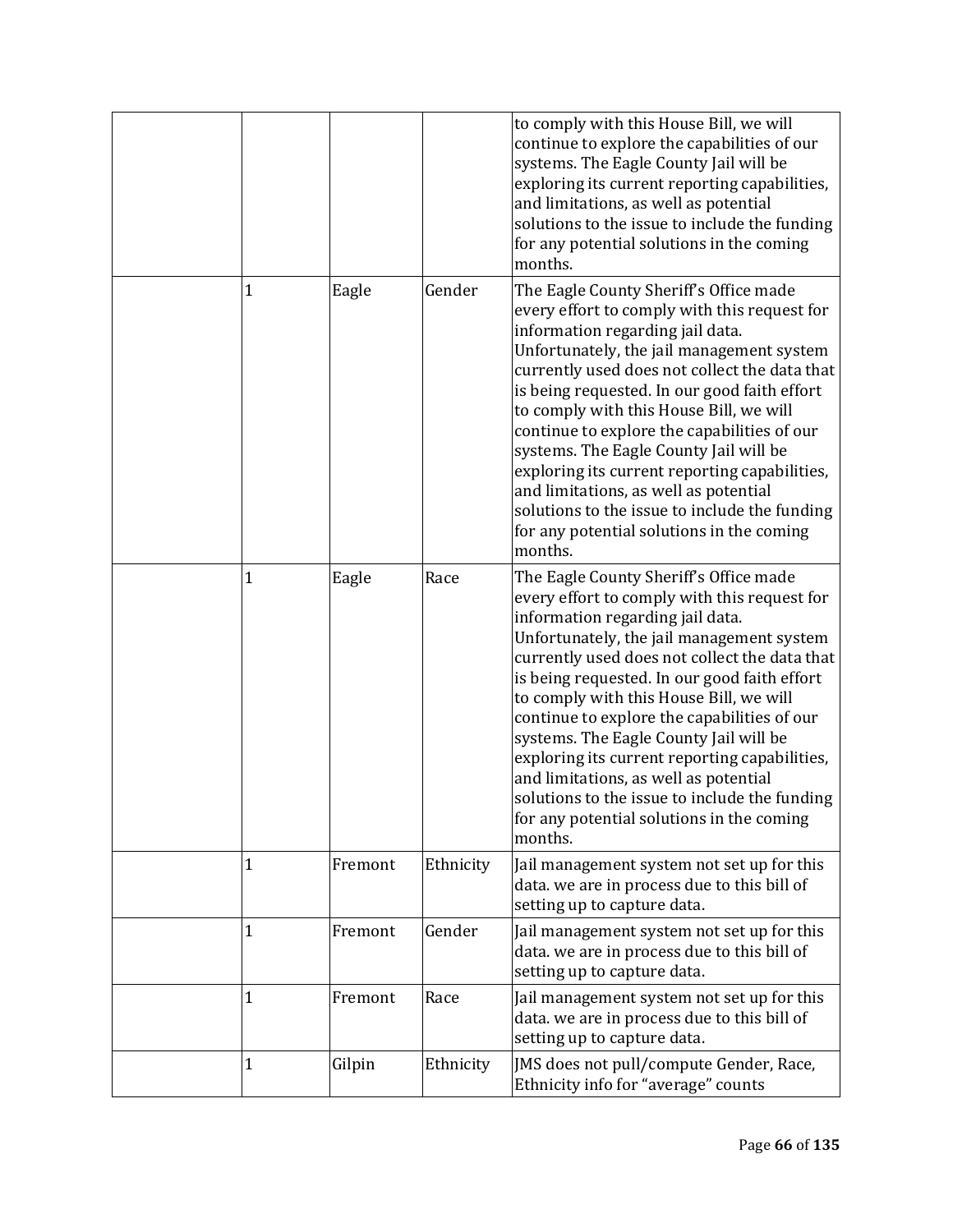| | | | | |
|---|---|---|---|---|
| | | | | to comply with this House Bill, we will continue to explore the capabilities of our systems. The Eagle County Jail will be exploring its current reporting capabilities, and limitations, as well as potential solutions to the issue to include the funding for any potential solutions in the coming months. |
| | 1 | Eagle | Gender | The Eagle County Sheriff's Office made every effort to comply with this request for information regarding jail data. Unfortunately, the jail management system currently used does not collect the data that is being requested. In our good faith effort to comply with this House Bill, we will continue to explore the capabilities of our systems. The Eagle County Jail will be exploring its current reporting capabilities, and limitations, as well as potential solutions to the issue to include the funding for any potential solutions in the coming months. |
| | 1 | Eagle | Race | The Eagle County Sheriff's Office made every effort to comply with this request for information regarding jail data. Unfortunately, the jail management system currently used does not collect the data that is being requested. In our good faith effort to comply with this House Bill, we will continue to explore the capabilities of our systems. The Eagle County Jail will be exploring its current reporting capabilities, and limitations, as well as potential solutions to the issue to include the funding for any potential solutions in the coming months. |
| | 1 | Fremont | Ethnicity | Jail management system not set up for this data. we are in process due to this bill of setting up to capture data. |
| | 1 | Fremont | Gender | Jail management system not set up for this data. we are in process due to this bill of setting up to capture data. |
| | 1 | Fremont | Race | Jail management system not set up for this data. we are in process due to this bill of setting up to capture data. |
| | 1 | Gilpin | Ethnicity | JMS does not pull/compute Gender, Race, Ethnicity info for "average" counts |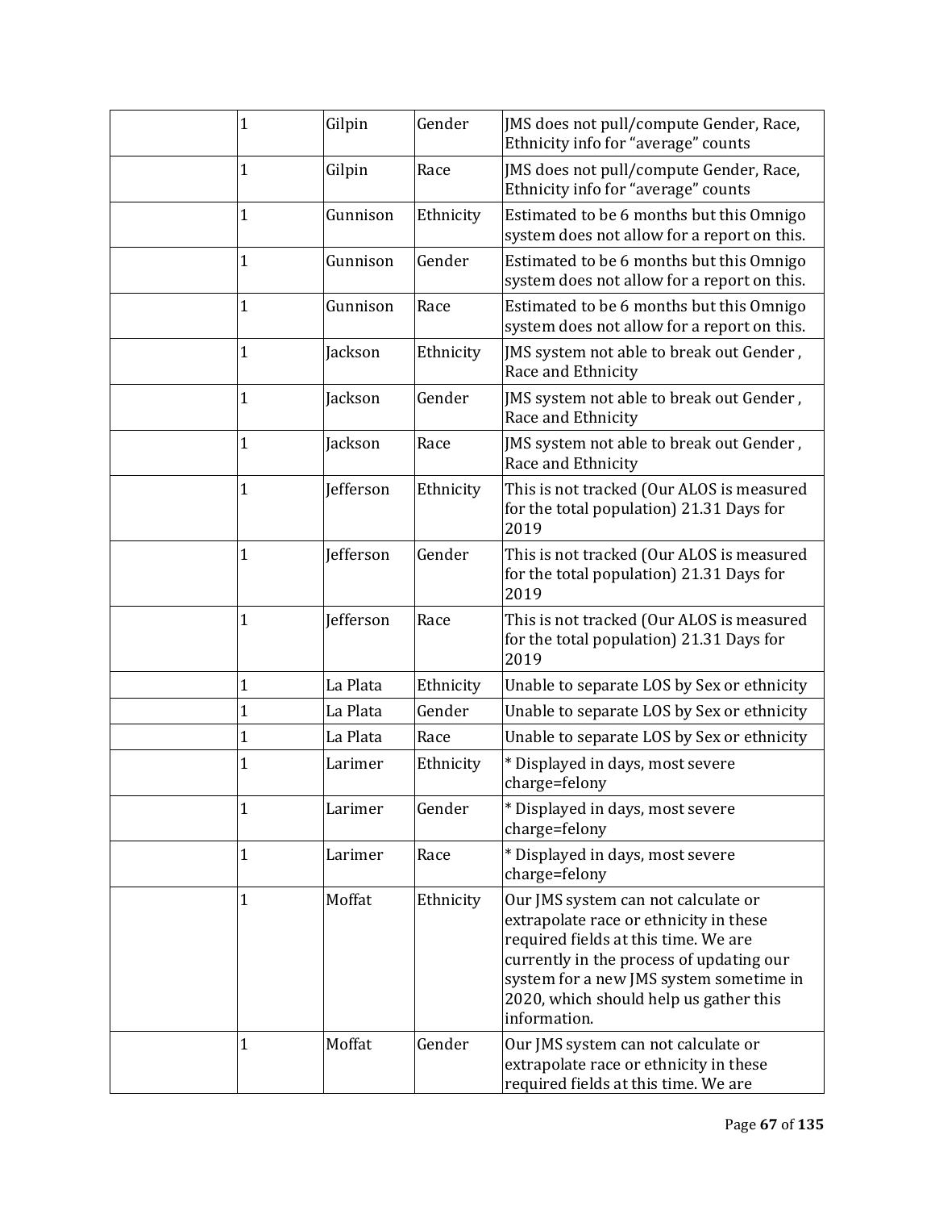| | | | | |
|---|---|---|---|---|
| | 1 | Gilpin | Gender | JMS does not pull/compute Gender, Race, Ethnicity info for “average” counts |
| | 1 | Gilpin | Race | JMS does not pull/compute Gender, Race, Ethnicity info for “average” counts |
| | 1 | Gunnison | Ethnicity | Estimated to be 6 months but this Omnigo system does not allow for a report on this. |
| | 1 | Gunnison | Gender | Estimated to be 6 months but this Omnigo system does not allow for a report on this. |
| | 1 | Gunnison | Race | Estimated to be 6 months but this Omnigo system does not allow for a report on this. |
| | 1 | Jackson | Ethnicity | JMS system not able to break out Gender , Race and Ethnicity |
| | 1 | Jackson | Gender | JMS system not able to break out Gender , Race and Ethnicity |
| | 1 | Jackson | Race | JMS system not able to break out Gender , Race and Ethnicity |
| | 1 | Jefferson | Ethnicity | This is not tracked (Our ALOS is measured for the total population) 21.31 Days for 2019 |
| | 1 | Jefferson | Gender | This is not tracked (Our ALOS is measured for the total population) 21.31 Days for 2019 |
| | 1 | Jefferson | Race | This is not tracked (Our ALOS is measured for the total population) 21.31 Days for 2019 |
| | 1 | La Plata | Ethnicity | Unable to separate LOS by Sex or ethnicity |
| | 1 | La Plata | Gender | Unable to separate LOS by Sex or ethnicity |
| | 1 | La Plata | Race | Unable to separate LOS by Sex or ethnicity |
| | 1 | Larimer | Ethnicity | * Displayed in days, most severe charge=felony |
| | 1 | Larimer | Gender | * Displayed in days, most severe charge=felony |
| | 1 | Larimer | Race | * Displayed in days, most severe charge=felony |
| | 1 | Moffat | Ethnicity | Our JMS system can not calculate or extrapolate race or ethnicity in these required fields at this time. We are currently in the process of updating our system for a new JMS system sometime in 2020, which should help us gather this information. |
| | 1 | Moffat | Gender | Our JMS system can not calculate or extrapolate race or ethnicity in these required fields at this time. We are |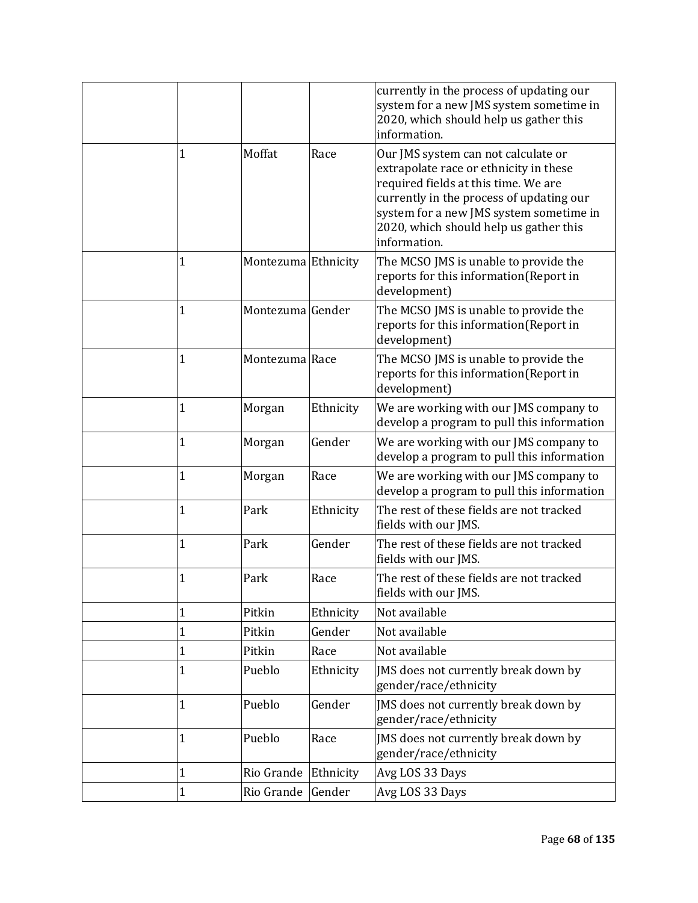| | | | | |
|---|---|---|---|---|
| | | | | currently in the process of updating our system for a new JMS system sometime in 2020, which should help us gather this information. |
| | 1 | Moffat | Race | Our JMS system can not calculate or extrapolate race or ethnicity in these required fields at this time. We are currently in the process of updating our system for a new JMS system sometime in 2020, which should help us gather this information. |
| | 1 | Montezuma | Ethnicity | The MCSO JMS is unable to provide the reports for this information(Report in development) |
| | 1 | Montezuma | Gender | The MCSO JMS is unable to provide the reports for this information(Report in development) |
| | 1 | Montezuma | Race | The MCSO JMS is unable to provide the reports for this information(Report in development) |
| | 1 | Morgan | Ethnicity | We are working with our JMS company to develop a program to pull this information |
| | 1 | Morgan | Gender | We are working with our JMS company to develop a program to pull this information |
| | 1 | Morgan | Race | We are working with our JMS company to develop a program to pull this information |
| | 1 | Park | Ethnicity | The rest of these fields are not tracked fields with our JMS. |
| | 1 | Park | Gender | The rest of these fields are not tracked fields with our JMS. |
| | 1 | Park | Race | The rest of these fields are not tracked fields with our JMS. |
| | 1 | Pitkin | Ethnicity | Not available |
| | 1 | Pitkin | Gender | Not available |
| | 1 | Pitkin | Race | Not available |
| | 1 | Pueblo | Ethnicity | JMS does not currently break down by gender/race/ethnicity |
| | 1 | Pueblo | Gender | JMS does not currently break down by gender/race/ethnicity |
| | 1 | Pueblo | Race | JMS does not currently break down by gender/race/ethnicity |
| | 1 | Rio Grande | Ethnicity | Avg LOS 33 Days |
| | 1 | Rio Grande | Gender | Avg LOS 33 Days |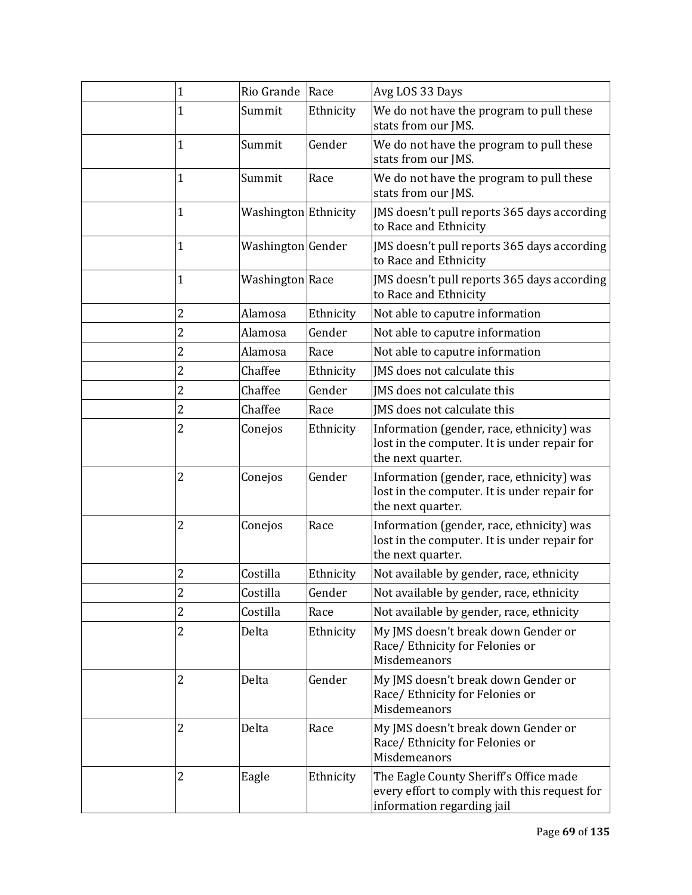| | | | | |
|---|---|---|---|---|
| | 1 | Rio Grande | Race | Avg LOS 33 Days |
| | 1 | Summit | Ethnicity | We do not have the program to pull these stats from our JMS. |
| | 1 | Summit | Gender | We do not have the program to pull these stats from our JMS. |
| | 1 | Summit | Race | We do not have the program to pull these stats from our JMS. |
| | 1 | Washington | Ethnicity | JMS doesn't pull reports 365 days according to Race and Ethnicity |
| | 1 | Washington | Gender | JMS doesn't pull reports 365 days according to Race and Ethnicity |
| | 1 | Washington | Race | JMS doesn't pull reports 365 days according to Race and Ethnicity |
| | 2 | Alamosa | Ethnicity | Not able to caputre information |
| | 2 | Alamosa | Gender | Not able to caputre information |
| | 2 | Alamosa | Race | Not able to caputre information |
| | 2 | Chaffee | Ethnicity | JMS does not calculate this |
| | 2 | Chaffee | Gender | JMS does not calculate this |
| | 2 | Chaffee | Race | JMS does not calculate this |
| | 2 | Conejos | Ethnicity | Information (gender, race, ethnicity) was lost in the computer. It is under repair for the next quarter. |
| | 2 | Conejos | Gender | Information (gender, race, ethnicity) was lost in the computer. It is under repair for the next quarter. |
| | 2 | Conejos | Race | Information (gender, race, ethnicity) was lost in the computer. It is under repair for the next quarter. |
| | 2 | Costilla | Ethnicity | Not available by gender, race, ethnicity |
| | 2 | Costilla | Gender | Not available by gender, race, ethnicity |
| | 2 | Costilla | Race | Not available by gender, race, ethnicity |
| | 2 | Delta | Ethnicity | My JMS doesn't break down Gender or Race/ Ethnicity for Felonies or Misdemeanors |
| | 2 | Delta | Gender | My JMS doesn't break down Gender or Race/ Ethnicity for Felonies or Misdemeanors |
| | 2 | Delta | Race | My JMS doesn't break down Gender or Race/ Ethnicity for Felonies or Misdemeanors |
| | 2 | Eagle | Ethnicity | The Eagle County Sheriff's Office made every effort to comply with this request for information regarding jail |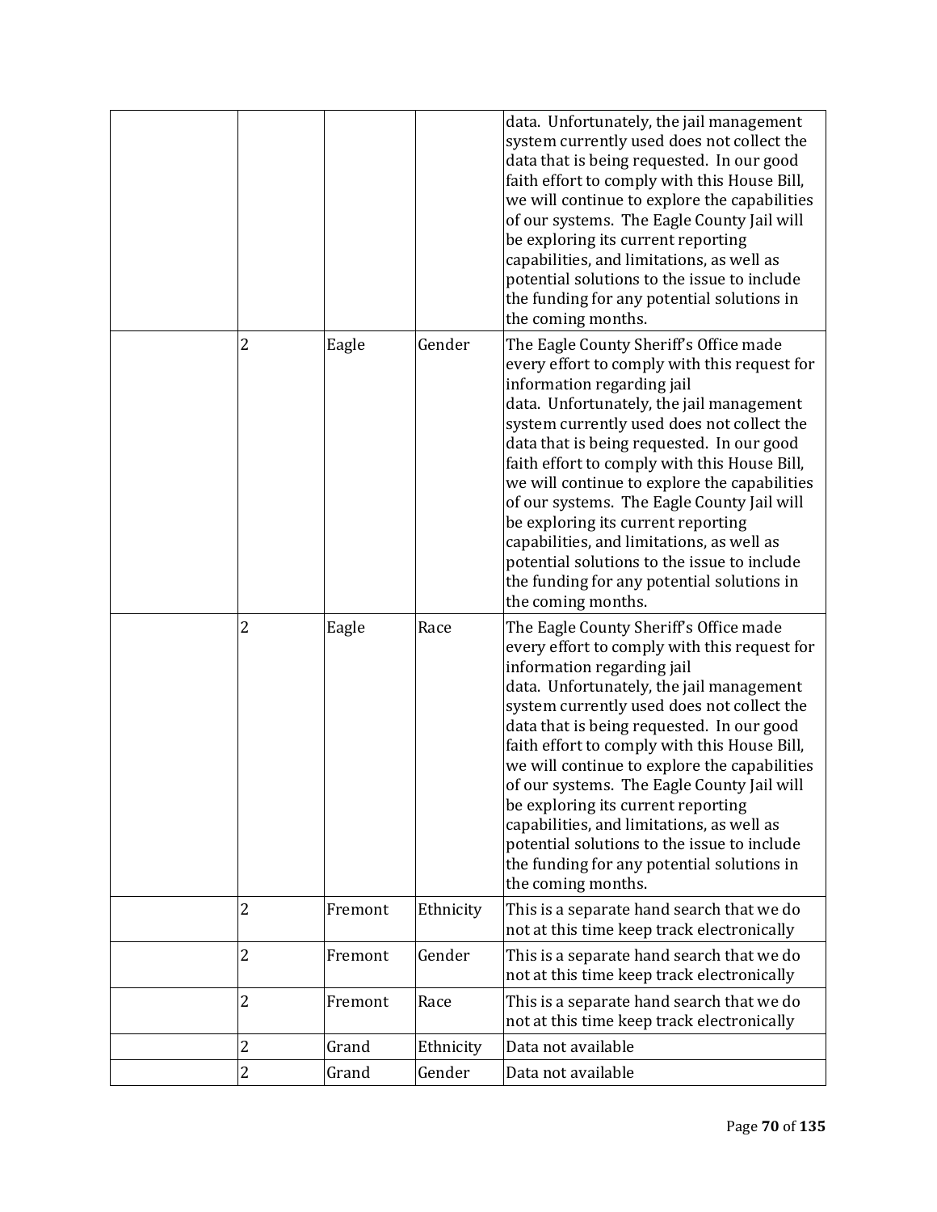| | | | | |
|---|---|---|---|---|
| | | | | data. Unfortunately, the jail management system currently used does not collect the data that is being requested. In our good faith effort to comply with this House Bill, we will continue to explore the capabilities of our systems. The Eagle County Jail will be exploring its current reporting capabilities, and limitations, as well as potential solutions to the issue to include the funding for any potential solutions in the coming months. |
| | 2 | Eagle | Gender | The Eagle County Sheriff's Office made every effort to comply with this request for information regarding jail data. Unfortunately, the jail management system currently used does not collect the data that is being requested. In our good faith effort to comply with this House Bill, we will continue to explore the capabilities of our systems. The Eagle County Jail will be exploring its current reporting capabilities, and limitations, as well as potential solutions to the issue to include the funding for any potential solutions in the coming months. |
| | 2 | Eagle | Race | The Eagle County Sheriff's Office made every effort to comply with this request for information regarding jail data. Unfortunately, the jail management system currently used does not collect the data that is being requested. In our good faith effort to comply with this House Bill, we will continue to explore the capabilities of our systems. The Eagle County Jail will be exploring its current reporting capabilities, and limitations, as well as potential solutions to the issue to include the funding for any potential solutions in the coming months. |
| | 2 | Fremont | Ethnicity | This is a separate hand search that we do not at this time keep track electronically |
| | 2 | Fremont | Gender | This is a separate hand search that we do not at this time keep track electronically |
| | 2 | Fremont | Race | This is a separate hand search that we do not at this time keep track electronically |
| | 2 | Grand | Ethnicity | Data not available |
| | 2 | Grand | Gender | Data not available |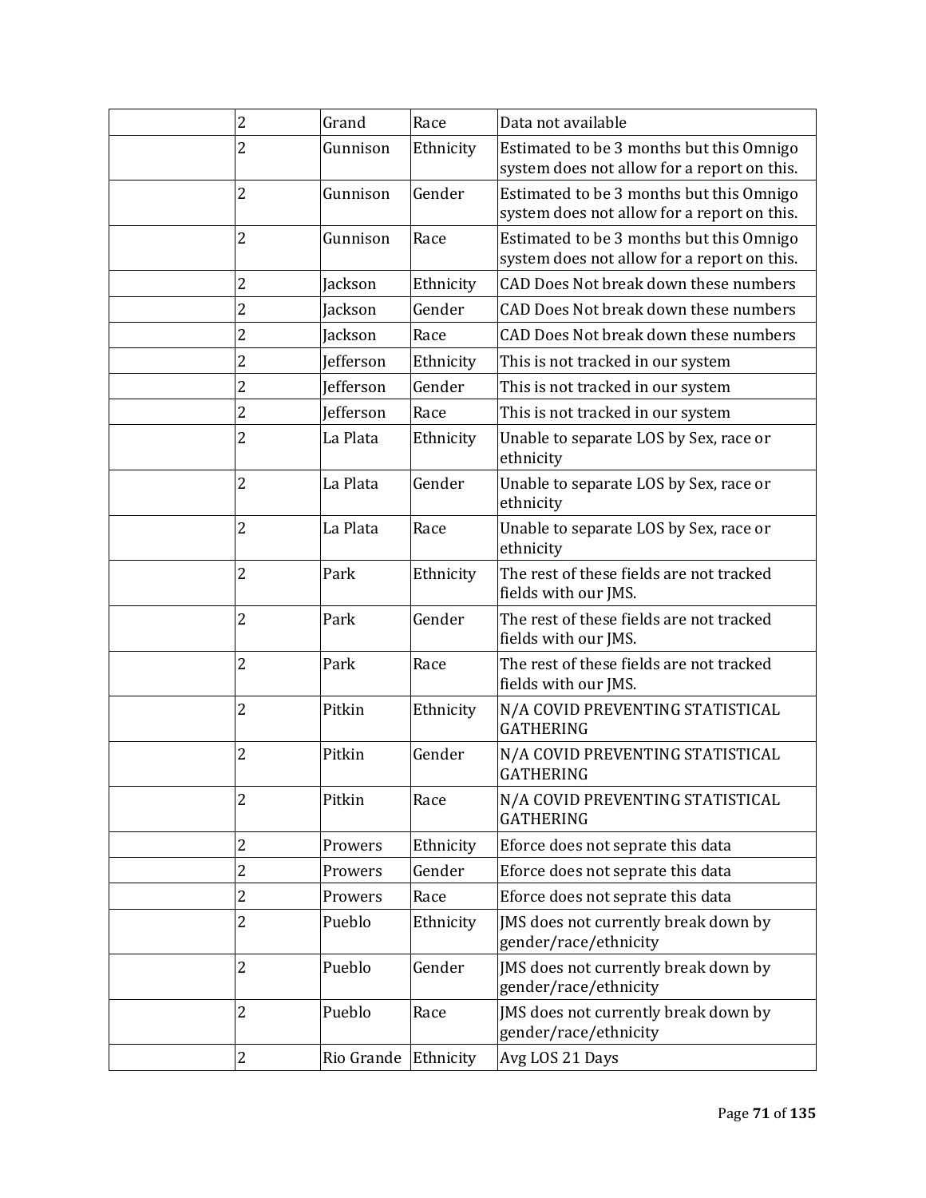| | | | | |
|---|---|---|---|---|
| | 2 | Grand | Race | Data not available |
| | 2 | Gunnison | Ethnicity | Estimated to be 3 months but this Omnigo system does not allow for a report on this. |
| | 2 | Gunnison | Gender | Estimated to be 3 months but this Omnigo system does not allow for a report on this. |
| | 2 | Gunnison | Race | Estimated to be 3 months but this Omnigo system does not allow for a report on this. |
| | 2 | Jackson | Ethnicity | CAD Does Not break down these numbers |
| | 2 | Jackson | Gender | CAD Does Not break down these numbers |
| | 2 | Jackson | Race | CAD Does Not break down these numbers |
| | 2 | Jefferson | Ethnicity | This is not tracked in our system |
| | 2 | Jefferson | Gender | This is not tracked in our system |
| | 2 | Jefferson | Race | This is not tracked in our system |
| | 2 | La Plata | Ethnicity | Unable to separate LOS by Sex, race or ethnicity |
| | 2 | La Plata | Gender | Unable to separate LOS by Sex, race or ethnicity |
| | 2 | La Plata | Race | Unable to separate LOS by Sex, race or ethnicity |
| | 2 | Park | Ethnicity | The rest of these fields are not tracked fields with our JMS. |
| | 2 | Park | Gender | The rest of these fields are not tracked fields with our JMS. |
| | 2 | Park | Race | The rest of these fields are not tracked fields with our JMS. |
| | 2 | Pitkin | Ethnicity | N/A COVID PREVENTING STATISTICAL GATHERING |
| | 2 | Pitkin | Gender | N/A COVID PREVENTING STATISTICAL GATHERING |
| | 2 | Pitkin | Race | N/A COVID PREVENTING STATISTICAL GATHERING |
| | 2 | Prowers | Ethnicity | Eforce does not seprate this data |
| | 2 | Prowers | Gender | Eforce does not seprate this data |
| | 2 | Prowers | Race | Eforce does not seprate this data |
| | 2 | Pueblo | Ethnicity | JMS does not currently break down by gender/race/ethnicity |
| | 2 | Pueblo | Gender | JMS does not currently break down by gender/race/ethnicity |
| | 2 | Pueblo | Race | JMS does not currently break down by gender/race/ethnicity |
| | 2 | Rio Grande | Ethnicity | Avg LOS 21 Days |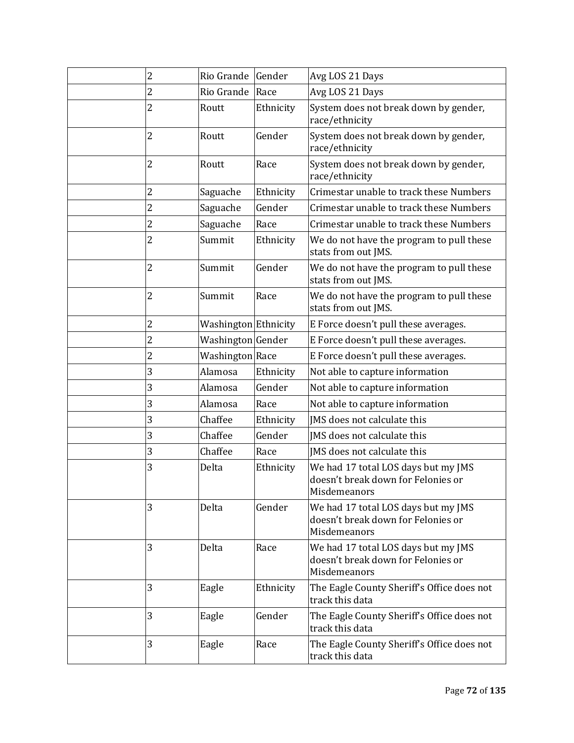| | | | | |
|---|---|---|---|---|
| | 2 | Rio Grande | Gender | Avg LOS 21 Days |
| | 2 | Rio Grande | Race | Avg LOS 21 Days |
| | 2 | Routt | Ethnicity | System does not break down by gender, race/ethnicity |
| | 2 | Routt | Gender | System does not break down by gender, race/ethnicity |
| | 2 | Routt | Race | System does not break down by gender, race/ethnicity |
| | 2 | Saguache | Ethnicity | Crimestar unable to track these Numbers |
| | 2 | Saguache | Gender | Crimestar unable to track these Numbers |
| | 2 | Saguache | Race | Crimestar unable to track these Numbers |
| | 2 | Summit | Ethnicity | We do not have the program to pull these stats from out JMS. |
| | 2 | Summit | Gender | We do not have the program to pull these stats from out JMS. |
| | 2 | Summit | Race | We do not have the program to pull these stats from out JMS. |
| | 2 | Washington | Ethnicity | E Force doesn't pull these averages. |
| | 2 | Washington | Gender | E Force doesn't pull these averages. |
| | 2 | Washington | Race | E Force doesn't pull these averages. |
| | 3 | Alamosa | Ethnicity | Not able to capture information |
| | 3 | Alamosa | Gender | Not able to capture information |
| | 3 | Alamosa | Race | Not able to capture information |
| | 3 | Chaffee | Ethnicity | JMS does not calculate this |
| | 3 | Chaffee | Gender | JMS does not calculate this |
| | 3 | Chaffee | Race | JMS does not calculate this |
| | 3 | Delta | Ethnicity | We had 17 total LOS days but my JMS doesn't break down for Felonies or Misdemeanors |
| | 3 | Delta | Gender | We had 17 total LOS days but my JMS doesn't break down for Felonies or Misdemeanors |
| | 3 | Delta | Race | We had 17 total LOS days but my JMS doesn't break down for Felonies or Misdemeanors |
| | 3 | Eagle | Ethnicity | The Eagle County Sheriff's Office does not track this data |
| | 3 | Eagle | Gender | The Eagle County Sheriff's Office does not track this data |
| | 3 | Eagle | Race | The Eagle County Sheriff's Office does not track this data |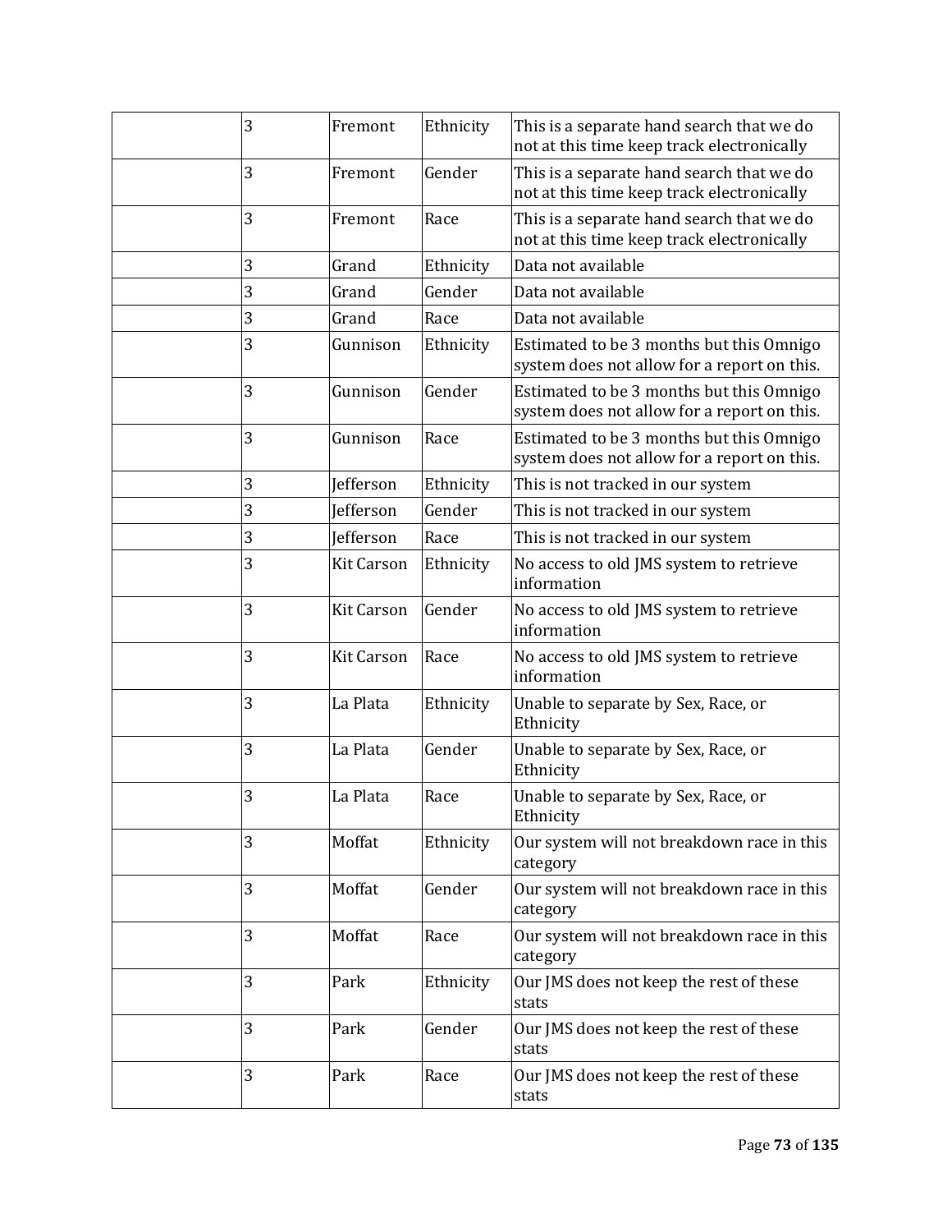| | | | | |
|---|---|---|---|---|
| | 3 | Fremont | Ethnicity | This is a separate hand search that we do not at this time keep track electronically |
| | 3 | Fremont | Gender | This is a separate hand search that we do not at this time keep track electronically |
| | 3 | Fremont | Race | This is a separate hand search that we do not at this time keep track electronically |
| | 3 | Grand | Ethnicity | Data not available |
| | 3 | Grand | Gender | Data not available |
| | 3 | Grand | Race | Data not available |
| | 3 | Gunnison | Ethnicity | Estimated to be 3 months but this Omnigo system does not allow for a report on this. |
| | 3 | Gunnison | Gender | Estimated to be 3 months but this Omnigo system does not allow for a report on this. |
| | 3 | Gunnison | Race | Estimated to be 3 months but this Omnigo system does not allow for a report on this. |
| | 3 | Jefferson | Ethnicity | This is not tracked in our system |
| | 3 | Jefferson | Gender | This is not tracked in our system |
| | 3 | Jefferson | Race | This is not tracked in our system |
| | 3 | Kit Carson | Ethnicity | No access to old JMS system to retrieve information |
| | 3 | Kit Carson | Gender | No access to old JMS system to retrieve information |
| | 3 | Kit Carson | Race | No access to old JMS system to retrieve information |
| | 3 | La Plata | Ethnicity | Unable to separate by Sex, Race, or Ethnicity |
| | 3 | La Plata | Gender | Unable to separate by Sex, Race, or Ethnicity |
| | 3 | La Plata | Race | Unable to separate by Sex, Race, or Ethnicity |
| | 3 | Moffat | Ethnicity | Our system will not breakdown race in this category |
| | 3 | Moffat | Gender | Our system will not breakdown race in this category |
| | 3 | Moffat | Race | Our system will not breakdown race in this category |
| | 3 | Park | Ethnicity | Our JMS does not keep the rest of these stats |
| | 3 | Park | Gender | Our JMS does not keep the rest of these stats |
| | 3 | Park | Race | Our JMS does not keep the rest of these stats |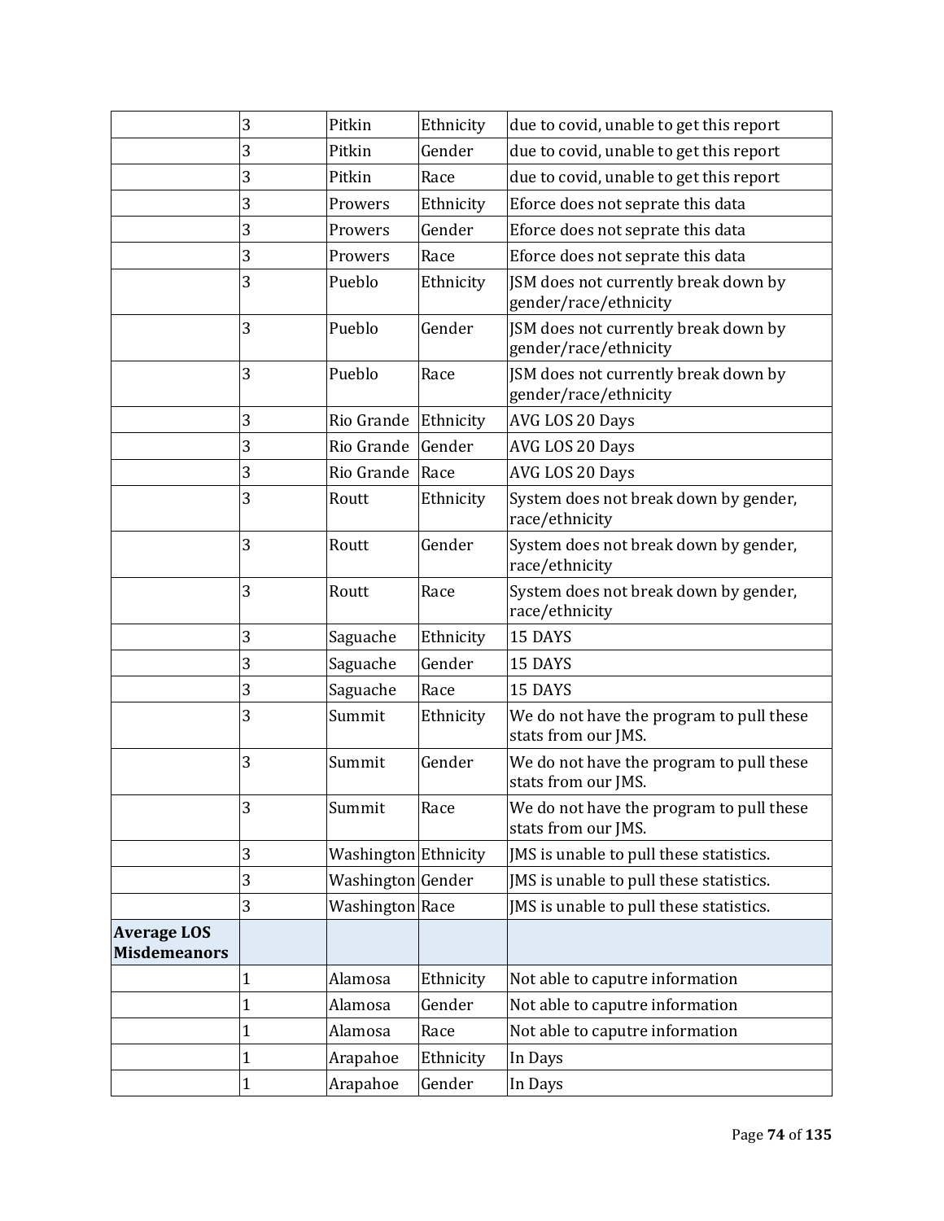| | | | | |
|---|---|---|---|---|
| | 3 | Pitkin | Ethnicity | due to covid, unable to get this report |
| | 3 | Pitkin | Gender | due to covid, unable to get this report |
| | 3 | Pitkin | Race | due to covid, unable to get this report |
| | 3 | Prowers | Ethnicity | Eforce does not seprate this data |
| | 3 | Prowers | Gender | Eforce does not seprate this data |
| | 3 | Prowers | Race | Eforce does not seprate this data |
| | 3 | Pueblo | Ethnicity | JSM does not currently break down by gender/race/ethnicity |
| | 3 | Pueblo | Gender | JSM does not currently break down by gender/race/ethnicity |
| | 3 | Pueblo | Race | JSM does not currently break down by gender/race/ethnicity |
| | 3 | Rio Grande | Ethnicity | AVG LOS 20 Days |
| | 3 | Rio Grande | Gender | AVG LOS 20 Days |
| | 3 | Rio Grande | Race | AVG LOS 20 Days |
| | 3 | Routt | Ethnicity | System does not break down by gender, race/ethnicity |
| | 3 | Routt | Gender | System does not break down by gender, race/ethnicity |
| | 3 | Routt | Race | System does not break down by gender, race/ethnicity |
| | 3 | Saguache | Ethnicity | 15 DAYS |
| | 3 | Saguache | Gender | 15 DAYS |
| | 3 | Saguache | Race | 15 DAYS |
| | 3 | Summit | Ethnicity | We do not have the program to pull these stats from our JMS. |
| | 3 | Summit | Gender | We do not have the program to pull these stats from our JMS. |
| | 3 | Summit | Race | We do not have the program to pull these stats from our JMS. |
| | 3 | Washington | Ethnicity | JMS is unable to pull these statistics. |
| | 3 | Washington | Gender | JMS is unable to pull these statistics. |
| | 3 | Washington | Race | JMS is unable to pull these statistics. |
| **Average LOS Misdemeanors** | | | | |
| | 1 | Alamosa | Ethnicity | Not able to caputre information |
| | 1 | Alamosa | Gender | Not able to caputre information |
| | 1 | Alamosa | Race | Not able to caputre information |
| | 1 | Arapahoe | Ethnicity | In Days |
| | 1 | Arapahoe | Gender | In Days |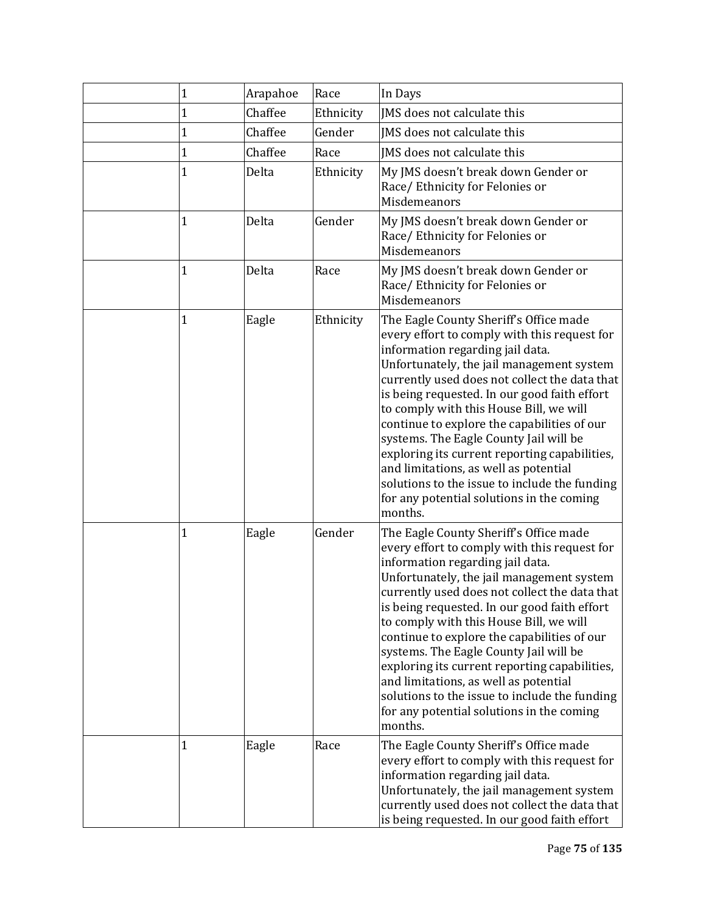| | | | | |
|---|---|---|---|---|
| | 1 | Arapahoe | Race | In Days |
| | 1 | Chaffee | Ethnicity | JMS does not calculate this |
| | 1 | Chaffee | Gender | JMS does not calculate this |
| | 1 | Chaffee | Race | JMS does not calculate this |
| | 1 | Delta | Ethnicity | My JMS doesn't break down Gender or Race/ Ethnicity for Felonies or Misdemeanors |
| | 1 | Delta | Gender | My JMS doesn't break down Gender or Race/ Ethnicity for Felonies or Misdemeanors |
| | 1 | Delta | Race | My JMS doesn't break down Gender or Race/ Ethnicity for Felonies or Misdemeanors |
| | 1 | Eagle | Ethnicity | The Eagle County Sheriff's Office made every effort to comply with this request for information regarding jail data. Unfortunately, the jail management system currently used does not collect the data that is being requested. In our good faith effort to comply with this House Bill, we will continue to explore the capabilities of our systems. The Eagle County Jail will be exploring its current reporting capabilities, and limitations, as well as potential solutions to the issue to include the funding for any potential solutions in the coming months. |
| | 1 | Eagle | Gender | The Eagle County Sheriff's Office made every effort to comply with this request for information regarding jail data. Unfortunately, the jail management system currently used does not collect the data that is being requested. In our good faith effort to comply with this House Bill, we will continue to explore the capabilities of our systems. The Eagle County Jail will be exploring its current reporting capabilities, and limitations, as well as potential solutions to the issue to include the funding for any potential solutions in the coming months. |
| | 1 | Eagle | Race | The Eagle County Sheriff's Office made every effort to comply with this request for information regarding jail data. Unfortunately, the jail management system currently used does not collect the data that is being requested. In our good faith effort |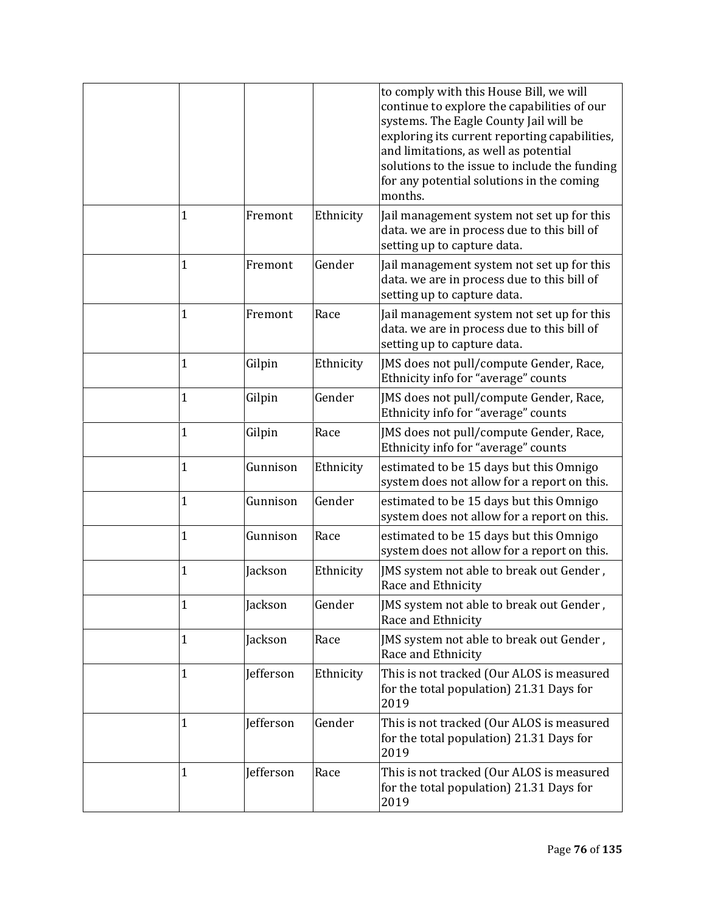| | | | | |
|---|---|---|---|---|
| | | | | to comply with this House Bill, we will continue to explore the capabilities of our systems. The Eagle County Jail will be exploring its current reporting capabilities, and limitations, as well as potential solutions to the issue to include the funding for any potential solutions in the coming months. |
| | 1 | Fremont | Ethnicity | Jail management system not set up for this data. we are in process due to this bill of setting up to capture data. |
| | 1 | Fremont | Gender | Jail management system not set up for this data. we are in process due to this bill of setting up to capture data. |
| | 1 | Fremont | Race | Jail management system not set up for this data. we are in process due to this bill of setting up to capture data. |
| | 1 | Gilpin | Ethnicity | JMS does not pull/compute Gender, Race, Ethnicity info for "average" counts |
| | 1 | Gilpin | Gender | JMS does not pull/compute Gender, Race, Ethnicity info for "average" counts |
| | 1 | Gilpin | Race | JMS does not pull/compute Gender, Race, Ethnicity info for "average" counts |
| | 1 | Gunnison | Ethnicity | estimated to be 15 days but this Omnigo system does not allow for a report on this. |
| | 1 | Gunnison | Gender | estimated to be 15 days but this Omnigo system does not allow for a report on this. |
| | 1 | Gunnison | Race | estimated to be 15 days but this Omnigo system does not allow for a report on this. |
| | 1 | Jackson | Ethnicity | JMS system not able to break out Gender , Race and Ethnicity |
| | 1 | Jackson | Gender | JMS system not able to break out Gender , Race and Ethnicity |
| | 1 | Jackson | Race | JMS system not able to break out Gender , Race and Ethnicity |
| | 1 | Jefferson | Ethnicity | This is not tracked (Our ALOS is measured for the total population) 21.31 Days for 2019 |
| | 1 | Jefferson | Gender | This is not tracked (Our ALOS is measured for the total population) 21.31 Days for 2019 |
| | 1 | Jefferson | Race | This is not tracked (Our ALOS is measured for the total population) 21.31 Days for 2019 |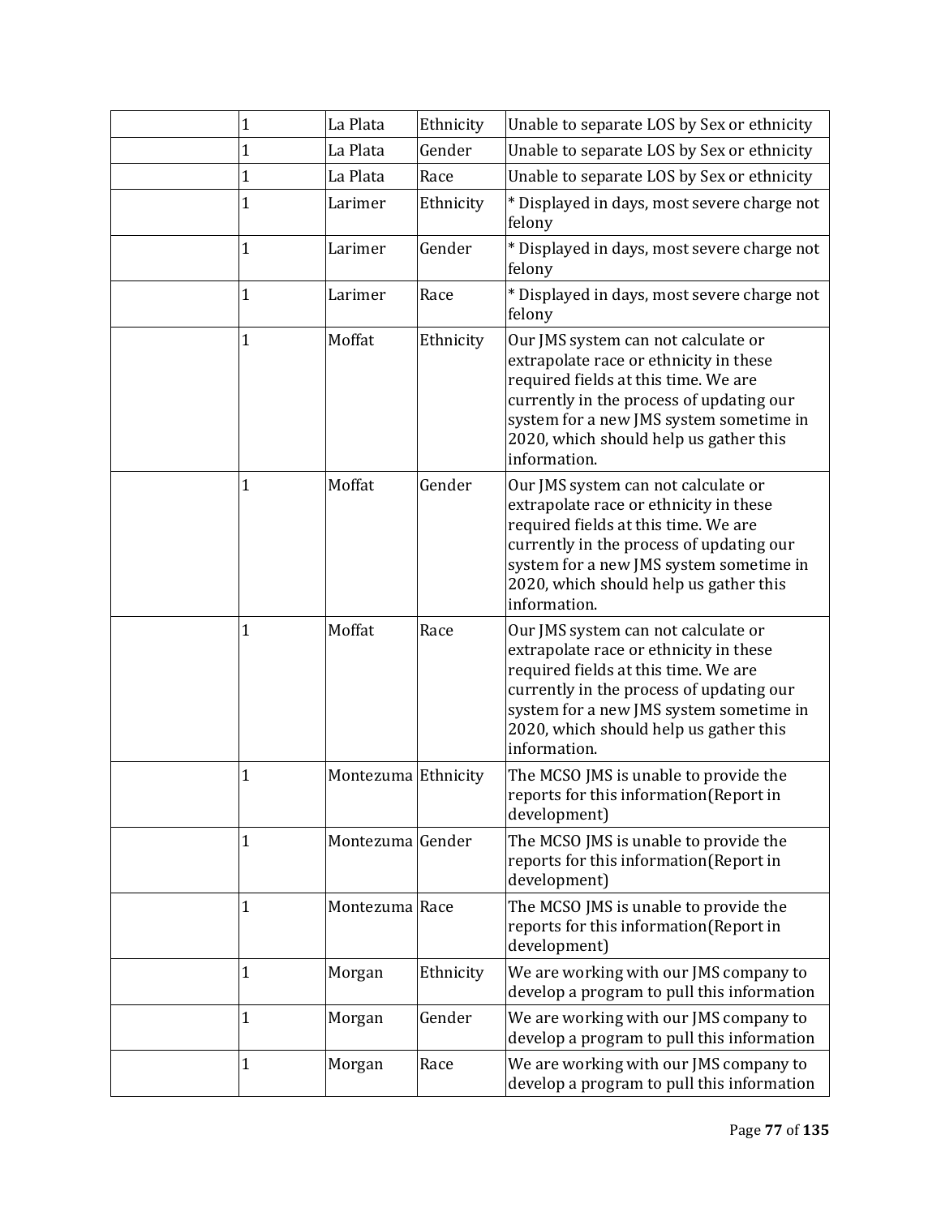| | | | | |
|---|---|---|---|---|
| | 1 | La Plata | Ethnicity | Unable to separate LOS by Sex or ethnicity |
| | 1 | La Plata | Gender | Unable to separate LOS by Sex or ethnicity |
| | 1 | La Plata | Race | Unable to separate LOS by Sex or ethnicity |
| | 1 | Larimer | Ethnicity | * Displayed in days, most severe charge not felony |
| | 1 | Larimer | Gender | * Displayed in days, most severe charge not felony |
| | 1 | Larimer | Race | * Displayed in days, most severe charge not felony |
| | 1 | Moffat | Ethnicity | Our JMS system can not calculate or extrapolate race or ethnicity in these required fields at this time. We are currently in the process of updating our system for a new JMS system sometime in 2020, which should help us gather this information. |
| | 1 | Moffat | Gender | Our JMS system can not calculate or extrapolate race or ethnicity in these required fields at this time. We are currently in the process of updating our system for a new JMS system sometime in 2020, which should help us gather this information. |
| | 1 | Moffat | Race | Our JMS system can not calculate or extrapolate race or ethnicity in these required fields at this time. We are currently in the process of updating our system for a new JMS system sometime in 2020, which should help us gather this information. |
| | 1 | Montezuma | Ethnicity | The MCSO JMS is unable to provide the reports for this information(Report in development) |
| | 1 | Montezuma | Gender | The MCSO JMS is unable to provide the reports for this information(Report in development) |
| | 1 | Montezuma | Race | The MCSO JMS is unable to provide the reports for this information(Report in development) |
| | 1 | Morgan | Ethnicity | We are working with our JMS company to develop a program to pull this information |
| | 1 | Morgan | Gender | We are working with our JMS company to develop a program to pull this information |
| | 1 | Morgan | Race | We are working with our JMS company to develop a program to pull this information |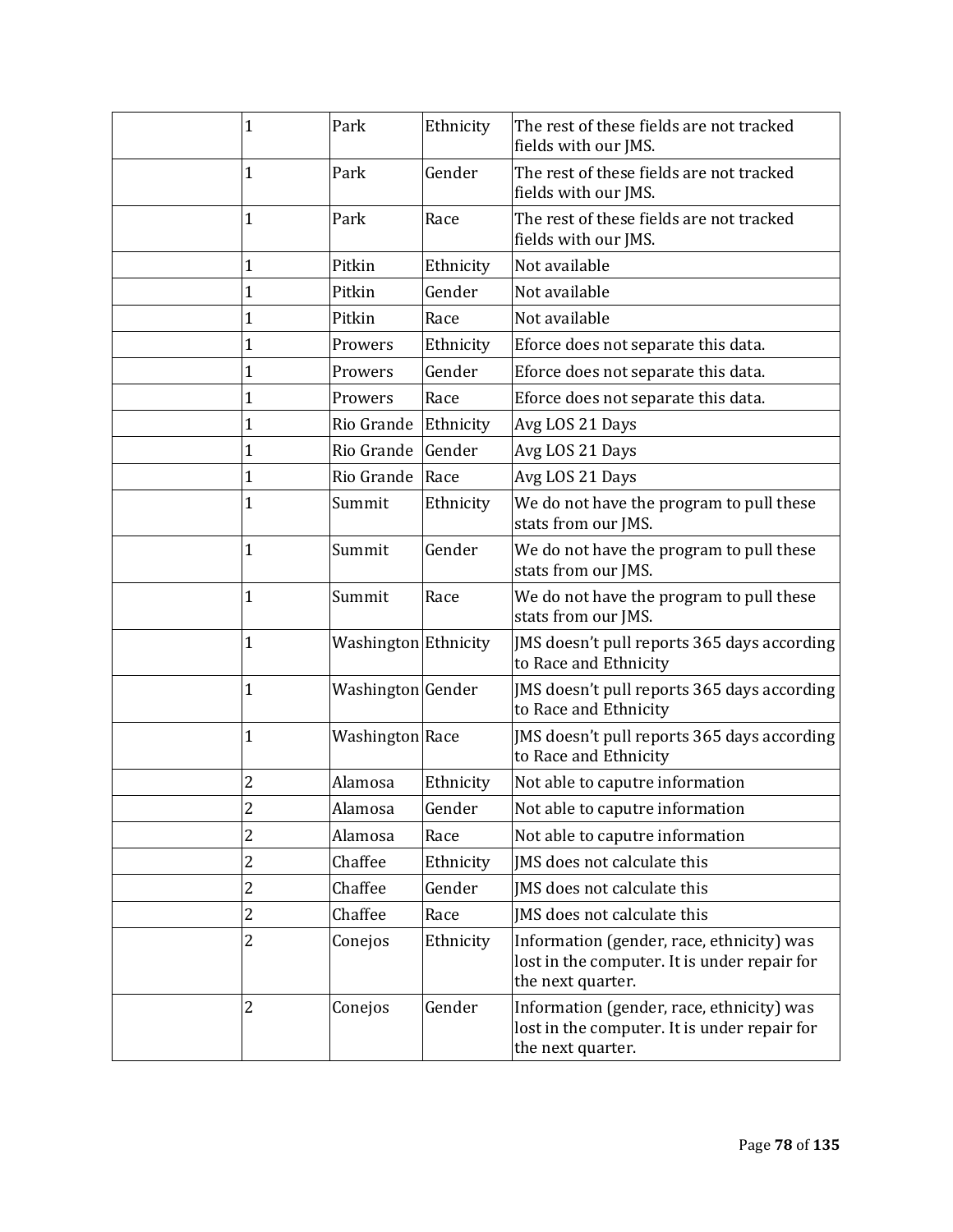| | | | | |
|---|---|---|---|---|
| | 1 | Park | Ethnicity | The rest of these fields are not tracked fields with our JMS. |
| | 1 | Park | Gender | The rest of these fields are not tracked fields with our JMS. |
| | 1 | Park | Race | The rest of these fields are not tracked fields with our JMS. |
| | 1 | Pitkin | Ethnicity | Not available |
| | 1 | Pitkin | Gender | Not available |
| | 1 | Pitkin | Race | Not available |
| | 1 | Prowers | Ethnicity | Eforce does not separate this data. |
| | 1 | Prowers | Gender | Eforce does not separate this data. |
| | 1 | Prowers | Race | Eforce does not separate this data. |
| | 1 | Rio Grande | Ethnicity | Avg LOS 21 Days |
| | 1 | Rio Grande | Gender | Avg LOS 21 Days |
| | 1 | Rio Grande | Race | Avg LOS 21 Days |
| | 1 | Summit | Ethnicity | We do not have the program to pull these stats from our JMS. |
| | 1 | Summit | Gender | We do not have the program to pull these stats from our JMS. |
| | 1 | Summit | Race | We do not have the program to pull these stats from our JMS. |
| | 1 | Washington | Ethnicity | JMS doesn't pull reports 365 days according to Race and Ethnicity |
| | 1 | Washington | Gender | JMS doesn't pull reports 365 days according to Race and Ethnicity |
| | 1 | Washington | Race | JMS doesn't pull reports 365 days according to Race and Ethnicity |
| | 2 | Alamosa | Ethnicity | Not able to caputre information |
| | 2 | Alamosa | Gender | Not able to caputre information |
| | 2 | Alamosa | Race | Not able to caputre information |
| | 2 | Chaffee | Ethnicity | JMS does not calculate this |
| | 2 | Chaffee | Gender | JMS does not calculate this |
| | 2 | Chaffee | Race | JMS does not calculate this |
| | 2 | Conejos | Ethnicity | Information (gender, race, ethnicity) was lost in the computer. It is under repair for the next quarter. |
| | 2 | Conejos | Gender | Information (gender, race, ethnicity) was lost in the computer. It is under repair for the next quarter. |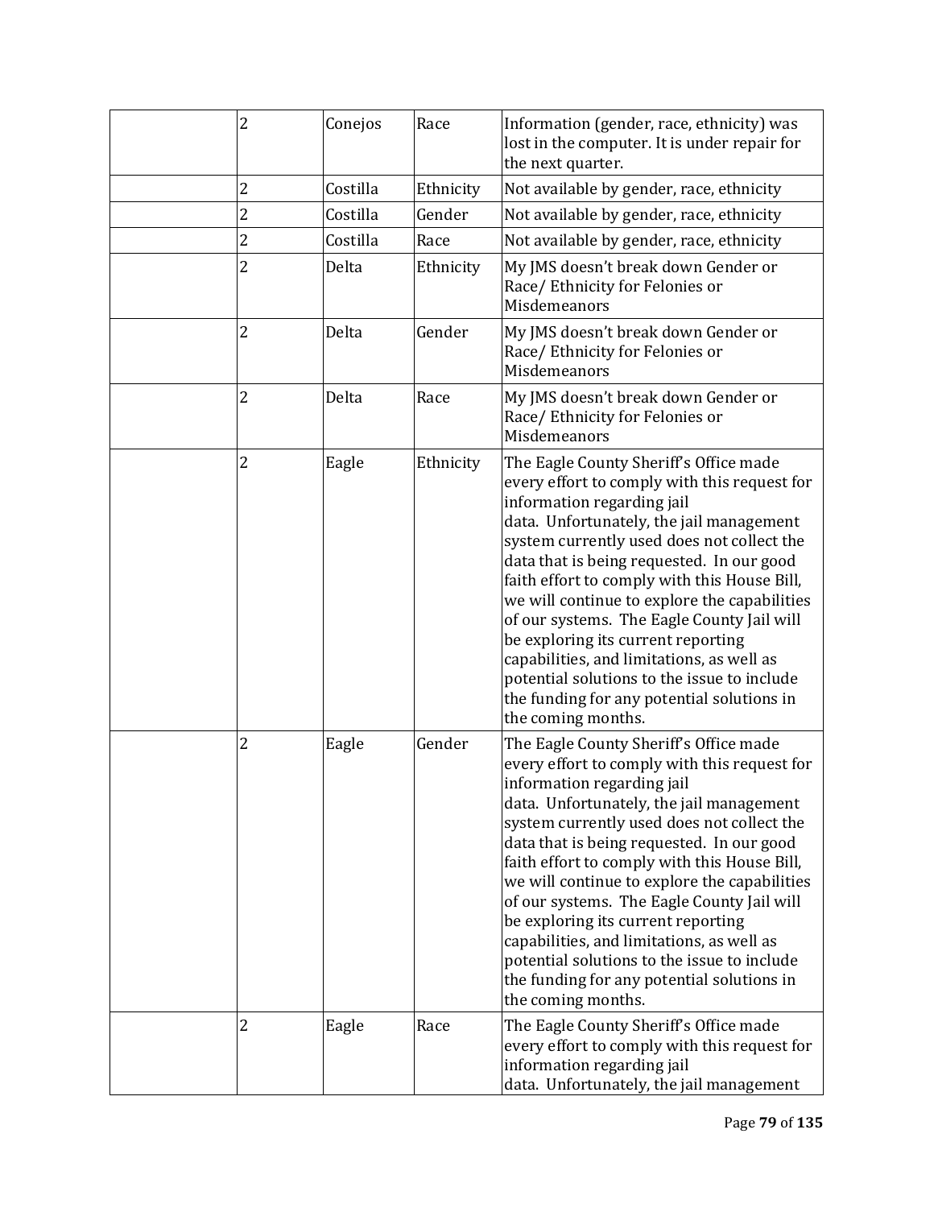| | | | | |
|---|---|---|---|---|
| | 2 | Conejos | Race | Information (gender, race, ethnicity) was lost in the computer. It is under repair for the next quarter. |
| | 2 | Costilla | Ethnicity | Not available by gender, race, ethnicity |
| | 2 | Costilla | Gender | Not available by gender, race, ethnicity |
| | 2 | Costilla | Race | Not available by gender, race, ethnicity |
| | 2 | Delta | Ethnicity | My JMS doesn't break down Gender or Race/ Ethnicity for Felonies or Misdemeanors |
| | 2 | Delta | Gender | My JMS doesn't break down Gender or Race/ Ethnicity for Felonies or Misdemeanors |
| | 2 | Delta | Race | My JMS doesn't break down Gender or Race/ Ethnicity for Felonies or Misdemeanors |
| | 2 | Eagle | Ethnicity | The Eagle County Sheriff's Office made every effort to comply with this request for information regarding jail data. Unfortunately, the jail management system currently used does not collect the data that is being requested. In our good faith effort to comply with this House Bill, we will continue to explore the capabilities of our systems. The Eagle County Jail will be exploring its current reporting capabilities, and limitations, as well as potential solutions to the issue to include the funding for any potential solutions in the coming months. |
| | 2 | Eagle | Gender | The Eagle County Sheriff's Office made every effort to comply with this request for information regarding jail data. Unfortunately, the jail management system currently used does not collect the data that is being requested. In our good faith effort to comply with this House Bill, we will continue to explore the capabilities of our systems. The Eagle County Jail will be exploring its current reporting capabilities, and limitations, as well as potential solutions to the issue to include the funding for any potential solutions in the coming months. |
| | 2 | Eagle | Race | The Eagle County Sheriff's Office made every effort to comply with this request for information regarding jail data. Unfortunately, the jail management |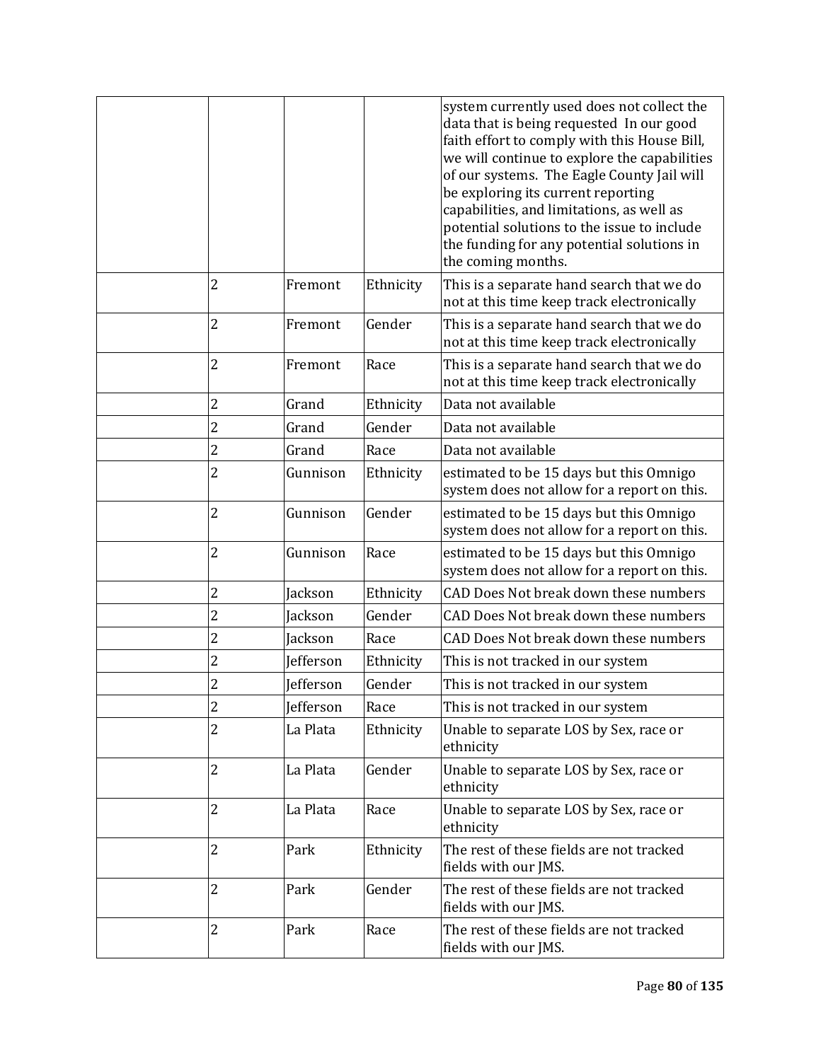| | | | | |
|---|---|---|---|---|
| | | | | system currently used does not collect the data that is being requested In our good faith effort to comply with this House Bill, we will continue to explore the capabilities of our systems. The Eagle County Jail will be exploring its current reporting capabilities, and limitations, as well as potential solutions to the issue to include the funding for any potential solutions in the coming months. |
| | 2 | Fremont | Ethnicity | This is a separate hand search that we do not at this time keep track electronically |
| | 2 | Fremont | Gender | This is a separate hand search that we do not at this time keep track electronically |
| | 2 | Fremont | Race | This is a separate hand search that we do not at this time keep track electronically |
| | 2 | Grand | Ethnicity | Data not available |
| | 2 | Grand | Gender | Data not available |
| | 2 | Grand | Race | Data not available |
| | 2 | Gunnison | Ethnicity | estimated to be 15 days but this Omnigo system does not allow for a report on this. |
| | 2 | Gunnison | Gender | estimated to be 15 days but this Omnigo system does not allow for a report on this. |
| | 2 | Gunnison | Race | estimated to be 15 days but this Omnigo system does not allow for a report on this. |
| | 2 | Jackson | Ethnicity | CAD Does Not break down these numbers |
| | 2 | Jackson | Gender | CAD Does Not break down these numbers |
| | 2 | Jackson | Race | CAD Does Not break down these numbers |
| | 2 | Jefferson | Ethnicity | This is not tracked in our system |
| | 2 | Jefferson | Gender | This is not tracked in our system |
| | 2 | Jefferson | Race | This is not tracked in our system |
| | 2 | La Plata | Ethnicity | Unable to separate LOS by Sex, race or ethnicity |
| | 2 | La Plata | Gender | Unable to separate LOS by Sex, race or ethnicity |
| | 2 | La Plata | Race | Unable to separate LOS by Sex, race or ethnicity |
| | 2 | Park | Ethnicity | The rest of these fields are not tracked fields with our JMS. |
| | 2 | Park | Gender | The rest of these fields are not tracked fields with our JMS. |
| | 2 | Park | Race | The rest of these fields are not tracked fields with our JMS. |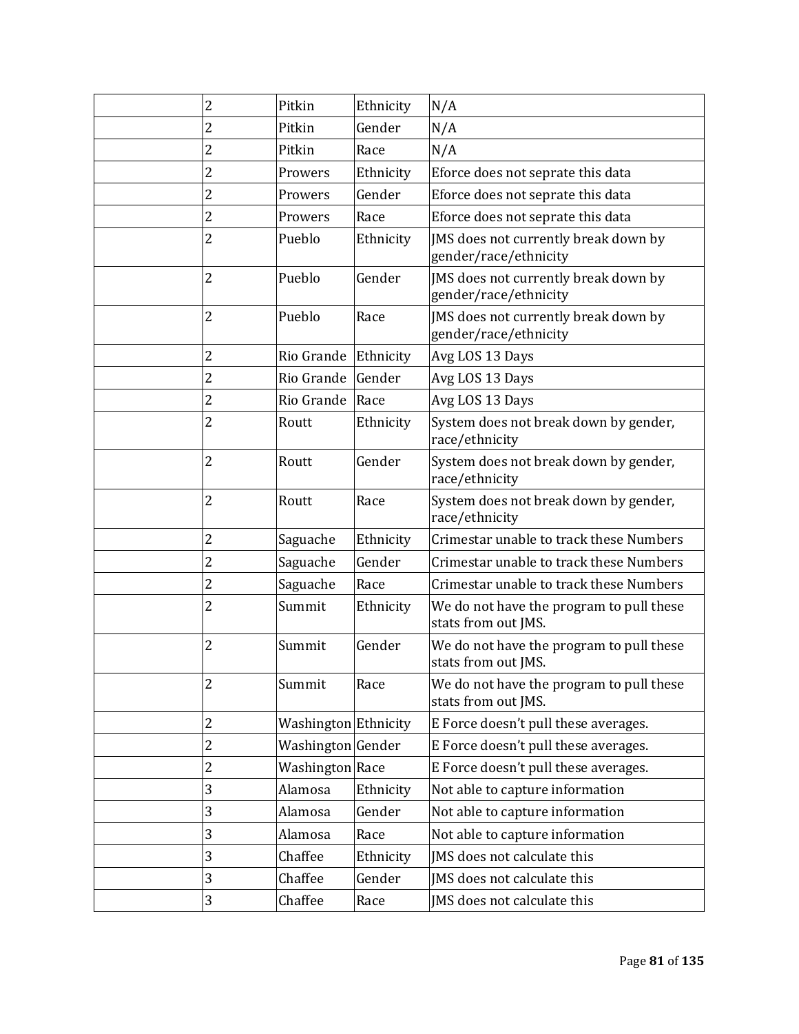| | | | | |
|---|---|---|---|---|
| | 2 | Pitkin | Ethnicity | N/A |
| | 2 | Pitkin | Gender | N/A |
| | 2 | Pitkin | Race | N/A |
| | 2 | Prowers | Ethnicity | Eforce does not seprate this data |
| | 2 | Prowers | Gender | Eforce does not seprate this data |
| | 2 | Prowers | Race | Eforce does not seprate this data |
| | 2 | Pueblo | Ethnicity | JMS does not currently break down by gender/race/ethnicity |
| | 2 | Pueblo | Gender | JMS does not currently break down by gender/race/ethnicity |
| | 2 | Pueblo | Race | JMS does not currently break down by gender/race/ethnicity |
| | 2 | Rio Grande | Ethnicity | Avg LOS 13 Days |
| | 2 | Rio Grande | Gender | Avg LOS 13 Days |
| | 2 | Rio Grande | Race | Avg LOS 13 Days |
| | 2 | Routt | Ethnicity | System does not break down by gender, race/ethnicity |
| | 2 | Routt | Gender | System does not break down by gender, race/ethnicity |
| | 2 | Routt | Race | System does not break down by gender, race/ethnicity |
| | 2 | Saguache | Ethnicity | Crimestar unable to track these Numbers |
| | 2 | Saguache | Gender | Crimestar unable to track these Numbers |
| | 2 | Saguache | Race | Crimestar unable to track these Numbers |
| | 2 | Summit | Ethnicity | We do not have the program to pull these stats from out JMS. |
| | 2 | Summit | Gender | We do not have the program to pull these stats from out JMS. |
| | 2 | Summit | Race | We do not have the program to pull these stats from out JMS. |
| | 2 | Washington | Ethnicity | E Force doesn't pull these averages. |
| | 2 | Washington | Gender | E Force doesn't pull these averages. |
| | 2 | Washington | Race | E Force doesn't pull these averages. |
| | 3 | Alamosa | Ethnicity | Not able to capture information |
| | 3 | Alamosa | Gender | Not able to capture information |
| | 3 | Alamosa | Race | Not able to capture information |
| | 3 | Chaffee | Ethnicity | JMS does not calculate this |
| | 3 | Chaffee | Gender | JMS does not calculate this |
| | 3 | Chaffee | Race | JMS does not calculate this |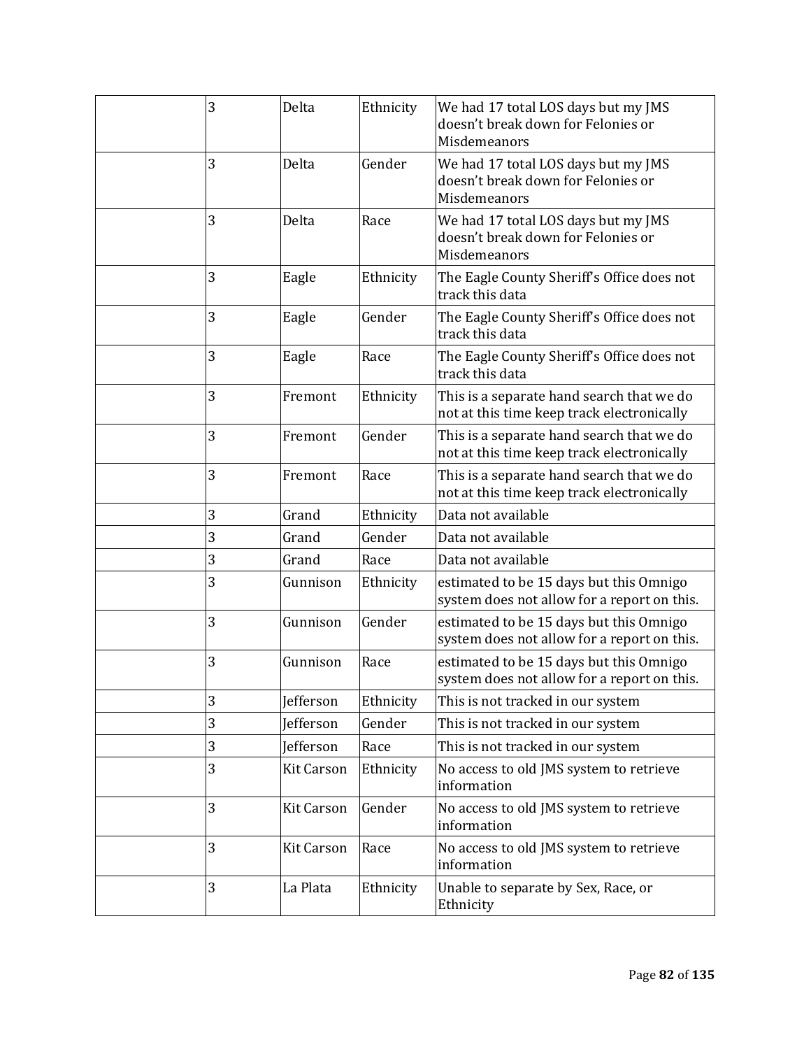| | | | | |
|---|---|---|---|---|
| | 3 | Delta | Ethnicity | We had 17 total LOS days but my JMS doesn’t break down for Felonies or Misdemeanors |
| | 3 | Delta | Gender | We had 17 total LOS days but my JMS doesn’t break down for Felonies or Misdemeanors |
| | 3 | Delta | Race | We had 17 total LOS days but my JMS doesn’t break down for Felonies or Misdemeanors |
| | 3 | Eagle | Ethnicity | The Eagle County Sheriff’s Office does not track this data |
| | 3 | Eagle | Gender | The Eagle County Sheriff’s Office does not track this data |
| | 3 | Eagle | Race | The Eagle County Sheriff’s Office does not track this data |
| | 3 | Fremont | Ethnicity | This is a separate hand search that we do not at this time keep track electronically |
| | 3 | Fremont | Gender | This is a separate hand search that we do not at this time keep track electronically |
| | 3 | Fremont | Race | This is a separate hand search that we do not at this time keep track electronically |
| | 3 | Grand | Ethnicity | Data not available |
| | 3 | Grand | Gender | Data not available |
| | 3 | Grand | Race | Data not available |
| | 3 | Gunnison | Ethnicity | estimated to be 15 days but this Omnigo system does not allow for a report on this. |
| | 3 | Gunnison | Gender | estimated to be 15 days but this Omnigo system does not allow for a report on this. |
| | 3 | Gunnison | Race | estimated to be 15 days but this Omnigo system does not allow for a report on this. |
| | 3 | Jefferson | Ethnicity | This is not tracked in our system |
| | 3 | Jefferson | Gender | This is not tracked in our system |
| | 3 | Jefferson | Race | This is not tracked in our system |
| | 3 | Kit Carson | Ethnicity | No access to old JMS system to retrieve information |
| | 3 | Kit Carson | Gender | No access to old JMS system to retrieve information |
| | 3 | Kit Carson | Race | No access to old JMS system to retrieve information |
| | 3 | La Plata | Ethnicity | Unable to separate by Sex, Race, or Ethnicity |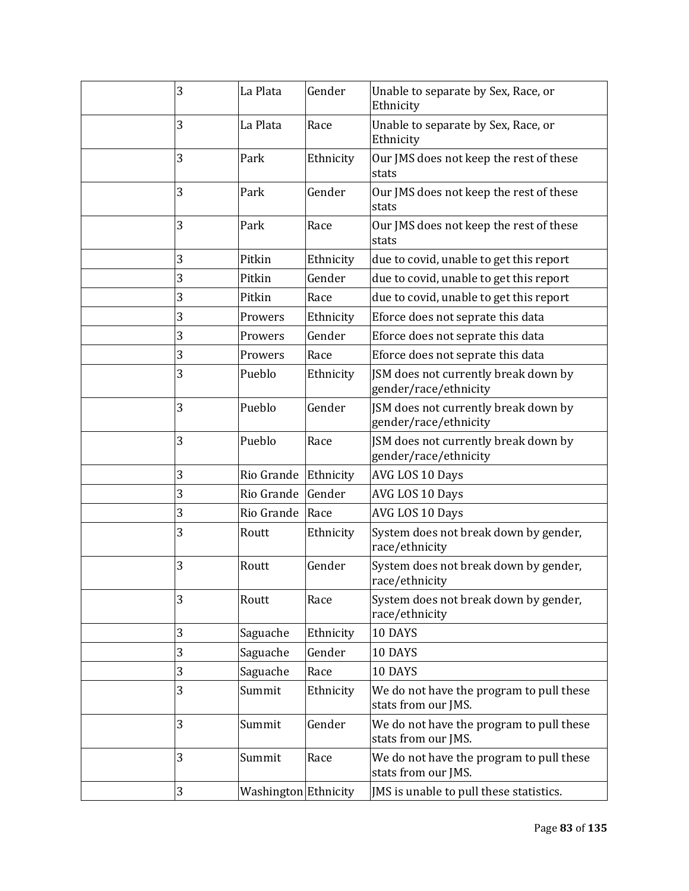|  |  |  |  |  |
|---|---|---|---|---|
|  | 3 | La Plata | Gender | Unable to separate by Sex, Race, or Ethnicity |
|  | 3 | La Plata | Race | Unable to separate by Sex, Race, or Ethnicity |
|  | 3 | Park | Ethnicity | Our JMS does not keep the rest of these stats |
|  | 3 | Park | Gender | Our JMS does not keep the rest of these stats |
|  | 3 | Park | Race | Our JMS does not keep the rest of these stats |
|  | 3 | Pitkin | Ethnicity | due to covid, unable to get this report |
|  | 3 | Pitkin | Gender | due to covid, unable to get this report |
|  | 3 | Pitkin | Race | due to covid, unable to get this report |
|  | 3 | Prowers | Ethnicity | Eforce does not seprate this data |
|  | 3 | Prowers | Gender | Eforce does not seprate this data |
|  | 3 | Prowers | Race | Eforce does not seprate this data |
|  | 3 | Pueblo | Ethnicity | JSM does not currently break down by gender/race/ethnicity |
|  | 3 | Pueblo | Gender | JSM does not currently break down by gender/race/ethnicity |
|  | 3 | Pueblo | Race | JSM does not currently break down by gender/race/ethnicity |
|  | 3 | Rio Grande | Ethnicity | AVG LOS 10 Days |
|  | 3 | Rio Grande | Gender | AVG LOS 10 Days |
|  | 3 | Rio Grande | Race | AVG LOS 10 Days |
|  | 3 | Routt | Ethnicity | System does not break down by gender, race/ethnicity |
|  | 3 | Routt | Gender | System does not break down by gender, race/ethnicity |
|  | 3 | Routt | Race | System does not break down by gender, race/ethnicity |
|  | 3 | Saguache | Ethnicity | 10 DAYS |
|  | 3 | Saguache | Gender | 10 DAYS |
|  | 3 | Saguache | Race | 10 DAYS |
|  | 3 | Summit | Ethnicity | We do not have the program to pull these stats from our JMS. |
|  | 3 | Summit | Gender | We do not have the program to pull these stats from our JMS. |
|  | 3 | Summit | Race | We do not have the program to pull these stats from our JMS. |
|  | 3 | Washington | Ethnicity | JMS is unable to pull these statistics. |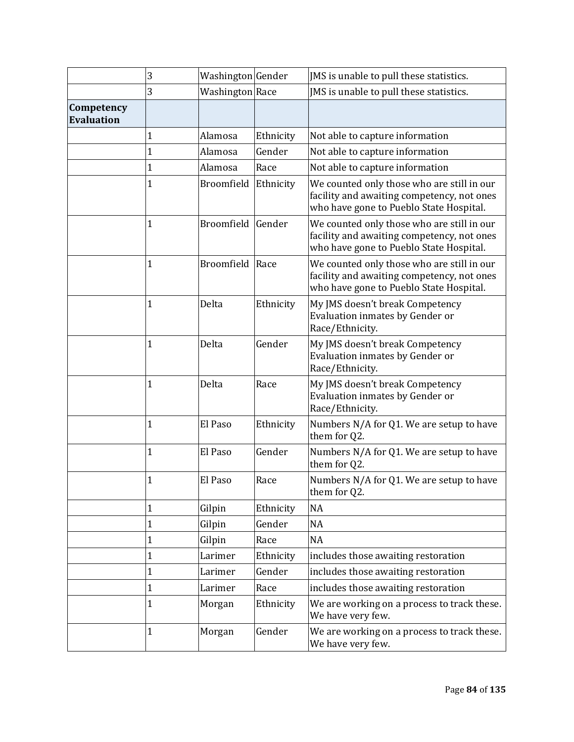| | | | | |
|---|---|---|---|---|
| | 3 | Washington | Gender | JMS is unable to pull these statistics. |
| | 3 | Washington | Race | JMS is unable to pull these statistics. |
| **Competency Evaluation** | | | | |
| | 1 | Alamosa | Ethnicity | Not able to capture information |
| | 1 | Alamosa | Gender | Not able to capture information |
| | 1 | Alamosa | Race | Not able to capture information |
| | 1 | Broomfield | Ethnicity | We counted only those who are still in our facility and awaiting competency, not ones who have gone to Pueblo State Hospital. |
| | 1 | Broomfield | Gender | We counted only those who are still in our facility and awaiting competency, not ones who have gone to Pueblo State Hospital. |
| | 1 | Broomfield | Race | We counted only those who are still in our facility and awaiting competency, not ones who have gone to Pueblo State Hospital. |
| | 1 | Delta | Ethnicity | My JMS doesn't break Competency Evaluation inmates by Gender or Race/Ethnicity. |
| | 1 | Delta | Gender | My JMS doesn't break Competency Evaluation inmates by Gender or Race/Ethnicity. |
| | 1 | Delta | Race | My JMS doesn't break Competency Evaluation inmates by Gender or Race/Ethnicity. |
| | 1 | El Paso | Ethnicity | Numbers N/A for Q1. We are setup to have them for Q2. |
| | 1 | El Paso | Gender | Numbers N/A for Q1. We are setup to have them for Q2. |
| | 1 | El Paso | Race | Numbers N/A for Q1. We are setup to have them for Q2. |
| | 1 | Gilpin | Ethnicity | NA |
| | 1 | Gilpin | Gender | NA |
| | 1 | Gilpin | Race | NA |
| | 1 | Larimer | Ethnicity | includes those awaiting restoration |
| | 1 | Larimer | Gender | includes those awaiting restoration |
| | 1 | Larimer | Race | includes those awaiting restoration |
| | 1 | Morgan | Ethnicity | We are working on a process to track these. We have very few. |
| | 1 | Morgan | Gender | We are working on a process to track these. We have very few. |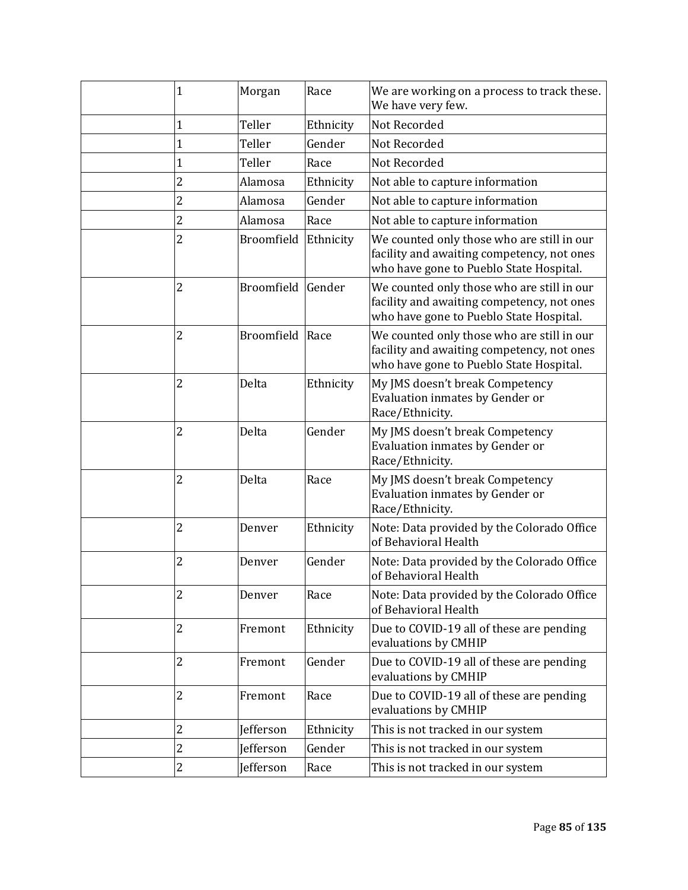| | | | | |
|---|---|---|---|---|
| | 1 | Morgan | Race | We are working on a process to track these. We have very few. |
| | 1 | Teller | Ethnicity | Not Recorded |
| | 1 | Teller | Gender | Not Recorded |
| | 1 | Teller | Race | Not Recorded |
| | 2 | Alamosa | Ethnicity | Not able to capture information |
| | 2 | Alamosa | Gender | Not able to capture information |
| | 2 | Alamosa | Race | Not able to capture information |
| | 2 | Broomfield | Ethnicity | We counted only those who are still in our facility and awaiting competency, not ones who have gone to Pueblo State Hospital. |
| | 2 | Broomfield | Gender | We counted only those who are still in our facility and awaiting competency, not ones who have gone to Pueblo State Hospital. |
| | 2 | Broomfield | Race | We counted only those who are still in our facility and awaiting competency, not ones who have gone to Pueblo State Hospital. |
| | 2 | Delta | Ethnicity | My JMS doesn't break Competency Evaluation inmates by Gender or Race/Ethnicity. |
| | 2 | Delta | Gender | My JMS doesn't break Competency Evaluation inmates by Gender or Race/Ethnicity. |
| | 2 | Delta | Race | My JMS doesn't break Competency Evaluation inmates by Gender or Race/Ethnicity. |
| | 2 | Denver | Ethnicity | Note: Data provided by the Colorado Office of Behavioral Health |
| | 2 | Denver | Gender | Note: Data provided by the Colorado Office of Behavioral Health |
| | 2 | Denver | Race | Note: Data provided by the Colorado Office of Behavioral Health |
| | 2 | Fremont | Ethnicity | Due to COVID-19 all of these are pending evaluations by CMHIP |
| | 2 | Fremont | Gender | Due to COVID-19 all of these are pending evaluations by CMHIP |
| | 2 | Fremont | Race | Due to COVID-19 all of these are pending evaluations by CMHIP |
| | 2 | Jefferson | Ethnicity | This is not tracked in our system |
| | 2 | Jefferson | Gender | This is not tracked in our system |
| | 2 | Jefferson | Race | This is not tracked in our system |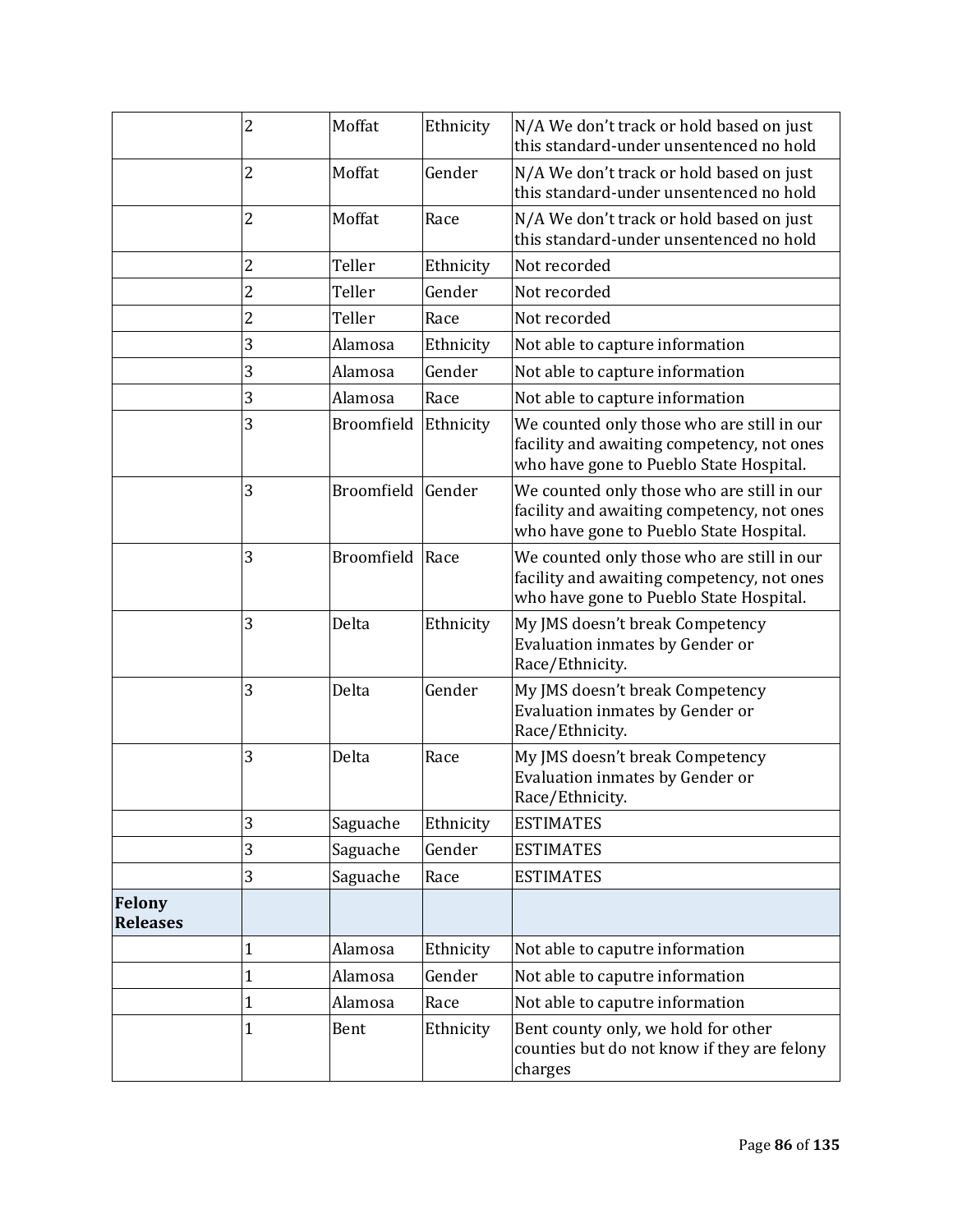| | | | | |
|---|---|---|---|---|
| | 2 | Moffat | Ethnicity | N/A We don't track or hold based on just this standard-under unsentenced no hold |
| | 2 | Moffat | Gender | N/A We don't track or hold based on just this standard-under unsentenced no hold |
| | 2 | Moffat | Race | N/A We don't track or hold based on just this standard-under unsentenced no hold |
| | 2 | Teller | Ethnicity | Not recorded |
| | 2 | Teller | Gender | Not recorded |
| | 2 | Teller | Race | Not recorded |
| | 3 | Alamosa | Ethnicity | Not able to capture information |
| | 3 | Alamosa | Gender | Not able to capture information |
| | 3 | Alamosa | Race | Not able to capture information |
| | 3 | Broomfield | Ethnicity | We counted only those who are still in our facility and awaiting competency, not ones who have gone to Pueblo State Hospital. |
| | 3 | Broomfield | Gender | We counted only those who are still in our facility and awaiting competency, not ones who have gone to Pueblo State Hospital. |
| | 3 | Broomfield | Race | We counted only those who are still in our facility and awaiting competency, not ones who have gone to Pueblo State Hospital. |
| | 3 | Delta | Ethnicity | My JMS doesn't break Competency Evaluation inmates by Gender or Race/Ethnicity. |
| | 3 | Delta | Gender | My JMS doesn't break Competency Evaluation inmates by Gender or Race/Ethnicity. |
| | 3 | Delta | Race | My JMS doesn't break Competency Evaluation inmates by Gender or Race/Ethnicity. |
| | 3 | Saguache | Ethnicity | ESTIMATES |
| | 3 | Saguache | Gender | ESTIMATES |
| | 3 | Saguache | Race | ESTIMATES |
| **Felony Releases** | | | | |
| | 1 | Alamosa | Ethnicity | Not able to caputre information |
| | 1 | Alamosa | Gender | Not able to caputre information |
| | 1 | Alamosa | Race | Not able to caputre information |
| | 1 | Bent | Ethnicity | Bent county only, we hold for other counties but do not know if they are felony charges |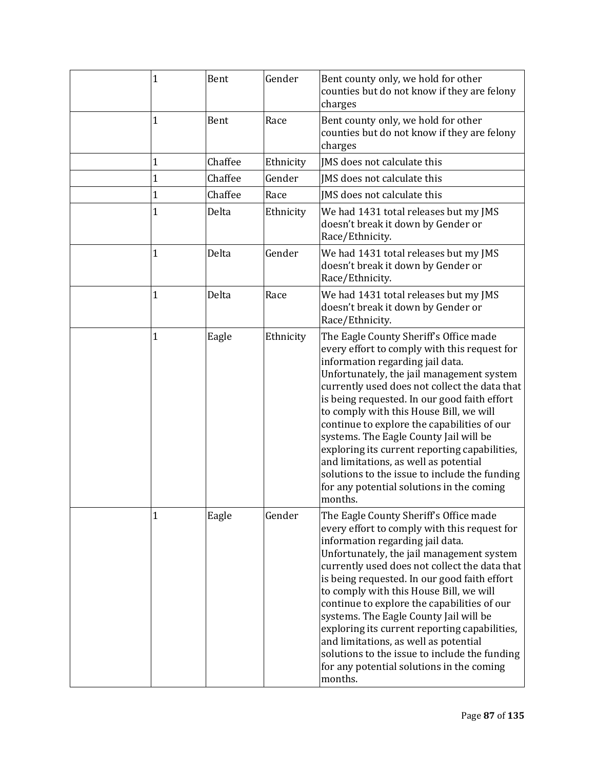| | | | | |
|---|---|---|---|---|
| | 1 | Bent | Gender | Bent county only, we hold for other counties but do not know if they are felony charges |
| | 1 | Bent | Race | Bent county only, we hold for other counties but do not know if they are felony charges |
| | 1 | Chaffee | Ethnicity | JMS does not calculate this |
| | 1 | Chaffee | Gender | JMS does not calculate this |
| | 1 | Chaffee | Race | JMS does not calculate this |
| | 1 | Delta | Ethnicity | We had 1431 total releases but my JMS doesn't break it down by Gender or Race/Ethnicity. |
| | 1 | Delta | Gender | We had 1431 total releases but my JMS doesn't break it down by Gender or Race/Ethnicity. |
| | 1 | Delta | Race | We had 1431 total releases but my JMS doesn't break it down by Gender or Race/Ethnicity. |
| | 1 | Eagle | Ethnicity | The Eagle County Sheriff's Office made every effort to comply with this request for information regarding jail data. Unfortunately, the jail management system currently used does not collect the data that is being requested. In our good faith effort to comply with this House Bill, we will continue to explore the capabilities of our systems. The Eagle County Jail will be exploring its current reporting capabilities, and limitations, as well as potential solutions to the issue to include the funding for any potential solutions in the coming months. |
| | 1 | Eagle | Gender | The Eagle County Sheriff's Office made every effort to comply with this request for information regarding jail data. Unfortunately, the jail management system currently used does not collect the data that is being requested. In our good faith effort to comply with this House Bill, we will continue to explore the capabilities of our systems. The Eagle County Jail will be exploring its current reporting capabilities, and limitations, as well as potential solutions to the issue to include the funding for any potential solutions in the coming months. |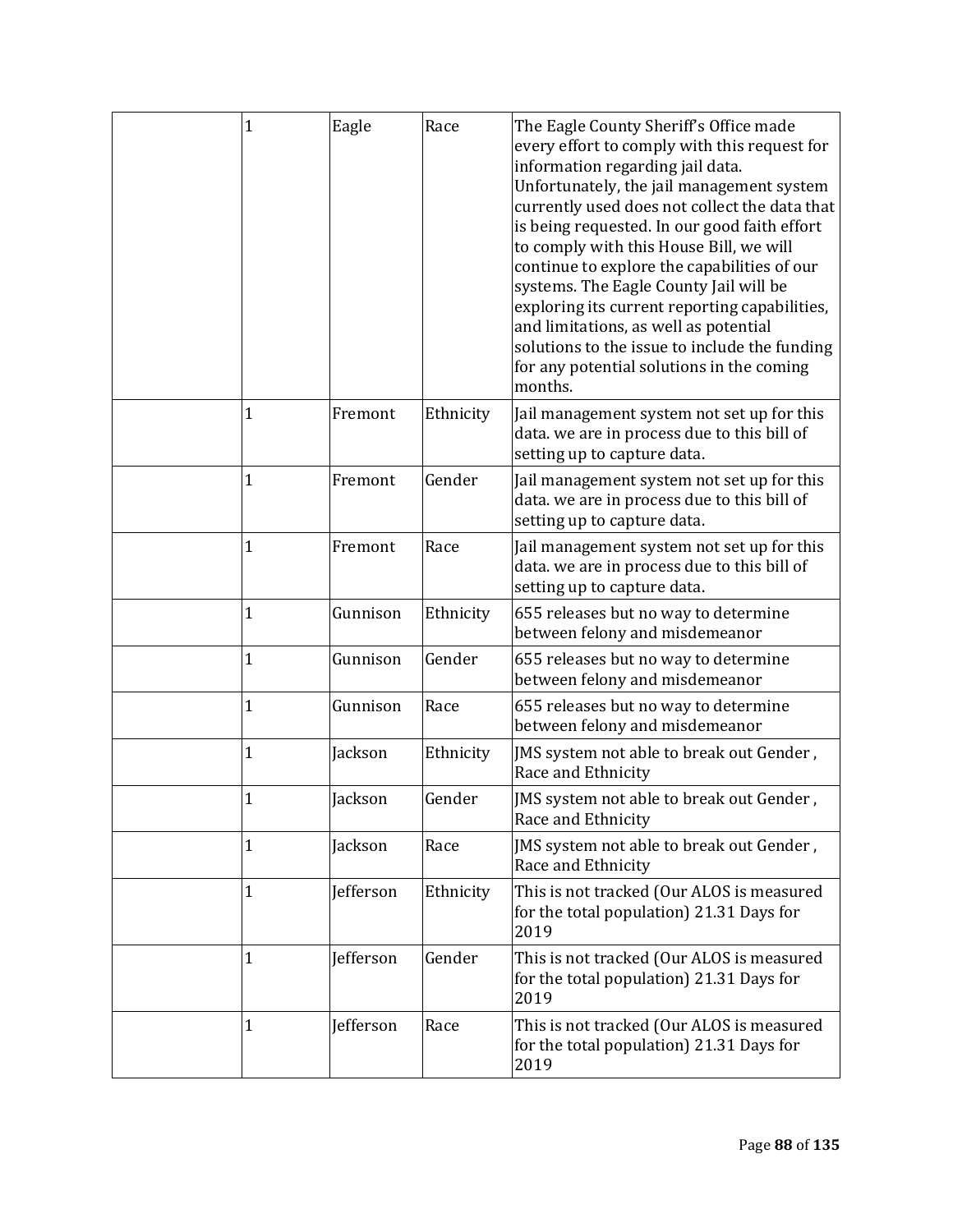| | | | | |
|---|---|---|---|---|
| | 1 | Eagle | Race | The Eagle County Sheriff's Office made every effort to comply with this request for information regarding jail data. Unfortunately, the jail management system currently used does not collect the data that is being requested. In our good faith effort to comply with this House Bill, we will continue to explore the capabilities of our systems. The Eagle County Jail will be exploring its current reporting capabilities, and limitations, as well as potential solutions to the issue to include the funding for any potential solutions in the coming months. |
| | 1 | Fremont | Ethnicity | Jail management system not set up for this data. we are in process due to this bill of setting up to capture data. |
| | 1 | Fremont | Gender | Jail management system not set up for this data. we are in process due to this bill of setting up to capture data. |
| | 1 | Fremont | Race | Jail management system not set up for this data. we are in process due to this bill of setting up to capture data. |
| | 1 | Gunnison | Ethnicity | 655 releases but no way to determine between felony and misdemeanor |
| | 1 | Gunnison | Gender | 655 releases but no way to determine between felony and misdemeanor |
| | 1 | Gunnison | Race | 655 releases but no way to determine between felony and misdemeanor |
| | 1 | Jackson | Ethnicity | JMS system not able to break out Gender , Race and Ethnicity |
| | 1 | Jackson | Gender | JMS system not able to break out Gender , Race and Ethnicity |
| | 1 | Jackson | Race | JMS system not able to break out Gender , Race and Ethnicity |
| | 1 | Jefferson | Ethnicity | This is not tracked (Our ALOS is measured for the total population) 21.31 Days for 2019 |
| | 1 | Jefferson | Gender | This is not tracked (Our ALOS is measured for the total population) 21.31 Days for 2019 |
| | 1 | Jefferson | Race | This is not tracked (Our ALOS is measured for the total population) 21.31 Days for 2019 |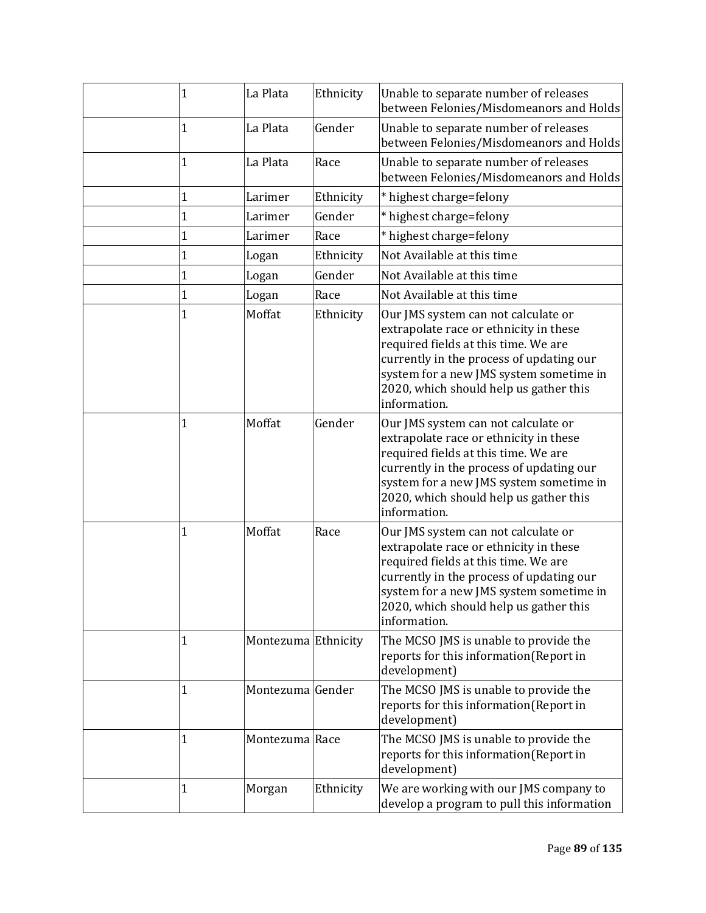| | | | | |
|---|---|---|---|---|
| | 1 | La Plata | Ethnicity | Unable to separate number of releases between Felonies/Misdomeanors and Holds |
| | 1 | La Plata | Gender | Unable to separate number of releases between Felonies/Misdomeanors and Holds |
| | 1 | La Plata | Race | Unable to separate number of releases between Felonies/Misdomeanors and Holds |
| | 1 | Larimer | Ethnicity | * highest charge=felony |
| | 1 | Larimer | Gender | * highest charge=felony |
| | 1 | Larimer | Race | * highest charge=felony |
| | 1 | Logan | Ethnicity | Not Available at this time |
| | 1 | Logan | Gender | Not Available at this time |
| | 1 | Logan | Race | Not Available at this time |
| | 1 | Moffat | Ethnicity | Our JMS system can not calculate or extrapolate race or ethnicity in these required fields at this time. We are currently in the process of updating our system for a new JMS system sometime in 2020, which should help us gather this information. |
| | 1 | Moffat | Gender | Our JMS system can not calculate or extrapolate race or ethnicity in these required fields at this time. We are currently in the process of updating our system for a new JMS system sometime in 2020, which should help us gather this information. |
| | 1 | Moffat | Race | Our JMS system can not calculate or extrapolate race or ethnicity in these required fields at this time. We are currently in the process of updating our system for a new JMS system sometime in 2020, which should help us gather this information. |
| | 1 | Montezuma | Ethnicity | The MCSO JMS is unable to provide the reports for this information(Report in development) |
| | 1 | Montezuma | Gender | The MCSO JMS is unable to provide the reports for this information(Report in development) |
| | 1 | Montezuma | Race | The MCSO JMS is unable to provide the reports for this information(Report in development) |
| | 1 | Morgan | Ethnicity | We are working with our JMS company to develop a program to pull this information |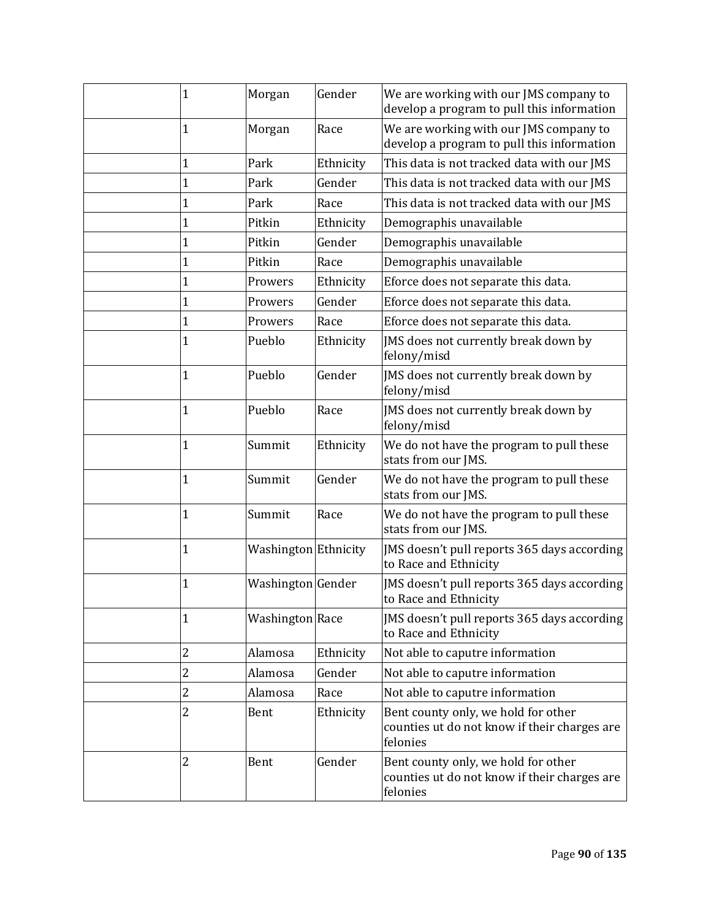| | | | | |
|---|---|---|---|---|
| | 1 | Morgan | Gender | We are working with our JMS company to develop a program to pull this information |
| | 1 | Morgan | Race | We are working with our JMS company to develop a program to pull this information |
| | 1 | Park | Ethnicity | This data is not tracked data with our JMS |
| | 1 | Park | Gender | This data is not tracked data with our JMS |
| | 1 | Park | Race | This data is not tracked data with our JMS |
| | 1 | Pitkin | Ethnicity | Demographis unavailable |
| | 1 | Pitkin | Gender | Demographis unavailable |
| | 1 | Pitkin | Race | Demographis unavailable |
| | 1 | Prowers | Ethnicity | Eforce does not separate this data. |
| | 1 | Prowers | Gender | Eforce does not separate this data. |
| | 1 | Prowers | Race | Eforce does not separate this data. |
| | 1 | Pueblo | Ethnicity | JMS does not currently break down by felony/misd |
| | 1 | Pueblo | Gender | JMS does not currently break down by felony/misd |
| | 1 | Pueblo | Race | JMS does not currently break down by felony/misd |
| | 1 | Summit | Ethnicity | We do not have the program to pull these stats from our JMS. |
| | 1 | Summit | Gender | We do not have the program to pull these stats from our JMS. |
| | 1 | Summit | Race | We do not have the program to pull these stats from our JMS. |
| | 1 | Washington | Ethnicity | JMS doesn't pull reports 365 days according to Race and Ethnicity |
| | 1 | Washington | Gender | JMS doesn't pull reports 365 days according to Race and Ethnicity |
| | 1 | Washington | Race | JMS doesn't pull reports 365 days according to Race and Ethnicity |
| | 2 | Alamosa | Ethnicity | Not able to caputre information |
| | 2 | Alamosa | Gender | Not able to caputre information |
| | 2 | Alamosa | Race | Not able to caputre information |
| | 2 | Bent | Ethnicity | Bent county only, we hold for other counties ut do not know if their charges are felonies |
| | 2 | Bent | Gender | Bent county only, we hold for other counties ut do not know if their charges are felonies |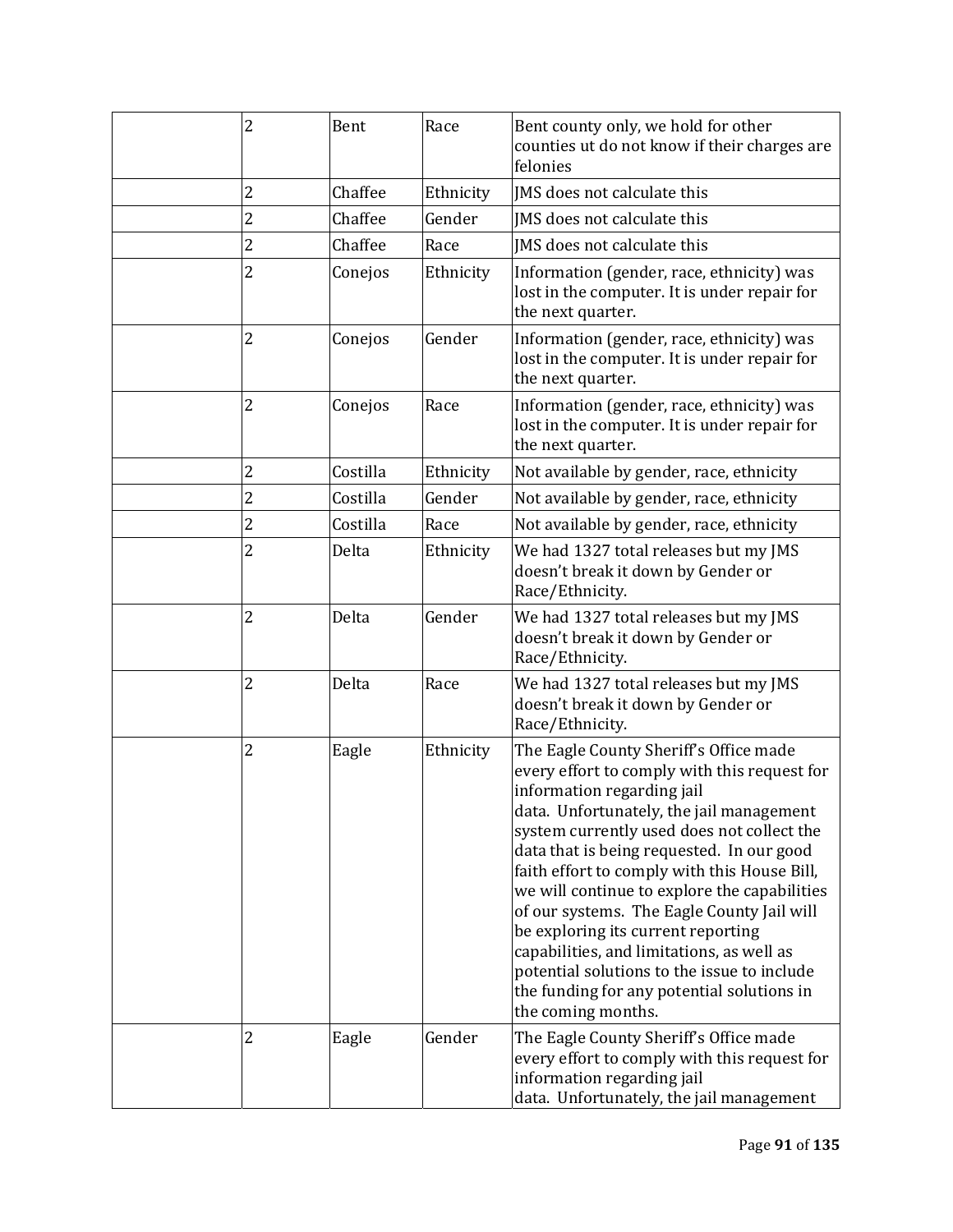| | | | | |
|---|---|---|---|---|
| | 2 | Bent | Race | Bent county only, we hold for other counties ut do not know if their charges are felonies |
| | 2 | Chaffee | Ethnicity | JMS does not calculate this |
| | 2 | Chaffee | Gender | JMS does not calculate this |
| | 2 | Chaffee | Race | JMS does not calculate this |
| | 2 | Conejos | Ethnicity | Information (gender, race, ethnicity) was lost in the computer. It is under repair for the next quarter. |
| | 2 | Conejos | Gender | Information (gender, race, ethnicity) was lost in the computer. It is under repair for the next quarter. |
| | 2 | Conejos | Race | Information (gender, race, ethnicity) was lost in the computer. It is under repair for the next quarter. |
| | 2 | Costilla | Ethnicity | Not available by gender, race, ethnicity |
| | 2 | Costilla | Gender | Not available by gender, race, ethnicity |
| | 2 | Costilla | Race | Not available by gender, race, ethnicity |
| | 2 | Delta | Ethnicity | We had 1327 total releases but my JMS doesn't break it down by Gender or Race/Ethnicity. |
| | 2 | Delta | Gender | We had 1327 total releases but my JMS doesn't break it down by Gender or Race/Ethnicity. |
| | 2 | Delta | Race | We had 1327 total releases but my JMS doesn't break it down by Gender or Race/Ethnicity. |
| | 2 | Eagle | Ethnicity | The Eagle County Sheriff's Office made every effort to comply with this request for information regarding jail data. Unfortunately, the jail management system currently used does not collect the data that is being requested. In our good faith effort to comply with this House Bill, we will continue to explore the capabilities of our systems. The Eagle County Jail will be exploring its current reporting capabilities, and limitations, as well as potential solutions to the issue to include the funding for any potential solutions in the coming months. |
| | 2 | Eagle | Gender | The Eagle County Sheriff's Office made every effort to comply with this request for information regarding jail data. Unfortunately, the jail management |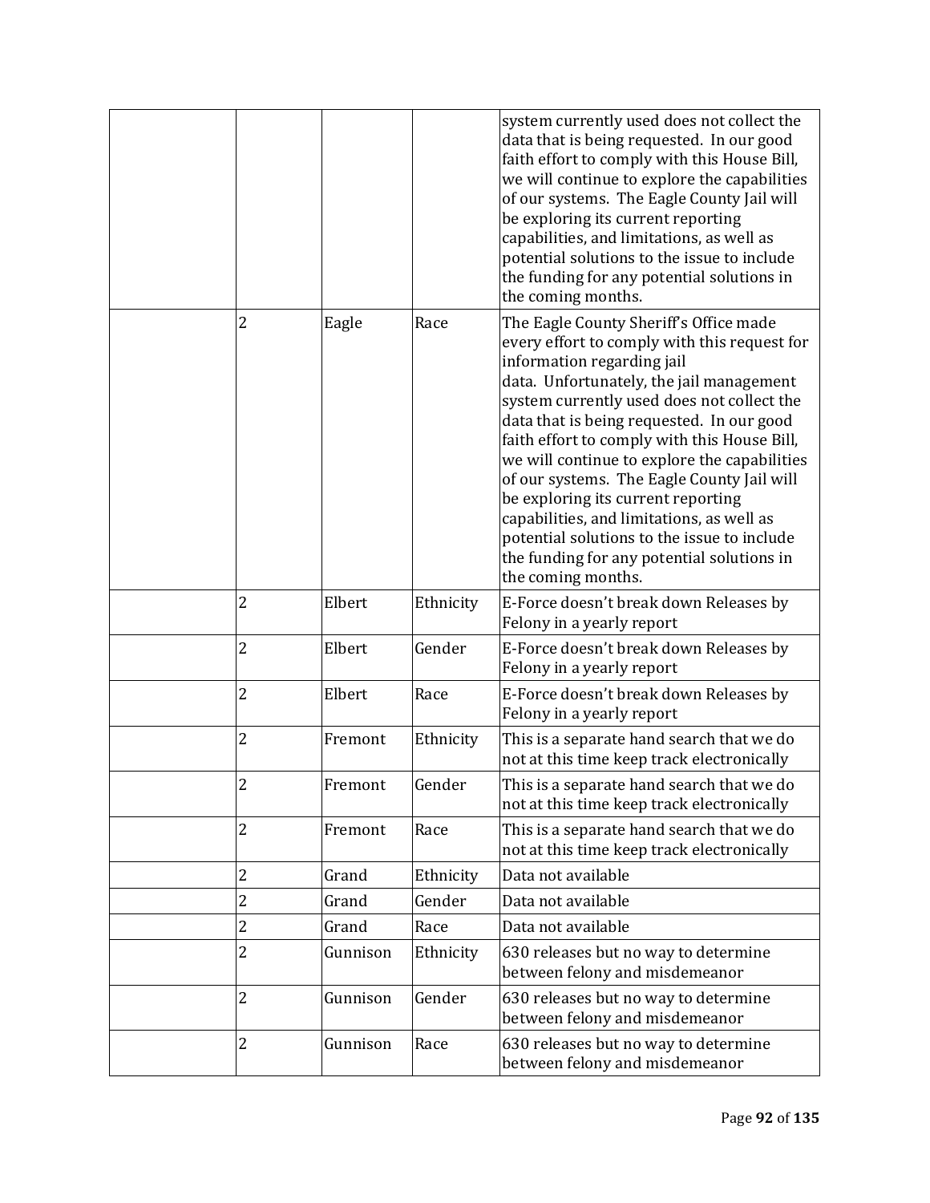| | | | | |
|---|---|---|---|---|
| | | | | system currently used does not collect the data that is being requested. In our good faith effort to comply with this House Bill, we will continue to explore the capabilities of our systems. The Eagle County Jail will be exploring its current reporting capabilities, and limitations, as well as potential solutions to the issue to include the funding for any potential solutions in the coming months. |
| | 2 | Eagle | Race | The Eagle County Sheriff's Office made every effort to comply with this request for information regarding jail data. Unfortunately, the jail management system currently used does not collect the data that is being requested. In our good faith effort to comply with this House Bill, we will continue to explore the capabilities of our systems. The Eagle County Jail will be exploring its current reporting capabilities, and limitations, as well as potential solutions to the issue to include the funding for any potential solutions in the coming months. |
| | 2 | Elbert | Ethnicity | E-Force doesn't break down Releases by Felony in a yearly report |
| | 2 | Elbert | Gender | E-Force doesn't break down Releases by Felony in a yearly report |
| | 2 | Elbert | Race | E-Force doesn't break down Releases by Felony in a yearly report |
| | 2 | Fremont | Ethnicity | This is a separate hand search that we do not at this time keep track electronically |
| | 2 | Fremont | Gender | This is a separate hand search that we do not at this time keep track electronically |
| | 2 | Fremont | Race | This is a separate hand search that we do not at this time keep track electronically |
| | 2 | Grand | Ethnicity | Data not available |
| | 2 | Grand | Gender | Data not available |
| | 2 | Grand | Race | Data not available |
| | 2 | Gunnison | Ethnicity | 630 releases but no way to determine between felony and misdemeanor |
| | 2 | Gunnison | Gender | 630 releases but no way to determine between felony and misdemeanor |
| | 2 | Gunnison | Race | 630 releases but no way to determine between felony and misdemeanor |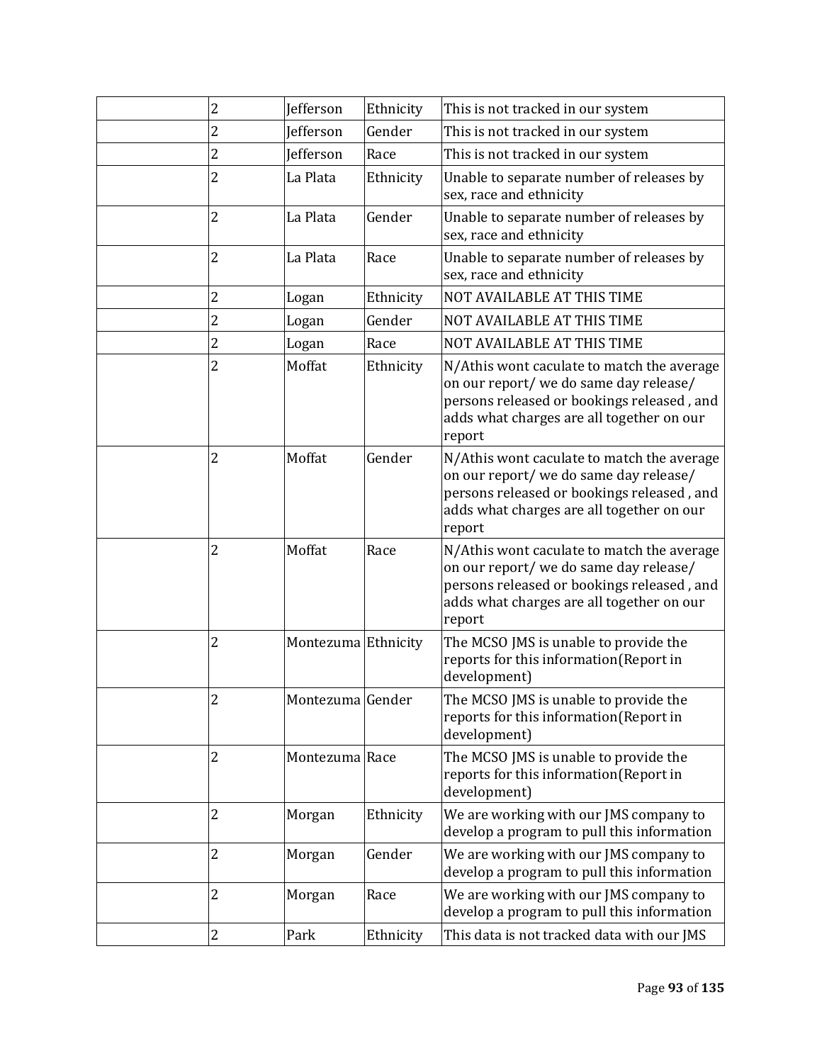| | | | | |
|---|---|---|---|---|
| | 2 | Jefferson | Ethnicity | This is not tracked in our system |
| | 2 | Jefferson | Gender | This is not tracked in our system |
| | 2 | Jefferson | Race | This is not tracked in our system |
| | 2 | La Plata | Ethnicity | Unable to separate number of releases by sex, race and ethnicity |
| | 2 | La Plata | Gender | Unable to separate number of releases by sex, race and ethnicity |
| | 2 | La Plata | Race | Unable to separate number of releases by sex, race and ethnicity |
| | 2 | Logan | Ethnicity | NOT AVAILABLE AT THIS TIME |
| | 2 | Logan | Gender | NOT AVAILABLE AT THIS TIME |
| | 2 | Logan | Race | NOT AVAILABLE AT THIS TIME |
| | 2 | Moffat | Ethnicity | N/Athis wont caculate to match the average on our report/ we do same day release/ persons released or bookings released , and adds what charges are all together on our report |
| | 2 | Moffat | Gender | N/Athis wont caculate to match the average on our report/ we do same day release/ persons released or bookings released , and adds what charges are all together on our report |
| | 2 | Moffat | Race | N/Athis wont caculate to match the average on our report/ we do same day release/ persons released or bookings released , and adds what charges are all together on our report |
| | 2 | Montezuma | Ethnicity | The MCSO JMS is unable to provide the reports for this information(Report in development) |
| | 2 | Montezuma | Gender | The MCSO JMS is unable to provide the reports for this information(Report in development) |
| | 2 | Montezuma | Race | The MCSO JMS is unable to provide the reports for this information(Report in development) |
| | 2 | Morgan | Ethnicity | We are working with our JMS company to develop a program to pull this information |
| | 2 | Morgan | Gender | We are working with our JMS company to develop a program to pull this information |
| | 2 | Morgan | Race | We are working with our JMS company to develop a program to pull this information |
| | 2 | Park | Ethnicity | This data is not tracked data with our JMS |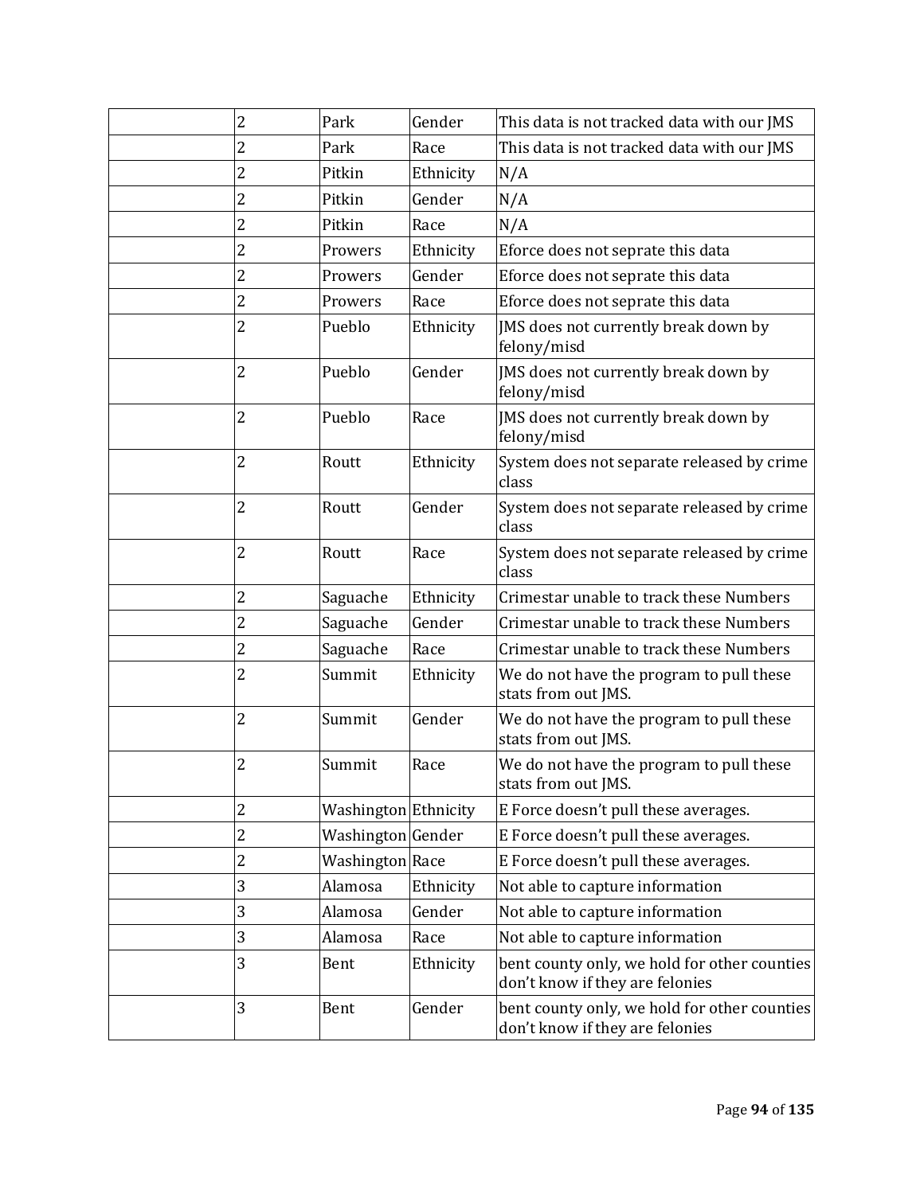| | | | | |
|---|---|---|---|---|
| | 2 | Park | Gender | This data is not tracked data with our JMS |
| | 2 | Park | Race | This data is not tracked data with our JMS |
| | 2 | Pitkin | Ethnicity | N/A |
| | 2 | Pitkin | Gender | N/A |
| | 2 | Pitkin | Race | N/A |
| | 2 | Prowers | Ethnicity | Eforce does not seprate this data |
| | 2 | Prowers | Gender | Eforce does not seprate this data |
| | 2 | Prowers | Race | Eforce does not seprate this data |
| | 2 | Pueblo | Ethnicity | JMS does not currently break down by felony/misd |
| | 2 | Pueblo | Gender | JMS does not currently break down by felony/misd |
| | 2 | Pueblo | Race | JMS does not currently break down by felony/misd |
| | 2 | Routt | Ethnicity | System does not separate released by crime class |
| | 2 | Routt | Gender | System does not separate released by crime class |
| | 2 | Routt | Race | System does not separate released by crime class |
| | 2 | Saguache | Ethnicity | Crimestar unable to track these Numbers |
| | 2 | Saguache | Gender | Crimestar unable to track these Numbers |
| | 2 | Saguache | Race | Crimestar unable to track these Numbers |
| | 2 | Summit | Ethnicity | We do not have the program to pull these stats from out JMS. |
| | 2 | Summit | Gender | We do not have the program to pull these stats from out JMS. |
| | 2 | Summit | Race | We do not have the program to pull these stats from out JMS. |
| | 2 | Washington | Ethnicity | E Force doesn't pull these averages. |
| | 2 | Washington | Gender | E Force doesn't pull these averages. |
| | 2 | Washington | Race | E Force doesn't pull these averages. |
| | 3 | Alamosa | Ethnicity | Not able to capture information |
| | 3 | Alamosa | Gender | Not able to capture information |
| | 3 | Alamosa | Race | Not able to capture information |
| | 3 | Bent | Ethnicity | bent county only, we hold for other counties don't know if they are felonies |
| | 3 | Bent | Gender | bent county only, we hold for other counties don't know if they are felonies |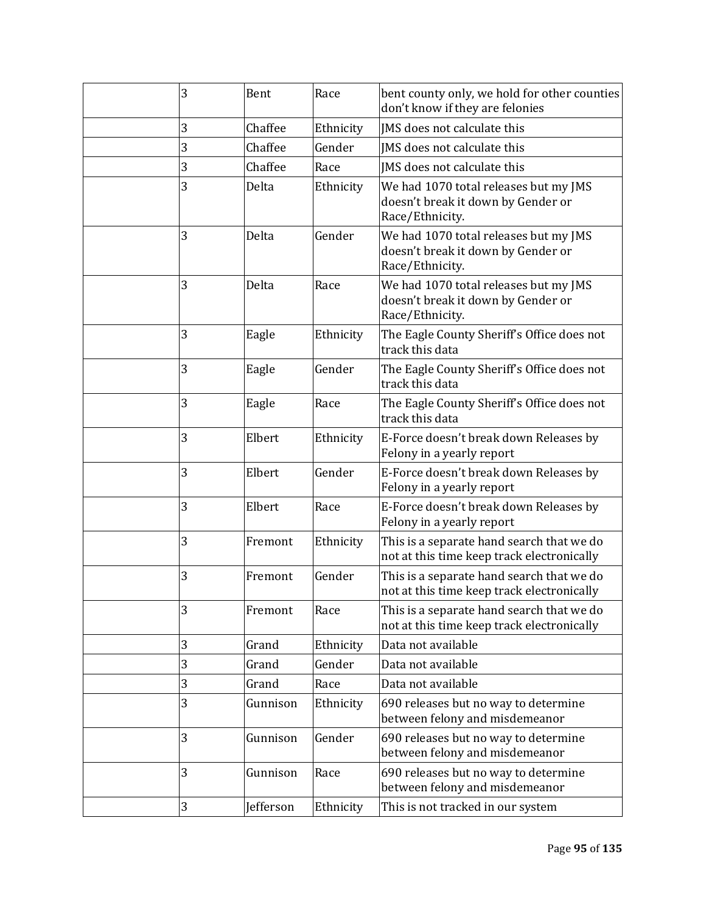| | | | | |
|---|---|---|---|---|
| | 3 | Bent | Race | bent county only, we hold for other counties don't know if they are felonies |
| | 3 | Chaffee | Ethnicity | JMS does not calculate this |
| | 3 | Chaffee | Gender | JMS does not calculate this |
| | 3 | Chaffee | Race | JMS does not calculate this |
| | 3 | Delta | Ethnicity | We had 1070 total releases but my JMS doesn't break it down by Gender or Race/Ethnicity. |
| | 3 | Delta | Gender | We had 1070 total releases but my JMS doesn't break it down by Gender or Race/Ethnicity. |
| | 3 | Delta | Race | We had 1070 total releases but my JMS doesn't break it down by Gender or Race/Ethnicity. |
| | 3 | Eagle | Ethnicity | The Eagle County Sheriff's Office does not track this data |
| | 3 | Eagle | Gender | The Eagle County Sheriff's Office does not track this data |
| | 3 | Eagle | Race | The Eagle County Sheriff's Office does not track this data |
| | 3 | Elbert | Ethnicity | E-Force doesn't break down Releases by Felony in a yearly report |
| | 3 | Elbert | Gender | E-Force doesn't break down Releases by Felony in a yearly report |
| | 3 | Elbert | Race | E-Force doesn't break down Releases by Felony in a yearly report |
| | 3 | Fremont | Ethnicity | This is a separate hand search that we do not at this time keep track electronically |
| | 3 | Fremont | Gender | This is a separate hand search that we do not at this time keep track electronically |
| | 3 | Fremont | Race | This is a separate hand search that we do not at this time keep track electronically |
| | 3 | Grand | Ethnicity | Data not available |
| | 3 | Grand | Gender | Data not available |
| | 3 | Grand | Race | Data not available |
| | 3 | Gunnison | Ethnicity | 690 releases but no way to determine between felony and misdemeanor |
| | 3 | Gunnison | Gender | 690 releases but no way to determine between felony and misdemeanor |
| | 3 | Gunnison | Race | 690 releases but no way to determine between felony and misdemeanor |
| | 3 | Jefferson | Ethnicity | This is not tracked in our system |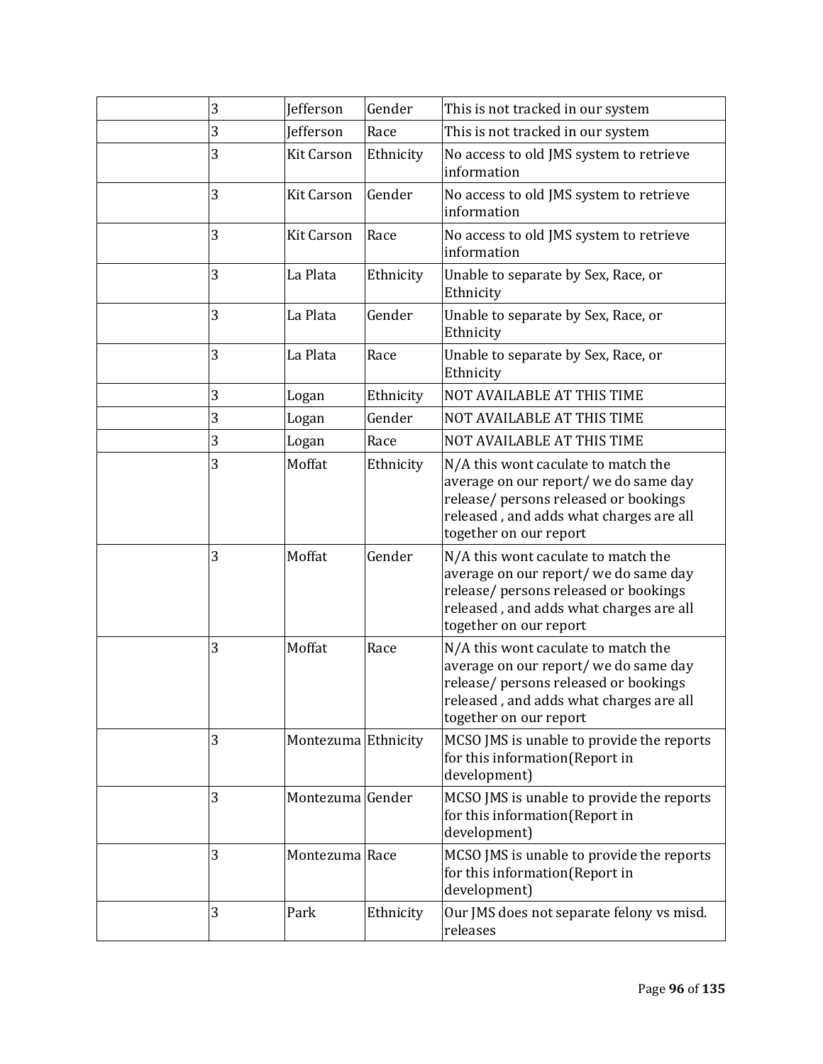| | | | | |
|---|---|---|---|---|
| | 3 | Jefferson | Gender | This is not tracked in our system |
| | 3 | Jefferson | Race | This is not tracked in our system |
| | 3 | Kit Carson | Ethnicity | No access to old JMS system to retrieve information |
| | 3 | Kit Carson | Gender | No access to old JMS system to retrieve information |
| | 3 | Kit Carson | Race | No access to old JMS system to retrieve information |
| | 3 | La Plata | Ethnicity | Unable to separate by Sex, Race, or Ethnicity |
| | 3 | La Plata | Gender | Unable to separate by Sex, Race, or Ethnicity |
| | 3 | La Plata | Race | Unable to separate by Sex, Race, or Ethnicity |
| | 3 | Logan | Ethnicity | NOT AVAILABLE AT THIS TIME |
| | 3 | Logan | Gender | NOT AVAILABLE AT THIS TIME |
| | 3 | Logan | Race | NOT AVAILABLE AT THIS TIME |
| | 3 | Moffat | Ethnicity | N/A this wont caculate to match the average on our report/ we do same day release/ persons released or bookings released , and adds what charges are all together on our report |
| | 3 | Moffat | Gender | N/A this wont caculate to match the average on our report/ we do same day release/ persons released or bookings released , and adds what charges are all together on our report |
| | 3 | Moffat | Race | N/A this wont caculate to match the average on our report/ we do same day release/ persons released or bookings released , and adds what charges are all together on our report |
| | 3 | Montezuma | Ethnicity | MCSO JMS is unable to provide the reports for this information(Report in development) |
| | 3 | Montezuma | Gender | MCSO JMS is unable to provide the reports for this information(Report in development) |
| | 3 | Montezuma | Race | MCSO JMS is unable to provide the reports for this information(Report in development) |
| | 3 | Park | Ethnicity | Our JMS does not separate felony vs misd. releases |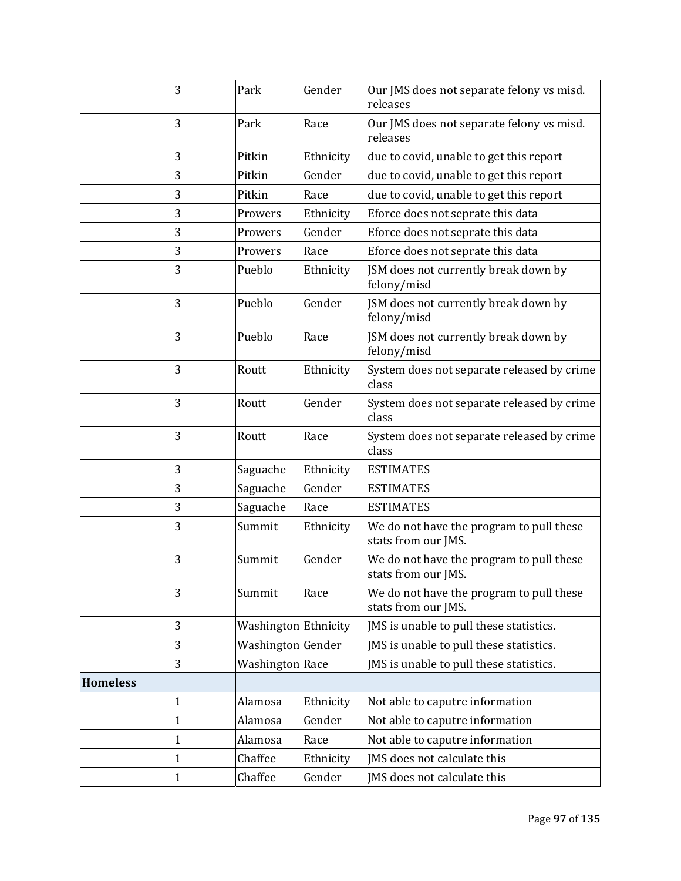| | | | | |
|---|---|---|---|---|
| | 3 | Park | Gender | Our JMS does not separate felony vs misd. releases |
| | 3 | Park | Race | Our JMS does not separate felony vs misd. releases |
| | 3 | Pitkin | Ethnicity | due to covid, unable to get this report |
| | 3 | Pitkin | Gender | due to covid, unable to get this report |
| | 3 | Pitkin | Race | due to covid, unable to get this report |
| | 3 | Prowers | Ethnicity | Eforce does not seprate this data |
| | 3 | Prowers | Gender | Eforce does not seprate this data |
| | 3 | Prowers | Race | Eforce does not seprate this data |
| | 3 | Pueblo | Ethnicity | JSM does not currently break down by felony/misd |
| | 3 | Pueblo | Gender | JSM does not currently break down by felony/misd |
| | 3 | Pueblo | Race | JSM does not currently break down by felony/misd |
| | 3 | Routt | Ethnicity | System does not separate released by crime class |
| | 3 | Routt | Gender | System does not separate released by crime class |
| | 3 | Routt | Race | System does not separate released by crime class |
| | 3 | Saguache | Ethnicity | ESTIMATES |
| | 3 | Saguache | Gender | ESTIMATES |
| | 3 | Saguache | Race | ESTIMATES |
| | 3 | Summit | Ethnicity | We do not have the program to pull these stats from our JMS. |
| | 3 | Summit | Gender | We do not have the program to pull these stats from our JMS. |
| | 3 | Summit | Race | We do not have the program to pull these stats from our JMS. |
| | 3 | Washington | Ethnicity | JMS is unable to pull these statistics. |
| | 3 | Washington | Gender | JMS is unable to pull these statistics. |
| | 3 | Washington | Race | JMS is unable to pull these statistics. |
| **Homeless** | | | | |
| | 1 | Alamosa | Ethnicity | Not able to caputre information |
| | 1 | Alamosa | Gender | Not able to caputre information |
| | 1 | Alamosa | Race | Not able to caputre information |
| | 1 | Chaffee | Ethnicity | JMS does not calculate this |
| | 1 | Chaffee | Gender | JMS does not calculate this |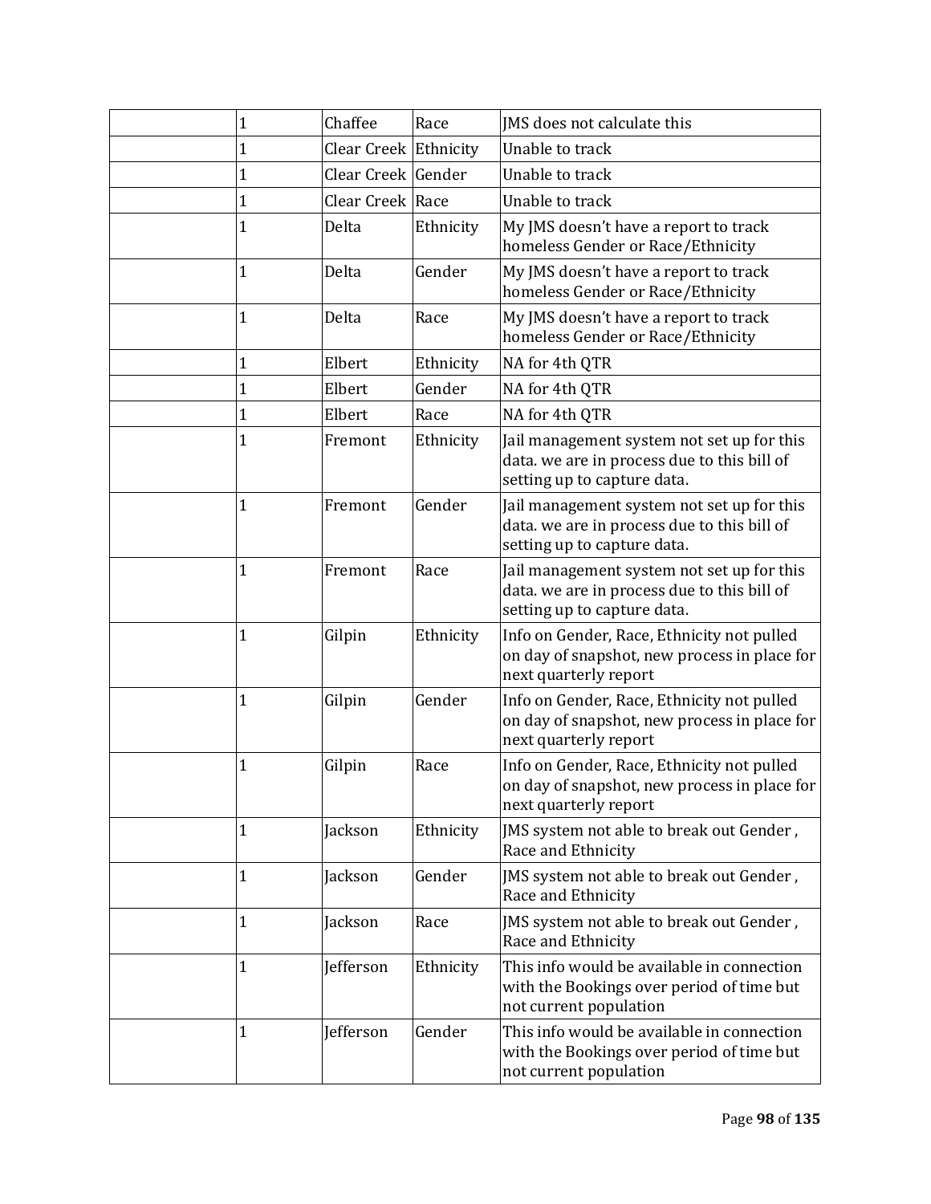| | | | | |
|---|---|---|---|---|
| | 1 | Chaffee | Race | JMS does not calculate this |
| | 1 | Clear Creek | Ethnicity | Unable to track |
| | 1 | Clear Creek | Gender | Unable to track |
| | 1 | Clear Creek | Race | Unable to track |
| | 1 | Delta | Ethnicity | My JMS doesn't have a report to track homeless Gender or Race/Ethnicity |
| | 1 | Delta | Gender | My JMS doesn't have a report to track homeless Gender or Race/Ethnicity |
| | 1 | Delta | Race | My JMS doesn't have a report to track homeless Gender or Race/Ethnicity |
| | 1 | Elbert | Ethnicity | NA for 4th QTR |
| | 1 | Elbert | Gender | NA for 4th QTR |
| | 1 | Elbert | Race | NA for 4th QTR |
| | 1 | Fremont | Ethnicity | Jail management system not set up for this data. we are in process due to this bill of setting up to capture data. |
| | 1 | Fremont | Gender | Jail management system not set up for this data. we are in process due to this bill of setting up to capture data. |
| | 1 | Fremont | Race | Jail management system not set up for this data. we are in process due to this bill of setting up to capture data. |
| | 1 | Gilpin | Ethnicity | Info on Gender, Race, Ethnicity not pulled on day of snapshot, new process in place for next quarterly report |
| | 1 | Gilpin | Gender | Info on Gender, Race, Ethnicity not pulled on day of snapshot, new process in place for next quarterly report |
| | 1 | Gilpin | Race | Info on Gender, Race, Ethnicity not pulled on day of snapshot, new process in place for next quarterly report |
| | 1 | Jackson | Ethnicity | JMS system not able to break out Gender , Race and Ethnicity |
| | 1 | Jackson | Gender | JMS system not able to break out Gender , Race and Ethnicity |
| | 1 | Jackson | Race | JMS system not able to break out Gender , Race and Ethnicity |
| | 1 | Jefferson | Ethnicity | This info would be available in connection with the Bookings over period of time but not current population |
| | 1 | Jefferson | Gender | This info would be available in connection with the Bookings over period of time but not current population |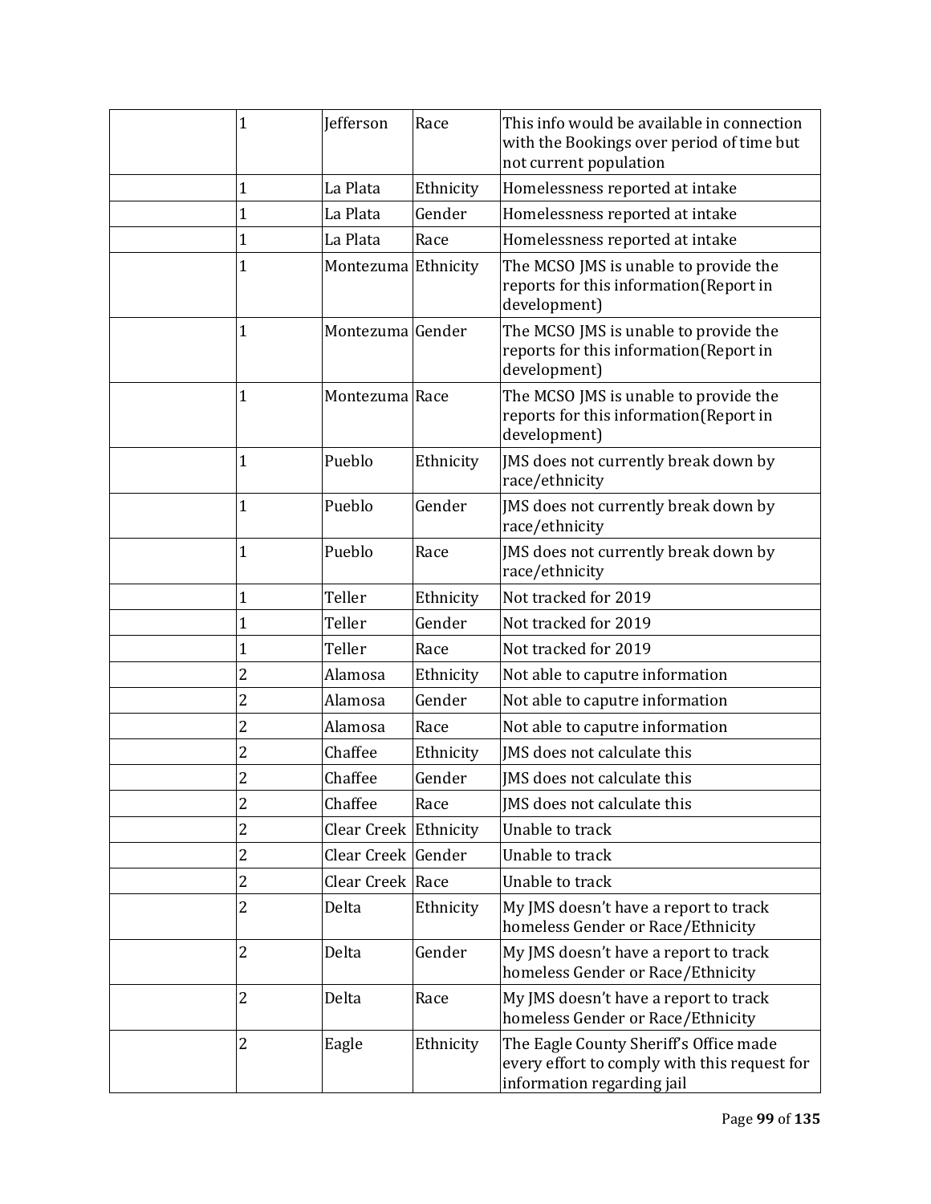| | | | | |
|---|---|---|---|---|
| | 1 | Jefferson | Race | This info would be available in connection with the Bookings over period of time but not current population |
| | 1 | La Plata | Ethnicity | Homelessness reported at intake |
| | 1 | La Plata | Gender | Homelessness reported at intake |
| | 1 | La Plata | Race | Homelessness reported at intake |
| | 1 | Montezuma | Ethnicity | The MCSO JMS is unable to provide the reports for this information(Report in development) |
| | 1 | Montezuma | Gender | The MCSO JMS is unable to provide the reports for this information(Report in development) |
| | 1 | Montezuma | Race | The MCSO JMS is unable to provide the reports for this information(Report in development) |
| | 1 | Pueblo | Ethnicity | JMS does not currently break down by race/ethnicity |
| | 1 | Pueblo | Gender | JMS does not currently break down by race/ethnicity |
| | 1 | Pueblo | Race | JMS does not currently break down by race/ethnicity |
| | 1 | Teller | Ethnicity | Not tracked for 2019 |
| | 1 | Teller | Gender | Not tracked for 2019 |
| | 1 | Teller | Race | Not tracked for 2019 |
| | 2 | Alamosa | Ethnicity | Not able to caputre information |
| | 2 | Alamosa | Gender | Not able to caputre information |
| | 2 | Alamosa | Race | Not able to caputre information |
| | 2 | Chaffee | Ethnicity | JMS does not calculate this |
| | 2 | Chaffee | Gender | JMS does not calculate this |
| | 2 | Chaffee | Race | JMS does not calculate this |
| | 2 | Clear Creek | Ethnicity | Unable to track |
| | 2 | Clear Creek | Gender | Unable to track |
| | 2 | Clear Creek | Race | Unable to track |
| | 2 | Delta | Ethnicity | My JMS doesn't have a report to track homeless Gender or Race/Ethnicity |
| | 2 | Delta | Gender | My JMS doesn't have a report to track homeless Gender or Race/Ethnicity |
| | 2 | Delta | Race | My JMS doesn't have a report to track homeless Gender or Race/Ethnicity |
| | 2 | Eagle | Ethnicity | The Eagle County Sheriff's Office made every effort to comply with this request for information regarding jail |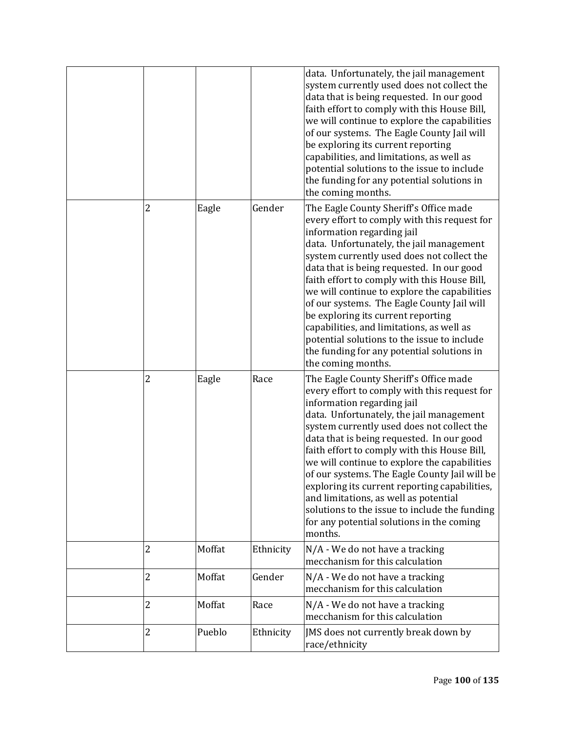| | | | | |
|---|---|---|---|---|
| | | | | data. Unfortunately, the jail management system currently used does not collect the data that is being requested. In our good faith effort to comply with this House Bill, we will continue to explore the capabilities of our systems. The Eagle County Jail will be exploring its current reporting capabilities, and limitations, as well as potential solutions to the issue to include the funding for any potential solutions in the coming months. |
| | 2 | Eagle | Gender | The Eagle County Sheriff's Office made every effort to comply with this request for information regarding jail data. Unfortunately, the jail management system currently used does not collect the data that is being requested. In our good faith effort to comply with this House Bill, we will continue to explore the capabilities of our systems. The Eagle County Jail will be exploring its current reporting capabilities, and limitations, as well as potential solutions to the issue to include the funding for any potential solutions in the coming months. |
| | 2 | Eagle | Race | The Eagle County Sheriff's Office made every effort to comply with this request for information regarding jail data. Unfortunately, the jail management system currently used does not collect the data that is being requested. In our good faith effort to comply with this House Bill, we will continue to explore the capabilities of our systems. The Eagle County Jail will be exploring its current reporting capabilities, and limitations, as well as potential solutions to the issue to include the funding for any potential solutions in the coming months. |
| | 2 | Moffat | Ethnicity | N/A - We do not have a tracking mecchanism for this calculation |
| | 2 | Moffat | Gender | N/A - We do not have a tracking mecchanism for this calculation |
| | 2 | Moffat | Race | N/A - We do not have a tracking mecchanism for this calculation |
| | 2 | Pueblo | Ethnicity | JMS does not currently break down by race/ethnicity |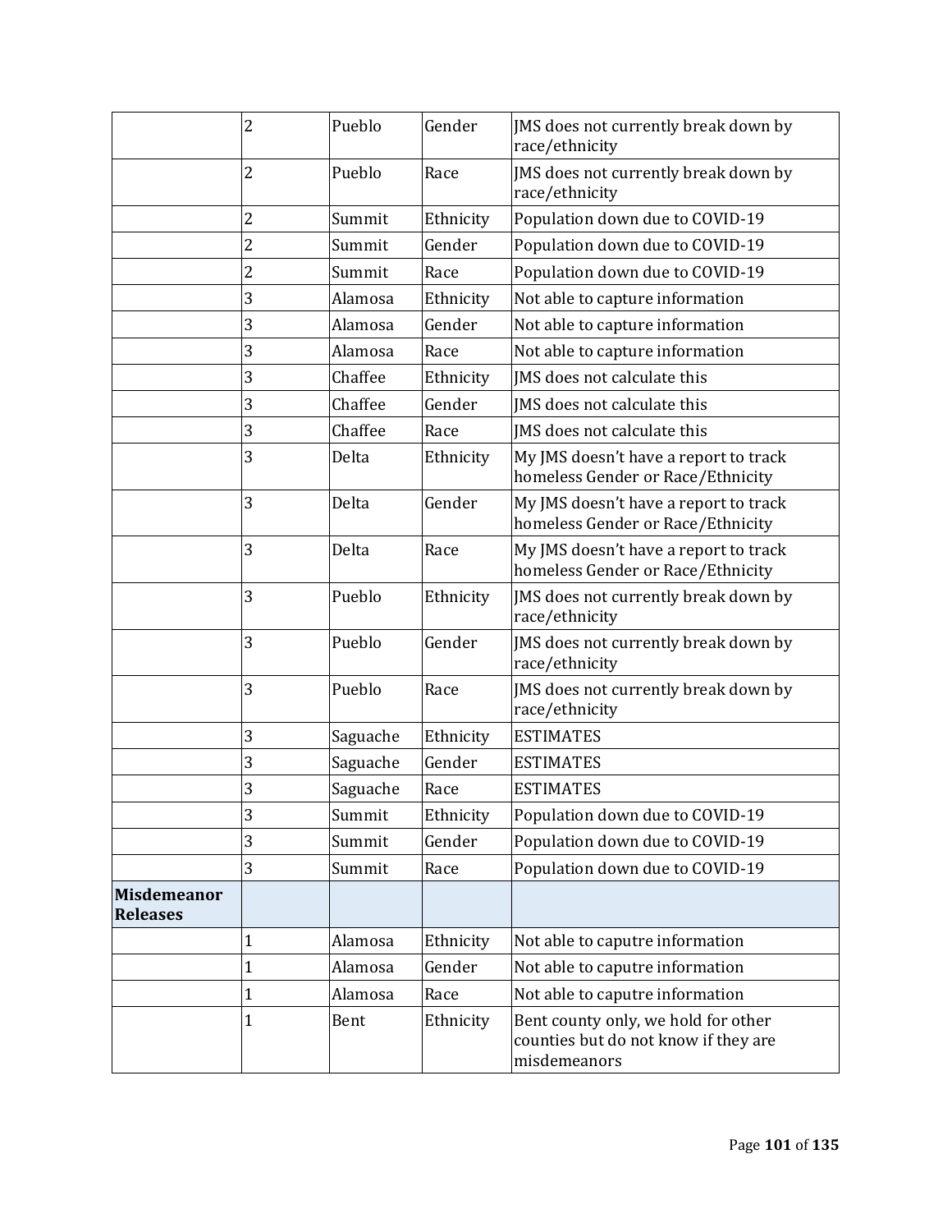| | | | | |
|---|---|---|---|---|
| | 2 | Pueblo | Gender | JMS does not currently break down by race/ethnicity |
| | 2 | Pueblo | Race | JMS does not currently break down by race/ethnicity |
| | 2 | Summit | Ethnicity | Population down due to COVID-19 |
| | 2 | Summit | Gender | Population down due to COVID-19 |
| | 2 | Summit | Race | Population down due to COVID-19 |
| | 3 | Alamosa | Ethnicity | Not able to capture information |
| | 3 | Alamosa | Gender | Not able to capture information |
| | 3 | Alamosa | Race | Not able to capture information |
| | 3 | Chaffee | Ethnicity | JMS does not calculate this |
| | 3 | Chaffee | Gender | JMS does not calculate this |
| | 3 | Chaffee | Race | JMS does not calculate this |
| | 3 | Delta | Ethnicity | My JMS doesn't have a report to track homeless Gender or Race/Ethnicity |
| | 3 | Delta | Gender | My JMS doesn't have a report to track homeless Gender or Race/Ethnicity |
| | 3 | Delta | Race | My JMS doesn't have a report to track homeless Gender or Race/Ethnicity |
| | 3 | Pueblo | Ethnicity | JMS does not currently break down by race/ethnicity |
| | 3 | Pueblo | Gender | JMS does not currently break down by race/ethnicity |
| | 3 | Pueblo | Race | JMS does not currently break down by race/ethnicity |
| | 3 | Saguache | Ethnicity | ESTIMATES |
| | 3 | Saguache | Gender | ESTIMATES |
| | 3 | Saguache | Race | ESTIMATES |
| | 3 | Summit | Ethnicity | Population down due to COVID-19 |
| | 3 | Summit | Gender | Population down due to COVID-19 |
| | 3 | Summit | Race | Population down due to COVID-19 |
| **Misdemeanor Releases** | | | | |
| | 1 | Alamosa | Ethnicity | Not able to caputre information |
| | 1 | Alamosa | Gender | Not able to caputre information |
| | 1 | Alamosa | Race | Not able to caputre information |
| | 1 | Bent | Ethnicity | Bent county only, we hold for other counties but do not know if they are misdemeanors |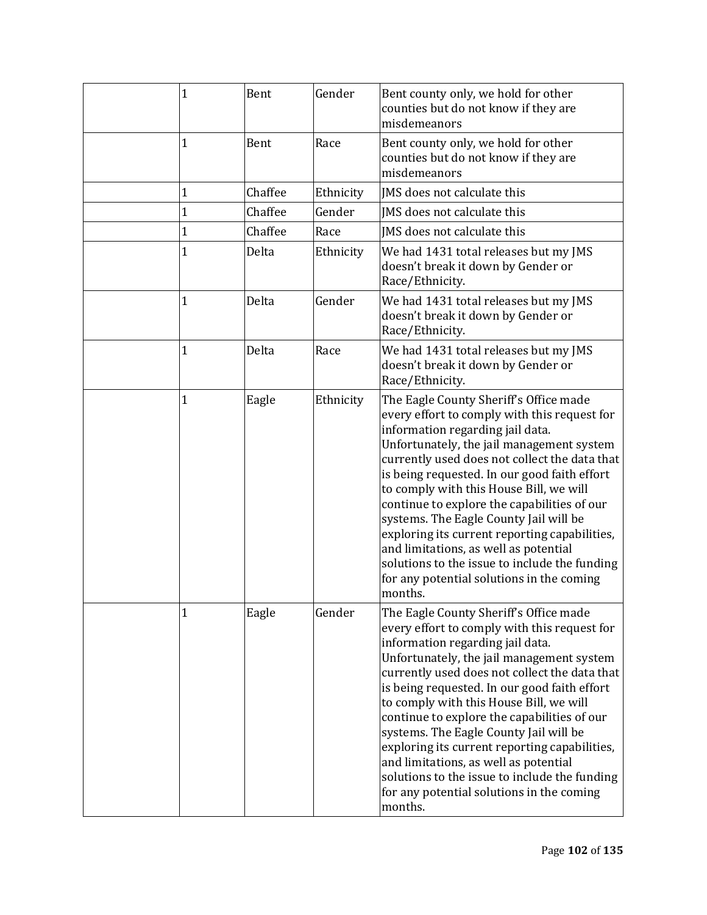| | | | | |
|---|---|---|---|---|
| | 1 | Bent | Gender | Bent county only, we hold for other counties but do not know if they are misdemeanors |
| | 1 | Bent | Race | Bent county only, we hold for other counties but do not know if they are misdemeanors |
| | 1 | Chaffee | Ethnicity | JMS does not calculate this |
| | 1 | Chaffee | Gender | JMS does not calculate this |
| | 1 | Chaffee | Race | JMS does not calculate this |
| | 1 | Delta | Ethnicity | We had 1431 total releases but my JMS doesn't break it down by Gender or Race/Ethnicity. |
| | 1 | Delta | Gender | We had 1431 total releases but my JMS doesn't break it down by Gender or Race/Ethnicity. |
| | 1 | Delta | Race | We had 1431 total releases but my JMS doesn't break it down by Gender or Race/Ethnicity. |
| | 1 | Eagle | Ethnicity | The Eagle County Sheriff's Office made every effort to comply with this request for information regarding jail data. Unfortunately, the jail management system currently used does not collect the data that is being requested. In our good faith effort to comply with this House Bill, we will continue to explore the capabilities of our systems. The Eagle County Jail will be exploring its current reporting capabilities, and limitations, as well as potential solutions to the issue to include the funding for any potential solutions in the coming months. |
| | 1 | Eagle | Gender | The Eagle County Sheriff's Office made every effort to comply with this request for information regarding jail data. Unfortunately, the jail management system currently used does not collect the data that is being requested. In our good faith effort to comply with this House Bill, we will continue to explore the capabilities of our systems. The Eagle County Jail will be exploring its current reporting capabilities, and limitations, as well as potential solutions to the issue to include the funding for any potential solutions in the coming months. |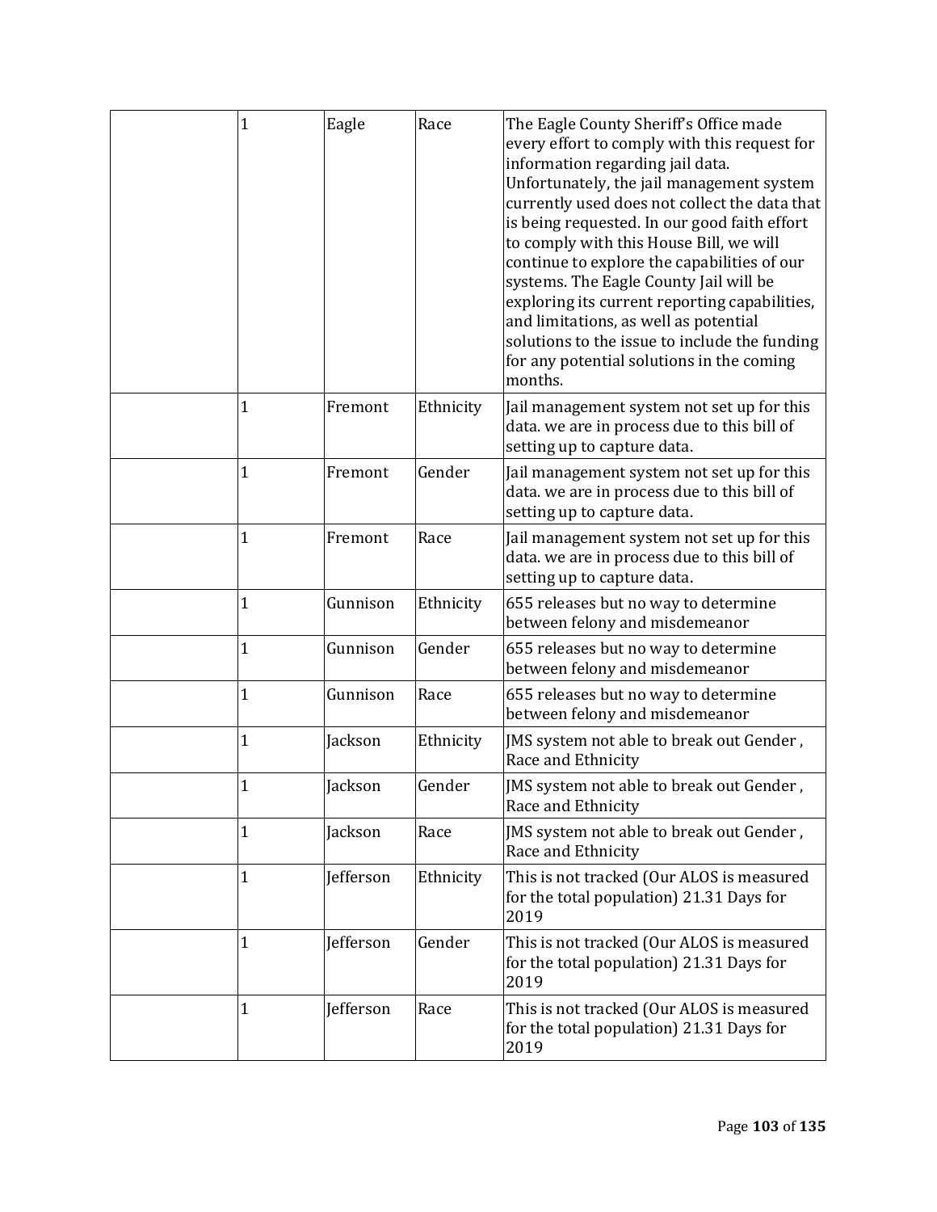| | | | | |
|---|---|---|---|---|
| | 1 | Eagle | Race | The Eagle County Sheriff's Office made every effort to comply with this request for information regarding jail data. Unfortunately, the jail management system currently used does not collect the data that is being requested. In our good faith effort to comply with this House Bill, we will continue to explore the capabilities of our systems. The Eagle County Jail will be exploring its current reporting capabilities, and limitations, as well as potential solutions to the issue to include the funding for any potential solutions in the coming months. |
| | 1 | Fremont | Ethnicity | Jail management system not set up for this data. we are in process due to this bill of setting up to capture data. |
| | 1 | Fremont | Gender | Jail management system not set up for this data. we are in process due to this bill of setting up to capture data. |
| | 1 | Fremont | Race | Jail management system not set up for this data. we are in process due to this bill of setting up to capture data. |
| | 1 | Gunnison | Ethnicity | 655 releases but no way to determine between felony and misdemeanor |
| | 1 | Gunnison | Gender | 655 releases but no way to determine between felony and misdemeanor |
| | 1 | Gunnison | Race | 655 releases but no way to determine between felony and misdemeanor |
| | 1 | Jackson | Ethnicity | JMS system not able to break out Gender , Race and Ethnicity |
| | 1 | Jackson | Gender | JMS system not able to break out Gender , Race and Ethnicity |
| | 1 | Jackson | Race | JMS system not able to break out Gender , Race and Ethnicity |
| | 1 | Jefferson | Ethnicity | This is not tracked (Our ALOS is measured for the total population) 21.31 Days for 2019 |
| | 1 | Jefferson | Gender | This is not tracked (Our ALOS is measured for the total population) 21.31 Days for 2019 |
| | 1 | Jefferson | Race | This is not tracked (Our ALOS is measured for the total population) 21.31 Days for 2019 |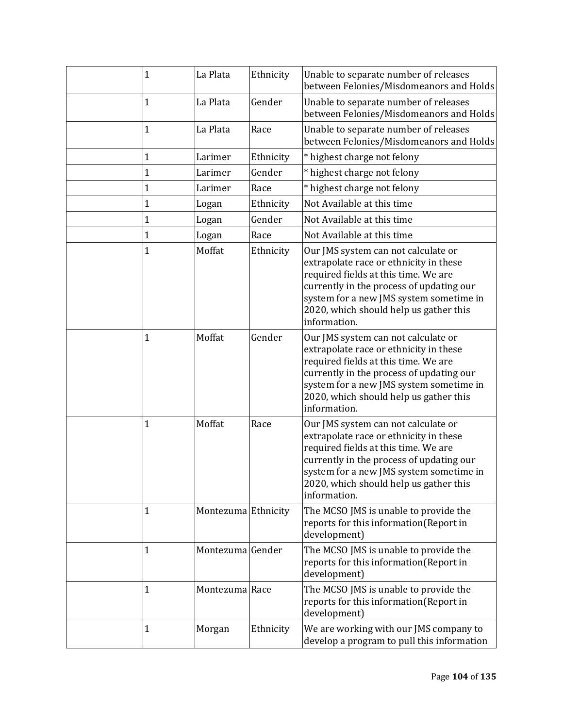| | | | | |
|---|---|---|---|---|
| | 1 | La Plata | Ethnicity | Unable to separate number of releases between Felonies/Misdomeanors and Holds |
| | 1 | La Plata | Gender | Unable to separate number of releases between Felonies/Misdomeanors and Holds |
| | 1 | La Plata | Race | Unable to separate number of releases between Felonies/Misdomeanors and Holds |
| | 1 | Larimer | Ethnicity | * highest charge not felony |
| | 1 | Larimer | Gender | * highest charge not felony |
| | 1 | Larimer | Race | * highest charge not felony |
| | 1 | Logan | Ethnicity | Not Available at this time |
| | 1 | Logan | Gender | Not Available at this time |
| | 1 | Logan | Race | Not Available at this time |
| | 1 | Moffat | Ethnicity | Our JMS system can not calculate or extrapolate race or ethnicity in these required fields at this time. We are currently in the process of updating our system for a new JMS system sometime in 2020, which should help us gather this information. |
| | 1 | Moffat | Gender | Our JMS system can not calculate or extrapolate race or ethnicity in these required fields at this time. We are currently in the process of updating our system for a new JMS system sometime in 2020, which should help us gather this information. |
| | 1 | Moffat | Race | Our JMS system can not calculate or extrapolate race or ethnicity in these required fields at this time. We are currently in the process of updating our system for a new JMS system sometime in 2020, which should help us gather this information. |
| | 1 | Montezuma | Ethnicity | The MCSO JMS is unable to provide the reports for this information(Report in development) |
| | 1 | Montezuma | Gender | The MCSO JMS is unable to provide the reports for this information(Report in development) |
| | 1 | Montezuma | Race | The MCSO JMS is unable to provide the reports for this information(Report in development) |
| | 1 | Morgan | Ethnicity | We are working with our JMS company to develop a program to pull this information |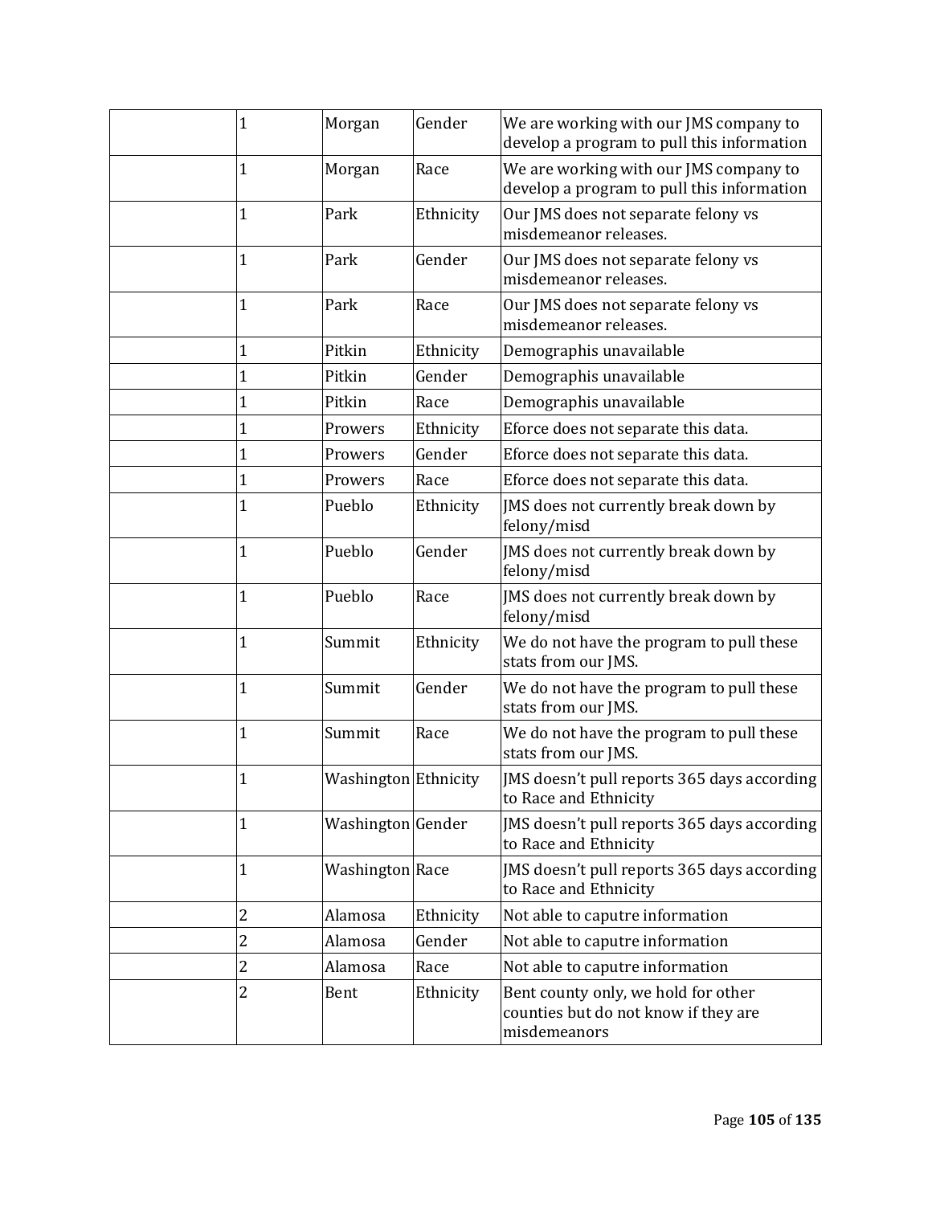| | | | | |
|---|---|---|---|---|
| | 1 | Morgan | Gender | We are working with our JMS company to develop a program to pull this information |
| | 1 | Morgan | Race | We are working with our JMS company to develop a program to pull this information |
| | 1 | Park | Ethnicity | Our JMS does not separate felony vs misdemeanor releases. |
| | 1 | Park | Gender | Our JMS does not separate felony vs misdemeanor releases. |
| | 1 | Park | Race | Our JMS does not separate felony vs misdemeanor releases. |
| | 1 | Pitkin | Ethnicity | Demographis unavailable |
| | 1 | Pitkin | Gender | Demographis unavailable |
| | 1 | Pitkin | Race | Demographis unavailable |
| | 1 | Prowers | Ethnicity | Eforce does not separate this data. |
| | 1 | Prowers | Gender | Eforce does not separate this data. |
| | 1 | Prowers | Race | Eforce does not separate this data. |
| | 1 | Pueblo | Ethnicity | JMS does not currently break down by felony/misd |
| | 1 | Pueblo | Gender | JMS does not currently break down by felony/misd |
| | 1 | Pueblo | Race | JMS does not currently break down by felony/misd |
| | 1 | Summit | Ethnicity | We do not have the program to pull these stats from our JMS. |
| | 1 | Summit | Gender | We do not have the program to pull these stats from our JMS. |
| | 1 | Summit | Race | We do not have the program to pull these stats from our JMS. |
| | 1 | Washington | Ethnicity | JMS doesn't pull reports 365 days according to Race and Ethnicity |
| | 1 | Washington | Gender | JMS doesn't pull reports 365 days according to Race and Ethnicity |
| | 1 | Washington | Race | JMS doesn't pull reports 365 days according to Race and Ethnicity |
| | 2 | Alamosa | Ethnicity | Not able to caputre information |
| | 2 | Alamosa | Gender | Not able to caputre information |
| | 2 | Alamosa | Race | Not able to caputre information |
| | 2 | Bent | Ethnicity | Bent county only, we hold for other counties but do not know if they are misdemeanors |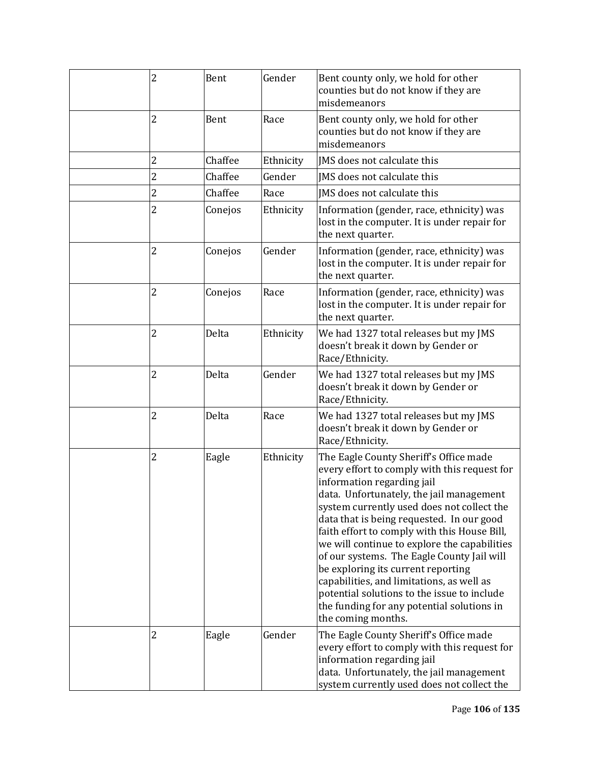| | | | | |
|---|---|---|---|---|
| | 2 | Bent | Gender | Bent county only, we hold for other counties but do not know if they are misdemeanors |
| | 2 | Bent | Race | Bent county only, we hold for other counties but do not know if they are misdemeanors |
| | 2 | Chaffee | Ethnicity | JMS does not calculate this |
| | 2 | Chaffee | Gender | JMS does not calculate this |
| | 2 | Chaffee | Race | JMS does not calculate this |
| | 2 | Conejos | Ethnicity | Information (gender, race, ethnicity) was lost in the computer. It is under repair for the next quarter. |
| | 2 | Conejos | Gender | Information (gender, race, ethnicity) was lost in the computer. It is under repair for the next quarter. |
| | 2 | Conejos | Race | Information (gender, race, ethnicity) was lost in the computer. It is under repair for the next quarter. |
| | 2 | Delta | Ethnicity | We had 1327 total releases but my JMS doesn't break it down by Gender or Race/Ethnicity. |
| | 2 | Delta | Gender | We had 1327 total releases but my JMS doesn't break it down by Gender or Race/Ethnicity. |
| | 2 | Delta | Race | We had 1327 total releases but my JMS doesn't break it down by Gender or Race/Ethnicity. |
| | 2 | Eagle | Ethnicity | The Eagle County Sheriff's Office made every effort to comply with this request for information regarding jail data. Unfortunately, the jail management system currently used does not collect the data that is being requested. In our good faith effort to comply with this House Bill, we will continue to explore the capabilities of our systems. The Eagle County Jail will be exploring its current reporting capabilities, and limitations, as well as potential solutions to the issue to include the funding for any potential solutions in the coming months. |
| | 2 | Eagle | Gender | The Eagle County Sheriff's Office made every effort to comply with this request for information regarding jail data. Unfortunately, the jail management system currently used does not collect the |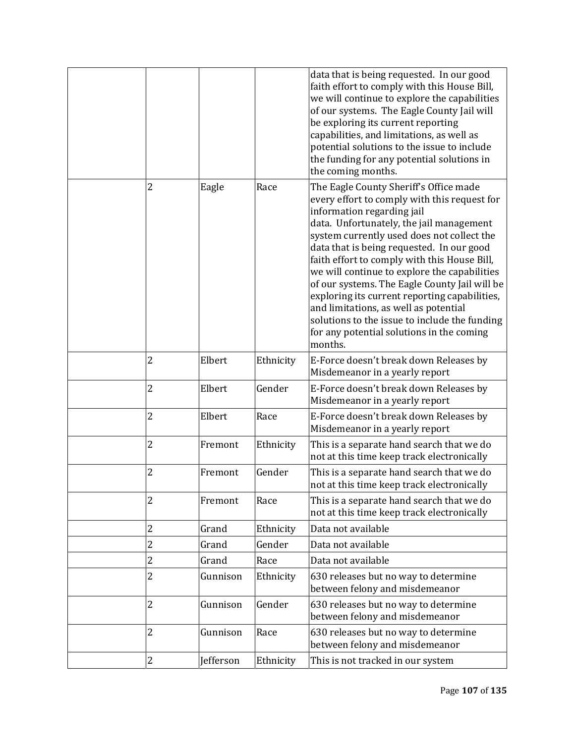| | | | | |
|---|---|---|---|---|
| | | | | data that is being requested. In our good faith effort to comply with this House Bill, we will continue to explore the capabilities of our systems. The Eagle County Jail will be exploring its current reporting capabilities, and limitations, as well as potential solutions to the issue to include the funding for any potential solutions in the coming months. |
| | 2 | Eagle | Race | The Eagle County Sheriff's Office made every effort to comply with this request for information regarding jail data. Unfortunately, the jail management system currently used does not collect the data that is being requested. In our good faith effort to comply with this House Bill, we will continue to explore the capabilities of our systems. The Eagle County Jail will be exploring its current reporting capabilities, and limitations, as well as potential solutions to the issue to include the funding for any potential solutions in the coming months. |
| | 2 | Elbert | Ethnicity | E-Force doesn't break down Releases by Misdemeanor in a yearly report |
| | 2 | Elbert | Gender | E-Force doesn't break down Releases by Misdemeanor in a yearly report |
| | 2 | Elbert | Race | E-Force doesn't break down Releases by Misdemeanor in a yearly report |
| | 2 | Fremont | Ethnicity | This is a separate hand search that we do not at this time keep track electronically |
| | 2 | Fremont | Gender | This is a separate hand search that we do not at this time keep track electronically |
| | 2 | Fremont | Race | This is a separate hand search that we do not at this time keep track electronically |
| | 2 | Grand | Ethnicity | Data not available |
| | 2 | Grand | Gender | Data not available |
| | 2 | Grand | Race | Data not available |
| | 2 | Gunnison | Ethnicity | 630 releases but no way to determine between felony and misdemeanor |
| | 2 | Gunnison | Gender | 630 releases but no way to determine between felony and misdemeanor |
| | 2 | Gunnison | Race | 630 releases but no way to determine between felony and misdemeanor |
| | 2 | Jefferson | Ethnicity | This is not tracked in our system |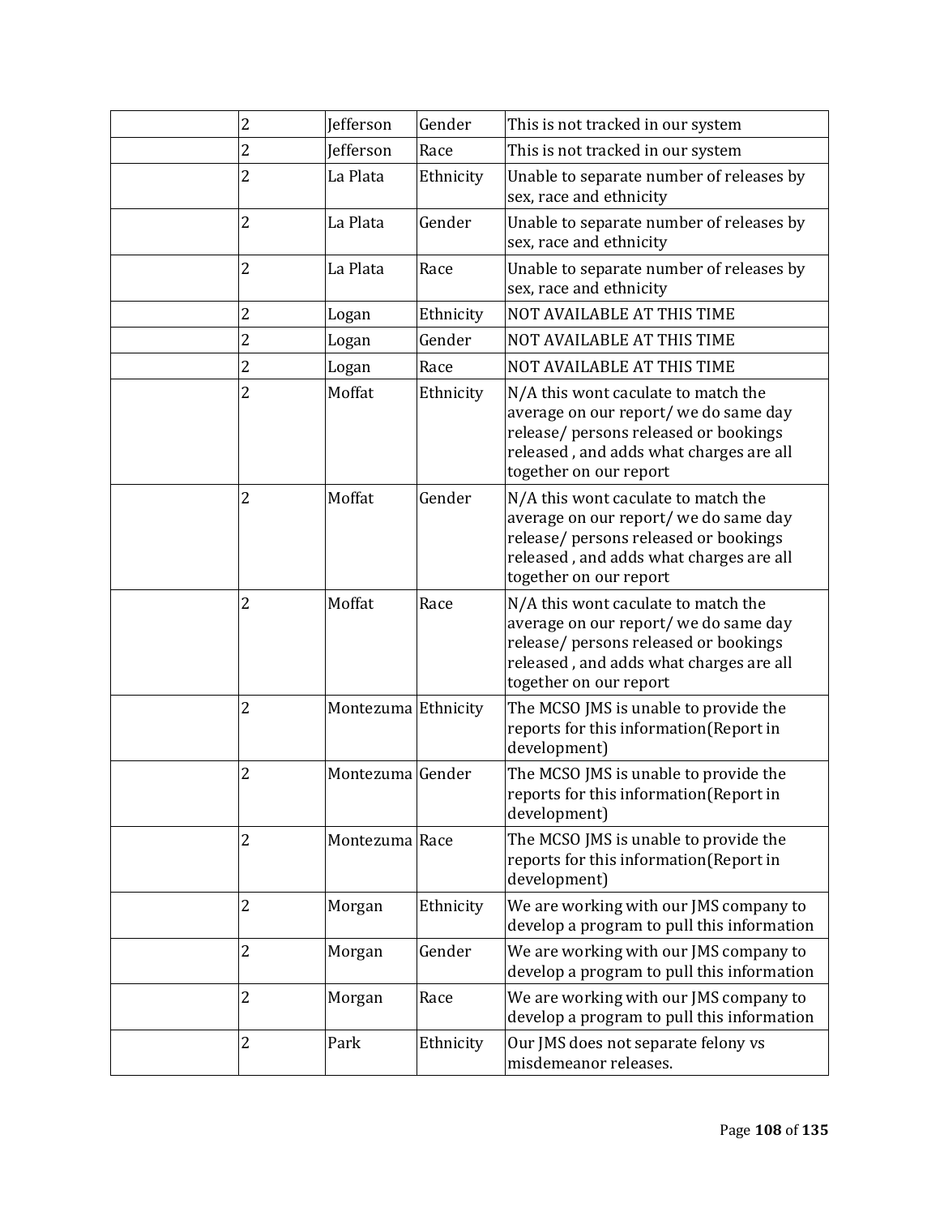| | | | | |
|---|---|---|---|---|
| | 2 | Jefferson | Gender | This is not tracked in our system |
| | 2 | Jefferson | Race | This is not tracked in our system |
| | 2 | La Plata | Ethnicity | Unable to separate number of releases by sex, race and ethnicity |
| | 2 | La Plata | Gender | Unable to separate number of releases by sex, race and ethnicity |
| | 2 | La Plata | Race | Unable to separate number of releases by sex, race and ethnicity |
| | 2 | Logan | Ethnicity | NOT AVAILABLE AT THIS TIME |
| | 2 | Logan | Gender | NOT AVAILABLE AT THIS TIME |
| | 2 | Logan | Race | NOT AVAILABLE AT THIS TIME |
| | 2 | Moffat | Ethnicity | N/A this wont caculate to match the average on our report/ we do same day release/ persons released or bookings released , and adds what charges are all together on our report |
| | 2 | Moffat | Gender | N/A this wont caculate to match the average on our report/ we do same day release/ persons released or bookings released , and adds what charges are all together on our report |
| | 2 | Moffat | Race | N/A this wont caculate to match the average on our report/ we do same day release/ persons released or bookings released , and adds what charges are all together on our report |
| | 2 | Montezuma | Ethnicity | The MCSO JMS is unable to provide the reports for this information(Report in development) |
| | 2 | Montezuma | Gender | The MCSO JMS is unable to provide the reports for this information(Report in development) |
| | 2 | Montezuma | Race | The MCSO JMS is unable to provide the reports for this information(Report in development) |
| | 2 | Morgan | Ethnicity | We are working with our JMS company to develop a program to pull this information |
| | 2 | Morgan | Gender | We are working with our JMS company to develop a program to pull this information |
| | 2 | Morgan | Race | We are working with our JMS company to develop a program to pull this information |
| | 2 | Park | Ethnicity | Our JMS does not separate felony vs misdemeanor releases. |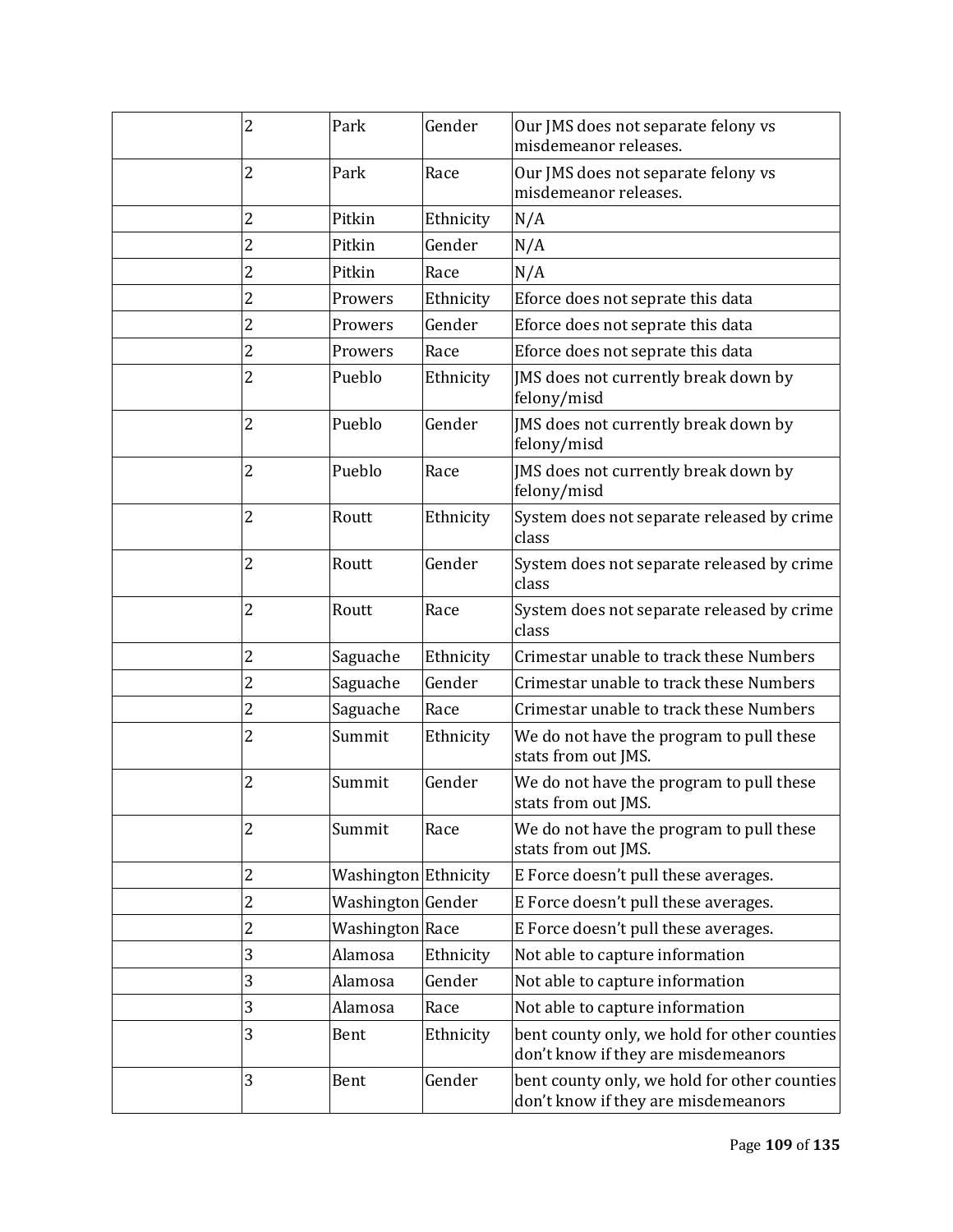| | | | | |
|---|---|---|---|---|
| | 2 | Park | Gender | Our JMS does not separate felony vs misdemeanor releases. |
| | 2 | Park | Race | Our JMS does not separate felony vs misdemeanor releases. |
| | 2 | Pitkin | Ethnicity | N/A |
| | 2 | Pitkin | Gender | N/A |
| | 2 | Pitkin | Race | N/A |
| | 2 | Prowers | Ethnicity | Eforce does not seprate this data |
| | 2 | Prowers | Gender | Eforce does not seprate this data |
| | 2 | Prowers | Race | Eforce does not seprate this data |
| | 2 | Pueblo | Ethnicity | JMS does not currently break down by felony/misd |
| | 2 | Pueblo | Gender | JMS does not currently break down by felony/misd |
| | 2 | Pueblo | Race | JMS does not currently break down by felony/misd |
| | 2 | Routt | Ethnicity | System does not separate released by crime class |
| | 2 | Routt | Gender | System does not separate released by crime class |
| | 2 | Routt | Race | System does not separate released by crime class |
| | 2 | Saguache | Ethnicity | Crimestar unable to track these Numbers |
| | 2 | Saguache | Gender | Crimestar unable to track these Numbers |
| | 2 | Saguache | Race | Crimestar unable to track these Numbers |
| | 2 | Summit | Ethnicity | We do not have the program to pull these stats from out JMS. |
| | 2 | Summit | Gender | We do not have the program to pull these stats from out JMS. |
| | 2 | Summit | Race | We do not have the program to pull these stats from out JMS. |
| | 2 | Washington | Ethnicity | E Force doesn't pull these averages. |
| | 2 | Washington | Gender | E Force doesn't pull these averages. |
| | 2 | Washington | Race | E Force doesn't pull these averages. |
| | 3 | Alamosa | Ethnicity | Not able to capture information |
| | 3 | Alamosa | Gender | Not able to capture information |
| | 3 | Alamosa | Race | Not able to capture information |
| | 3 | Bent | Ethnicity | bent county only, we hold for other counties don't know if they are misdemeanors |
| | 3 | Bent | Gender | bent county only, we hold for other counties don't know if they are misdemeanors |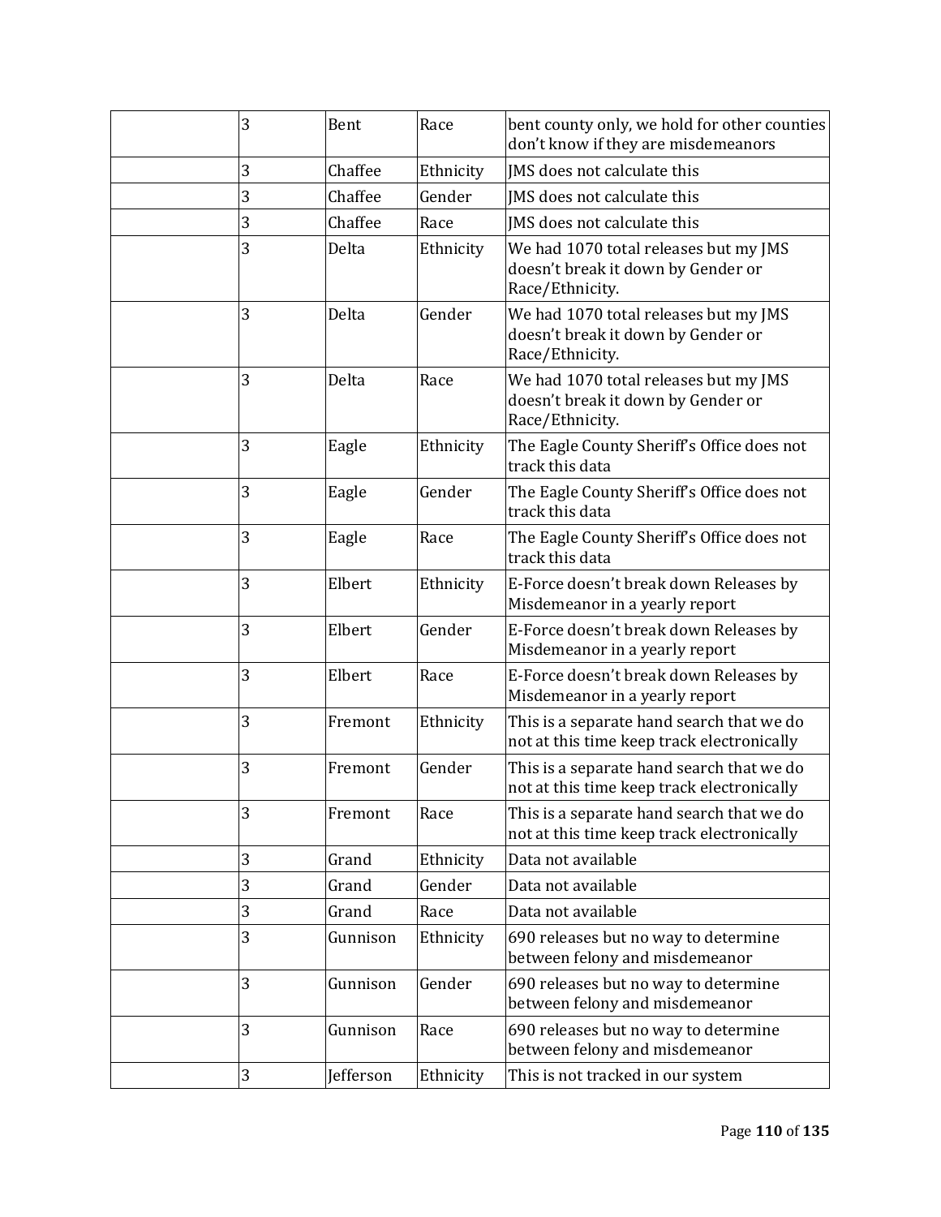| | | | | |
|---|---|---|---|---|
| | 3 | Bent | Race | bent county only, we hold for other counties don't know if they are misdemeanors |
| | 3 | Chaffee | Ethnicity | JMS does not calculate this |
| | 3 | Chaffee | Gender | JMS does not calculate this |
| | 3 | Chaffee | Race | JMS does not calculate this |
| | 3 | Delta | Ethnicity | We had 1070 total releases but my JMS doesn't break it down by Gender or Race/Ethnicity. |
| | 3 | Delta | Gender | We had 1070 total releases but my JMS doesn't break it down by Gender or Race/Ethnicity. |
| | 3 | Delta | Race | We had 1070 total releases but my JMS doesn't break it down by Gender or Race/Ethnicity. |
| | 3 | Eagle | Ethnicity | The Eagle County Sheriff's Office does not track this data |
| | 3 | Eagle | Gender | The Eagle County Sheriff's Office does not track this data |
| | 3 | Eagle | Race | The Eagle County Sheriff's Office does not track this data |
| | 3 | Elbert | Ethnicity | E-Force doesn't break down Releases by Misdemeanor in a yearly report |
| | 3 | Elbert | Gender | E-Force doesn't break down Releases by Misdemeanor in a yearly report |
| | 3 | Elbert | Race | E-Force doesn't break down Releases by Misdemeanor in a yearly report |
| | 3 | Fremont | Ethnicity | This is a separate hand search that we do not at this time keep track electronically |
| | 3 | Fremont | Gender | This is a separate hand search that we do not at this time keep track electronically |
| | 3 | Fremont | Race | This is a separate hand search that we do not at this time keep track electronically |
| | 3 | Grand | Ethnicity | Data not available |
| | 3 | Grand | Gender | Data not available |
| | 3 | Grand | Race | Data not available |
| | 3 | Gunnison | Ethnicity | 690 releases but no way to determine between felony and misdemeanor |
| | 3 | Gunnison | Gender | 690 releases but no way to determine between felony and misdemeanor |
| | 3 | Gunnison | Race | 690 releases but no way to determine between felony and misdemeanor |
| | 3 | Jefferson | Ethnicity | This is not tracked in our system |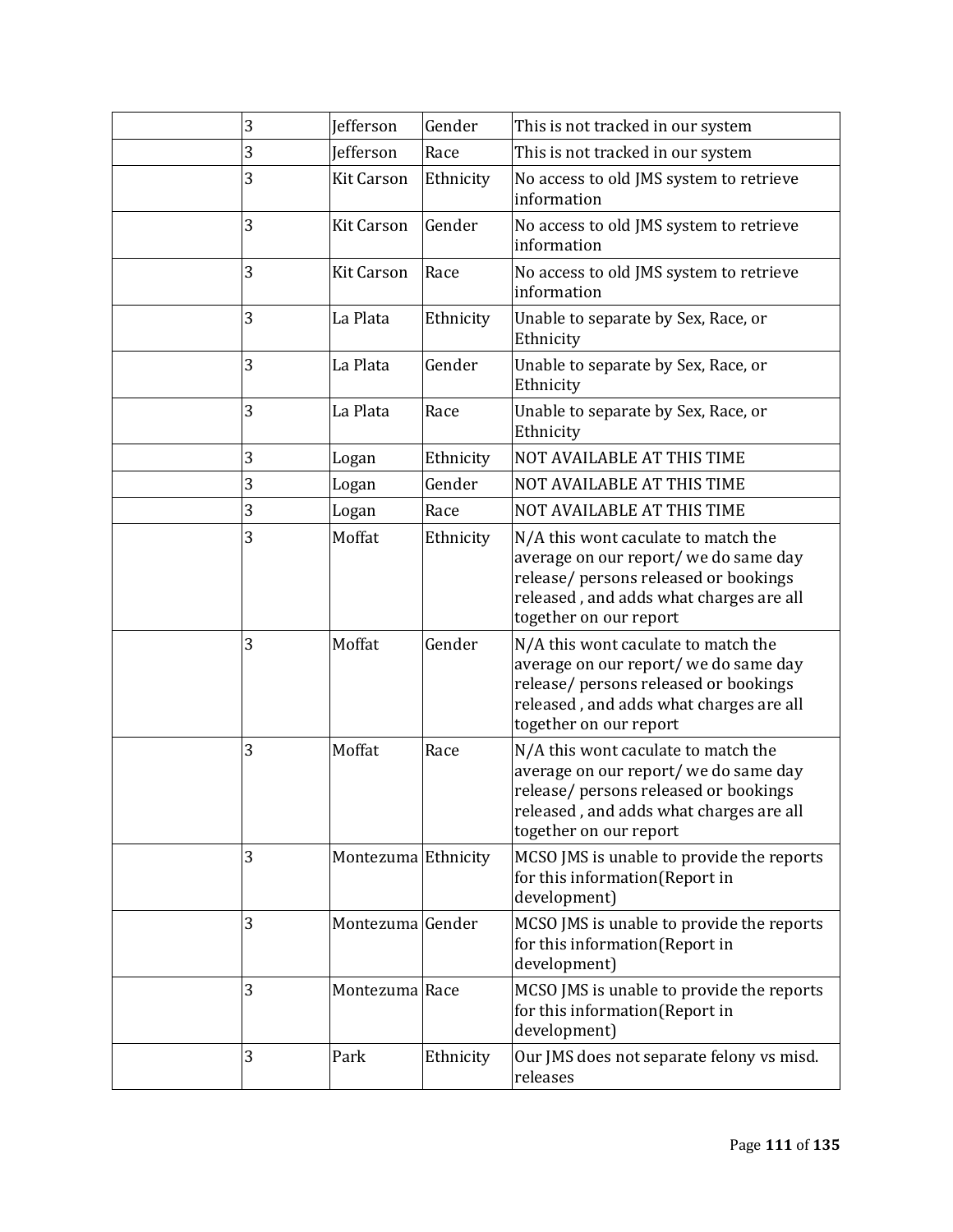|  |  |  |  |  |
|---|---|---|---|---|
|  | 3 | Jefferson | Gender | This is not tracked in our system |
|  | 3 | Jefferson | Race | This is not tracked in our system |
|  | 3 | Kit Carson | Ethnicity | No access to old JMS system to retrieve information |
|  | 3 | Kit Carson | Gender | No access to old JMS system to retrieve information |
|  | 3 | Kit Carson | Race | No access to old JMS system to retrieve information |
|  | 3 | La Plata | Ethnicity | Unable to separate by Sex, Race, or Ethnicity |
|  | 3 | La Plata | Gender | Unable to separate by Sex, Race, or Ethnicity |
|  | 3 | La Plata | Race | Unable to separate by Sex, Race, or Ethnicity |
|  | 3 | Logan | Ethnicity | NOT AVAILABLE AT THIS TIME |
|  | 3 | Logan | Gender | NOT AVAILABLE AT THIS TIME |
|  | 3 | Logan | Race | NOT AVAILABLE AT THIS TIME |
|  | 3 | Moffat | Ethnicity | N/A this wont caculate to match the average on our report/ we do same day release/ persons released or bookings released , and adds what charges are all together on our report |
|  | 3 | Moffat | Gender | N/A this wont caculate to match the average on our report/ we do same day release/ persons released or bookings released , and adds what charges are all together on our report |
|  | 3 | Moffat | Race | N/A this wont caculate to match the average on our report/ we do same day release/ persons released or bookings released , and adds what charges are all together on our report |
|  | 3 | Montezuma | Ethnicity | MCSO JMS is unable to provide the reports for this information(Report in development) |
|  | 3 | Montezuma | Gender | MCSO JMS is unable to provide the reports for this information(Report in development) |
|  | 3 | Montezuma | Race | MCSO JMS is unable to provide the reports for this information(Report in development) |
|  | 3 | Park | Ethnicity | Our JMS does not separate felony vs misd. releases |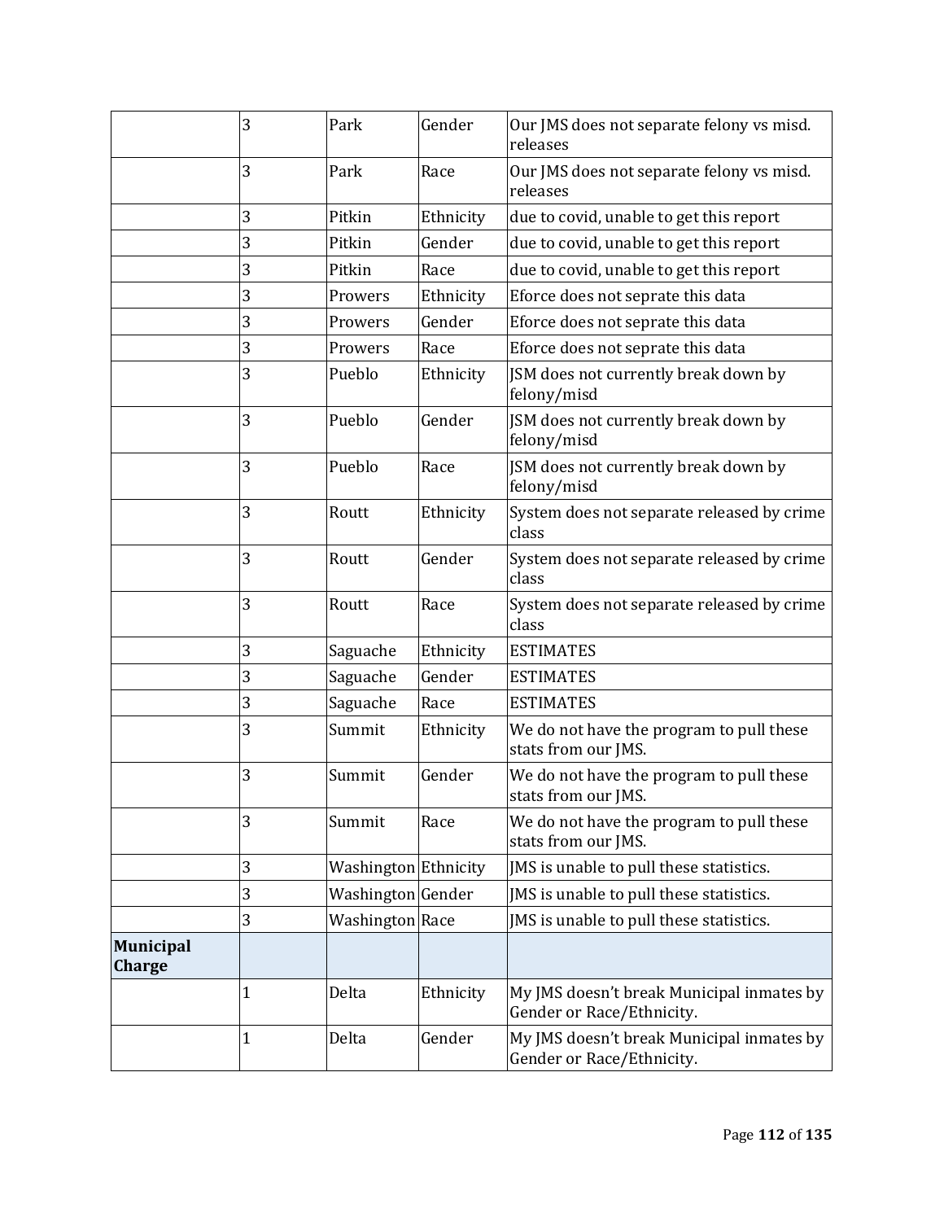| | | | | |
|---|---|---|---|---|
| | 3 | Park | Gender | Our JMS does not separate felony vs misd. releases |
| | 3 | Park | Race | Our JMS does not separate felony vs misd. releases |
| | 3 | Pitkin | Ethnicity | due to covid, unable to get this report |
| | 3 | Pitkin | Gender | due to covid, unable to get this report |
| | 3 | Pitkin | Race | due to covid, unable to get this report |
| | 3 | Prowers | Ethnicity | Eforce does not seprate this data |
| | 3 | Prowers | Gender | Eforce does not seprate this data |
| | 3 | Prowers | Race | Eforce does not seprate this data |
| | 3 | Pueblo | Ethnicity | JSM does not currently break down by felony/misd |
| | 3 | Pueblo | Gender | JSM does not currently break down by felony/misd |
| | 3 | Pueblo | Race | JSM does not currently break down by felony/misd |
| | 3 | Routt | Ethnicity | System does not separate released by crime class |
| | 3 | Routt | Gender | System does not separate released by crime class |
| | 3 | Routt | Race | System does not separate released by crime class |
| | 3 | Saguache | Ethnicity | ESTIMATES |
| | 3 | Saguache | Gender | ESTIMATES |
| | 3 | Saguache | Race | ESTIMATES |
| | 3 | Summit | Ethnicity | We do not have the program to pull these stats from our JMS. |
| | 3 | Summit | Gender | We do not have the program to pull these stats from our JMS. |
| | 3 | Summit | Race | We do not have the program to pull these stats from our JMS. |
| | 3 | Washington | Ethnicity | JMS is unable to pull these statistics. |
| | 3 | Washington | Gender | JMS is unable to pull these statistics. |
| | 3 | Washington | Race | JMS is unable to pull these statistics. |
| **Municipal Charge** | | | | |
| | 1 | Delta | Ethnicity | My JMS doesn't break Municipal inmates by Gender or Race/Ethnicity. |
| | 1 | Delta | Gender | My JMS doesn't break Municipal inmates by Gender or Race/Ethnicity. |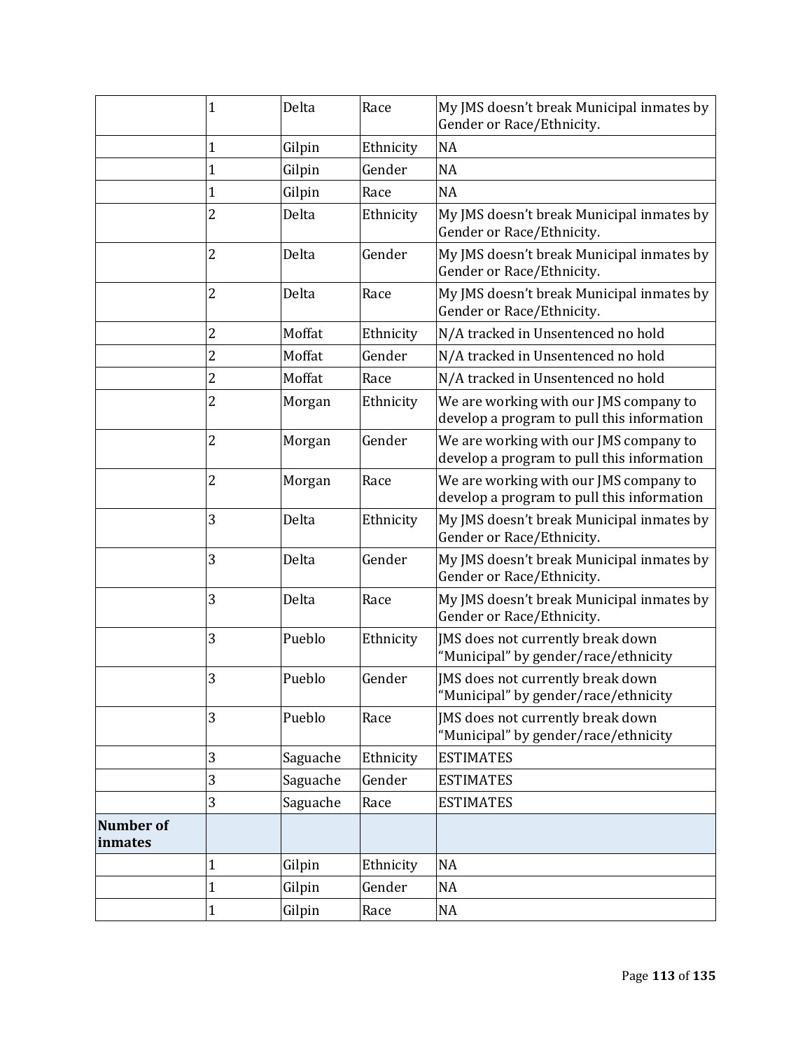| | | | | |
|---|---|---|---|---|
| | 1 | Delta | Race | My JMS doesn't break Municipal inmates by Gender or Race/Ethnicity. |
| | 1 | Gilpin | Ethnicity | NA |
| | 1 | Gilpin | Gender | NA |
| | 1 | Gilpin | Race | NA |
| | 2 | Delta | Ethnicity | My JMS doesn't break Municipal inmates by Gender or Race/Ethnicity. |
| | 2 | Delta | Gender | My JMS doesn't break Municipal inmates by Gender or Race/Ethnicity. |
| | 2 | Delta | Race | My JMS doesn't break Municipal inmates by Gender or Race/Ethnicity. |
| | 2 | Moffat | Ethnicity | N/A tracked in Unsentenced no hold |
| | 2 | Moffat | Gender | N/A tracked in Unsentenced no hold |
| | 2 | Moffat | Race | N/A tracked in Unsentenced no hold |
| | 2 | Morgan | Ethnicity | We are working with our JMS company to develop a program to pull this information |
| | 2 | Morgan | Gender | We are working with our JMS company to develop a program to pull this information |
| | 2 | Morgan | Race | We are working with our JMS company to develop a program to pull this information |
| | 3 | Delta | Ethnicity | My JMS doesn't break Municipal inmates by Gender or Race/Ethnicity. |
| | 3 | Delta | Gender | My JMS doesn't break Municipal inmates by Gender or Race/Ethnicity. |
| | 3 | Delta | Race | My JMS doesn't break Municipal inmates by Gender or Race/Ethnicity. |
| | 3 | Pueblo | Ethnicity | JMS does not currently break down "Municipal" by gender/race/ethnicity |
| | 3 | Pueblo | Gender | JMS does not currently break down "Municipal" by gender/race/ethnicity |
| | 3 | Pueblo | Race | JMS does not currently break down "Municipal" by gender/race/ethnicity |
| | 3 | Saguache | Ethnicity | ESTIMATES |
| | 3 | Saguache | Gender | ESTIMATES |
| | 3 | Saguache | Race | ESTIMATES |
| **Number of inmates** | | | | |
| | 1 | Gilpin | Ethnicity | NA |
| | 1 | Gilpin | Gender | NA |
| | 1 | Gilpin | Race | NA |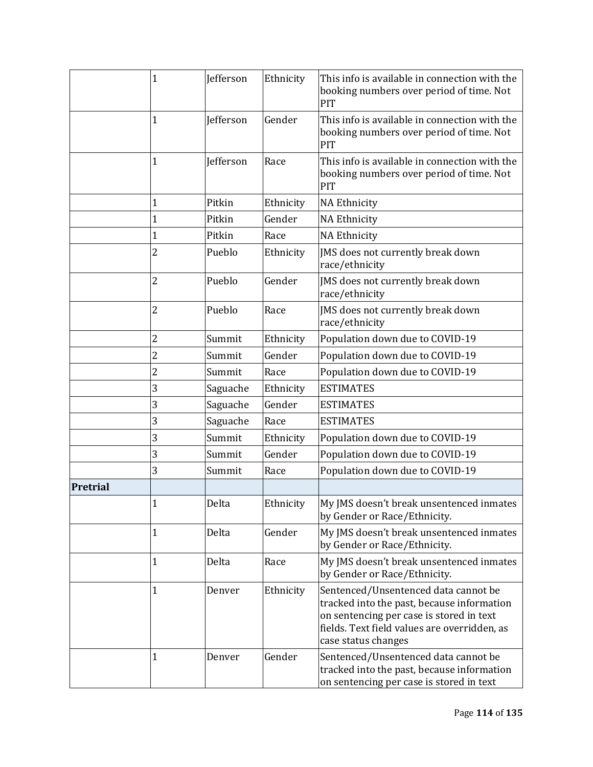| | | | | |
|---|---|---|---|---|
| | 1 | Jefferson | Ethnicity | This info is available in connection with the booking numbers over period of time. Not PIT |
| | 1 | Jefferson | Gender | This info is available in connection with the booking numbers over period of time. Not PIT |
| | 1 | Jefferson | Race | This info is available in connection with the booking numbers over period of time. Not PIT |
| | 1 | Pitkin | Ethnicity | NA Ethnicity |
| | 1 | Pitkin | Gender | NA Ethnicity |
| | 1 | Pitkin | Race | NA Ethnicity |
| | 2 | Pueblo | Ethnicity | JMS does not currently break down race/ethnicity |
| | 2 | Pueblo | Gender | JMS does not currently break down race/ethnicity |
| | 2 | Pueblo | Race | JMS does not currently break down race/ethnicity |
| | 2 | Summit | Ethnicity | Population down due to COVID-19 |
| | 2 | Summit | Gender | Population down due to COVID-19 |
| | 2 | Summit | Race | Population down due to COVID-19 |
| | 3 | Saguache | Ethnicity | ESTIMATES |
| | 3 | Saguache | Gender | ESTIMATES |
| | 3 | Saguache | Race | ESTIMATES |
| | 3 | Summit | Ethnicity | Population down due to COVID-19 |
| | 3 | Summit | Gender | Population down due to COVID-19 |
| | 3 | Summit | Race | Population down due to COVID-19 |
| **Pretrial** | | | | |
| | 1 | Delta | Ethnicity | My JMS doesn't break unsentenced inmates by Gender or Race/Ethnicity. |
| | 1 | Delta | Gender | My JMS doesn't break unsentenced inmates by Gender or Race/Ethnicity. |
| | 1 | Delta | Race | My JMS doesn't break unsentenced inmates by Gender or Race/Ethnicity. |
| | 1 | Denver | Ethnicity | Sentenced/Unsentenced data cannot be tracked into the past, because information on sentencing per case is stored in text fields. Text field values are overridden, as case status changes |
| | 1 | Denver | Gender | Sentenced/Unsentenced data cannot be tracked into the past, because information on sentencing per case is stored in text |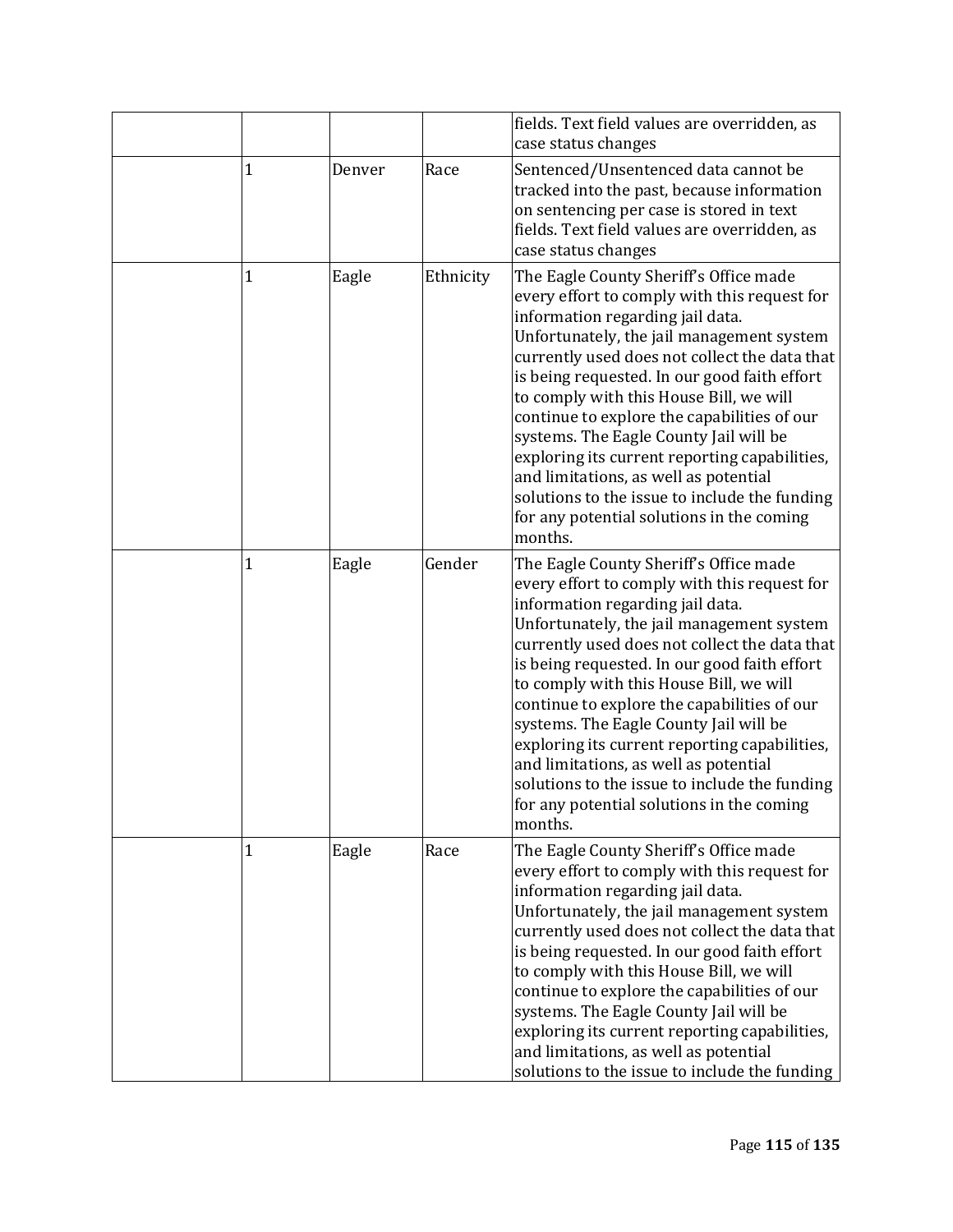| | | | | |
|---|---|---|---|---|
| | | | | fields. Text field values are overridden, as case status changes |
| | 1 | Denver | Race | Sentenced/Unsentenced data cannot be tracked into the past, because information on sentencing per case is stored in text fields. Text field values are overridden, as case status changes |
| | 1 | Eagle | Ethnicity | The Eagle County Sheriff's Office made every effort to comply with this request for information regarding jail data. Unfortunately, the jail management system currently used does not collect the data that is being requested. In our good faith effort to comply with this House Bill, we will continue to explore the capabilities of our systems. The Eagle County Jail will be exploring its current reporting capabilities, and limitations, as well as potential solutions to the issue to include the funding for any potential solutions in the coming months. |
| | 1 | Eagle | Gender | The Eagle County Sheriff's Office made every effort to comply with this request for information regarding jail data. Unfortunately, the jail management system currently used does not collect the data that is being requested. In our good faith effort to comply with this House Bill, we will continue to explore the capabilities of our systems. The Eagle County Jail will be exploring its current reporting capabilities, and limitations, as well as potential solutions to the issue to include the funding for any potential solutions in the coming months. |
| | 1 | Eagle | Race | The Eagle County Sheriff's Office made every effort to comply with this request for information regarding jail data. Unfortunately, the jail management system currently used does not collect the data that is being requested. In our good faith effort to comply with this House Bill, we will continue to explore the capabilities of our systems. The Eagle County Jail will be exploring its current reporting capabilities, and limitations, as well as potential solutions to the issue to include the funding |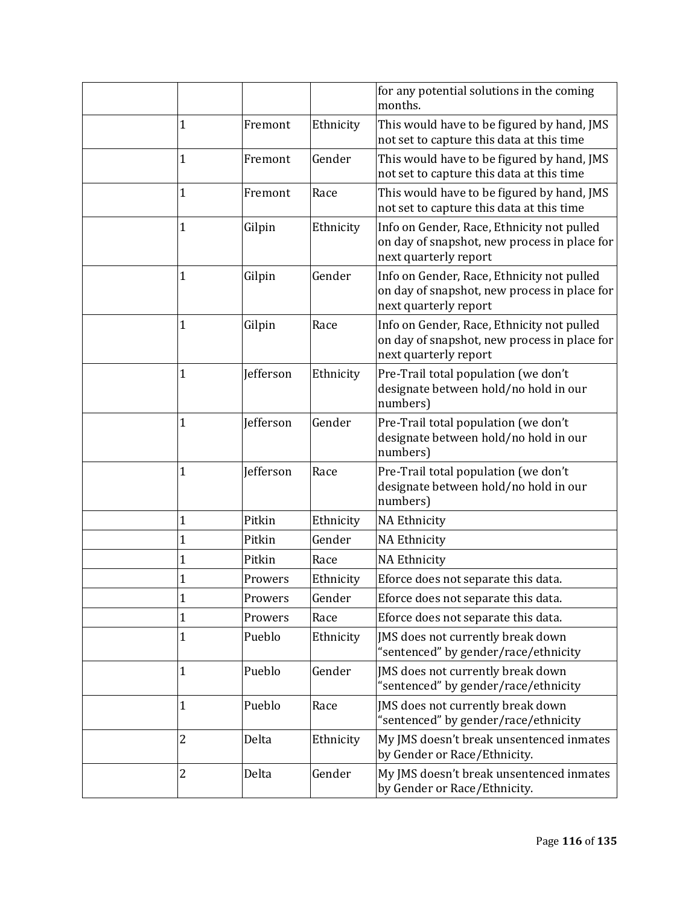| | | | | |
|---|---|---|---|---|
| | | | | for any potential solutions in the coming months. |
| | 1 | Fremont | Ethnicity | This would have to be figured by hand, JMS not set to capture this data at this time |
| | 1 | Fremont | Gender | This would have to be figured by hand, JMS not set to capture this data at this time |
| | 1 | Fremont | Race | This would have to be figured by hand, JMS not set to capture this data at this time |
| | 1 | Gilpin | Ethnicity | Info on Gender, Race, Ethnicity not pulled on day of snapshot, new process in place for next quarterly report |
| | 1 | Gilpin | Gender | Info on Gender, Race, Ethnicity not pulled on day of snapshot, new process in place for next quarterly report |
| | 1 | Gilpin | Race | Info on Gender, Race, Ethnicity not pulled on day of snapshot, new process in place for next quarterly report |
| | 1 | Jefferson | Ethnicity | Pre-Trail total population (we don't designate between hold/no hold in our numbers) |
| | 1 | Jefferson | Gender | Pre-Trail total population (we don't designate between hold/no hold in our numbers) |
| | 1 | Jefferson | Race | Pre-Trail total population (we don't designate between hold/no hold in our numbers) |
| | 1 | Pitkin | Ethnicity | NA Ethnicity |
| | 1 | Pitkin | Gender | NA Ethnicity |
| | 1 | Pitkin | Race | NA Ethnicity |
| | 1 | Prowers | Ethnicity | Eforce does not separate this data. |
| | 1 | Prowers | Gender | Eforce does not separate this data. |
| | 1 | Prowers | Race | Eforce does not separate this data. |
| | 1 | Pueblo | Ethnicity | JMS does not currently break down "sentenced" by gender/race/ethnicity |
| | 1 | Pueblo | Gender | JMS does not currently break down "sentenced" by gender/race/ethnicity |
| | 1 | Pueblo | Race | JMS does not currently break down "sentenced" by gender/race/ethnicity |
| | 2 | Delta | Ethnicity | My JMS doesn't break unsentenced inmates by Gender or Race/Ethnicity. |
| | 2 | Delta | Gender | My JMS doesn't break unsentenced inmates by Gender or Race/Ethnicity. |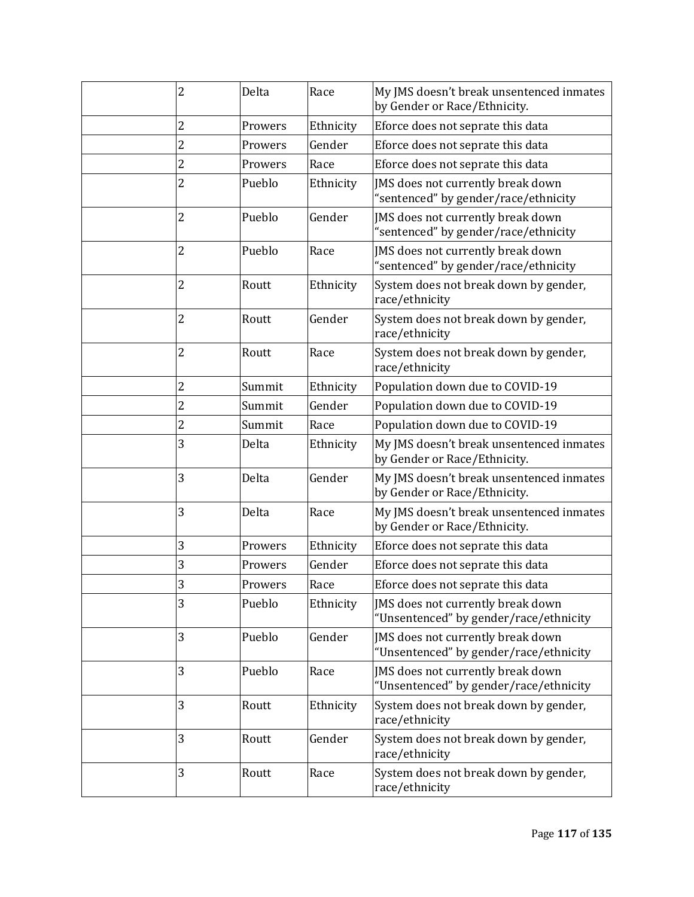| | | | | |
|---|---|---|---|---|
| | 2 | Delta | Race | My JMS doesn't break unsentenced inmates by Gender or Race/Ethnicity. |
| | 2 | Prowers | Ethnicity | Eforce does not seprate this data |
| | 2 | Prowers | Gender | Eforce does not seprate this data |
| | 2 | Prowers | Race | Eforce does not seprate this data |
| | 2 | Pueblo | Ethnicity | JMS does not currently break down "sentenced" by gender/race/ethnicity |
| | 2 | Pueblo | Gender | JMS does not currently break down "sentenced" by gender/race/ethnicity |
| | 2 | Pueblo | Race | JMS does not currently break down "sentenced" by gender/race/ethnicity |
| | 2 | Routt | Ethnicity | System does not break down by gender, race/ethnicity |
| | 2 | Routt | Gender | System does not break down by gender, race/ethnicity |
| | 2 | Routt | Race | System does not break down by gender, race/ethnicity |
| | 2 | Summit | Ethnicity | Population down due to COVID-19 |
| | 2 | Summit | Gender | Population down due to COVID-19 |
| | 2 | Summit | Race | Population down due to COVID-19 |
| | 3 | Delta | Ethnicity | My JMS doesn't break unsentenced inmates by Gender or Race/Ethnicity. |
| | 3 | Delta | Gender | My JMS doesn't break unsentenced inmates by Gender or Race/Ethnicity. |
| | 3 | Delta | Race | My JMS doesn't break unsentenced inmates by Gender or Race/Ethnicity. |
| | 3 | Prowers | Ethnicity | Eforce does not seprate this data |
| | 3 | Prowers | Gender | Eforce does not seprate this data |
| | 3 | Prowers | Race | Eforce does not seprate this data |
| | 3 | Pueblo | Ethnicity | JMS does not currently break down "Unsentenced" by gender/race/ethnicity |
| | 3 | Pueblo | Gender | JMS does not currently break down "Unsentenced" by gender/race/ethnicity |
| | 3 | Pueblo | Race | JMS does not currently break down "Unsentenced" by gender/race/ethnicity |
| | 3 | Routt | Ethnicity | System does not break down by gender, race/ethnicity |
| | 3 | Routt | Gender | System does not break down by gender, race/ethnicity |
| | 3 | Routt | Race | System does not break down by gender, race/ethnicity |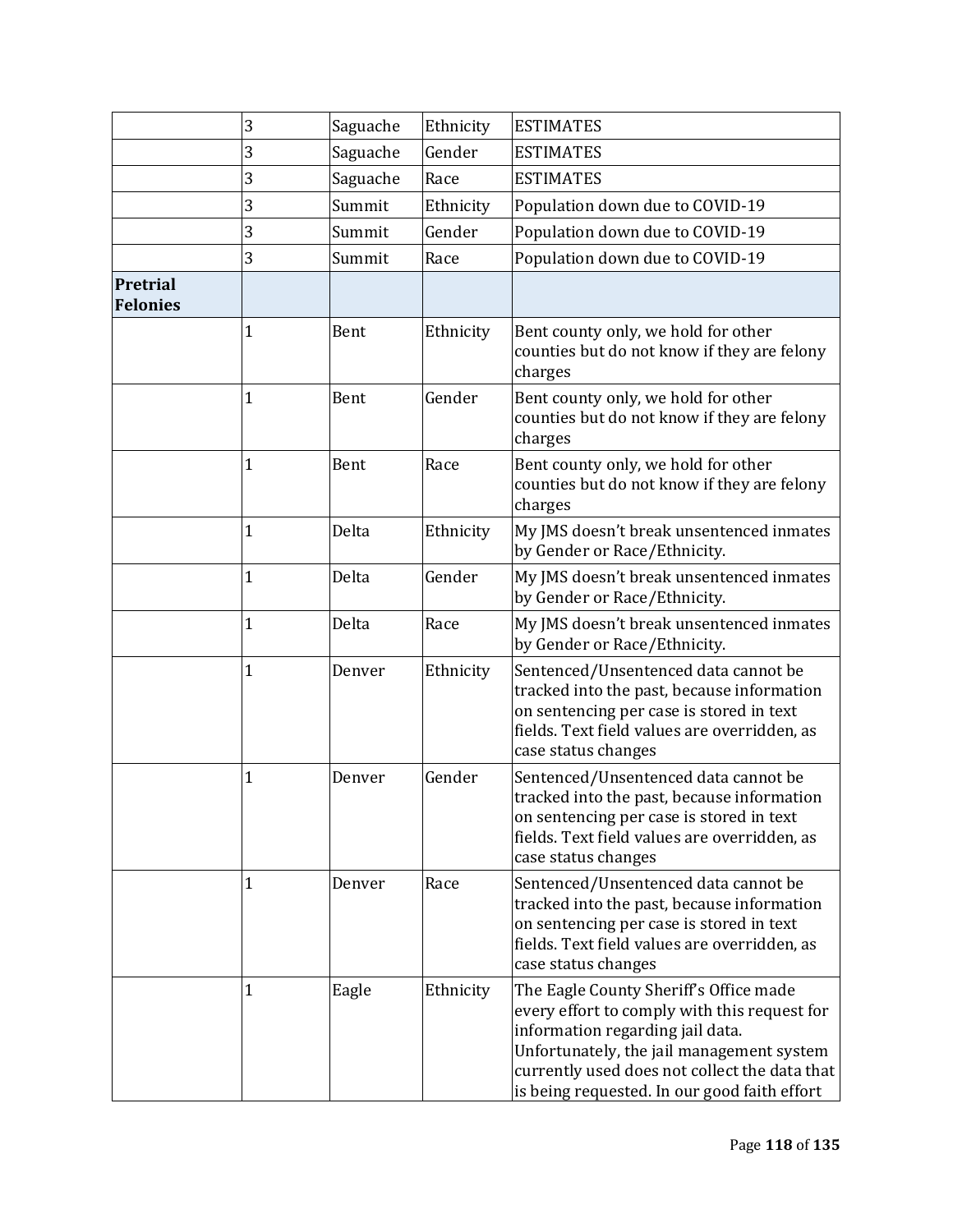| | | | | |
|---|---|---|---|---|
| | 3 | Saguache | Ethnicity | ESTIMATES |
| | 3 | Saguache | Gender | ESTIMATES |
| | 3 | Saguache | Race | ESTIMATES |
| | 3 | Summit | Ethnicity | Population down due to COVID-19 |
| | 3 | Summit | Gender | Population down due to COVID-19 |
| | 3 | Summit | Race | Population down due to COVID-19 |
| **Pretrial Felonies** | | | | |
| | 1 | Bent | Ethnicity | Bent county only, we hold for other counties but do not know if they are felony charges |
| | 1 | Bent | Gender | Bent county only, we hold for other counties but do not know if they are felony charges |
| | 1 | Bent | Race | Bent county only, we hold for other counties but do not know if they are felony charges |
| | 1 | Delta | Ethnicity | My JMS doesn't break unsentenced inmates by Gender or Race/Ethnicity. |
| | 1 | Delta | Gender | My JMS doesn't break unsentenced inmates by Gender or Race/Ethnicity. |
| | 1 | Delta | Race | My JMS doesn't break unsentenced inmates by Gender or Race/Ethnicity. |
| | 1 | Denver | Ethnicity | Sentenced/Unsentenced data cannot be tracked into the past, because information on sentencing per case is stored in text fields. Text field values are overridden, as case status changes |
| | 1 | Denver | Gender | Sentenced/Unsentenced data cannot be tracked into the past, because information on sentencing per case is stored in text fields. Text field values are overridden, as case status changes |
| | 1 | Denver | Race | Sentenced/Unsentenced data cannot be tracked into the past, because information on sentencing per case is stored in text fields. Text field values are overridden, as case status changes |
| | 1 | Eagle | Ethnicity | The Eagle County Sheriff's Office made every effort to comply with this request for information regarding jail data. Unfortunately, the jail management system currently used does not collect the data that is being requested. In our good faith effort |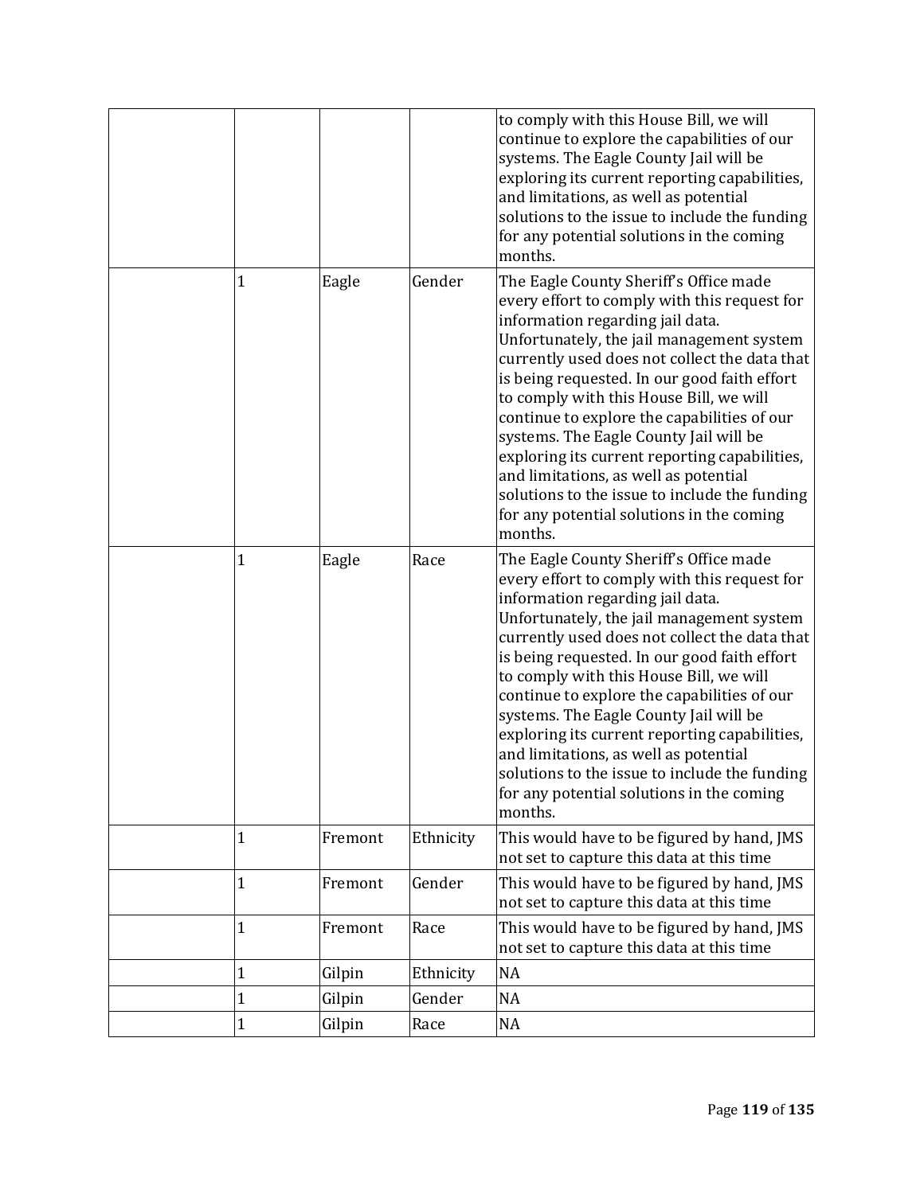| | | | | |
|---|---|---|---|---|
| | | | | to comply with this House Bill, we will continue to explore the capabilities of our systems. The Eagle County Jail will be exploring its current reporting capabilities, and limitations, as well as potential solutions to the issue to include the funding for any potential solutions in the coming months. |
| | 1 | Eagle | Gender | The Eagle County Sheriff's Office made every effort to comply with this request for information regarding jail data. Unfortunately, the jail management system currently used does not collect the data that is being requested. In our good faith effort to comply with this House Bill, we will continue to explore the capabilities of our systems. The Eagle County Jail will be exploring its current reporting capabilities, and limitations, as well as potential solutions to the issue to include the funding for any potential solutions in the coming months. |
| | 1 | Eagle | Race | The Eagle County Sheriff's Office made every effort to comply with this request for information regarding jail data. Unfortunately, the jail management system currently used does not collect the data that is being requested. In our good faith effort to comply with this House Bill, we will continue to explore the capabilities of our systems. The Eagle County Jail will be exploring its current reporting capabilities, and limitations, as well as potential solutions to the issue to include the funding for any potential solutions in the coming months. |
| | 1 | Fremont | Ethnicity | This would have to be figured by hand, JMS not set to capture this data at this time |
| | 1 | Fremont | Gender | This would have to be figured by hand, JMS not set to capture this data at this time |
| | 1 | Fremont | Race | This would have to be figured by hand, JMS not set to capture this data at this time |
| | 1 | Gilpin | Ethnicity | NA |
| | 1 | Gilpin | Gender | NA |
| | 1 | Gilpin | Race | NA |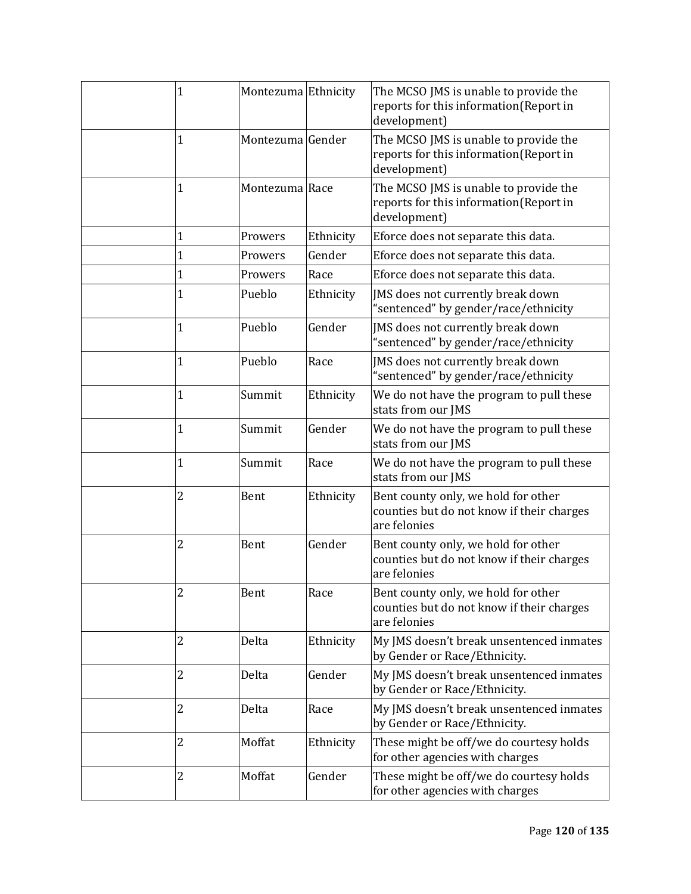| | | | | |
|---|---|---|---|---|
| | 1 | Montezuma | Ethnicity | The MCSO JMS is unable to provide the reports for this information(Report in development) |
| | 1 | Montezuma | Gender | The MCSO JMS is unable to provide the reports for this information(Report in development) |
| | 1 | Montezuma | Race | The MCSO JMS is unable to provide the reports for this information(Report in development) |
| | 1 | Prowers | Ethnicity | Eforce does not separate this data. |
| | 1 | Prowers | Gender | Eforce does not separate this data. |
| | 1 | Prowers | Race | Eforce does not separate this data. |
| | 1 | Pueblo | Ethnicity | JMS does not currently break down "sentenced" by gender/race/ethnicity |
| | 1 | Pueblo | Gender | JMS does not currently break down "sentenced" by gender/race/ethnicity |
| | 1 | Pueblo | Race | JMS does not currently break down "sentenced" by gender/race/ethnicity |
| | 1 | Summit | Ethnicity | We do not have the program to pull these stats from our JMS |
| | 1 | Summit | Gender | We do not have the program to pull these stats from our JMS |
| | 1 | Summit | Race | We do not have the program to pull these stats from our JMS |
| | 2 | Bent | Ethnicity | Bent county only, we hold for other counties but do not know if their charges are felonies |
| | 2 | Bent | Gender | Bent county only, we hold for other counties but do not know if their charges are felonies |
| | 2 | Bent | Race | Bent county only, we hold for other counties but do not know if their charges are felonies |
| | 2 | Delta | Ethnicity | My JMS doesn't break unsentenced inmates by Gender or Race/Ethnicity. |
| | 2 | Delta | Gender | My JMS doesn't break unsentenced inmates by Gender or Race/Ethnicity. |
| | 2 | Delta | Race | My JMS doesn't break unsentenced inmates by Gender or Race/Ethnicity. |
| | 2 | Moffat | Ethnicity | These might be off/we do courtesy holds for other agencies with charges |
| | 2 | Moffat | Gender | These might be off/we do courtesy holds for other agencies with charges |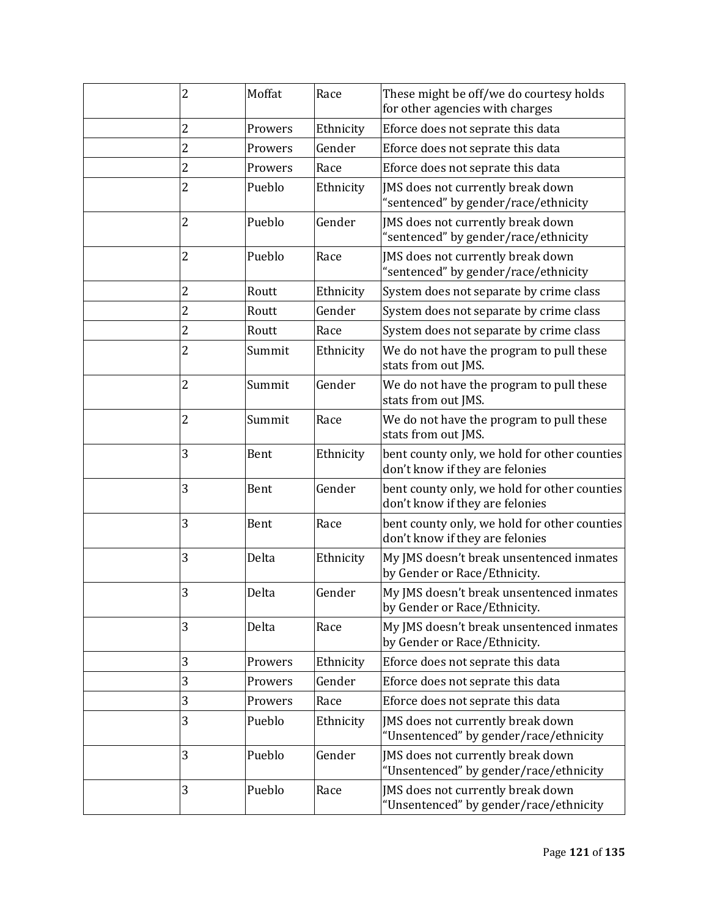| | | | | |
|---|---|---|---|---|
| | 2 | Moffat | Race | These might be off/we do courtesy holds for other agencies with charges |
| | 2 | Prowers | Ethnicity | Eforce does not seprate this data |
| | 2 | Prowers | Gender | Eforce does not seprate this data |
| | 2 | Prowers | Race | Eforce does not seprate this data |
| | 2 | Pueblo | Ethnicity | JMS does not currently break down "sentenced" by gender/race/ethnicity |
| | 2 | Pueblo | Gender | JMS does not currently break down "sentenced" by gender/race/ethnicity |
| | 2 | Pueblo | Race | JMS does not currently break down "sentenced" by gender/race/ethnicity |
| | 2 | Routt | Ethnicity | System does not separate by crime class |
| | 2 | Routt | Gender | System does not separate by crime class |
| | 2 | Routt | Race | System does not separate by crime class |
| | 2 | Summit | Ethnicity | We do not have the program to pull these stats from out JMS. |
| | 2 | Summit | Gender | We do not have the program to pull these stats from out JMS. |
| | 2 | Summit | Race | We do not have the program to pull these stats from out JMS. |
| | 3 | Bent | Ethnicity | bent county only, we hold for other counties don't know if they are felonies |
| | 3 | Bent | Gender | bent county only, we hold for other counties don't know if they are felonies |
| | 3 | Bent | Race | bent county only, we hold for other counties don't know if they are felonies |
| | 3 | Delta | Ethnicity | My JMS doesn't break unsentenced inmates by Gender or Race/Ethnicity. |
| | 3 | Delta | Gender | My JMS doesn't break unsentenced inmates by Gender or Race/Ethnicity. |
| | 3 | Delta | Race | My JMS doesn't break unsentenced inmates by Gender or Race/Ethnicity. |
| | 3 | Prowers | Ethnicity | Eforce does not seprate this data |
| | 3 | Prowers | Gender | Eforce does not seprate this data |
| | 3 | Prowers | Race | Eforce does not seprate this data |
| | 3 | Pueblo | Ethnicity | JMS does not currently break down "Unsentenced" by gender/race/ethnicity |
| | 3 | Pueblo | Gender | JMS does not currently break down "Unsentenced" by gender/race/ethnicity |
| | 3 | Pueblo | Race | JMS does not currently break down "Unsentenced" by gender/race/ethnicity |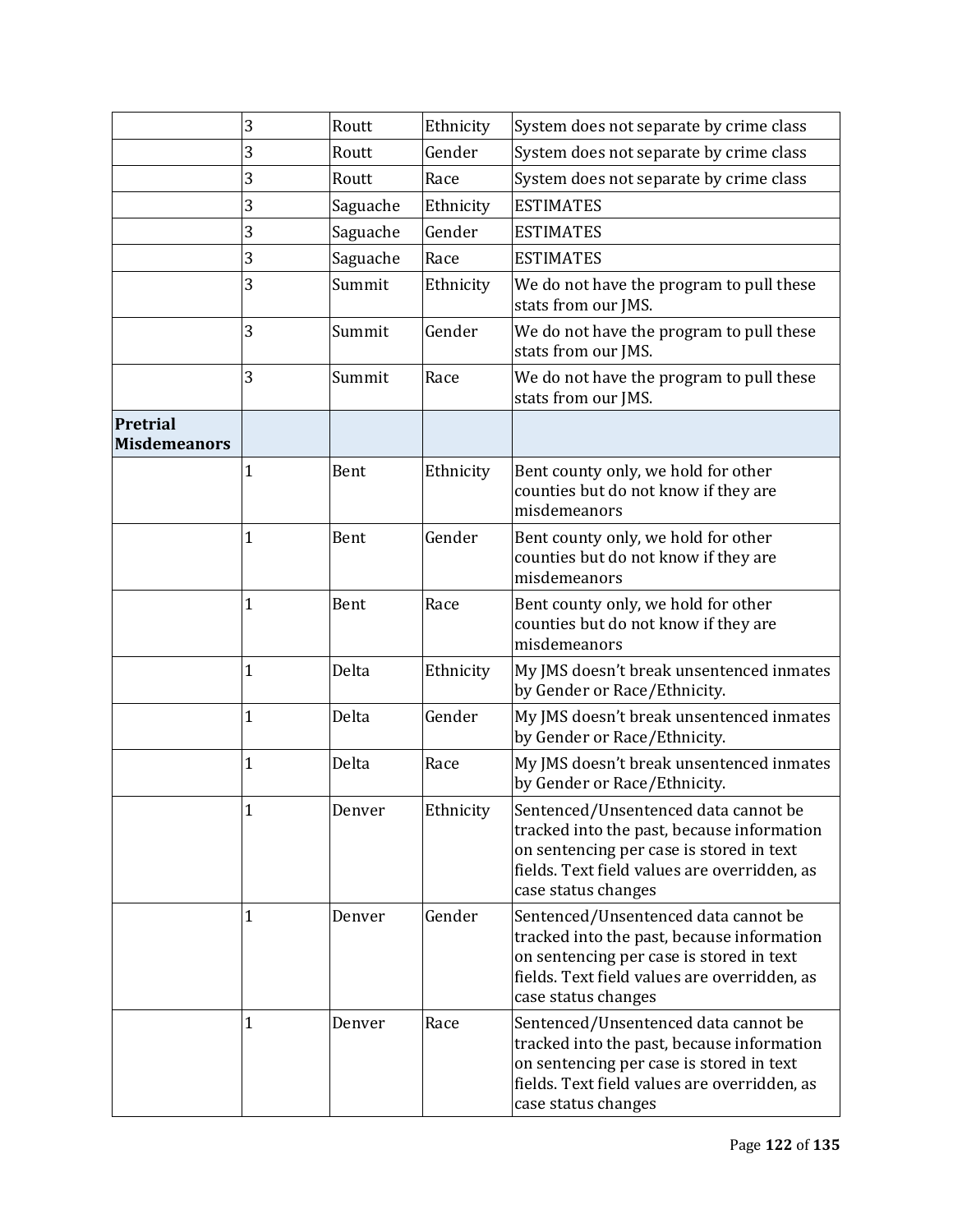|  |  |  |  |  |
|---|---|---|---|---|
|  | 3 | Routt | Ethnicity | System does not separate by crime class |
|  | 3 | Routt | Gender | System does not separate by crime class |
|  | 3 | Routt | Race | System does not separate by crime class |
|  | 3 | Saguache | Ethnicity | ESTIMATES |
|  | 3 | Saguache | Gender | ESTIMATES |
|  | 3 | Saguache | Race | ESTIMATES |
|  | 3 | Summit | Ethnicity | We do not have the program to pull these stats from our JMS. |
|  | 3 | Summit | Gender | We do not have the program to pull these stats from our JMS. |
|  | 3 | Summit | Race | We do not have the program to pull these stats from our JMS. |
| **Pretrial Misdemeanors** |  |  |  |  |
|  | 1 | Bent | Ethnicity | Bent county only, we hold for other counties but do not know if they are misdemeanors |
|  | 1 | Bent | Gender | Bent county only, we hold for other counties but do not know if they are misdemeanors |
|  | 1 | Bent | Race | Bent county only, we hold for other counties but do not know if they are misdemeanors |
|  | 1 | Delta | Ethnicity | My JMS doesn't break unsentenced inmates by Gender or Race/Ethnicity. |
|  | 1 | Delta | Gender | My JMS doesn't break unsentenced inmates by Gender or Race/Ethnicity. |
|  | 1 | Delta | Race | My JMS doesn't break unsentenced inmates by Gender or Race/Ethnicity. |
|  | 1 | Denver | Ethnicity | Sentenced/Unsentenced data cannot be tracked into the past, because information on sentencing per case is stored in text fields. Text field values are overridden, as case status changes |
|  | 1 | Denver | Gender | Sentenced/Unsentenced data cannot be tracked into the past, because information on sentencing per case is stored in text fields. Text field values are overridden, as case status changes |
|  | 1 | Denver | Race | Sentenced/Unsentenced data cannot be tracked into the past, because information on sentencing per case is stored in text fields. Text field values are overridden, as case status changes |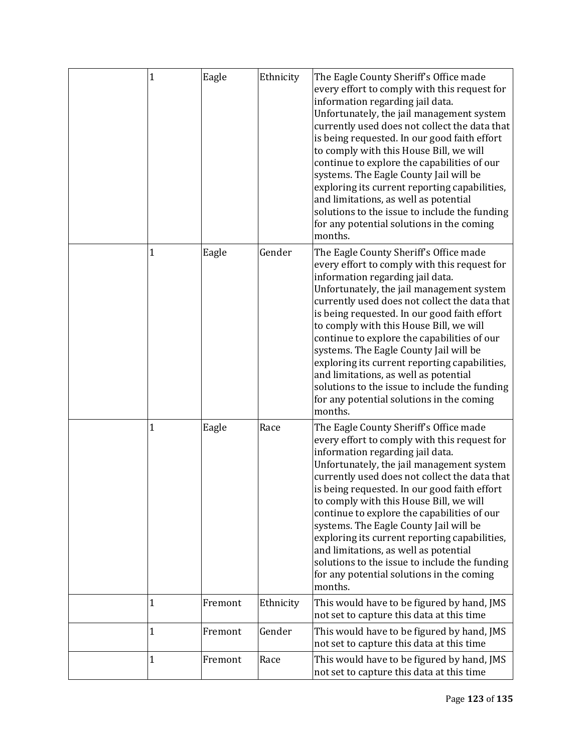|  |  |  |  |  |
|---|---|---|---|---|
|  | 1 | Eagle | Ethnicity | The Eagle County Sheriff's Office made every effort to comply with this request for information regarding jail data. Unfortunately, the jail management system currently used does not collect the data that is being requested. In our good faith effort to comply with this House Bill, we will continue to explore the capabilities of our systems. The Eagle County Jail will be exploring its current reporting capabilities, and limitations, as well as potential solutions to the issue to include the funding for any potential solutions in the coming months. |
|  | 1 | Eagle | Gender | The Eagle County Sheriff's Office made every effort to comply with this request for information regarding jail data. Unfortunately, the jail management system currently used does not collect the data that is being requested. In our good faith effort to comply with this House Bill, we will continue to explore the capabilities of our systems. The Eagle County Jail will be exploring its current reporting capabilities, and limitations, as well as potential solutions to the issue to include the funding for any potential solutions in the coming months. |
|  | 1 | Eagle | Race | The Eagle County Sheriff's Office made every effort to comply with this request for information regarding jail data. Unfortunately, the jail management system currently used does not collect the data that is being requested. In our good faith effort to comply with this House Bill, we will continue to explore the capabilities of our systems. The Eagle County Jail will be exploring its current reporting capabilities, and limitations, as well as potential solutions to the issue to include the funding for any potential solutions in the coming months. |
|  | 1 | Fremont | Ethnicity | This would have to be figured by hand, JMS not set to capture this data at this time |
|  | 1 | Fremont | Gender | This would have to be figured by hand, JMS not set to capture this data at this time |
|  | 1 | Fremont | Race | This would have to be figured by hand, JMS not set to capture this data at this time |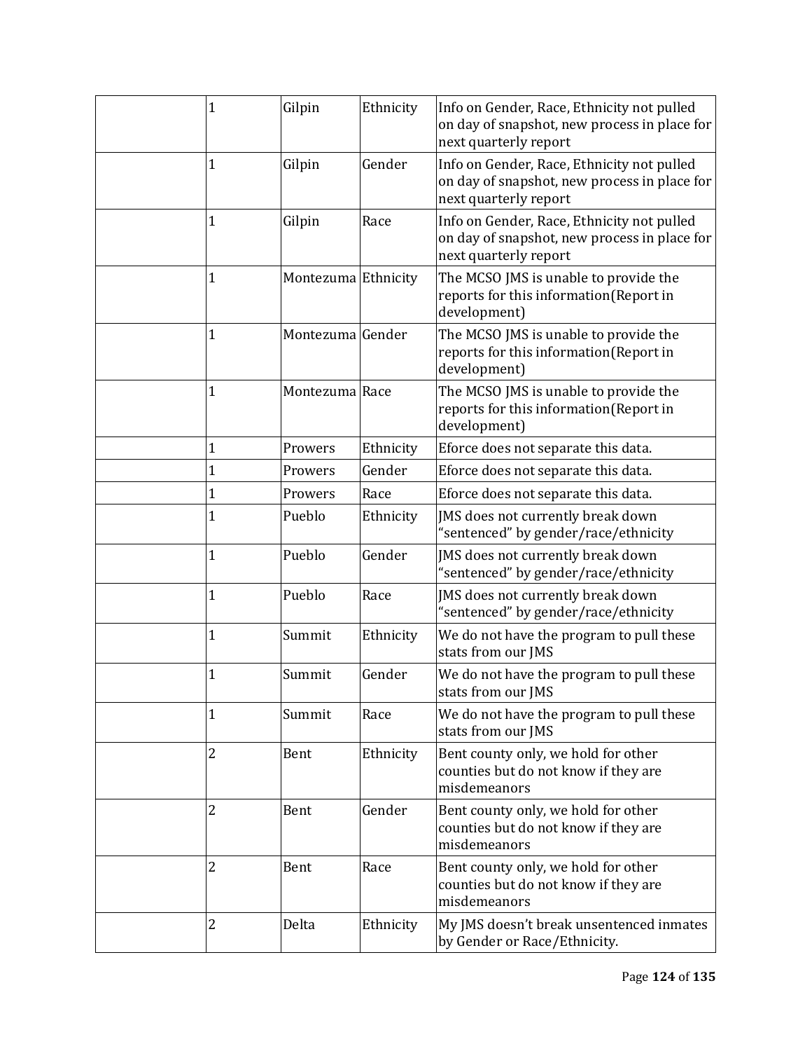| | 1 | Gilpin | Ethnicity | Info on Gender, Race, Ethnicity not pulled on day of snapshot, new process in place for next quarterly report |
|---|---|---|---|---|
| | 1 | Gilpin | Gender | Info on Gender, Race, Ethnicity not pulled on day of snapshot, new process in place for next quarterly report |
| | 1 | Gilpin | Race | Info on Gender, Race, Ethnicity not pulled on day of snapshot, new process in place for next quarterly report |
| | 1 | Montezuma | Ethnicity | The MCSO JMS is unable to provide the reports for this information(Report in development) |
| | 1 | Montezuma | Gender | The MCSO JMS is unable to provide the reports for this information(Report in development) |
| | 1 | Montezuma | Race | The MCSO JMS is unable to provide the reports for this information(Report in development) |
| | 1 | Prowers | Ethnicity | Eforce does not separate this data. |
| | 1 | Prowers | Gender | Eforce does not separate this data. |
| | 1 | Prowers | Race | Eforce does not separate this data. |
| | 1 | Pueblo | Ethnicity | JMS does not currently break down "sentenced" by gender/race/ethnicity |
| | 1 | Pueblo | Gender | JMS does not currently break down "sentenced" by gender/race/ethnicity |
| | 1 | Pueblo | Race | JMS does not currently break down "sentenced" by gender/race/ethnicity |
| | 1 | Summit | Ethnicity | We do not have the program to pull these stats from our JMS |
| | 1 | Summit | Gender | We do not have the program to pull these stats from our JMS |
| | 1 | Summit | Race | We do not have the program to pull these stats from our JMS |
| | 2 | Bent | Ethnicity | Bent county only, we hold for other counties but do not know if they are misdemeanors |
| | 2 | Bent | Gender | Bent county only, we hold for other counties but do not know if they are misdemeanors |
| | 2 | Bent | Race | Bent county only, we hold for other counties but do not know if they are misdemeanors |
| | 2 | Delta | Ethnicity | My JMS doesn't break unsentenced inmates by Gender or Race/Ethnicity. |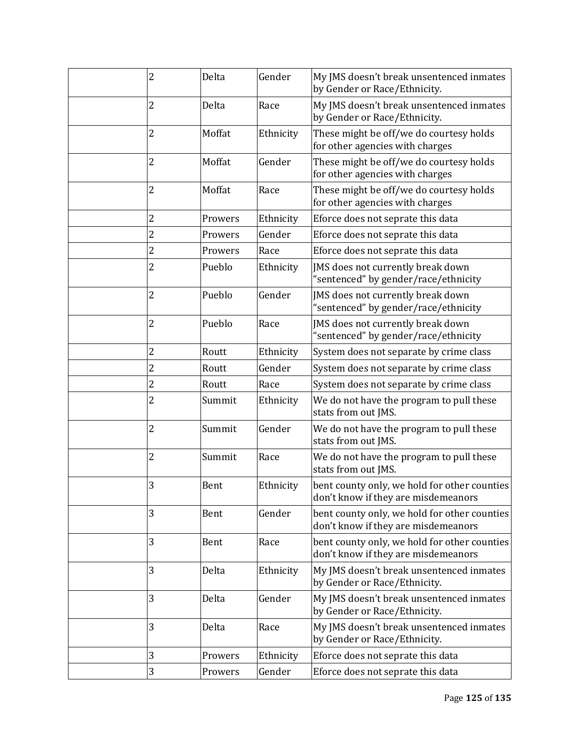| | | | | |
|---|---|---|---|---|
| | 2 | Delta | Gender | My JMS doesn't break unsentenced inmates by Gender or Race/Ethnicity. |
| | 2 | Delta | Race | My JMS doesn't break unsentenced inmates by Gender or Race/Ethnicity. |
| | 2 | Moffat | Ethnicity | These might be off/we do courtesy holds for other agencies with charges |
| | 2 | Moffat | Gender | These might be off/we do courtesy holds for other agencies with charges |
| | 2 | Moffat | Race | These might be off/we do courtesy holds for other agencies with charges |
| | 2 | Prowers | Ethnicity | Eforce does not seprate this data |
| | 2 | Prowers | Gender | Eforce does not seprate this data |
| | 2 | Prowers | Race | Eforce does not seprate this data |
| | 2 | Pueblo | Ethnicity | JMS does not currently break down "sentenced" by gender/race/ethnicity |
| | 2 | Pueblo | Gender | JMS does not currently break down "sentenced" by gender/race/ethnicity |
| | 2 | Pueblo | Race | JMS does not currently break down "sentenced" by gender/race/ethnicity |
| | 2 | Routt | Ethnicity | System does not separate by crime class |
| | 2 | Routt | Gender | System does not separate by crime class |
| | 2 | Routt | Race | System does not separate by crime class |
| | 2 | Summit | Ethnicity | We do not have the program to pull these stats from out JMS. |
| | 2 | Summit | Gender | We do not have the program to pull these stats from out JMS. |
| | 2 | Summit | Race | We do not have the program to pull these stats from out JMS. |
| | 3 | Bent | Ethnicity | bent county only, we hold for other counties don't know if they are misdemeanors |
| | 3 | Bent | Gender | bent county only, we hold for other counties don't know if they are misdemeanors |
| | 3 | Bent | Race | bent county only, we hold for other counties don't know if they are misdemeanors |
| | 3 | Delta | Ethnicity | My JMS doesn't break unsentenced inmates by Gender or Race/Ethnicity. |
| | 3 | Delta | Gender | My JMS doesn't break unsentenced inmates by Gender or Race/Ethnicity. |
| | 3 | Delta | Race | My JMS doesn't break unsentenced inmates by Gender or Race/Ethnicity. |
| | 3 | Prowers | Ethnicity | Eforce does not seprate this data |
| | 3 | Prowers | Gender | Eforce does not seprate this data |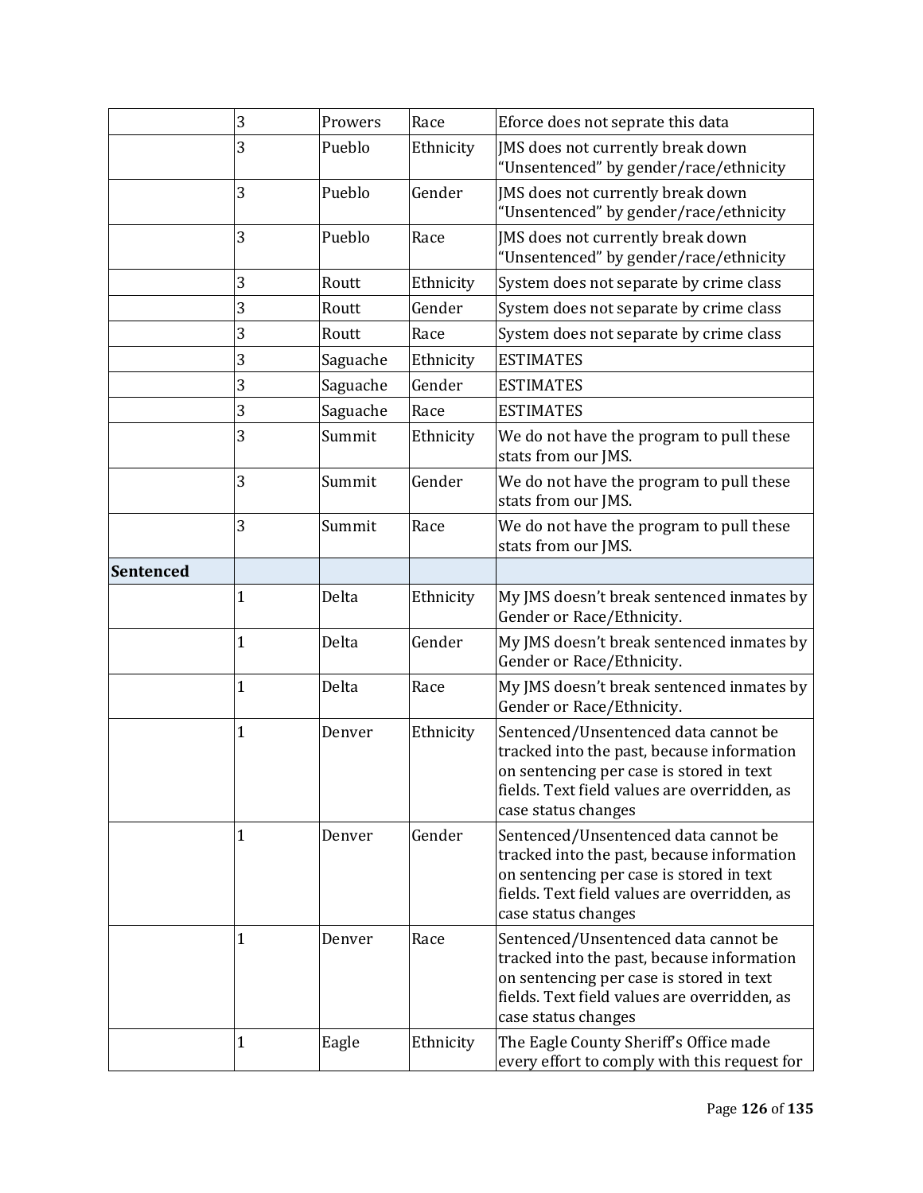| | | | | |
|---|---|---|---|---|
| | 3 | Prowers | Race | Eforce does not seprate this data |
| | 3 | Pueblo | Ethnicity | JMS does not currently break down "Unsentenced" by gender/race/ethnicity |
| | 3 | Pueblo | Gender | JMS does not currently break down "Unsentenced" by gender/race/ethnicity |
| | 3 | Pueblo | Race | JMS does not currently break down "Unsentenced" by gender/race/ethnicity |
| | 3 | Routt | Ethnicity | System does not separate by crime class |
| | 3 | Routt | Gender | System does not separate by crime class |
| | 3 | Routt | Race | System does not separate by crime class |
| | 3 | Saguache | Ethnicity | ESTIMATES |
| | 3 | Saguache | Gender | ESTIMATES |
| | 3 | Saguache | Race | ESTIMATES |
| | 3 | Summit | Ethnicity | We do not have the program to pull these stats from our JMS. |
| | 3 | Summit | Gender | We do not have the program to pull these stats from our JMS. |
| | 3 | Summit | Race | We do not have the program to pull these stats from our JMS. |
| **Sentenced** | | | | |
| | 1 | Delta | Ethnicity | My JMS doesn't break sentenced inmates by Gender or Race/Ethnicity. |
| | 1 | Delta | Gender | My JMS doesn't break sentenced inmates by Gender or Race/Ethnicity. |
| | 1 | Delta | Race | My JMS doesn't break sentenced inmates by Gender or Race/Ethnicity. |
| | 1 | Denver | Ethnicity | Sentenced/Unsentenced data cannot be tracked into the past, because information on sentencing per case is stored in text fields. Text field values are overridden, as case status changes |
| | 1 | Denver | Gender | Sentenced/Unsentenced data cannot be tracked into the past, because information on sentencing per case is stored in text fields. Text field values are overridden, as case status changes |
| | 1 | Denver | Race | Sentenced/Unsentenced data cannot be tracked into the past, because information on sentencing per case is stored in text fields. Text field values are overridden, as case status changes |
| | 1 | Eagle | Ethnicity | The Eagle County Sheriff's Office made every effort to comply with this request for |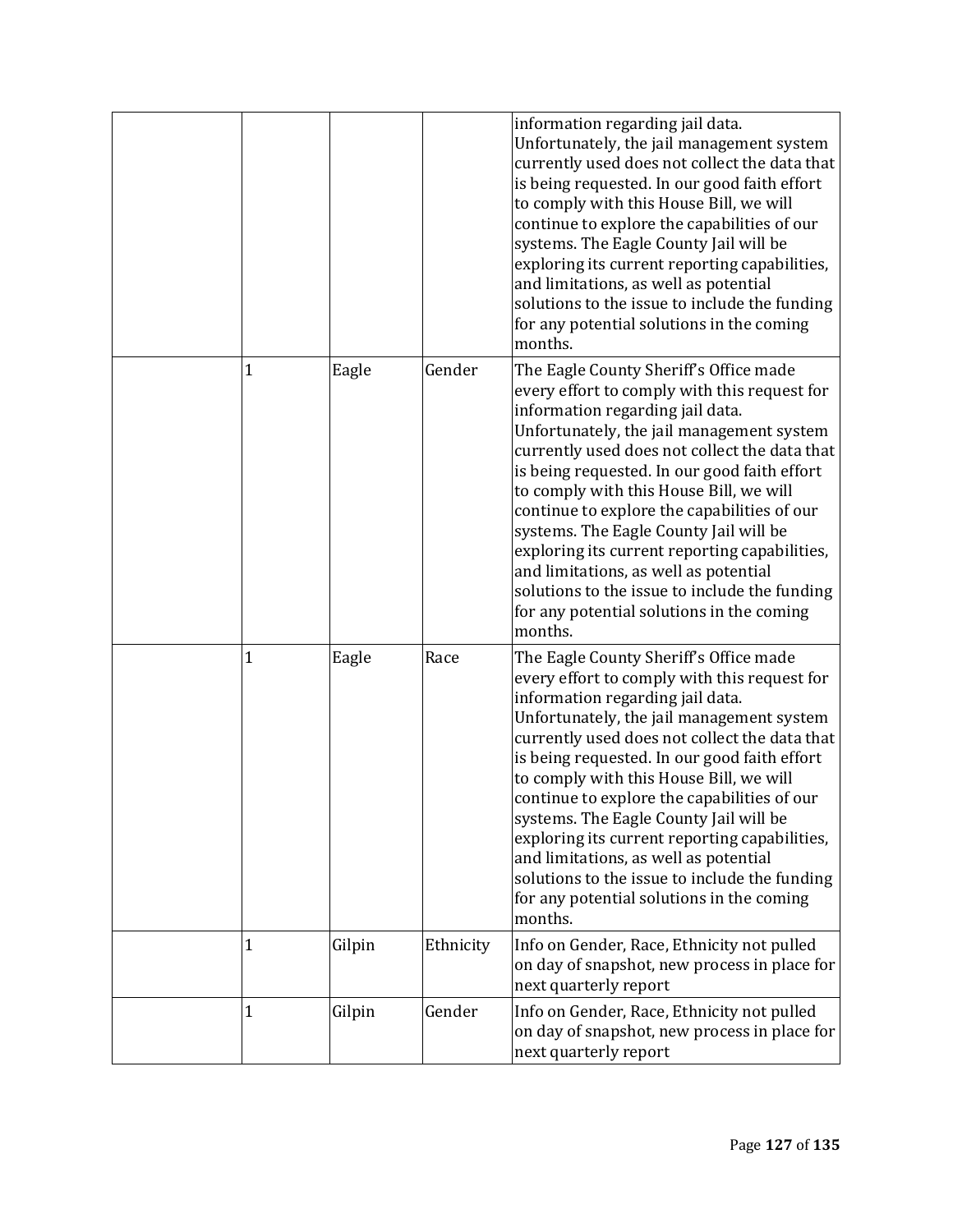| | | | | |
|---|---|---|---|---|
| | | | | information regarding jail data. Unfortunately, the jail management system currently used does not collect the data that is being requested. In our good faith effort to comply with this House Bill, we will continue to explore the capabilities of our systems. The Eagle County Jail will be exploring its current reporting capabilities, and limitations, as well as potential solutions to the issue to include the funding for any potential solutions in the coming months. |
| | 1 | Eagle | Gender | The Eagle County Sheriff's Office made every effort to comply with this request for information regarding jail data. Unfortunately, the jail management system currently used does not collect the data that is being requested. In our good faith effort to comply with this House Bill, we will continue to explore the capabilities of our systems. The Eagle County Jail will be exploring its current reporting capabilities, and limitations, as well as potential solutions to the issue to include the funding for any potential solutions in the coming months. |
| | 1 | Eagle | Race | The Eagle County Sheriff's Office made every effort to comply with this request for information regarding jail data. Unfortunately, the jail management system currently used does not collect the data that is being requested. In our good faith effort to comply with this House Bill, we will continue to explore the capabilities of our systems. The Eagle County Jail will be exploring its current reporting capabilities, and limitations, as well as potential solutions to the issue to include the funding for any potential solutions in the coming months. |
| | 1 | Gilpin | Ethnicity | Info on Gender, Race, Ethnicity not pulled on day of snapshot, new process in place for next quarterly report |
| | 1 | Gilpin | Gender | Info on Gender, Race, Ethnicity not pulled on day of snapshot, new process in place for next quarterly report |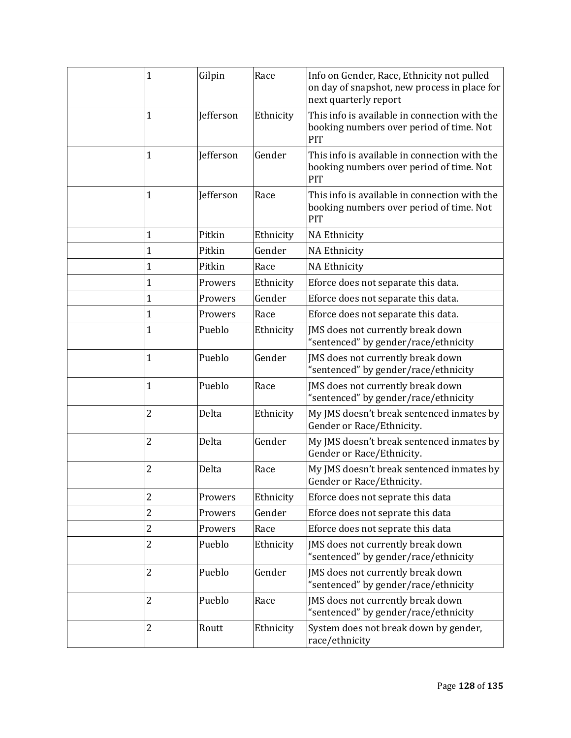| | | | | |
|---|---|---|---|---|
| | 1 | Gilpin | Race | Info on Gender, Race, Ethnicity not pulled on day of snapshot, new process in place for next quarterly report |
| | 1 | Jefferson | Ethnicity | This info is available in connection with the booking numbers over period of time. Not PIT |
| | 1 | Jefferson | Gender | This info is available in connection with the booking numbers over period of time. Not PIT |
| | 1 | Jefferson | Race | This info is available in connection with the booking numbers over period of time. Not PIT |
| | 1 | Pitkin | Ethnicity | NA Ethnicity |
| | 1 | Pitkin | Gender | NA Ethnicity |
| | 1 | Pitkin | Race | NA Ethnicity |
| | 1 | Prowers | Ethnicity | Eforce does not separate this data. |
| | 1 | Prowers | Gender | Eforce does not separate this data. |
| | 1 | Prowers | Race | Eforce does not separate this data. |
| | 1 | Pueblo | Ethnicity | JMS does not currently break down “sentenced” by gender/race/ethnicity |
| | 1 | Pueblo | Gender | JMS does not currently break down “sentenced” by gender/race/ethnicity |
| | 1 | Pueblo | Race | JMS does not currently break down “sentenced” by gender/race/ethnicity |
| | 2 | Delta | Ethnicity | My JMS doesn’t break sentenced inmates by Gender or Race/Ethnicity. |
| | 2 | Delta | Gender | My JMS doesn’t break sentenced inmates by Gender or Race/Ethnicity. |
| | 2 | Delta | Race | My JMS doesn’t break sentenced inmates by Gender or Race/Ethnicity. |
| | 2 | Prowers | Ethnicity | Eforce does not seprate this data |
| | 2 | Prowers | Gender | Eforce does not seprate this data |
| | 2 | Prowers | Race | Eforce does not seprate this data |
| | 2 | Pueblo | Ethnicity | JMS does not currently break down “sentenced” by gender/race/ethnicity |
| | 2 | Pueblo | Gender | JMS does not currently break down “sentenced” by gender/race/ethnicity |
| | 2 | Pueblo | Race | JMS does not currently break down “sentenced” by gender/race/ethnicity |
| | 2 | Routt | Ethnicity | System does not break down by gender, race/ethnicity |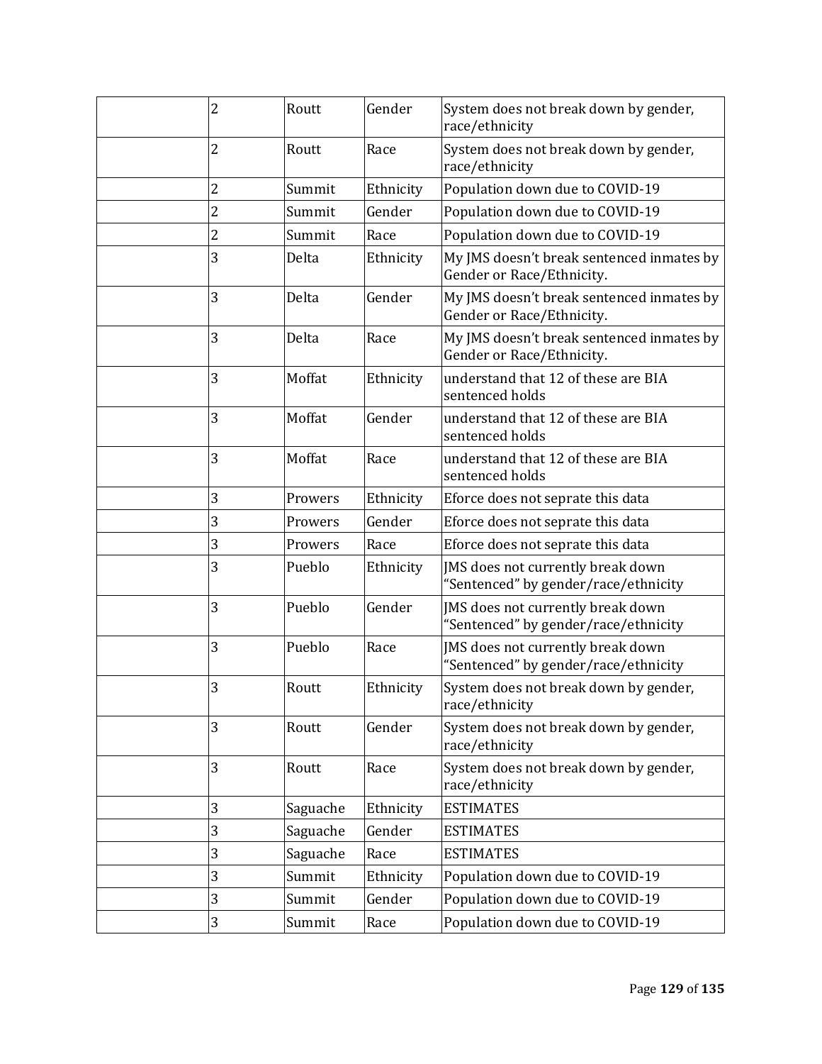|  | 2 | Routt | Gender | System does not break down by gender, race/ethnicity |
|---|---|---|---|---|
|  | 2 | Routt | Race | System does not break down by gender, race/ethnicity |
|  | 2 | Summit | Ethnicity | Population down due to COVID-19 |
|  | 2 | Summit | Gender | Population down due to COVID-19 |
|  | 2 | Summit | Race | Population down due to COVID-19 |
|  | 3 | Delta | Ethnicity | My JMS doesn't break sentenced inmates by Gender or Race/Ethnicity. |
|  | 3 | Delta | Gender | My JMS doesn't break sentenced inmates by Gender or Race/Ethnicity. |
|  | 3 | Delta | Race | My JMS doesn't break sentenced inmates by Gender or Race/Ethnicity. |
|  | 3 | Moffat | Ethnicity | understand that 12 of these are BIA sentenced holds |
|  | 3 | Moffat | Gender | understand that 12 of these are BIA sentenced holds |
|  | 3 | Moffat | Race | understand that 12 of these are BIA sentenced holds |
|  | 3 | Prowers | Ethnicity | Eforce does not seprate this data |
|  | 3 | Prowers | Gender | Eforce does not seprate this data |
|  | 3 | Prowers | Race | Eforce does not seprate this data |
|  | 3 | Pueblo | Ethnicity | JMS does not currently break down "Sentenced" by gender/race/ethnicity |
|  | 3 | Pueblo | Gender | JMS does not currently break down "Sentenced" by gender/race/ethnicity |
|  | 3 | Pueblo | Race | JMS does not currently break down "Sentenced" by gender/race/ethnicity |
|  | 3 | Routt | Ethnicity | System does not break down by gender, race/ethnicity |
|  | 3 | Routt | Gender | System does not break down by gender, race/ethnicity |
|  | 3 | Routt | Race | System does not break down by gender, race/ethnicity |
|  | 3 | Saguache | Ethnicity | ESTIMATES |
|  | 3 | Saguache | Gender | ESTIMATES |
|  | 3 | Saguache | Race | ESTIMATES |
|  | 3 | Summit | Ethnicity | Population down due to COVID-19 |
|  | 3 | Summit | Gender | Population down due to COVID-19 |
|  | 3 | Summit | Race | Population down due to COVID-19 |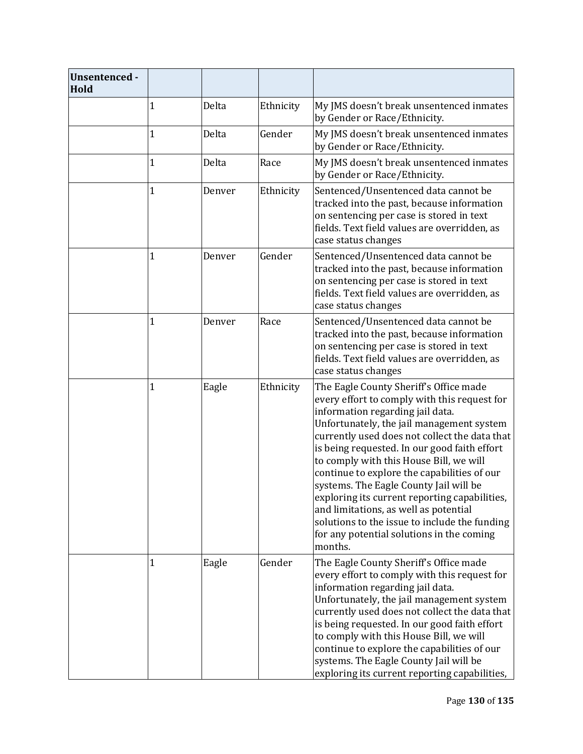| Unsentenced - Hold | | | | |
|---|---|---|---|---|
| | 1 | Delta | Ethnicity | My JMS doesn't break unsentenced inmates by Gender or Race/Ethnicity. |
| | 1 | Delta | Gender | My JMS doesn't break unsentenced inmates by Gender or Race/Ethnicity. |
| | 1 | Delta | Race | My JMS doesn't break unsentenced inmates by Gender or Race/Ethnicity. |
| | 1 | Denver | Ethnicity | Sentenced/Unsentenced data cannot be tracked into the past, because information on sentencing per case is stored in text fields. Text field values are overridden, as case status changes |
| | 1 | Denver | Gender | Sentenced/Unsentenced data cannot be tracked into the past, because information on sentencing per case is stored in text fields. Text field values are overridden, as case status changes |
| | 1 | Denver | Race | Sentenced/Unsentenced data cannot be tracked into the past, because information on sentencing per case is stored in text fields. Text field values are overridden, as case status changes |
| | 1 | Eagle | Ethnicity | The Eagle County Sheriff's Office made every effort to comply with this request for information regarding jail data. Unfortunately, the jail management system currently used does not collect the data that is being requested. In our good faith effort to comply with this House Bill, we will continue to explore the capabilities of our systems. The Eagle County Jail will be exploring its current reporting capabilities, and limitations, as well as potential solutions to the issue to include the funding for any potential solutions in the coming months. |
| | 1 | Eagle | Gender | The Eagle County Sheriff's Office made every effort to comply with this request for information regarding jail data. Unfortunately, the jail management system currently used does not collect the data that is being requested. In our good faith effort to comply with this House Bill, we will continue to explore the capabilities of our systems. The Eagle County Jail will be exploring its current reporting capabilities, |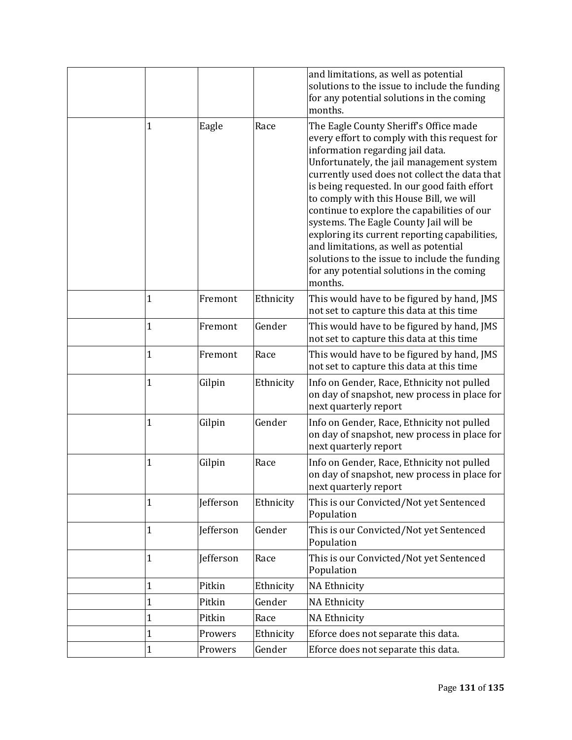| | | | | |
|---|---|---|---|---|
| | | | | and limitations, as well as potential solutions to the issue to include the funding for any potential solutions in the coming months. |
| | 1 | Eagle | Race | The Eagle County Sheriff's Office made every effort to comply with this request for information regarding jail data. Unfortunately, the jail management system currently used does not collect the data that is being requested. In our good faith effort to comply with this House Bill, we will continue to explore the capabilities of our systems. The Eagle County Jail will be exploring its current reporting capabilities, and limitations, as well as potential solutions to the issue to include the funding for any potential solutions in the coming months. |
| | 1 | Fremont | Ethnicity | This would have to be figured by hand, JMS not set to capture this data at this time |
| | 1 | Fremont | Gender | This would have to be figured by hand, JMS not set to capture this data at this time |
| | 1 | Fremont | Race | This would have to be figured by hand, JMS not set to capture this data at this time |
| | 1 | Gilpin | Ethnicity | Info on Gender, Race, Ethnicity not pulled on day of snapshot, new process in place for next quarterly report |
| | 1 | Gilpin | Gender | Info on Gender, Race, Ethnicity not pulled on day of snapshot, new process in place for next quarterly report |
| | 1 | Gilpin | Race | Info on Gender, Race, Ethnicity not pulled on day of snapshot, new process in place for next quarterly report |
| | 1 | Jefferson | Ethnicity | This is our Convicted/Not yet Sentenced Population |
| | 1 | Jefferson | Gender | This is our Convicted/Not yet Sentenced Population |
| | 1 | Jefferson | Race | This is our Convicted/Not yet Sentenced Population |
| | 1 | Pitkin | Ethnicity | NA Ethnicity |
| | 1 | Pitkin | Gender | NA Ethnicity |
| | 1 | Pitkin | Race | NA Ethnicity |
| | 1 | Prowers | Ethnicity | Eforce does not separate this data. |
| | 1 | Prowers | Gender | Eforce does not separate this data. |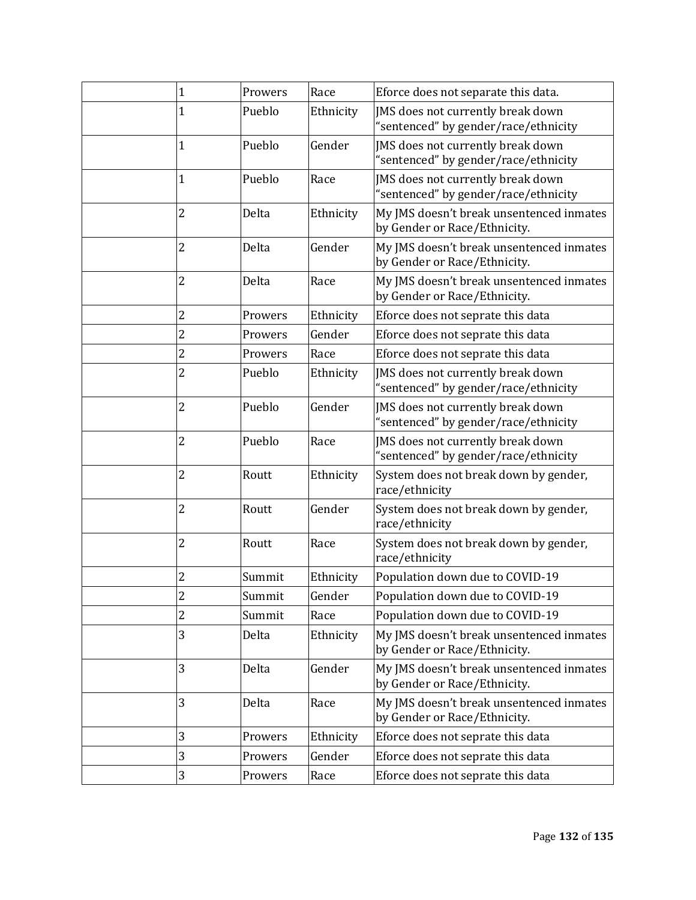| | | | | |
|---|---|---|---|---|
| | 1 | Prowers | Race | Eforce does not separate this data. |
| | 1 | Pueblo | Ethnicity | JMS does not currently break down “sentenced” by gender/race/ethnicity |
| | 1 | Pueblo | Gender | JMS does not currently break down “sentenced” by gender/race/ethnicity |
| | 1 | Pueblo | Race | JMS does not currently break down “sentenced” by gender/race/ethnicity |
| | 2 | Delta | Ethnicity | My JMS doesn’t break unsentenced inmates by Gender or Race/Ethnicity. |
| | 2 | Delta | Gender | My JMS doesn’t break unsentenced inmates by Gender or Race/Ethnicity. |
| | 2 | Delta | Race | My JMS doesn’t break unsentenced inmates by Gender or Race/Ethnicity. |
| | 2 | Prowers | Ethnicity | Eforce does not seprate this data |
| | 2 | Prowers | Gender | Eforce does not seprate this data |
| | 2 | Prowers | Race | Eforce does not seprate this data |
| | 2 | Pueblo | Ethnicity | JMS does not currently break down “sentenced” by gender/race/ethnicity |
| | 2 | Pueblo | Gender | JMS does not currently break down “sentenced” by gender/race/ethnicity |
| | 2 | Pueblo | Race | JMS does not currently break down “sentenced” by gender/race/ethnicity |
| | 2 | Routt | Ethnicity | System does not break down by gender, race/ethnicity |
| | 2 | Routt | Gender | System does not break down by gender, race/ethnicity |
| | 2 | Routt | Race | System does not break down by gender, race/ethnicity |
| | 2 | Summit | Ethnicity | Population down due to COVID-19 |
| | 2 | Summit | Gender | Population down due to COVID-19 |
| | 2 | Summit | Race | Population down due to COVID-19 |
| | 3 | Delta | Ethnicity | My JMS doesn’t break unsentenced inmates by Gender or Race/Ethnicity. |
| | 3 | Delta | Gender | My JMS doesn’t break unsentenced inmates by Gender or Race/Ethnicity. |
| | 3 | Delta | Race | My JMS doesn’t break unsentenced inmates by Gender or Race/Ethnicity. |
| | 3 | Prowers | Ethnicity | Eforce does not seprate this data |
| | 3 | Prowers | Gender | Eforce does not seprate this data |
| | 3 | Prowers | Race | Eforce does not seprate this data |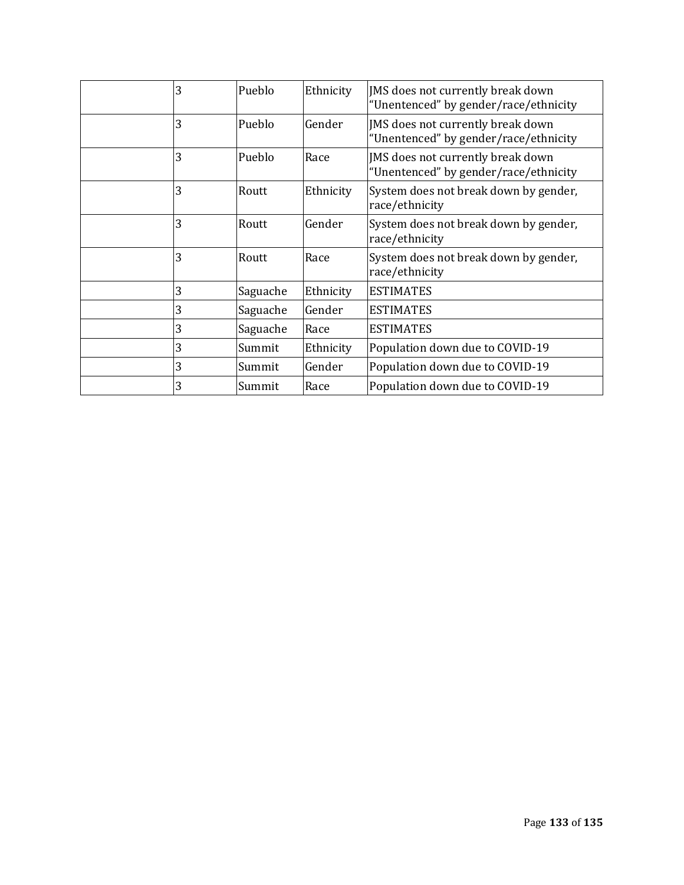| | | | | |
|---|---|---|---|---|
| | 3 | Pueblo | Ethnicity | JMS does not currently break down "Unentenced" by gender/race/ethnicity |
| | 3 | Pueblo | Gender | JMS does not currently break down "Unentenced" by gender/race/ethnicity |
| | 3 | Pueblo | Race | JMS does not currently break down "Unentenced" by gender/race/ethnicity |
| | 3 | Routt | Ethnicity | System does not break down by gender, race/ethnicity |
| | 3 | Routt | Gender | System does not break down by gender, race/ethnicity |
| | 3 | Routt | Race | System does not break down by gender, race/ethnicity |
| | 3 | Saguache | Ethnicity | ESTIMATES |
| | 3 | Saguache | Gender | ESTIMATES |
| | 3 | Saguache | Race | ESTIMATES |
| | 3 | Summit | Ethnicity | Population down due to COVID-19 |
| | 3 | Summit | Gender | Population down due to COVID-19 |
| | 3 | Summit | Race | Population down due to COVID-19 |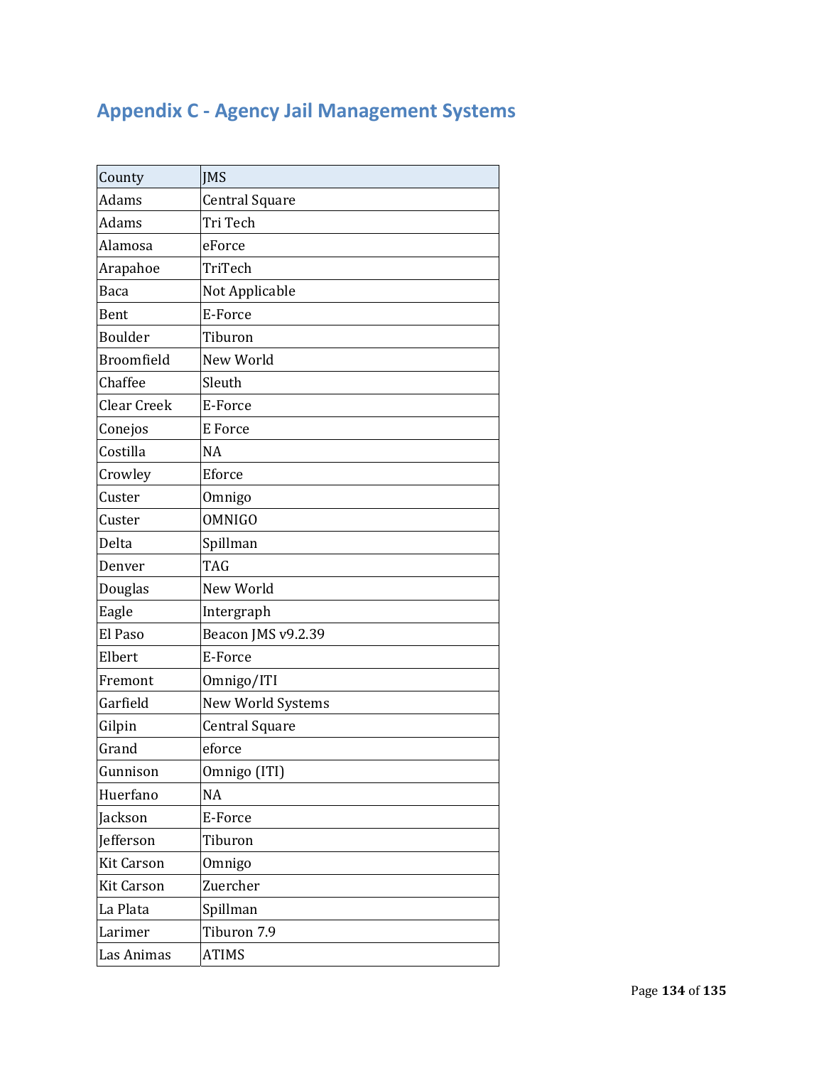## Appendix C - Agency Jail Management Systems

| County | JMS |
|---|---|
| Adams | Central Square |
| Adams | Tri Tech |
| Alamosa | eForce |
| Arapahoe | TriTech |
| Baca | Not Applicable |
| Bent | E-Force |
| Boulder | Tiburon |
| Broomfield | New World |
| Chaffee | Sleuth |
| Clear Creek | E-Force |
| Conejos | E Force |
| Costilla | NA |
| Crowley | Eforce |
| Custer | Omnigo |
| Custer | OMNIGO |
| Delta | Spillman |
| Denver | TAG |
| Douglas | New World |
| Eagle | Intergraph |
| El Paso | Beacon JMS v9.2.39 |
| Elbert | E-Force |
| Fremont | Omnigo/ITI |
| Garfield | New World Systems |
| Gilpin | Central Square |
| Grand | eforce |
| Gunnison | Omnigo (ITI) |
| Huerfano | NA |
| Jackson | E-Force |
| Jefferson | Tiburon |
| Kit Carson | Omnigo |
| Kit Carson | Zuercher |
| La Plata | Spillman |
| Larimer | Tiburon 7.9 |
| Las Animas | ATIMS |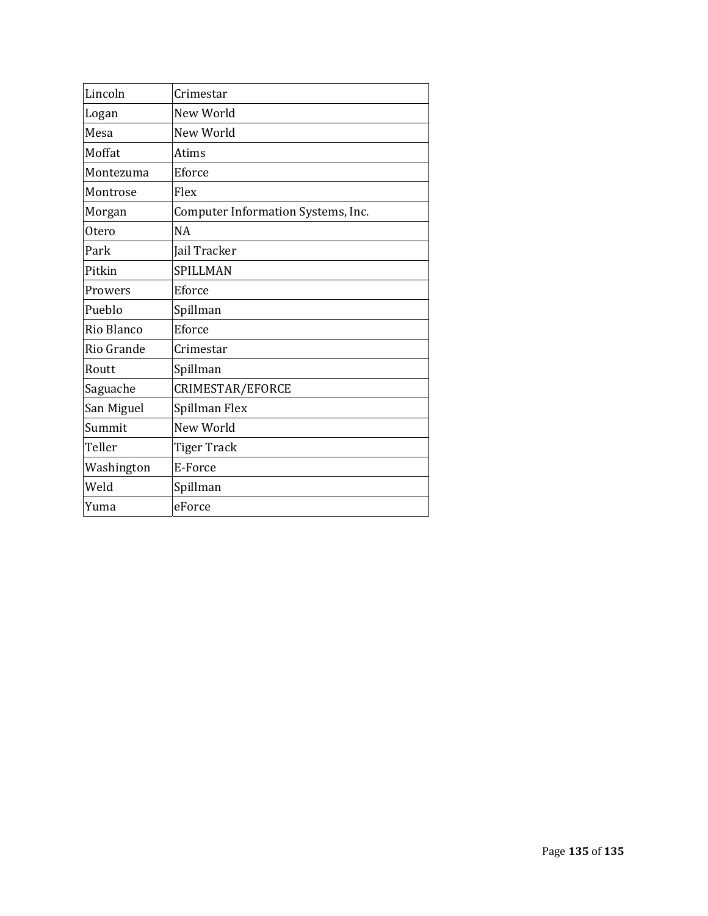| | |
|---|---|
| Lincoln | Crimestar |
| Logan | New World |
| Mesa | New World |
| Moffat | Atims |
| Montezuma | Eforce |
| Montrose | Flex |
| Morgan | Computer Information Systems, Inc. |
| Otero | NA |
| Park | Jail Tracker |
| Pitkin | SPILLMAN |
| Prowers | Eforce |
| Pueblo | Spillman |
| Rio Blanco | Eforce |
| Rio Grande | Crimestar |
| Routt | Spillman |
| Saguache | CRIMESTAR/EFORCE |
| San Miguel | Spillman Flex |
| Summit | New World |
| Teller | Tiger Track |
| Washington | E-Force |
| Weld | Spillman |
| Yuma | eForce |